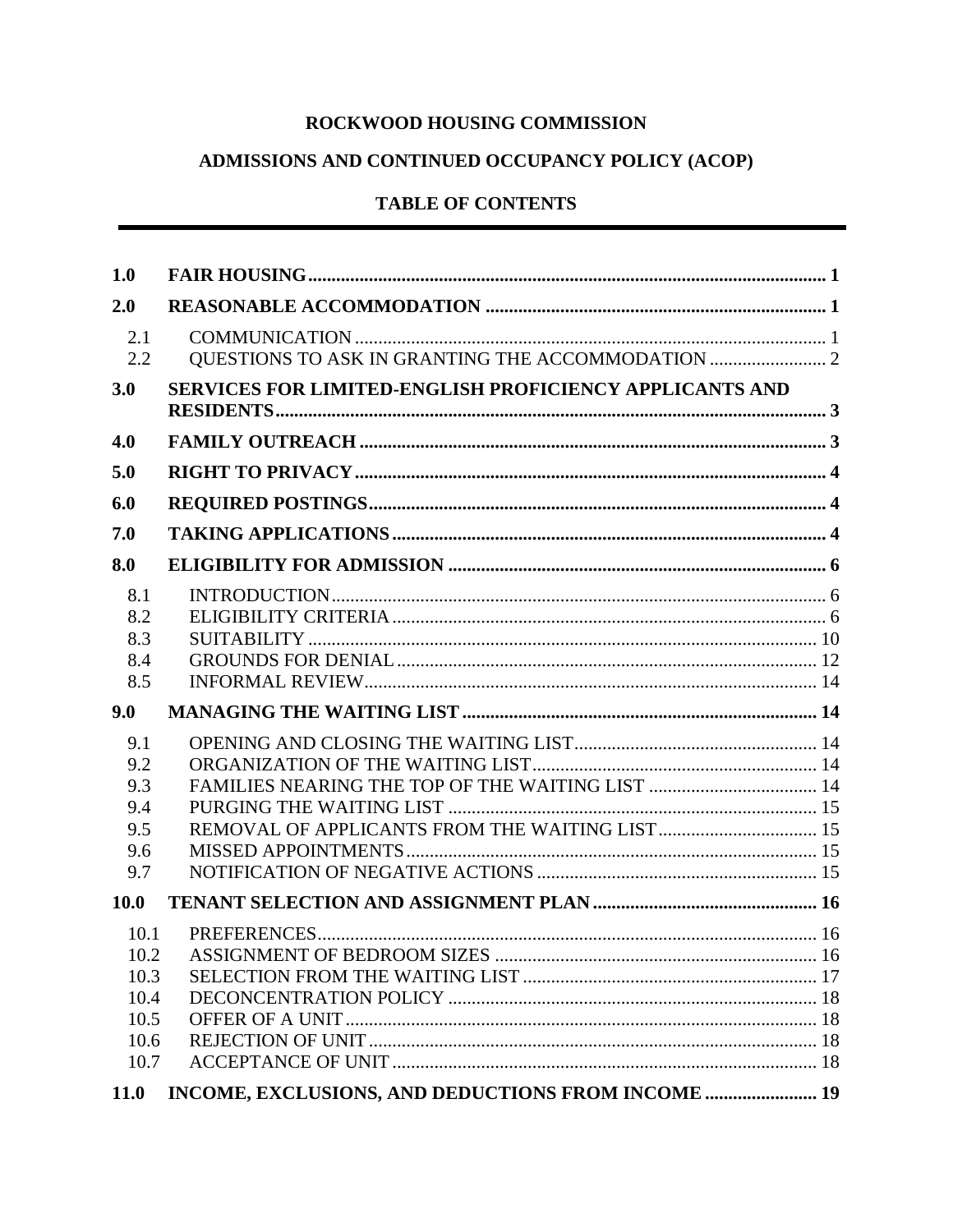# ROCKWOOD HOUSING COMMISSION

## ADMISSIONS AND CONTINUED OCCUPANCY POLICY (ACOP)

## TABLE OF CONTENTS

| | | |
|---|---|---|
| **1.0** | **FAIR HOUSING** | **1** |
| **2.0** | **REASONABLE ACCOMMODATION** | **1** |
| 2.1 | COMMUNICATION | 1 |
| 2.2 | QUESTIONS TO ASK IN GRANTING THE ACCOMMODATION | 2 |
| **3.0** | **SERVICES FOR LIMITED-ENGLISH PROFICIENCY APPLICANTS AND RESIDENTS** | **3** |
| **4.0** | **FAMILY OUTREACH** | **3** |
| **5.0** | **RIGHT TO PRIVACY** | **4** |
| **6.0** | **REQUIRED POSTINGS** | **4** |
| **7.0** | **TAKING APPLICATIONS** | **4** |
| **8.0** | **ELIGIBILITY FOR ADMISSION** | **6** |
| 8.1 | INTRODUCTION | 6 |
| 8.2 | ELIGIBILITY CRITERIA | 6 |
| 8.3 | SUITABILITY | 10 |
| 8.4 | GROUNDS FOR DENIAL | 12 |
| 8.5 | INFORMAL REVIEW | 14 |
| **9.0** | **MANAGING THE WAITING LIST** | **14** |
| 9.1 | OPENING AND CLOSING THE WAITING LIST | 14 |
| 9.2 | ORGANIZATION OF THE WAITING LIST | 14 |
| 9.3 | FAMILIES NEARING THE TOP OF THE WAITING LIST | 14 |
| 9.4 | PURGING THE WAITING LIST | 15 |
| 9.5 | REMOVAL OF APPLICANTS FROM THE WAITING LIST | 15 |
| 9.6 | MISSED APPOINTMENTS | 15 |
| 9.7 | NOTIFICATION OF NEGATIVE ACTIONS | 15 |
| **10.0** | **TENANT SELECTION AND ASSIGNMENT PLAN** | **16** |
| 10.1 | PREFERENCES | 16 |
| 10.2 | ASSIGNMENT OF BEDROOM SIZES | 16 |
| 10.3 | SELECTION FROM THE WAITING LIST | 17 |
| 10.4 | DECONCENTRATION POLICY | 18 |
| 10.5 | OFFER OF A UNIT | 18 |
| 10.6 | REJECTION OF UNIT | 18 |
| 10.7 | ACCEPTANCE OF UNIT | 18 |
| **11.0** | **INCOME, EXCLUSIONS, AND DEDUCTIONS FROM INCOME** | **19** |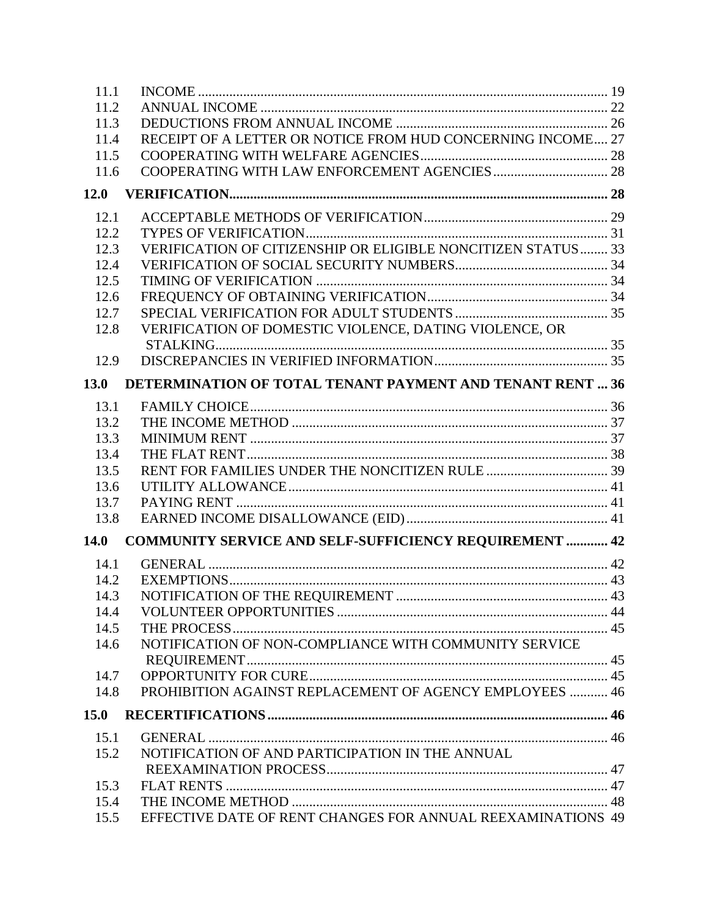| | | |
|---|---|---|
| 11.1 | INCOME | 19 |
| 11.2 | ANNUAL INCOME | 22 |
| 11.3 | DEDUCTIONS FROM ANNUAL INCOME | 26 |
| 11.4 | RECEIPT OF A LETTER OR NOTICE FROM HUD CONCERNING INCOME | 27 |
| 11.5 | COOPERATING WITH WELFARE AGENCIES | 28 |
| 11.6 | COOPERATING WITH LAW ENFORCEMENT AGENCIES | 28 |
| **12.0** | **VERIFICATION** | **28** |
| 12.1 | ACCEPTABLE METHODS OF VERIFICATION | 29 |
| 12.2 | TYPES OF VERIFICATION | 31 |
| 12.3 | VERIFICATION OF CITIZENSHIP OR ELIGIBLE NONCITIZEN STATUS | 33 |
| 12.4 | VERIFICATION OF SOCIAL SECURITY NUMBERS | 34 |
| 12.5 | TIMING OF VERIFICATION | 34 |
| 12.6 | FREQUENCY OF OBTAINING VERIFICATION | 34 |
| 12.7 | SPECIAL VERIFICATION FOR ADULT STUDENTS | 35 |
| 12.8 | VERIFICATION OF DOMESTIC VIOLENCE, DATING VIOLENCE, OR STALKING | 35 |
| 12.9 | DISCREPANCIES IN VERIFIED INFORMATION | 35 |
| **13.0** | **DETERMINATION OF TOTAL TENANT PAYMENT AND TENANT RENT** | **36** |
| 13.1 | FAMILY CHOICE | 36 |
| 13.2 | THE INCOME METHOD | 37 |
| 13.3 | MINIMUM RENT | 37 |
| 13.4 | THE FLAT RENT | 38 |
| 13.5 | RENT FOR FAMILIES UNDER THE NONCITIZEN RULE | 39 |
| 13.6 | UTILITY ALLOWANCE | 41 |
| 13.7 | PAYING RENT | 41 |
| 13.8 | EARNED INCOME DISALLOWANCE (EID) | 41 |
| **14.0** | **COMMUNITY SERVICE AND SELF-SUFFICIENCY REQUIREMENT** | **42** |
| 14.1 | GENERAL | 42 |
| 14.2 | EXEMPTIONS | 43 |
| 14.3 | NOTIFICATION OF THE REQUIREMENT | 43 |
| 14.4 | VOLUNTEER OPPORTUNITIES | 44 |
| 14.5 | THE PROCESS | 45 |
| 14.6 | NOTIFICATION OF NON-COMPLIANCE WITH COMMUNITY SERVICE REQUIREMENT | 45 |
| 14.7 | OPPORTUNITY FOR CURE | 45 |
| 14.8 | PROHIBITION AGAINST REPLACEMENT OF AGENCY EMPLOYEES | 46 |
| **15.0** | **RECERTIFICATIONS** | **46** |
| 15.1 | GENERAL | 46 |
| 15.2 | NOTIFICATION OF AND PARTICIPATION IN THE ANNUAL REEXAMINATION PROCESS | 47 |
| 15.3 | FLAT RENTS | 47 |
| 15.4 | THE INCOME METHOD | 48 |
| 15.5 | EFFECTIVE DATE OF RENT CHANGES FOR ANNUAL REEXAMINATIONS | 49 |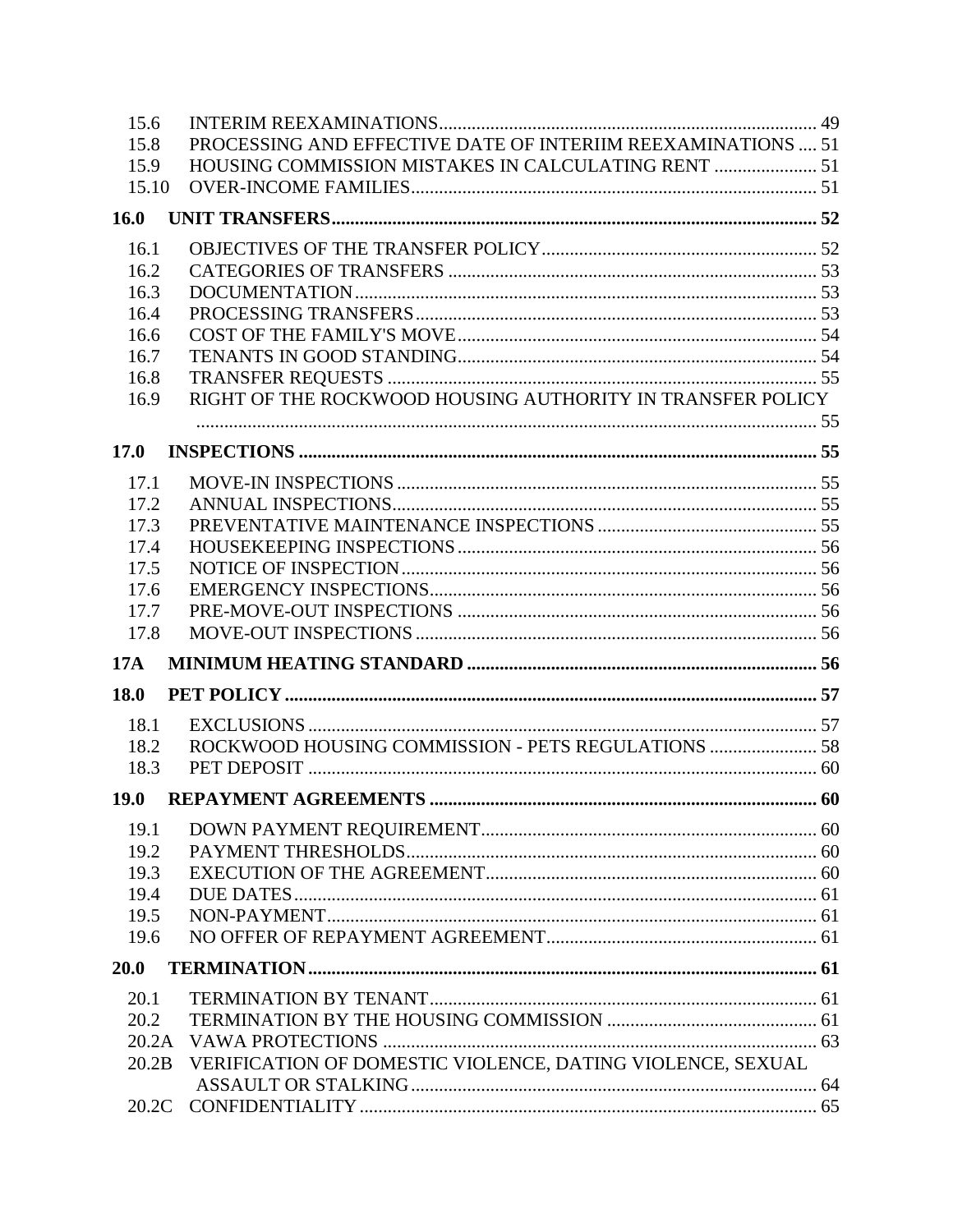15.6 INTERIM REEXAMINATIONS ........ 49
15.8 PROCESSING AND EFFECTIVE DATE OF INTERIIM REEXAMINATIONS ........ 51
15.9 HOUSING COMMISSION MISTAKES IN CALCULATING RENT ........ 51
15.10 OVER-INCOME FAMILIES ........ 51

**16.0 UNIT TRANSFERS ........ 52**

16.1 OBJECTIVES OF THE TRANSFER POLICY ........ 52
16.2 CATEGORIES OF TRANSFERS ........ 53
16.3 DOCUMENTATION ........ 53
16.4 PROCESSING TRANSFERS ........ 53
16.6 COST OF THE FAMILY'S MOVE ........ 54
16.7 TENANTS IN GOOD STANDING ........ 54
16.8 TRANSFER REQUESTS ........ 55
16.9 RIGHT OF THE ROCKWOOD HOUSING AUTHORITY IN TRANSFER POLICY ........ 55

**17.0 INSPECTIONS ........ 55**

17.1 MOVE-IN INSPECTIONS ........ 55
17.2 ANNUAL INSPECTIONS ........ 55
17.3 PREVENTATIVE MAINTENANCE INSPECTIONS ........ 55
17.4 HOUSEKEEPING INSPECTIONS ........ 56
17.5 NOTICE OF INSPECTION ........ 56
17.6 EMERGENCY INSPECTIONS ........ 56
17.7 PRE-MOVE-OUT INSPECTIONS ........ 56
17.8 MOVE-OUT INSPECTIONS ........ 56

**17A MINIMUM HEATING STANDARD ........ 56**

**18.0 PET POLICY ........ 57**

18.1 EXCLUSIONS ........ 57
18.2 ROCKWOOD HOUSING COMMISSION - PETS REGULATIONS ........ 58
18.3 PET DEPOSIT ........ 60

**19.0 REPAYMENT AGREEMENTS ........ 60**

19.1 DOWN PAYMENT REQUIREMENT ........ 60
19.2 PAYMENT THRESHOLDS ........ 60
19.3 EXECUTION OF THE AGREEMENT ........ 60
19.4 DUE DATES ........ 61
19.5 NON-PAYMENT ........ 61
19.6 NO OFFER OF REPAYMENT AGREEMENT ........ 61

**20.0 TERMINATION ........ 61**

20.1 TERMINATION BY TENANT ........ 61
20.2 TERMINATION BY THE HOUSING COMMISSION ........ 61
20.2A VAWA PROTECTIONS ........ 63
20.2B VERIFICATION OF DOMESTIC VIOLENCE, DATING VIOLENCE, SEXUAL ASSAULT OR STALKING ........ 64
20.2C CONFIDENTIALITY ........ 65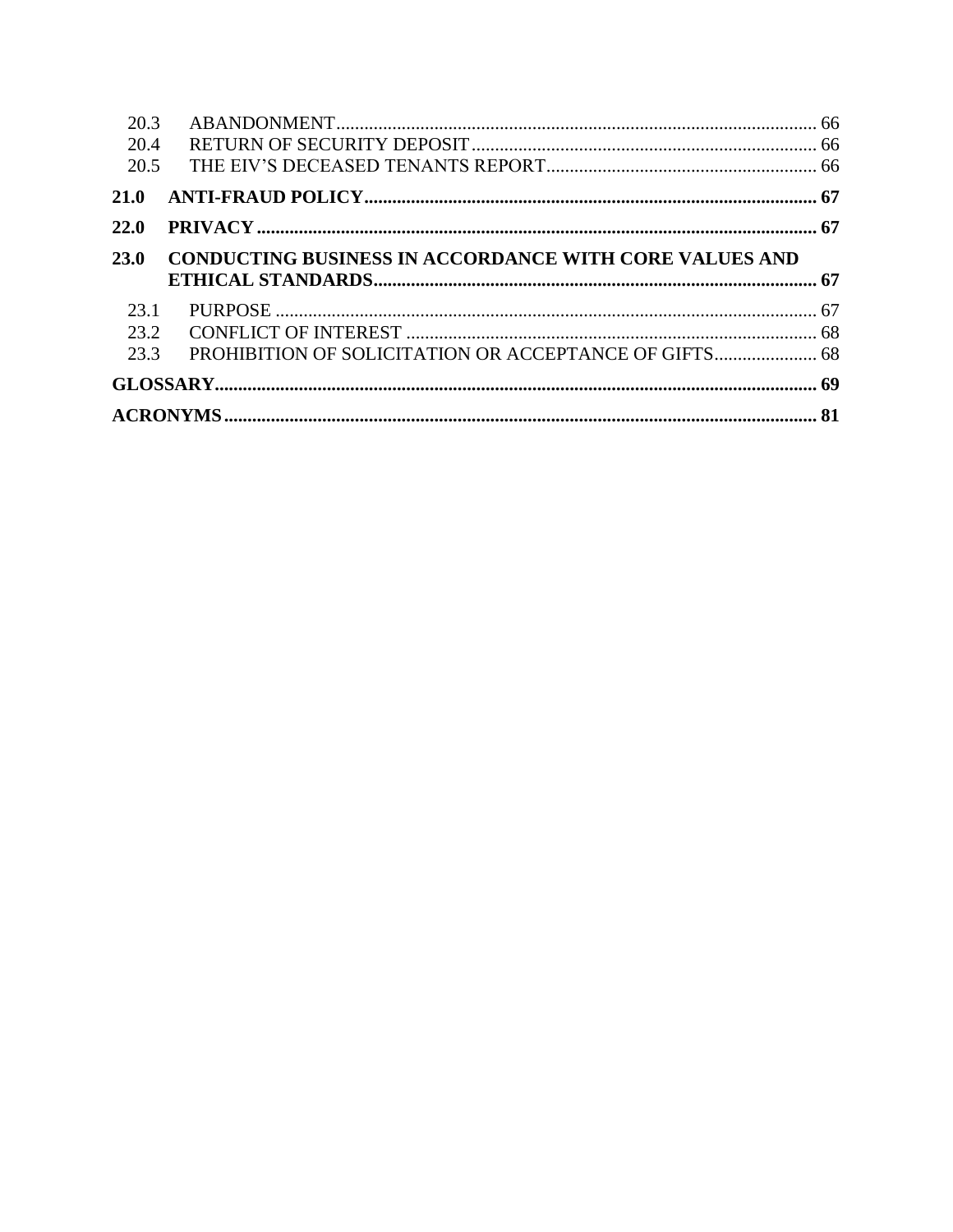| | | |
|---|---|---|
| 20.3 | ABANDONMENT | 66 |
| 20.4 | RETURN OF SECURITY DEPOSIT | 66 |
| 20.5 | THE EIV'S DECEASED TENANTS REPORT | 66 |
| **21.0** | **ANTI-FRAUD POLICY** | **67** |
| **22.0** | **PRIVACY** | **67** |
| **23.0** | **CONDUCTING BUSINESS IN ACCORDANCE WITH CORE VALUES AND ETHICAL STANDARDS** | **67** |
| 23.1 | PURPOSE | 67 |
| 23.2 | CONFLICT OF INTEREST | 68 |
| 23.3 | PROHIBITION OF SOLICITATION OR ACCEPTANCE OF GIFTS | 68 |
| **GLOSSARY** | | **69** |
| **ACRONYMS** | | **81** |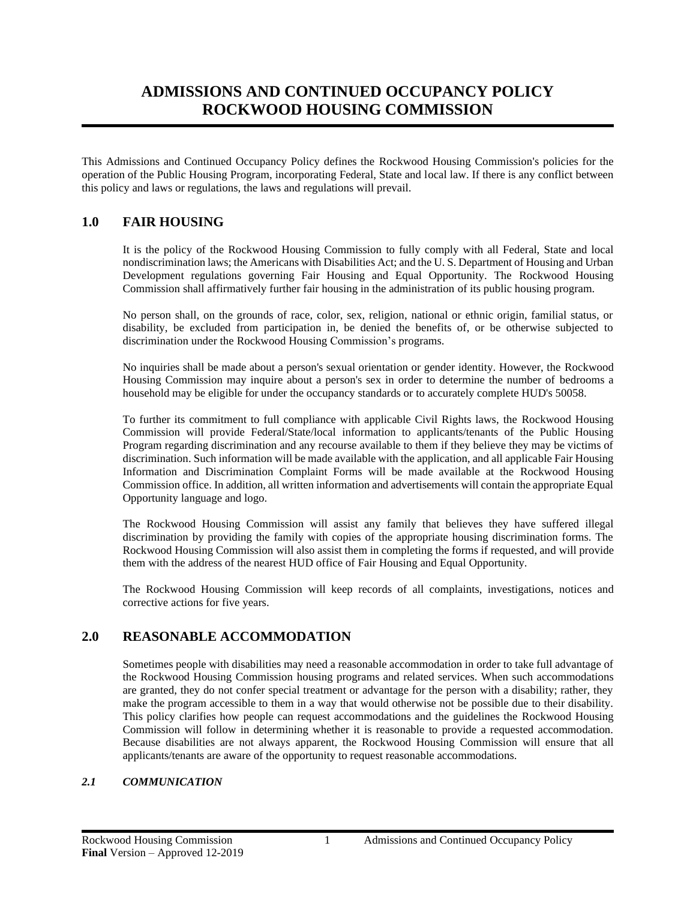# ADMISSIONS AND CONTINUED OCCUPANCY POLICY ROCKWOOD HOUSING COMMISSION

This Admissions and Continued Occupancy Policy defines the Rockwood Housing Commission's policies for the operation of the Public Housing Program, incorporating Federal, State and local law. If there is any conflict between this policy and laws or regulations, the laws and regulations will prevail.

## 1.0 FAIR HOUSING

It is the policy of the Rockwood Housing Commission to fully comply with all Federal, State and local nondiscrimination laws; the Americans with Disabilities Act; and the U. S. Department of Housing and Urban Development regulations governing Fair Housing and Equal Opportunity. The Rockwood Housing Commission shall affirmatively further fair housing in the administration of its public housing program.

No person shall, on the grounds of race, color, sex, religion, national or ethnic origin, familial status, or disability, be excluded from participation in, be denied the benefits of, or be otherwise subjected to discrimination under the Rockwood Housing Commission's programs.

No inquiries shall be made about a person's sexual orientation or gender identity. However, the Rockwood Housing Commission may inquire about a person's sex in order to determine the number of bedrooms a household may be eligible for under the occupancy standards or to accurately complete HUD's 50058.

To further its commitment to full compliance with applicable Civil Rights laws, the Rockwood Housing Commission will provide Federal/State/local information to applicants/tenants of the Public Housing Program regarding discrimination and any recourse available to them if they believe they may be victims of discrimination. Such information will be made available with the application, and all applicable Fair Housing Information and Discrimination Complaint Forms will be made available at the Rockwood Housing Commission office. In addition, all written information and advertisements will contain the appropriate Equal Opportunity language and logo.

The Rockwood Housing Commission will assist any family that believes they have suffered illegal discrimination by providing the family with copies of the appropriate housing discrimination forms. The Rockwood Housing Commission will also assist them in completing the forms if requested, and will provide them with the address of the nearest HUD office of Fair Housing and Equal Opportunity.

The Rockwood Housing Commission will keep records of all complaints, investigations, notices and corrective actions for five years.

## 2.0 REASONABLE ACCOMMODATION

Sometimes people with disabilities may need a reasonable accommodation in order to take full advantage of the Rockwood Housing Commission housing programs and related services. When such accommodations are granted, they do not confer special treatment or advantage for the person with a disability; rather, they make the program accessible to them in a way that would otherwise not be possible due to their disability. This policy clarifies how people can request accommodations and the guidelines the Rockwood Housing Commission will follow in determining whether it is reasonable to provide a requested accommodation. Because disabilities are not always apparent, the Rockwood Housing Commission will ensure that all applicants/tenants are aware of the opportunity to request reasonable accommodations.

### *2.1 COMMUNICATION*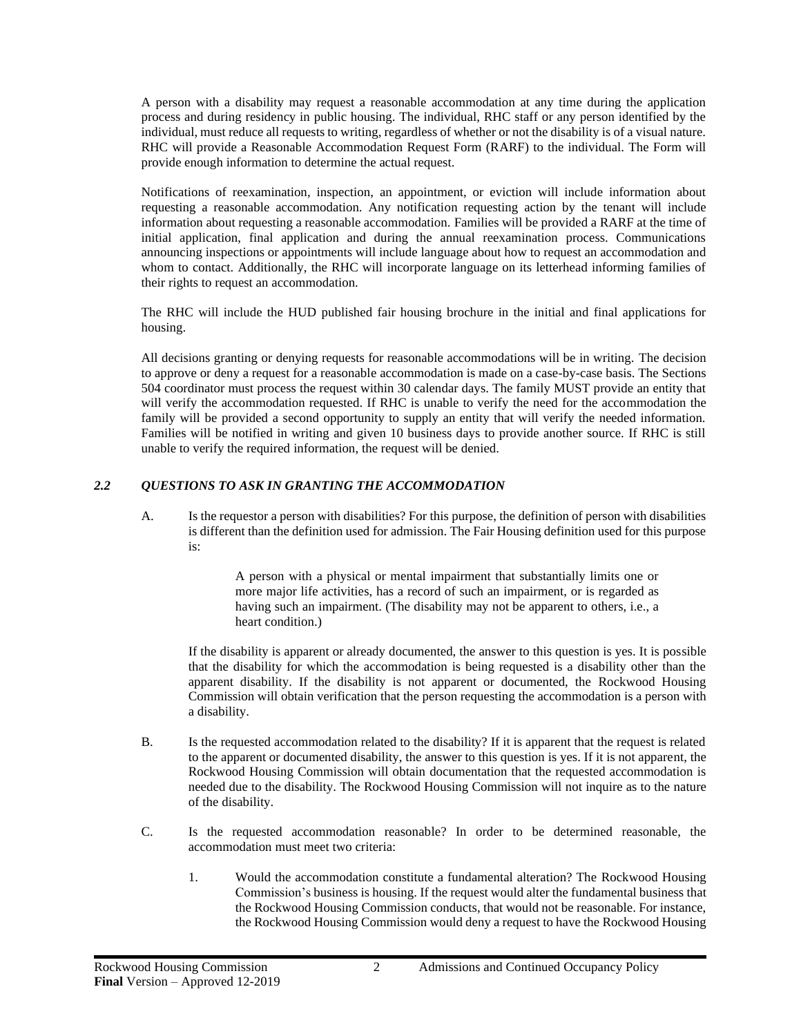A person with a disability may request a reasonable accommodation at any time during the application process and during residency in public housing. The individual, RHC staff or any person identified by the individual, must reduce all requests to writing, regardless of whether or not the disability is of a visual nature. RHC will provide a Reasonable Accommodation Request Form (RARF) to the individual. The Form will provide enough information to determine the actual request.

Notifications of reexamination, inspection, an appointment, or eviction will include information about requesting a reasonable accommodation. Any notification requesting action by the tenant will include information about requesting a reasonable accommodation. Families will be provided a RARF at the time of initial application, final application and during the annual reexamination process. Communications announcing inspections or appointments will include language about how to request an accommodation and whom to contact. Additionally, the RHC will incorporate language on its letterhead informing families of their rights to request an accommodation.

The RHC will include the HUD published fair housing brochure in the initial and final applications for housing.

All decisions granting or denying requests for reasonable accommodations will be in writing. The decision to approve or deny a request for a reasonable accommodation is made on a case-by-case basis. The Sections 504 coordinator must process the request within 30 calendar days. The family MUST provide an entity that will verify the accommodation requested. If RHC is unable to verify the need for the accommodation the family will be provided a second opportunity to supply an entity that will verify the needed information. Families will be notified in writing and given 10 business days to provide another source. If RHC is still unable to verify the required information, the request will be denied.

### *2.2 QUESTIONS TO ASK IN GRANTING THE ACCOMMODATION*

A. Is the requestor a person with disabilities? For this purpose, the definition of person with disabilities is different than the definition used for admission. The Fair Housing definition used for this purpose is:

> A person with a physical or mental impairment that substantially limits one or more major life activities, has a record of such an impairment, or is regarded as having such an impairment. (The disability may not be apparent to others, i.e., a heart condition.)

If the disability is apparent or already documented, the answer to this question is yes. It is possible that the disability for which the accommodation is being requested is a disability other than the apparent disability. If the disability is not apparent or documented, the Rockwood Housing Commission will obtain verification that the person requesting the accommodation is a person with a disability.

B. Is the requested accommodation related to the disability? If it is apparent that the request is related to the apparent or documented disability, the answer to this question is yes. If it is not apparent, the Rockwood Housing Commission will obtain documentation that the requested accommodation is needed due to the disability. The Rockwood Housing Commission will not inquire as to the nature of the disability.

C. Is the requested accommodation reasonable? In order to be determined reasonable, the accommodation must meet two criteria:

1. Would the accommodation constitute a fundamental alteration? The Rockwood Housing Commission's business is housing. If the request would alter the fundamental business that the Rockwood Housing Commission conducts, that would not be reasonable. For instance, the Rockwood Housing Commission would deny a request to have the Rockwood Housing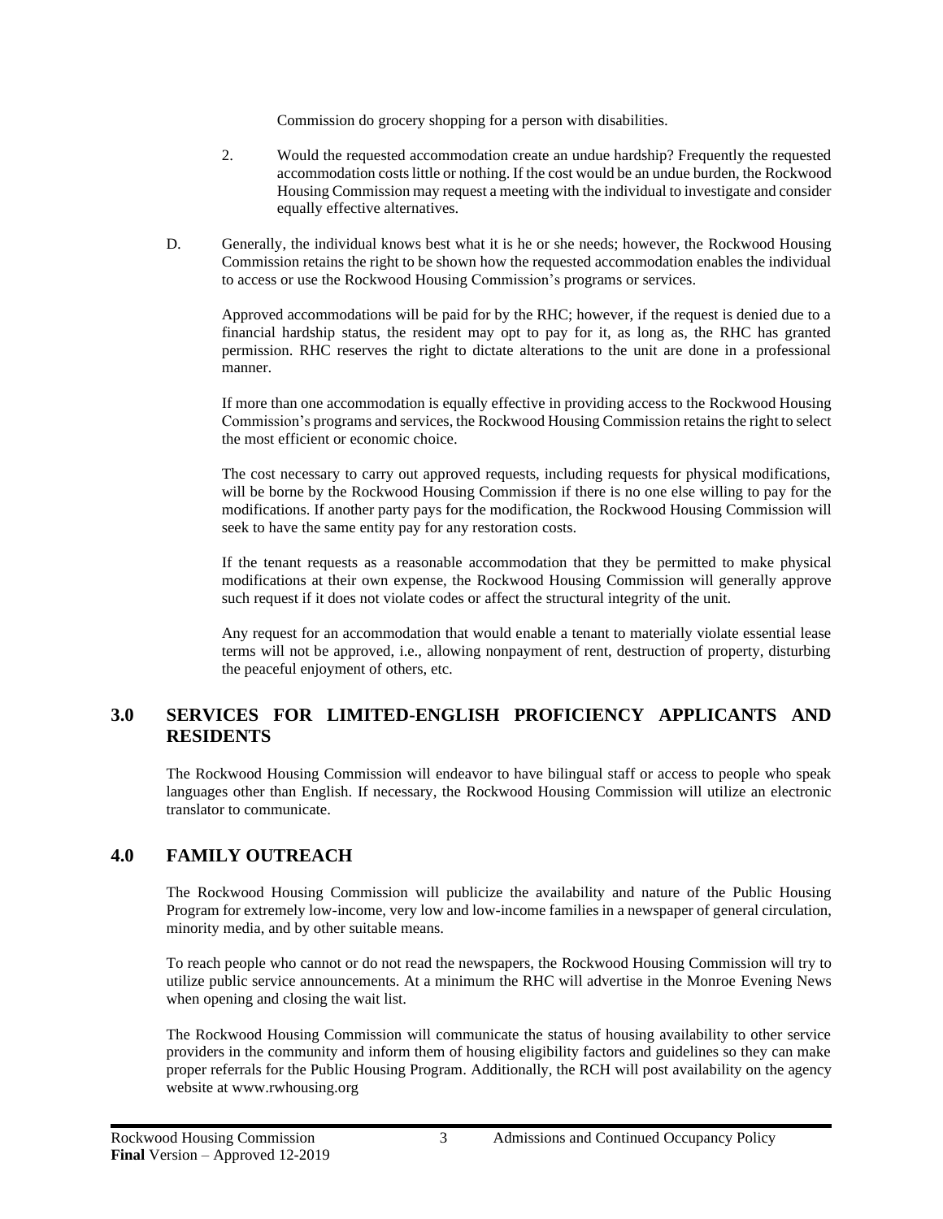Commission do grocery shopping for a person with disabilities.

2. Would the requested accommodation create an undue hardship? Frequently the requested accommodation costs little or nothing. If the cost would be an undue burden, the Rockwood Housing Commission may request a meeting with the individual to investigate and consider equally effective alternatives.

D. Generally, the individual knows best what it is he or she needs; however, the Rockwood Housing Commission retains the right to be shown how the requested accommodation enables the individual to access or use the Rockwood Housing Commission's programs or services.

Approved accommodations will be paid for by the RHC; however, if the request is denied due to a financial hardship status, the resident may opt to pay for it, as long as, the RHC has granted permission. RHC reserves the right to dictate alterations to the unit are done in a professional manner.

If more than one accommodation is equally effective in providing access to the Rockwood Housing Commission's programs and services, the Rockwood Housing Commission retains the right to select the most efficient or economic choice.

The cost necessary to carry out approved requests, including requests for physical modifications, will be borne by the Rockwood Housing Commission if there is no one else willing to pay for the modifications. If another party pays for the modification, the Rockwood Housing Commission will seek to have the same entity pay for any restoration costs.

If the tenant requests as a reasonable accommodation that they be permitted to make physical modifications at their own expense, the Rockwood Housing Commission will generally approve such request if it does not violate codes or affect the structural integrity of the unit.

Any request for an accommodation that would enable a tenant to materially violate essential lease terms will not be approved, i.e., allowing nonpayment of rent, destruction of property, disturbing the peaceful enjoyment of others, etc.

## 3.0 SERVICES FOR LIMITED-ENGLISH PROFICIENCY APPLICANTS AND RESIDENTS

The Rockwood Housing Commission will endeavor to have bilingual staff or access to people who speak languages other than English. If necessary, the Rockwood Housing Commission will utilize an electronic translator to communicate.

## 4.0 FAMILY OUTREACH

The Rockwood Housing Commission will publicize the availability and nature of the Public Housing Program for extremely low-income, very low and low-income families in a newspaper of general circulation, minority media, and by other suitable means.

To reach people who cannot or do not read the newspapers, the Rockwood Housing Commission will try to utilize public service announcements. At a minimum the RHC will advertise in the Monroe Evening News when opening and closing the wait list.

The Rockwood Housing Commission will communicate the status of housing availability to other service providers in the community and inform them of housing eligibility factors and guidelines so they can make proper referrals for the Public Housing Program. Additionally, the RCH will post availability on the agency website at www.rwhousing.org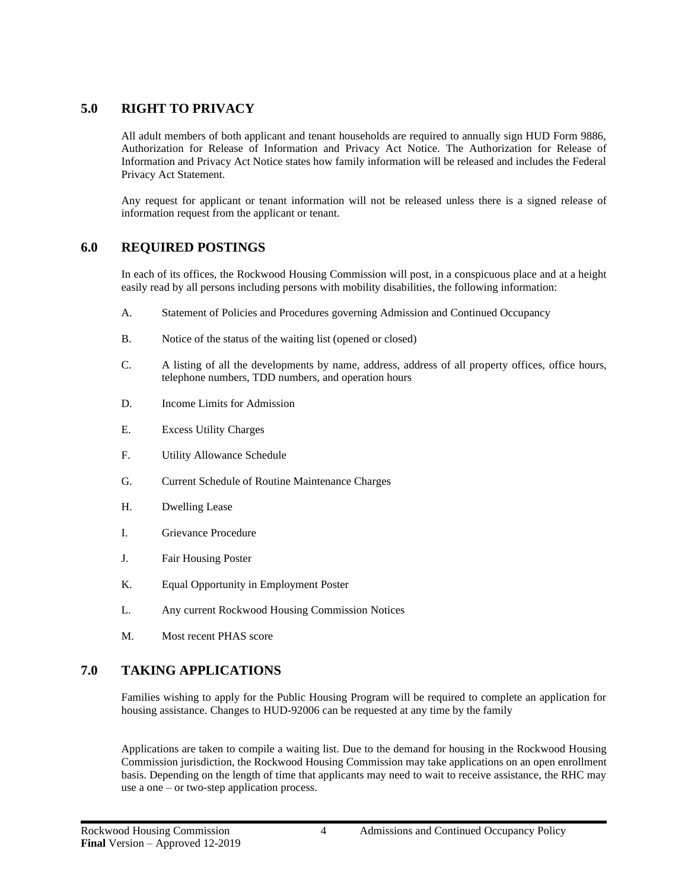## 5.0 RIGHT TO PRIVACY

All adult members of both applicant and tenant households are required to annually sign HUD Form 9886, Authorization for Release of Information and Privacy Act Notice. The Authorization for Release of Information and Privacy Act Notice states how family information will be released and includes the Federal Privacy Act Statement.

Any request for applicant or tenant information will not be released unless there is a signed release of information request from the applicant or tenant.

## 6.0 REQUIRED POSTINGS

In each of its offices, the Rockwood Housing Commission will post, in a conspicuous place and at a height easily read by all persons including persons with mobility disabilities, the following information:

A. Statement of Policies and Procedures governing Admission and Continued Occupancy

B. Notice of the status of the waiting list (opened or closed)

C. A listing of all the developments by name, address, address of all property offices, office hours, telephone numbers, TDD numbers, and operation hours

D. Income Limits for Admission

E. Excess Utility Charges

F. Utility Allowance Schedule

G. Current Schedule of Routine Maintenance Charges

H. Dwelling Lease

I. Grievance Procedure

J. Fair Housing Poster

K. Equal Opportunity in Employment Poster

L. Any current Rockwood Housing Commission Notices

M. Most recent PHAS score

## 7.0 TAKING APPLICATIONS

Families wishing to apply for the Public Housing Program will be required to complete an application for housing assistance. Changes to HUD-92006 can be requested at any time by the family

Applications are taken to compile a waiting list. Due to the demand for housing in the Rockwood Housing Commission jurisdiction, the Rockwood Housing Commission may take applications on an open enrollment basis. Depending on the length of time that applicants may need to wait to receive assistance, the RHC may use a one – or two-step application process.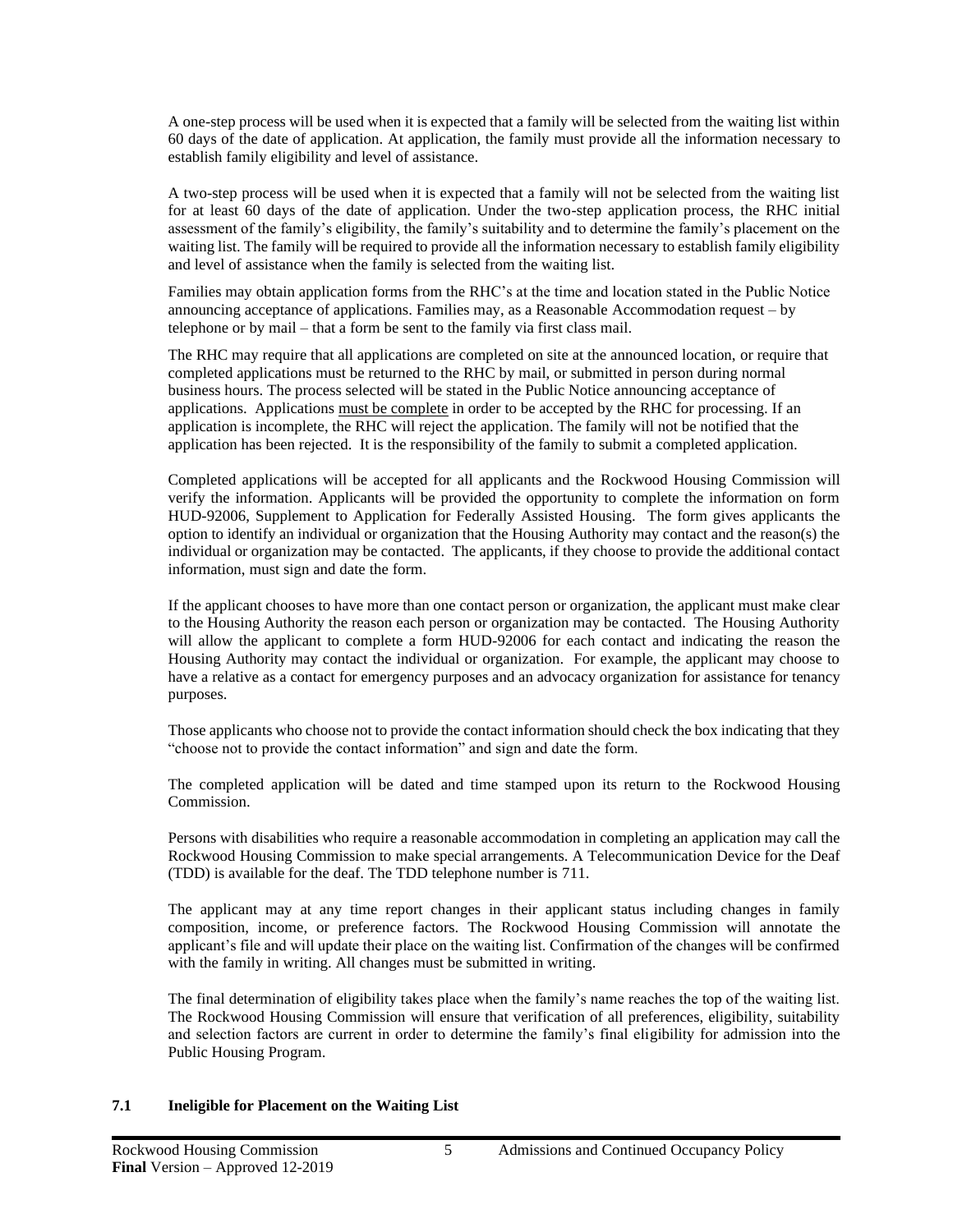A one-step process will be used when it is expected that a family will be selected from the waiting list within 60 days of the date of application. At application, the family must provide all the information necessary to establish family eligibility and level of assistance.

A two-step process will be used when it is expected that a family will not be selected from the waiting list for at least 60 days of the date of application. Under the two-step application process, the RHC initial assessment of the family's eligibility, the family's suitability and to determine the family's placement on the waiting list. The family will be required to provide all the information necessary to establish family eligibility and level of assistance when the family is selected from the waiting list.

Families may obtain application forms from the RHC's at the time and location stated in the Public Notice announcing acceptance of applications. Families may, as a Reasonable Accommodation request – by telephone or by mail – that a form be sent to the family via first class mail.

The RHC may require that all applications are completed on site at the announced location, or require that completed applications must be returned to the RHC by mail, or submitted in person during normal business hours. The process selected will be stated in the Public Notice announcing acceptance of applications. Applications <u>must be complete</u> in order to be accepted by the RHC for processing. If an application is incomplete, the RHC will reject the application. The family will not be notified that the application has been rejected. It is the responsibility of the family to submit a completed application.

Completed applications will be accepted for all applicants and the Rockwood Housing Commission will verify the information. Applicants will be provided the opportunity to complete the information on form HUD-92006, Supplement to Application for Federally Assisted Housing. The form gives applicants the option to identify an individual or organization that the Housing Authority may contact and the reason(s) the individual or organization may be contacted. The applicants, if they choose to provide the additional contact information, must sign and date the form.

If the applicant chooses to have more than one contact person or organization, the applicant must make clear to the Housing Authority the reason each person or organization may be contacted. The Housing Authority will allow the applicant to complete a form HUD-92006 for each contact and indicating the reason the Housing Authority may contact the individual or organization. For example, the applicant may choose to have a relative as a contact for emergency purposes and an advocacy organization for assistance for tenancy purposes.

Those applicants who choose not to provide the contact information should check the box indicating that they "choose not to provide the contact information" and sign and date the form.

The completed application will be dated and time stamped upon its return to the Rockwood Housing Commission.

Persons with disabilities who require a reasonable accommodation in completing an application may call the Rockwood Housing Commission to make special arrangements. A Telecommunication Device for the Deaf (TDD) is available for the deaf. The TDD telephone number is 711.

The applicant may at any time report changes in their applicant status including changes in family composition, income, or preference factors. The Rockwood Housing Commission will annotate the applicant's file and will update their place on the waiting list. Confirmation of the changes will be confirmed with the family in writing. All changes must be submitted in writing.

The final determination of eligibility takes place when the family's name reaches the top of the waiting list. The Rockwood Housing Commission will ensure that verification of all preferences, eligibility, suitability and selection factors are current in order to determine the family's final eligibility for admission into the Public Housing Program.

### 7.1 Ineligible for Placement on the Waiting List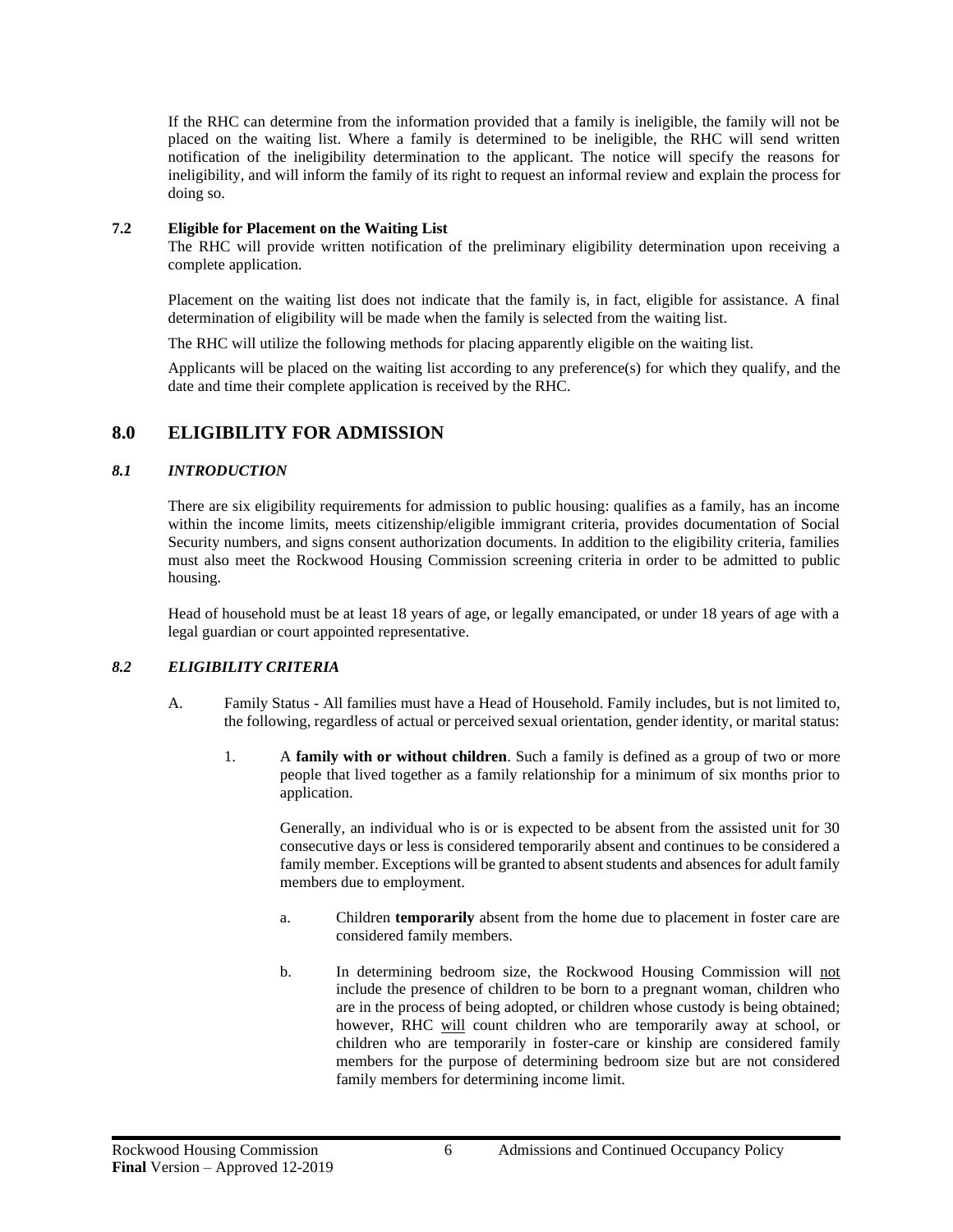If the RHC can determine from the information provided that a family is ineligible, the family will not be placed on the waiting list. Where a family is determined to be ineligible, the RHC will send written notification of the ineligibility determination to the applicant. The notice will specify the reasons for ineligibility, and will inform the family of its right to request an informal review and explain the process for doing so.

### 7.2 Eligible for Placement on the Waiting List

The RHC will provide written notification of the preliminary eligibility determination upon receiving a complete application.

Placement on the waiting list does not indicate that the family is, in fact, eligible for assistance. A final determination of eligibility will be made when the family is selected from the waiting list.

The RHC will utilize the following methods for placing apparently eligible on the waiting list.

Applicants will be placed on the waiting list according to any preference(s) for which they qualify, and the date and time their complete application is received by the RHC.

## 8.0 ELIGIBILITY FOR ADMISSION

### *8.1 INTRODUCTION*

There are six eligibility requirements for admission to public housing: qualifies as a family, has an income within the income limits, meets citizenship/eligible immigrant criteria, provides documentation of Social Security numbers, and signs consent authorization documents. In addition to the eligibility criteria, families must also meet the Rockwood Housing Commission screening criteria in order to be admitted to public housing.

Head of household must be at least 18 years of age, or legally emancipated, or under 18 years of age with a legal guardian or court appointed representative.

### *8.2 ELIGIBILITY CRITERIA*

A. Family Status - All families must have a Head of Household. Family includes, but is not limited to, the following, regardless of actual or perceived sexual orientation, gender identity, or marital status:

1. A **family with or without children**. Such a family is defined as a group of two or more people that lived together as a family relationship for a minimum of six months prior to application.

   Generally, an individual who is or is expected to be absent from the assisted unit for 30 consecutive days or less is considered temporarily absent and continues to be considered a family member. Exceptions will be granted to absent students and absences for adult family members due to employment.

   a. Children **temporarily** absent from the home due to placement in foster care are considered family members.

   b. In determining bedroom size, the Rockwood Housing Commission will not include the presence of children to be born to a pregnant woman, children who are in the process of being adopted, or children whose custody is being obtained; however, RHC will count children who are temporarily away at school, or children who are temporarily in foster-care or kinship are considered family members for the purpose of determining bedroom size but are not considered family members for determining income limit.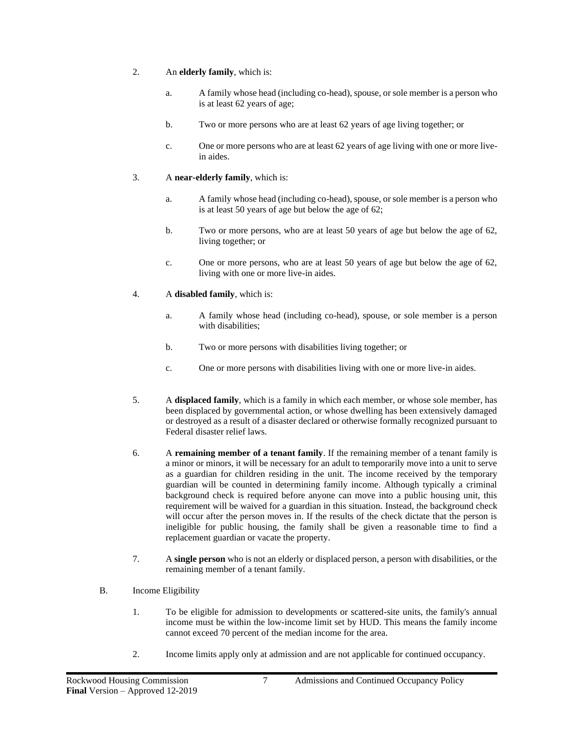2. An **elderly family**, which is:

   a. A family whose head (including co-head), spouse, or sole member is a person who is at least 62 years of age;

   b. Two or more persons who are at least 62 years of age living together; or

   c. One or more persons who are at least 62 years of age living with one or more live-in aides.

3. A **near-elderly family**, which is:

   a. A family whose head (including co-head), spouse, or sole member is a person who is at least 50 years of age but below the age of 62;

   b. Two or more persons, who are at least 50 years of age but below the age of 62, living together; or

   c. One or more persons, who are at least 50 years of age but below the age of 62, living with one or more live-in aides.

4. A **disabled family**, which is:

   a. A family whose head (including co-head), spouse, or sole member is a person with disabilities;

   b. Two or more persons with disabilities living together; or

   c. One or more persons with disabilities living with one or more live-in aides.

5. A **displaced family**, which is a family in which each member, or whose sole member, has been displaced by governmental action, or whose dwelling has been extensively damaged or destroyed as a result of a disaster declared or otherwise formally recognized pursuant to Federal disaster relief laws.

6. A **remaining member of a tenant family**. If the remaining member of a tenant family is a minor or minors, it will be necessary for an adult to temporarily move into a unit to serve as a guardian for children residing in the unit. The income received by the temporary guardian will be counted in determining family income. Although typically a criminal background check is required before anyone can move into a public housing unit, this requirement will be waived for a guardian in this situation. Instead, the background check will occur after the person moves in. If the results of the check dictate that the person is ineligible for public housing, the family shall be given a reasonable time to find a replacement guardian or vacate the property.

7. A **single person** who is not an elderly or displaced person, a person with disabilities, or the remaining member of a tenant family.

B. Income Eligibility

1. To be eligible for admission to developments or scattered-site units, the family's annual income must be within the low-income limit set by HUD. This means the family income cannot exceed 70 percent of the median income for the area.

2. Income limits apply only at admission and are not applicable for continued occupancy.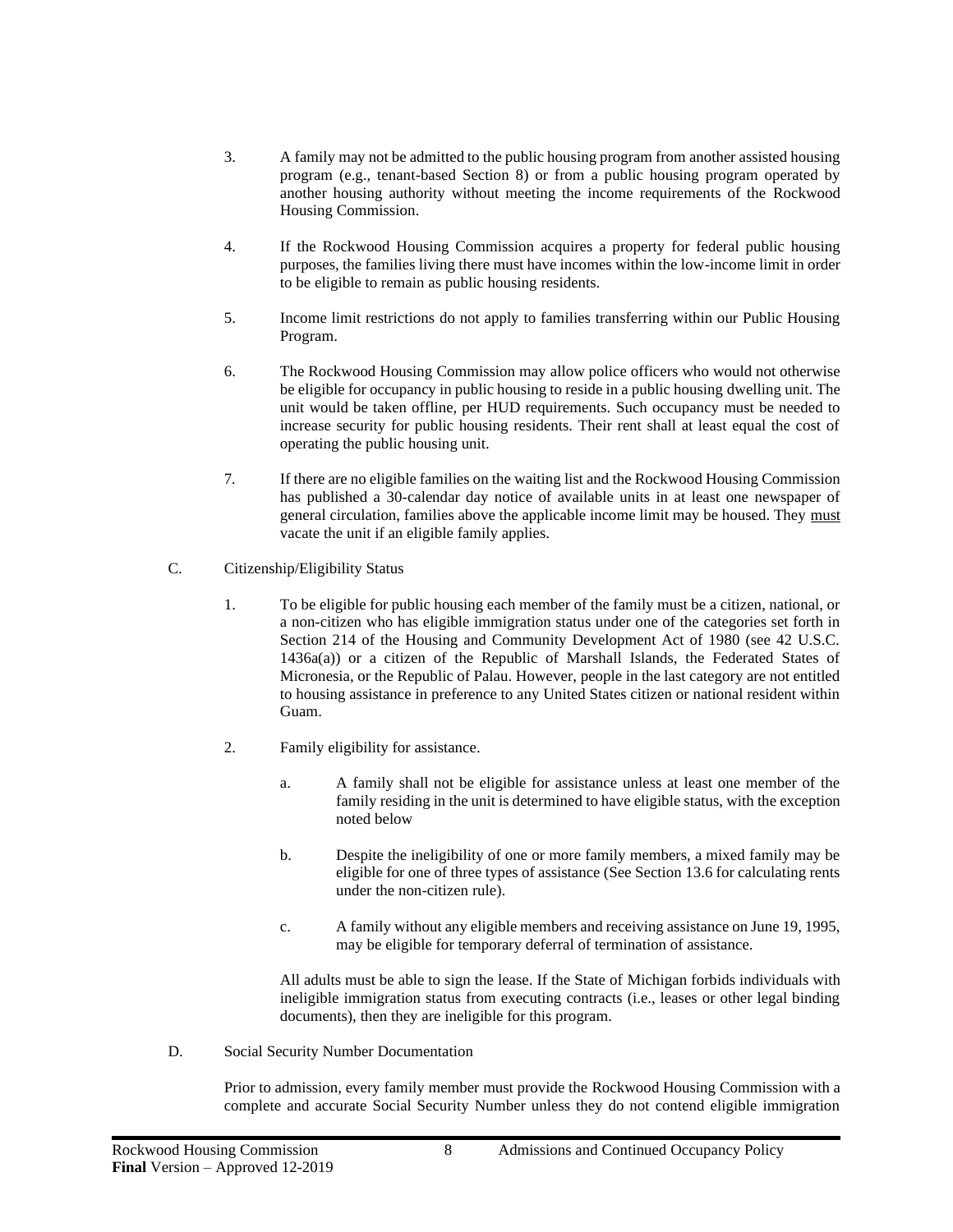3. A family may not be admitted to the public housing program from another assisted housing program (e.g., tenant-based Section 8) or from a public housing program operated by another housing authority without meeting the income requirements of the Rockwood Housing Commission.

4. If the Rockwood Housing Commission acquires a property for federal public housing purposes, the families living there must have incomes within the low-income limit in order to be eligible to remain as public housing residents.

5. Income limit restrictions do not apply to families transferring within our Public Housing Program.

6. The Rockwood Housing Commission may allow police officers who would not otherwise be eligible for occupancy in public housing to reside in a public housing dwelling unit. The unit would be taken offline, per HUD requirements. Such occupancy must be needed to increase security for public housing residents. Their rent shall at least equal the cost of operating the public housing unit.

7. If there are no eligible families on the waiting list and the Rockwood Housing Commission has published a 30-calendar day notice of available units in at least one newspaper of general circulation, families above the applicable income limit may be housed. They <u>must</u> vacate the unit if an eligible family applies.

C. Citizenship/Eligibility Status

1. To be eligible for public housing each member of the family must be a citizen, national, or a non-citizen who has eligible immigration status under one of the categories set forth in Section 214 of the Housing and Community Development Act of 1980 (see 42 U.S.C. 1436a(a)) or a citizen of the Republic of Marshall Islands, the Federated States of Micronesia, or the Republic of Palau. However, people in the last category are not entitled to housing assistance in preference to any United States citizen or national resident within Guam.

2. Family eligibility for assistance.

   a. A family shall not be eligible for assistance unless at least one member of the family residing in the unit is determined to have eligible status, with the exception noted below

   b. Despite the ineligibility of one or more family members, a mixed family may be eligible for one of three types of assistance (See Section 13.6 for calculating rents under the non-citizen rule).

   c. A family without any eligible members and receiving assistance on June 19, 1995, may be eligible for temporary deferral of termination of assistance.

   All adults must be able to sign the lease. If the State of Michigan forbids individuals with ineligible immigration status from executing contracts (i.e., leases or other legal binding documents), then they are ineligible for this program.

D. Social Security Number Documentation

Prior to admission, every family member must provide the Rockwood Housing Commission with a complete and accurate Social Security Number unless they do not contend eligible immigration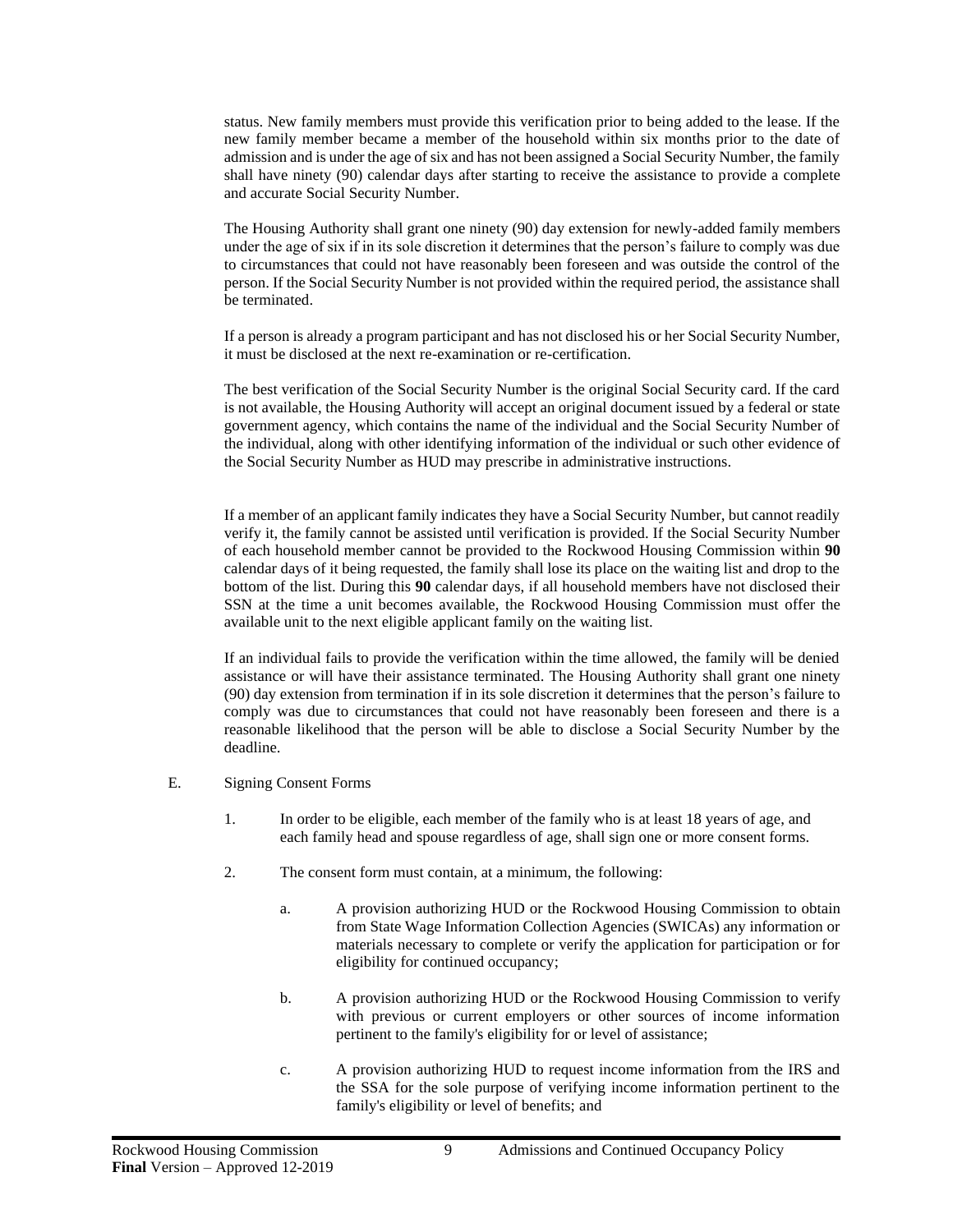status. New family members must provide this verification prior to being added to the lease. If the new family member became a member of the household within six months prior to the date of admission and is under the age of six and has not been assigned a Social Security Number, the family shall have ninety (90) calendar days after starting to receive the assistance to provide a complete and accurate Social Security Number.

The Housing Authority shall grant one ninety (90) day extension for newly-added family members under the age of six if in its sole discretion it determines that the person's failure to comply was due to circumstances that could not have reasonably been foreseen and was outside the control of the person. If the Social Security Number is not provided within the required period, the assistance shall be terminated.

If a person is already a program participant and has not disclosed his or her Social Security Number, it must be disclosed at the next re-examination or re-certification.

The best verification of the Social Security Number is the original Social Security card. If the card is not available, the Housing Authority will accept an original document issued by a federal or state government agency, which contains the name of the individual and the Social Security Number of the individual, along with other identifying information of the individual or such other evidence of the Social Security Number as HUD may prescribe in administrative instructions.

If a member of an applicant family indicates they have a Social Security Number, but cannot readily verify it, the family cannot be assisted until verification is provided. If the Social Security Number of each household member cannot be provided to the Rockwood Housing Commission within **90** calendar days of it being requested, the family shall lose its place on the waiting list and drop to the bottom of the list. During this **90** calendar days, if all household members have not disclosed their SSN at the time a unit becomes available, the Rockwood Housing Commission must offer the available unit to the next eligible applicant family on the waiting list.

If an individual fails to provide the verification within the time allowed, the family will be denied assistance or will have their assistance terminated. The Housing Authority shall grant one ninety (90) day extension from termination if in its sole discretion it determines that the person's failure to comply was due to circumstances that could not have reasonably been foreseen and there is a reasonable likelihood that the person will be able to disclose a Social Security Number by the deadline.

E. Signing Consent Forms

1. In order to be eligible, each member of the family who is at least 18 years of age, and each family head and spouse regardless of age, shall sign one or more consent forms.

2. The consent form must contain, at a minimum, the following:

   a. A provision authorizing HUD or the Rockwood Housing Commission to obtain from State Wage Information Collection Agencies (SWICAs) any information or materials necessary to complete or verify the application for participation or for eligibility for continued occupancy;

   b. A provision authorizing HUD or the Rockwood Housing Commission to verify with previous or current employers or other sources of income information pertinent to the family's eligibility for or level of assistance;

   c. A provision authorizing HUD to request income information from the IRS and the SSA for the sole purpose of verifying income information pertinent to the family's eligibility or level of benefits; and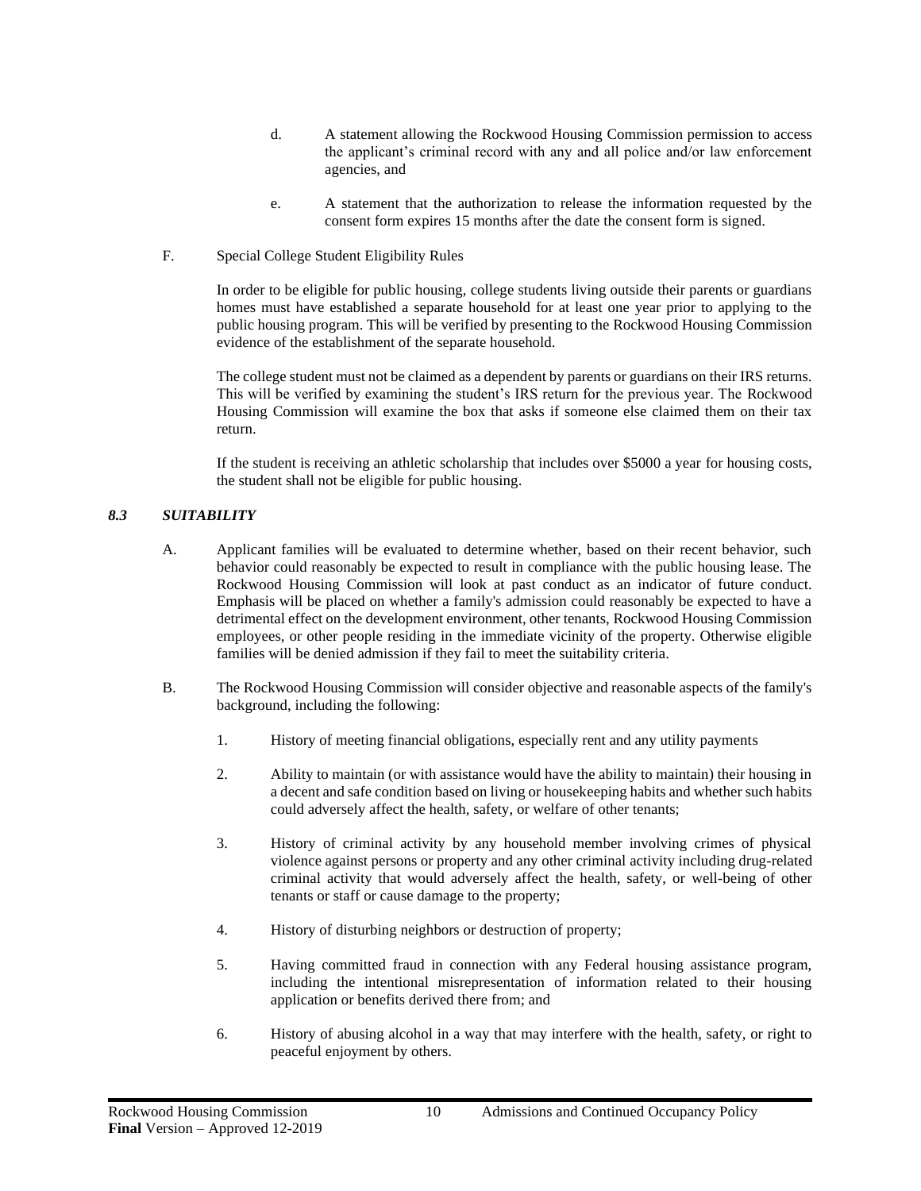d. A statement allowing the Rockwood Housing Commission permission to access the applicant's criminal record with any and all police and/or law enforcement agencies, and

e. A statement that the authorization to release the information requested by the consent form expires 15 months after the date the consent form is signed.

F. Special College Student Eligibility Rules

In order to be eligible for public housing, college students living outside their parents or guardians homes must have established a separate household for at least one year prior to applying to the public housing program. This will be verified by presenting to the Rockwood Housing Commission evidence of the establishment of the separate household.

The college student must not be claimed as a dependent by parents or guardians on their IRS returns. This will be verified by examining the student's IRS return for the previous year. The Rockwood Housing Commission will examine the box that asks if someone else claimed them on their tax return.

If the student is receiving an athletic scholarship that includes over $5000 a year for housing costs, the student shall not be eligible for public housing.

### *8.3 SUITABILITY*

A. Applicant families will be evaluated to determine whether, based on their recent behavior, such behavior could reasonably be expected to result in compliance with the public housing lease. The Rockwood Housing Commission will look at past conduct as an indicator of future conduct. Emphasis will be placed on whether a family's admission could reasonably be expected to have a detrimental effect on the development environment, other tenants, Rockwood Housing Commission employees, or other people residing in the immediate vicinity of the property. Otherwise eligible families will be denied admission if they fail to meet the suitability criteria.

B. The Rockwood Housing Commission will consider objective and reasonable aspects of the family's background, including the following:

1. History of meeting financial obligations, especially rent and any utility payments

2. Ability to maintain (or with assistance would have the ability to maintain) their housing in a decent and safe condition based on living or housekeeping habits and whether such habits could adversely affect the health, safety, or welfare of other tenants;

3. History of criminal activity by any household member involving crimes of physical violence against persons or property and any other criminal activity including drug-related criminal activity that would adversely affect the health, safety, or well-being of other tenants or staff or cause damage to the property;

4. History of disturbing neighbors or destruction of property;

5. Having committed fraud in connection with any Federal housing assistance program, including the intentional misrepresentation of information related to their housing application or benefits derived there from; and

6. History of abusing alcohol in a way that may interfere with the health, safety, or right to peaceful enjoyment by others.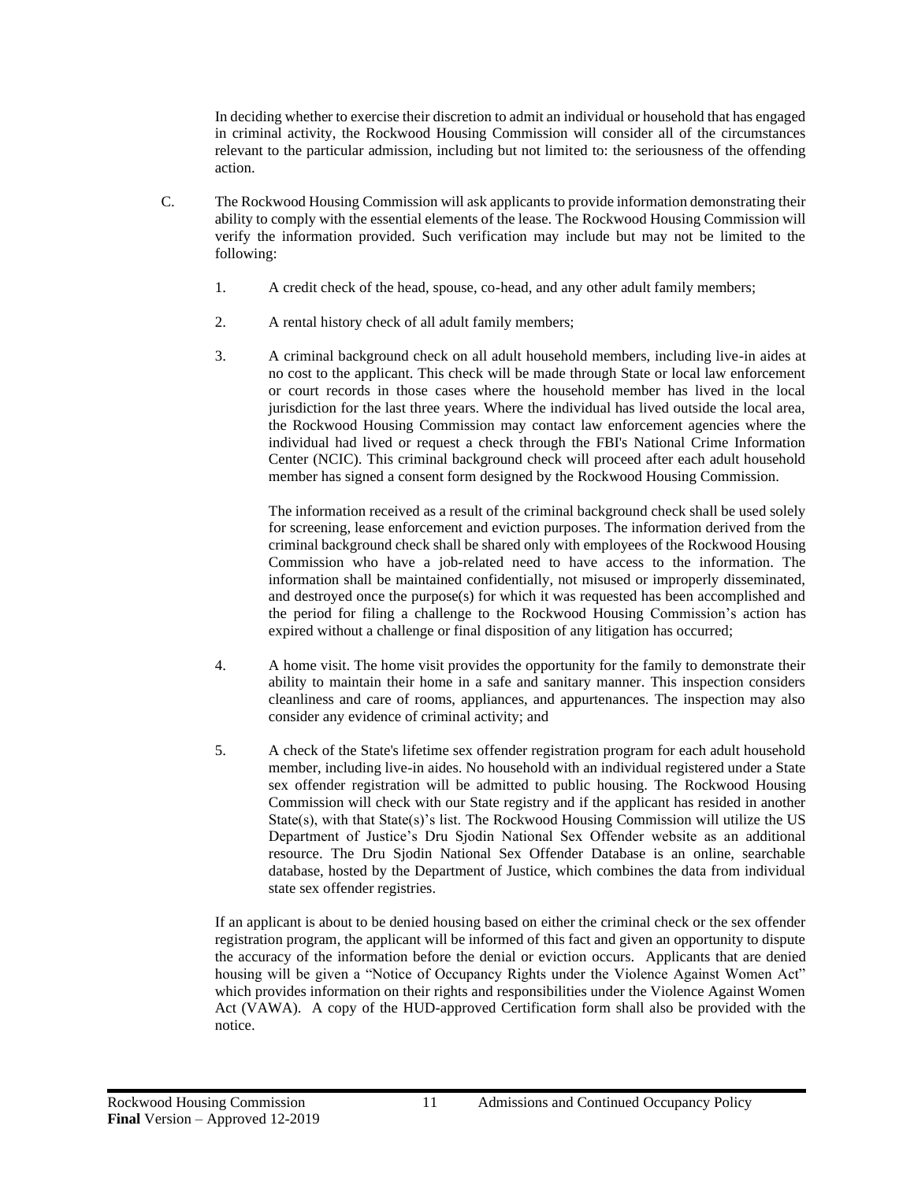In deciding whether to exercise their discretion to admit an individual or household that has engaged in criminal activity, the Rockwood Housing Commission will consider all of the circumstances relevant to the particular admission, including but not limited to: the seriousness of the offending action.

C. The Rockwood Housing Commission will ask applicants to provide information demonstrating their ability to comply with the essential elements of the lease. The Rockwood Housing Commission will verify the information provided. Such verification may include but may not be limited to the following:

1. A credit check of the head, spouse, co-head, and any other adult family members;

2. A rental history check of all adult family members;

3. A criminal background check on all adult household members, including live-in aides at no cost to the applicant. This check will be made through State or local law enforcement or court records in those cases where the household member has lived in the local jurisdiction for the last three years. Where the individual has lived outside the local area, the Rockwood Housing Commission may contact law enforcement agencies where the individual had lived or request a check through the FBI's National Crime Information Center (NCIC). This criminal background check will proceed after each adult household member has signed a consent form designed by the Rockwood Housing Commission.

   The information received as a result of the criminal background check shall be used solely for screening, lease enforcement and eviction purposes. The information derived from the criminal background check shall be shared only with employees of the Rockwood Housing Commission who have a job-related need to have access to the information. The information shall be maintained confidentially, not misused or improperly disseminated, and destroyed once the purpose(s) for which it was requested has been accomplished and the period for filing a challenge to the Rockwood Housing Commission's action has expired without a challenge or final disposition of any litigation has occurred;

4. A home visit. The home visit provides the opportunity for the family to demonstrate their ability to maintain their home in a safe and sanitary manner. This inspection considers cleanliness and care of rooms, appliances, and appurtenances. The inspection may also consider any evidence of criminal activity; and

5. A check of the State's lifetime sex offender registration program for each adult household member, including live-in aides. No household with an individual registered under a State sex offender registration will be admitted to public housing. The Rockwood Housing Commission will check with our State registry and if the applicant has resided in another State(s), with that State(s)'s list. The Rockwood Housing Commission will utilize the US Department of Justice's Dru Sjodin National Sex Offender website as an additional resource. The Dru Sjodin National Sex Offender Database is an online, searchable database, hosted by the Department of Justice, which combines the data from individual state sex offender registries.

If an applicant is about to be denied housing based on either the criminal check or the sex offender registration program, the applicant will be informed of this fact and given an opportunity to dispute the accuracy of the information before the denial or eviction occurs. Applicants that are denied housing will be given a "Notice of Occupancy Rights under the Violence Against Women Act" which provides information on their rights and responsibilities under the Violence Against Women Act (VAWA). A copy of the HUD-approved Certification form shall also be provided with the notice.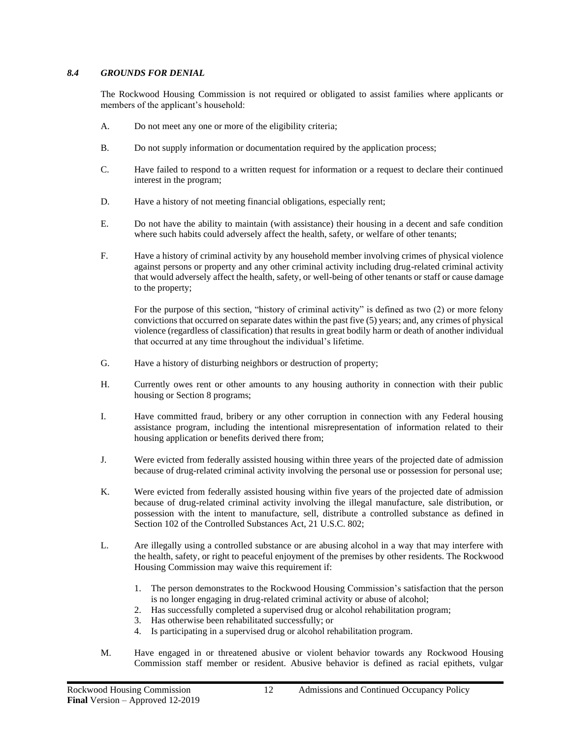### *8.4 GROUNDS FOR DENIAL*

The Rockwood Housing Commission is not required or obligated to assist families where applicants or members of the applicant's household:

A. Do not meet any one or more of the eligibility criteria;

B. Do not supply information or documentation required by the application process;

C. Have failed to respond to a written request for information or a request to declare their continued interest in the program;

D. Have a history of not meeting financial obligations, especially rent;

E. Do not have the ability to maintain (with assistance) their housing in a decent and safe condition where such habits could adversely affect the health, safety, or welfare of other tenants;

F. Have a history of criminal activity by any household member involving crimes of physical violence against persons or property and any other criminal activity including drug-related criminal activity that would adversely affect the health, safety, or well-being of other tenants or staff or cause damage to the property;

   For the purpose of this section, "history of criminal activity" is defined as two (2) or more felony convictions that occurred on separate dates within the past five (5) years; and, any crimes of physical violence (regardless of classification) that results in great bodily harm or death of another individual that occurred at any time throughout the individual's lifetime.

G. Have a history of disturbing neighbors or destruction of property;

H. Currently owes rent or other amounts to any housing authority in connection with their public housing or Section 8 programs;

I. Have committed fraud, bribery or any other corruption in connection with any Federal housing assistance program, including the intentional misrepresentation of information related to their housing application or benefits derived there from;

J. Were evicted from federally assisted housing within three years of the projected date of admission because of drug-related criminal activity involving the personal use or possession for personal use;

K. Were evicted from federally assisted housing within five years of the projected date of admission because of drug-related criminal activity involving the illegal manufacture, sale distribution, or possession with the intent to manufacture, sell, distribute a controlled substance as defined in Section 102 of the Controlled Substances Act, 21 U.S.C. 802;

L. Are illegally using a controlled substance or are abusing alcohol in a way that may interfere with the health, safety, or right to peaceful enjoyment of the premises by other residents. The Rockwood Housing Commission may waive this requirement if:

   1. The person demonstrates to the Rockwood Housing Commission's satisfaction that the person is no longer engaging in drug-related criminal activity or abuse of alcohol;
   2. Has successfully completed a supervised drug or alcohol rehabilitation program;
   3. Has otherwise been rehabilitated successfully; or
   4. Is participating in a supervised drug or alcohol rehabilitation program.

M. Have engaged in or threatened abusive or violent behavior towards any Rockwood Housing Commission staff member or resident. Abusive behavior is defined as racial epithets, vulgar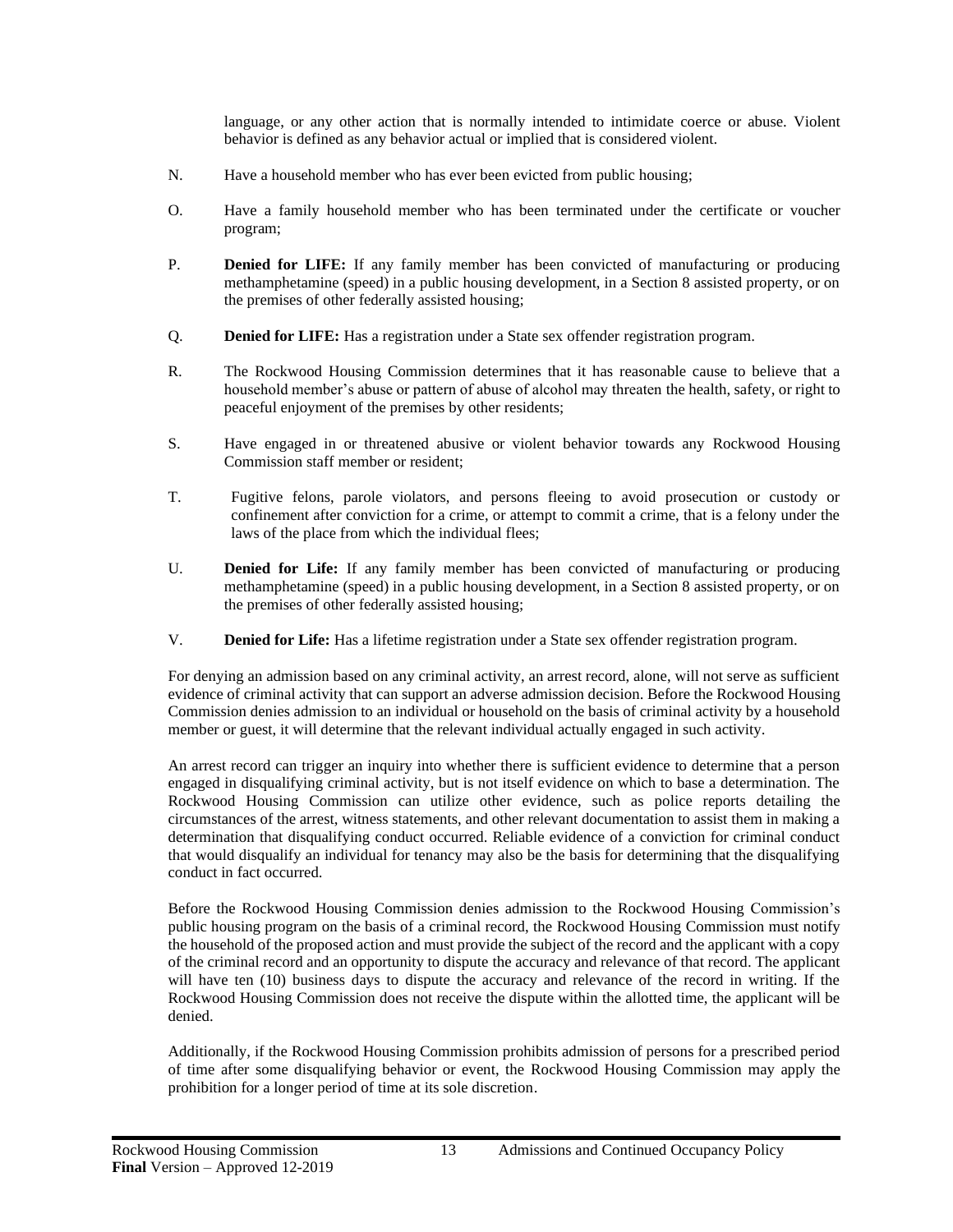language, or any other action that is normally intended to intimidate coerce or abuse. Violent behavior is defined as any behavior actual or implied that is considered violent.

N. Have a household member who has ever been evicted from public housing;

O. Have a family household member who has been terminated under the certificate or voucher program;

P. **Denied for LIFE:** If any family member has been convicted of manufacturing or producing methamphetamine (speed) in a public housing development, in a Section 8 assisted property, or on the premises of other federally assisted housing;

Q. **Denied for LIFE:** Has a registration under a State sex offender registration program.

R. The Rockwood Housing Commission determines that it has reasonable cause to believe that a household member's abuse or pattern of abuse of alcohol may threaten the health, safety, or right to peaceful enjoyment of the premises by other residents;

S. Have engaged in or threatened abusive or violent behavior towards any Rockwood Housing Commission staff member or resident;

T. Fugitive felons, parole violators, and persons fleeing to avoid prosecution or custody or confinement after conviction for a crime, or attempt to commit a crime, that is a felony under the laws of the place from which the individual flees;

U. **Denied for Life:** If any family member has been convicted of manufacturing or producing methamphetamine (speed) in a public housing development, in a Section 8 assisted property, or on the premises of other federally assisted housing;

V. **Denied for Life:** Has a lifetime registration under a State sex offender registration program.

For denying an admission based on any criminal activity, an arrest record, alone, will not serve as sufficient evidence of criminal activity that can support an adverse admission decision. Before the Rockwood Housing Commission denies admission to an individual or household on the basis of criminal activity by a household member or guest, it will determine that the relevant individual actually engaged in such activity.

An arrest record can trigger an inquiry into whether there is sufficient evidence to determine that a person engaged in disqualifying criminal activity, but is not itself evidence on which to base a determination. The Rockwood Housing Commission can utilize other evidence, such as police reports detailing the circumstances of the arrest, witness statements, and other relevant documentation to assist them in making a determination that disqualifying conduct occurred. Reliable evidence of a conviction for criminal conduct that would disqualify an individual for tenancy may also be the basis for determining that the disqualifying conduct in fact occurred.

Before the Rockwood Housing Commission denies admission to the Rockwood Housing Commission's public housing program on the basis of a criminal record, the Rockwood Housing Commission must notify the household of the proposed action and must provide the subject of the record and the applicant with a copy of the criminal record and an opportunity to dispute the accuracy and relevance of that record. The applicant will have ten (10) business days to dispute the accuracy and relevance of the record in writing. If the Rockwood Housing Commission does not receive the dispute within the allotted time, the applicant will be denied.

Additionally, if the Rockwood Housing Commission prohibits admission of persons for a prescribed period of time after some disqualifying behavior or event, the Rockwood Housing Commission may apply the prohibition for a longer period of time at its sole discretion.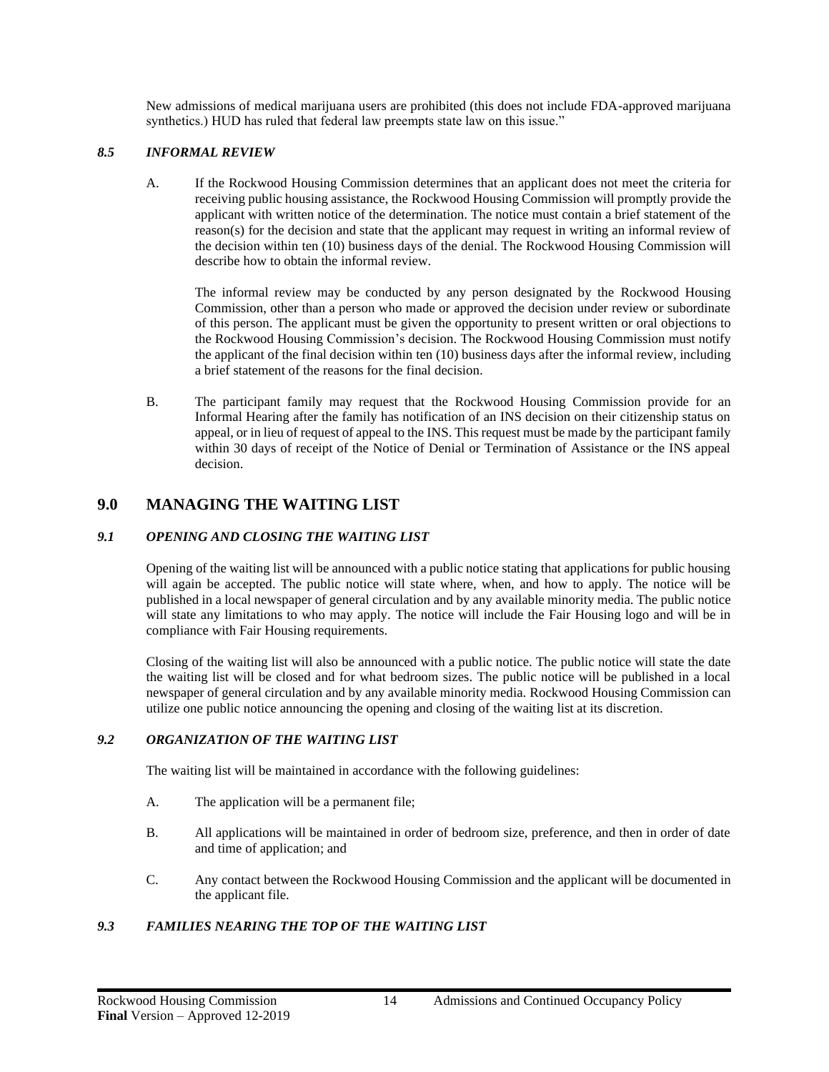New admissions of medical marijuana users are prohibited (this does not include FDA-approved marijuana synthetics.) HUD has ruled that federal law preempts state law on this issue."

### *8.5 INFORMAL REVIEW*

A. If the Rockwood Housing Commission determines that an applicant does not meet the criteria for receiving public housing assistance, the Rockwood Housing Commission will promptly provide the applicant with written notice of the determination. The notice must contain a brief statement of the reason(s) for the decision and state that the applicant may request in writing an informal review of the decision within ten (10) business days of the denial. The Rockwood Housing Commission will describe how to obtain the informal review.

   The informal review may be conducted by any person designated by the Rockwood Housing Commission, other than a person who made or approved the decision under review or subordinate of this person. The applicant must be given the opportunity to present written or oral objections to the Rockwood Housing Commission's decision. The Rockwood Housing Commission must notify the applicant of the final decision within ten (10) business days after the informal review, including a brief statement of the reasons for the final decision.

B. The participant family may request that the Rockwood Housing Commission provide for an Informal Hearing after the family has notification of an INS decision on their citizenship status on appeal, or in lieu of request of appeal to the INS. This request must be made by the participant family within 30 days of receipt of the Notice of Denial or Termination of Assistance or the INS appeal decision.

## 9.0 MANAGING THE WAITING LIST

### *9.1 OPENING AND CLOSING THE WAITING LIST*

Opening of the waiting list will be announced with a public notice stating that applications for public housing will again be accepted. The public notice will state where, when, and how to apply. The notice will be published in a local newspaper of general circulation and by any available minority media. The public notice will state any limitations to who may apply. The notice will include the Fair Housing logo and will be in compliance with Fair Housing requirements.

Closing of the waiting list will also be announced with a public notice. The public notice will state the date the waiting list will be closed and for what bedroom sizes. The public notice will be published in a local newspaper of general circulation and by any available minority media. Rockwood Housing Commission can utilize one public notice announcing the opening and closing of the waiting list at its discretion.

### *9.2 ORGANIZATION OF THE WAITING LIST*

The waiting list will be maintained in accordance with the following guidelines:

A. The application will be a permanent file;

B. All applications will be maintained in order of bedroom size, preference, and then in order of date and time of application; and

C. Any contact between the Rockwood Housing Commission and the applicant will be documented in the applicant file.

### *9.3 FAMILIES NEARING THE TOP OF THE WAITING LIST*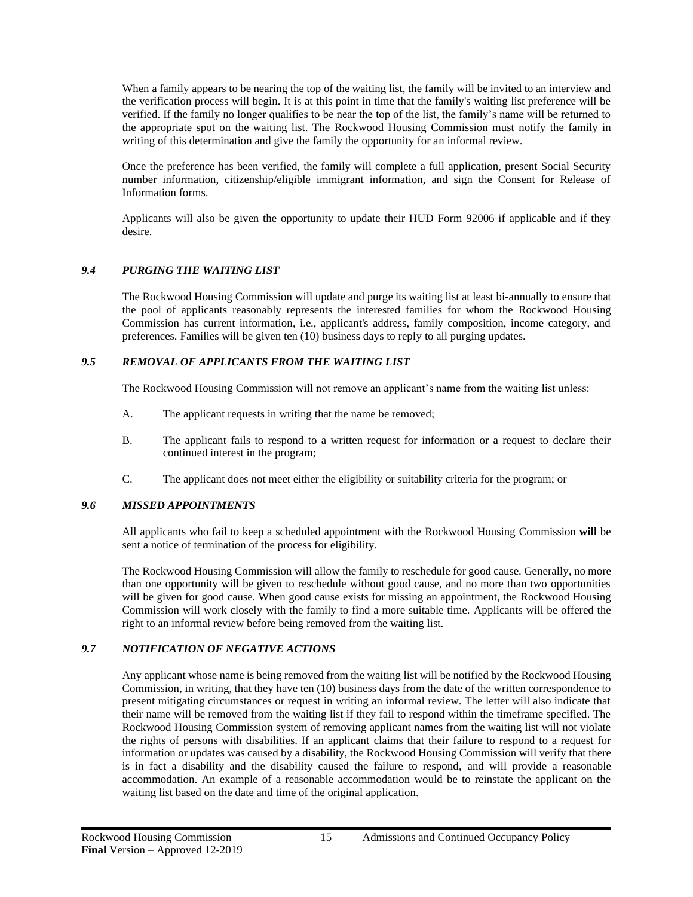When a family appears to be nearing the top of the waiting list, the family will be invited to an interview and the verification process will begin. It is at this point in time that the family's waiting list preference will be verified. If the family no longer qualifies to be near the top of the list, the family's name will be returned to the appropriate spot on the waiting list. The Rockwood Housing Commission must notify the family in writing of this determination and give the family the opportunity for an informal review.

Once the preference has been verified, the family will complete a full application, present Social Security number information, citizenship/eligible immigrant information, and sign the Consent for Release of Information forms.

Applicants will also be given the opportunity to update their HUD Form 92006 if applicable and if they desire.

### *9.4 PURGING THE WAITING LIST*

The Rockwood Housing Commission will update and purge its waiting list at least bi-annually to ensure that the pool of applicants reasonably represents the interested families for whom the Rockwood Housing Commission has current information, i.e., applicant's address, family composition, income category, and preferences. Families will be given ten (10) business days to reply to all purging updates.

### *9.5 REMOVAL OF APPLICANTS FROM THE WAITING LIST*

The Rockwood Housing Commission will not remove an applicant's name from the waiting list unless:

A. The applicant requests in writing that the name be removed;

B. The applicant fails to respond to a written request for information or a request to declare their continued interest in the program;

C. The applicant does not meet either the eligibility or suitability criteria for the program; or

### *9.6 MISSED APPOINTMENTS*

All applicants who fail to keep a scheduled appointment with the Rockwood Housing Commission **will** be sent a notice of termination of the process for eligibility.

The Rockwood Housing Commission will allow the family to reschedule for good cause. Generally, no more than one opportunity will be given to reschedule without good cause, and no more than two opportunities will be given for good cause. When good cause exists for missing an appointment, the Rockwood Housing Commission will work closely with the family to find a more suitable time. Applicants will be offered the right to an informal review before being removed from the waiting list.

### *9.7 NOTIFICATION OF NEGATIVE ACTIONS*

Any applicant whose name is being removed from the waiting list will be notified by the Rockwood Housing Commission, in writing, that they have ten (10) business days from the date of the written correspondence to present mitigating circumstances or request in writing an informal review. The letter will also indicate that their name will be removed from the waiting list if they fail to respond within the timeframe specified. The Rockwood Housing Commission system of removing applicant names from the waiting list will not violate the rights of persons with disabilities. If an applicant claims that their failure to respond to a request for information or updates was caused by a disability, the Rockwood Housing Commission will verify that there is in fact a disability and the disability caused the failure to respond, and will provide a reasonable accommodation. An example of a reasonable accommodation would be to reinstate the applicant on the waiting list based on the date and time of the original application.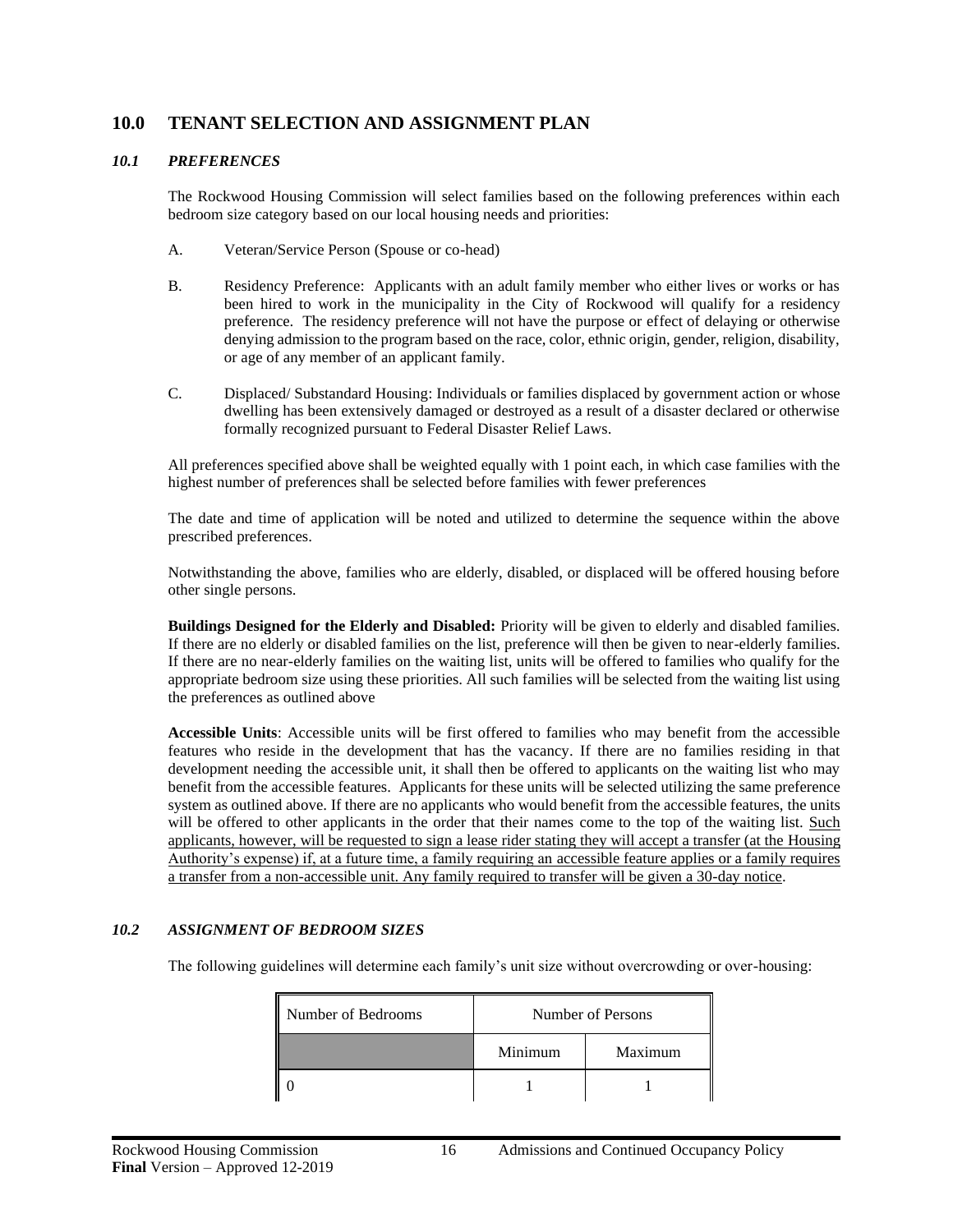## 10.0 TENANT SELECTION AND ASSIGNMENT PLAN

### *10.1 PREFERENCES*

The Rockwood Housing Commission will select families based on the following preferences within each bedroom size category based on our local housing needs and priorities:

A. Veteran/Service Person (Spouse or co-head)

B. Residency Preference: Applicants with an adult family member who either lives or works or has been hired to work in the municipality in the City of Rockwood will qualify for a residency preference. The residency preference will not have the purpose or effect of delaying or otherwise denying admission to the program based on the race, color, ethnic origin, gender, religion, disability, or age of any member of an applicant family.

C. Displaced/ Substandard Housing: Individuals or families displaced by government action or whose dwelling has been extensively damaged or destroyed as a result of a disaster declared or otherwise formally recognized pursuant to Federal Disaster Relief Laws.

All preferences specified above shall be weighted equally with 1 point each, in which case families with the highest number of preferences shall be selected before families with fewer preferences

The date and time of application will be noted and utilized to determine the sequence within the above prescribed preferences.

Notwithstanding the above, families who are elderly, disabled, or displaced will be offered housing before other single persons.

**Buildings Designed for the Elderly and Disabled:** Priority will be given to elderly and disabled families. If there are no elderly or disabled families on the list, preference will then be given to near-elderly families. If there are no near-elderly families on the waiting list, units will be offered to families who qualify for the appropriate bedroom size using these priorities. All such families will be selected from the waiting list using the preferences as outlined above

**Accessible Units**: Accessible units will be first offered to families who may benefit from the accessible features who reside in the development that has the vacancy. If there are no families residing in that development needing the accessible unit, it shall then be offered to applicants on the waiting list who may benefit from the accessible features. Applicants for these units will be selected utilizing the same preference system as outlined above. If there are no applicants who would benefit from the accessible features, the units will be offered to other applicants in the order that their names come to the top of the waiting list. <u>Such applicants, however, will be requested to sign a lease rider stating they will accept a transfer (at the Housing Authority's expense) if, at a future time, a family requiring an accessible feature applies or a family requires a transfer from a non-accessible unit. Any family required to transfer will be given a 30-day notice</u>.

### *10.2 ASSIGNMENT OF BEDROOM SIZES*

The following guidelines will determine each family's unit size without overcrowding or over-housing:

| Number of Bedrooms | Number of Persons | |
|---|---|---|
| | Minimum | Maximum |
| 0 | 1 | 1 |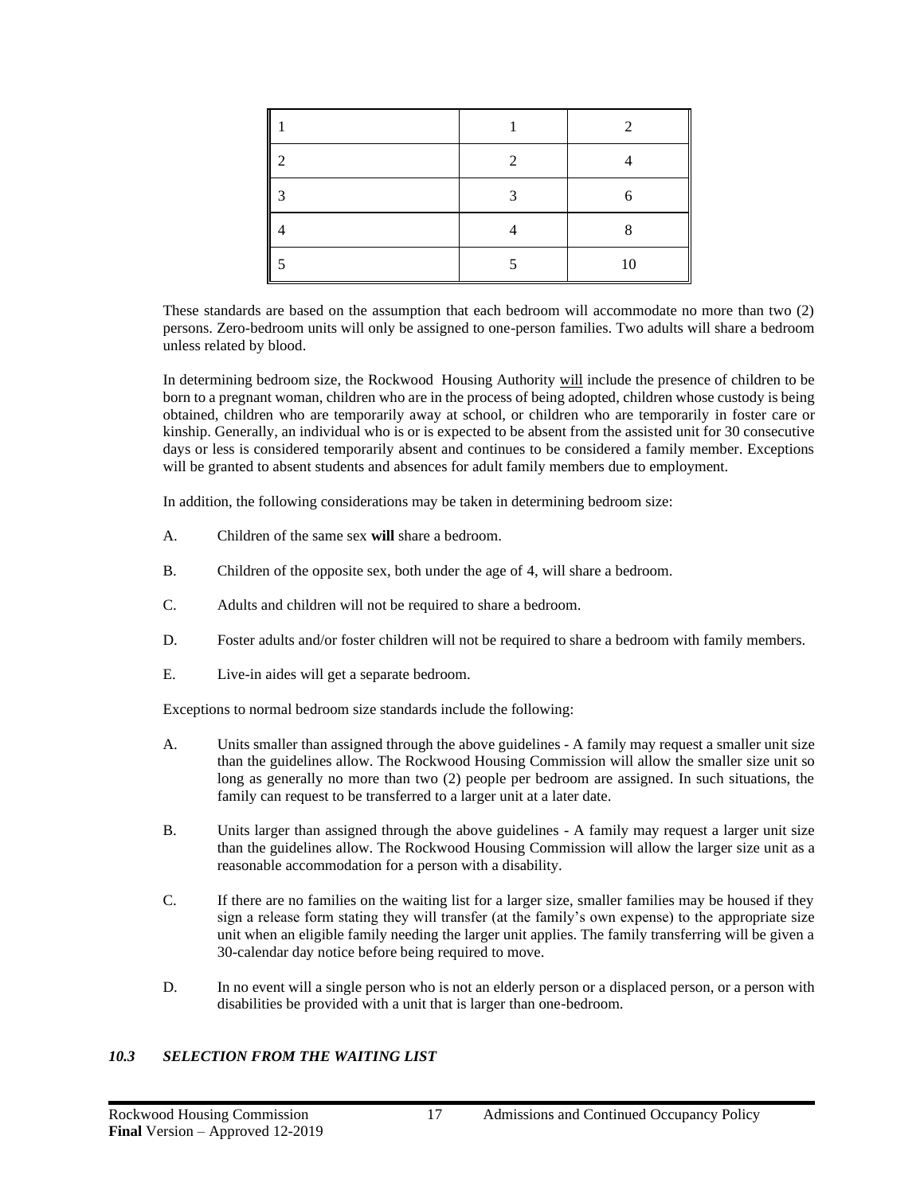| | | |
|---|---|---|
| 1 | 1 | 2 |
| 2 | 2 | 4 |
| 3 | 3 | 6 |
| 4 | 4 | 8 |
| 5 | 5 | 10 |

These standards are based on the assumption that each bedroom will accommodate no more than two (2) persons. Zero-bedroom units will only be assigned to one-person families. Two adults will share a bedroom unless related by blood.

In determining bedroom size, the Rockwood Housing Authority will include the presence of children to be born to a pregnant woman, children who are in the process of being adopted, children whose custody is being obtained, children who are temporarily away at school, or children who are temporarily in foster care or kinship. Generally, an individual who is or is expected to be absent from the assisted unit for 30 consecutive days or less is considered temporarily absent and continues to be considered a family member. Exceptions will be granted to absent students and absences for adult family members due to employment.

In addition, the following considerations may be taken in determining bedroom size:

A. Children of the same sex **will** share a bedroom.

B. Children of the opposite sex, both under the age of 4, will share a bedroom.

C. Adults and children will not be required to share a bedroom.

D. Foster adults and/or foster children will not be required to share a bedroom with family members.

E. Live-in aides will get a separate bedroom.

Exceptions to normal bedroom size standards include the following:

A. Units smaller than assigned through the above guidelines - A family may request a smaller unit size than the guidelines allow. The Rockwood Housing Commission will allow the smaller size unit so long as generally no more than two (2) people per bedroom are assigned. In such situations, the family can request to be transferred to a larger unit at a later date.

B. Units larger than assigned through the above guidelines - A family may request a larger unit size than the guidelines allow. The Rockwood Housing Commission will allow the larger size unit as a reasonable accommodation for a person with a disability.

C. If there are no families on the waiting list for a larger size, smaller families may be housed if they sign a release form stating they will transfer (at the family's own expense) to the appropriate size unit when an eligible family needing the larger unit applies. The family transferring will be given a 30-calendar day notice before being required to move.

D. In no event will a single person who is not an elderly person or a displaced person, or a person with disabilities be provided with a unit that is larger than one-bedroom.

### *10.3 SELECTION FROM THE WAITING LIST*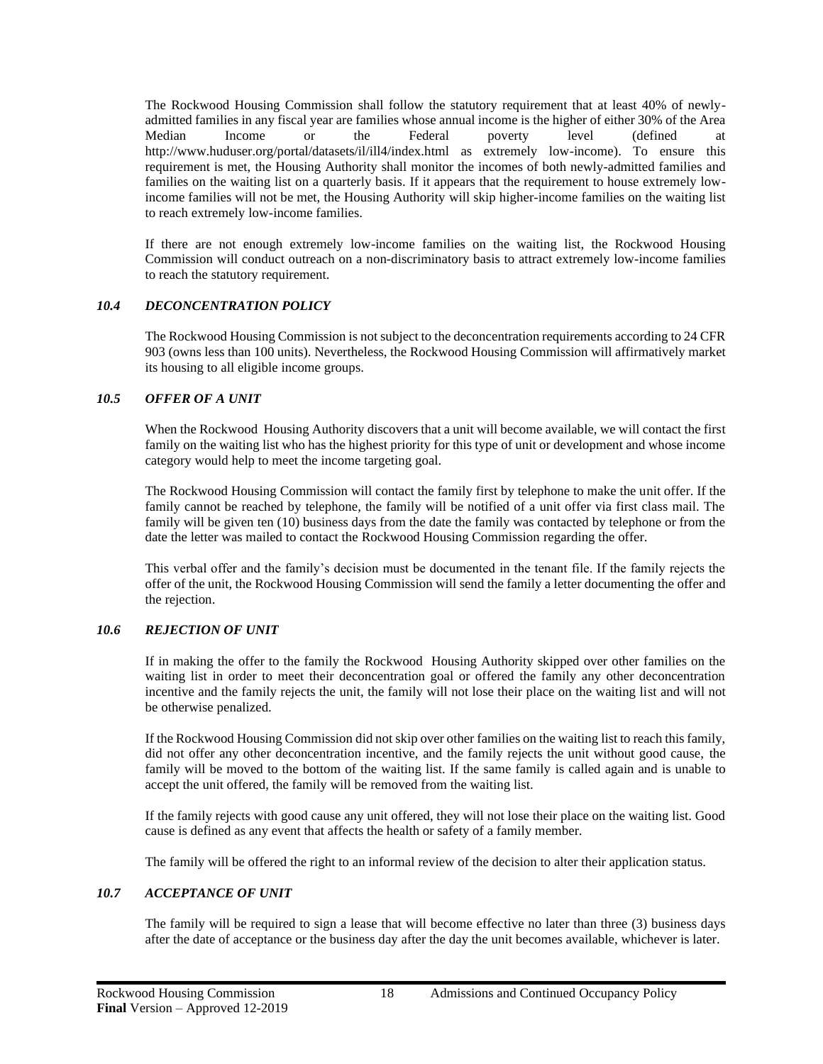The Rockwood Housing Commission shall follow the statutory requirement that at least 40% of newly-admitted families in any fiscal year are families whose annual income is the higher of either 30% of the Area Median Income or the Federal poverty level (defined at http://www.huduser.org/portal/datasets/il/ill4/index.html as extremely low-income). To ensure this requirement is met, the Housing Authority shall monitor the incomes of both newly-admitted families and families on the waiting list on a quarterly basis. If it appears that the requirement to house extremely low-income families will not be met, the Housing Authority will skip higher-income families on the waiting list to reach extremely low-income families.

If there are not enough extremely low-income families on the waiting list, the Rockwood Housing Commission will conduct outreach on a non-discriminatory basis to attract extremely low-income families to reach the statutory requirement.

### *10.4 DECONCENTRATION POLICY*

The Rockwood Housing Commission is not subject to the deconcentration requirements according to 24 CFR 903 (owns less than 100 units). Nevertheless, the Rockwood Housing Commission will affirmatively market its housing to all eligible income groups.

### *10.5 OFFER OF A UNIT*

When the Rockwood Housing Authority discovers that a unit will become available, we will contact the first family on the waiting list who has the highest priority for this type of unit or development and whose income category would help to meet the income targeting goal.

The Rockwood Housing Commission will contact the family first by telephone to make the unit offer. If the family cannot be reached by telephone, the family will be notified of a unit offer via first class mail. The family will be given ten (10) business days from the date the family was contacted by telephone or from the date the letter was mailed to contact the Rockwood Housing Commission regarding the offer.

This verbal offer and the family's decision must be documented in the tenant file. If the family rejects the offer of the unit, the Rockwood Housing Commission will send the family a letter documenting the offer and the rejection.

### *10.6 REJECTION OF UNIT*

If in making the offer to the family the Rockwood Housing Authority skipped over other families on the waiting list in order to meet their deconcentration goal or offered the family any other deconcentration incentive and the family rejects the unit, the family will not lose their place on the waiting list and will not be otherwise penalized.

If the Rockwood Housing Commission did not skip over other families on the waiting list to reach this family, did not offer any other deconcentration incentive, and the family rejects the unit without good cause, the family will be moved to the bottom of the waiting list. If the same family is called again and is unable to accept the unit offered, the family will be removed from the waiting list.

If the family rejects with good cause any unit offered, they will not lose their place on the waiting list. Good cause is defined as any event that affects the health or safety of a family member.

The family will be offered the right to an informal review of the decision to alter their application status.

### *10.7 ACCEPTANCE OF UNIT*

The family will be required to sign a lease that will become effective no later than three (3) business days after the date of acceptance or the business day after the day the unit becomes available, whichever is later.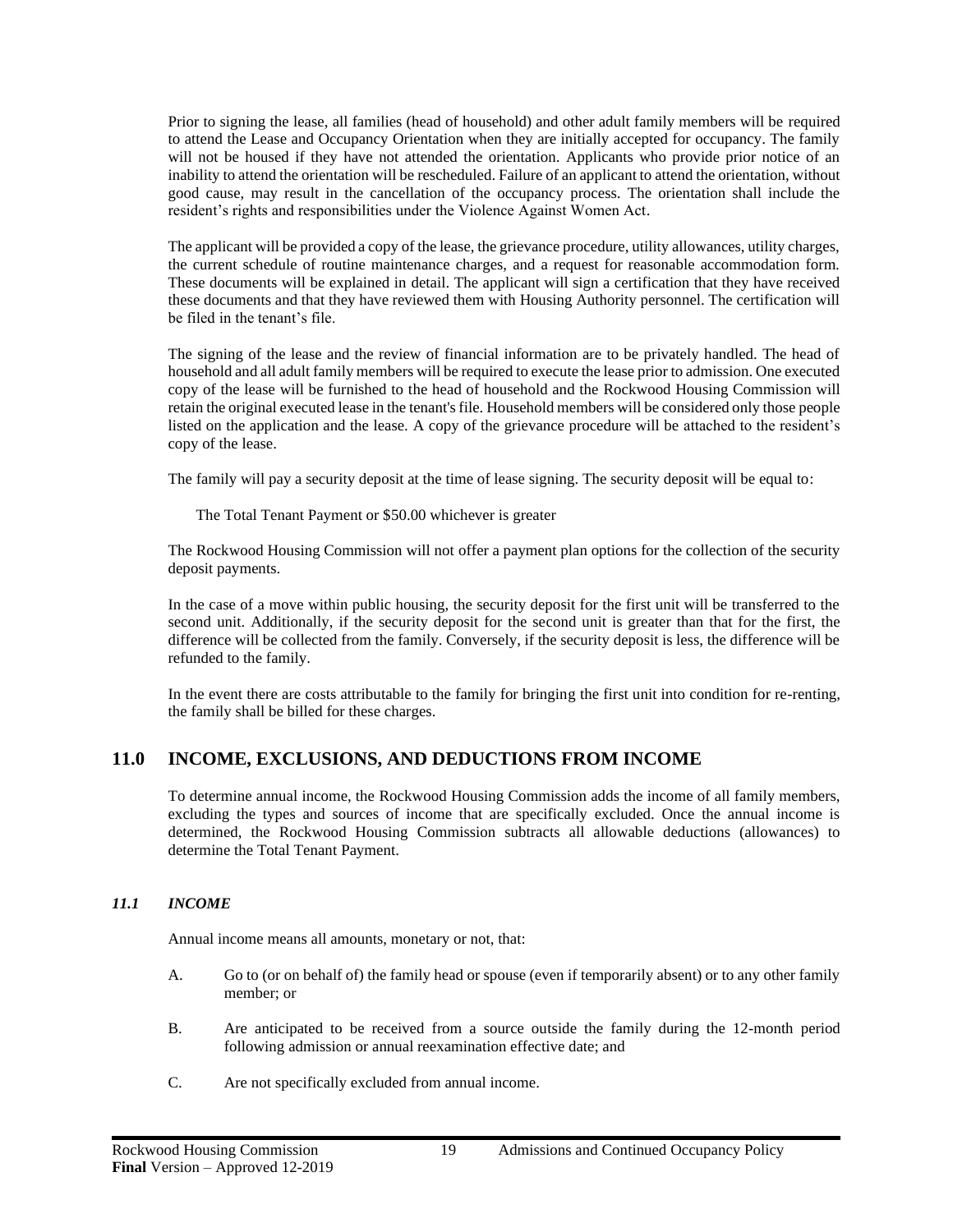Prior to signing the lease, all families (head of household) and other adult family members will be required to attend the Lease and Occupancy Orientation when they are initially accepted for occupancy. The family will not be housed if they have not attended the orientation. Applicants who provide prior notice of an inability to attend the orientation will be rescheduled. Failure of an applicant to attend the orientation, without good cause, may result in the cancellation of the occupancy process. The orientation shall include the resident's rights and responsibilities under the Violence Against Women Act.

The applicant will be provided a copy of the lease, the grievance procedure, utility allowances, utility charges, the current schedule of routine maintenance charges, and a request for reasonable accommodation form. These documents will be explained in detail. The applicant will sign a certification that they have received these documents and that they have reviewed them with Housing Authority personnel. The certification will be filed in the tenant's file.

The signing of the lease and the review of financial information are to be privately handled. The head of household and all adult family members will be required to execute the lease prior to admission. One executed copy of the lease will be furnished to the head of household and the Rockwood Housing Commission will retain the original executed lease in the tenant's file. Household members will be considered only those people listed on the application and the lease. A copy of the grievance procedure will be attached to the resident's copy of the lease.

The family will pay a security deposit at the time of lease signing. The security deposit will be equal to:

The Total Tenant Payment or $50.00 whichever is greater

The Rockwood Housing Commission will not offer a payment plan options for the collection of the security deposit payments.

In the case of a move within public housing, the security deposit for the first unit will be transferred to the second unit. Additionally, if the security deposit for the second unit is greater than that for the first, the difference will be collected from the family. Conversely, if the security deposit is less, the difference will be refunded to the family.

In the event there are costs attributable to the family for bringing the first unit into condition for re-renting, the family shall be billed for these charges.

## 11.0 INCOME, EXCLUSIONS, AND DEDUCTIONS FROM INCOME

To determine annual income, the Rockwood Housing Commission adds the income of all family members, excluding the types and sources of income that are specifically excluded. Once the annual income is determined, the Rockwood Housing Commission subtracts all allowable deductions (allowances) to determine the Total Tenant Payment.

### *11.1 INCOME*

Annual income means all amounts, monetary or not, that:

A. Go to (or on behalf of) the family head or spouse (even if temporarily absent) or to any other family member; or

B. Are anticipated to be received from a source outside the family during the 12-month period following admission or annual reexamination effective date; and

C. Are not specifically excluded from annual income.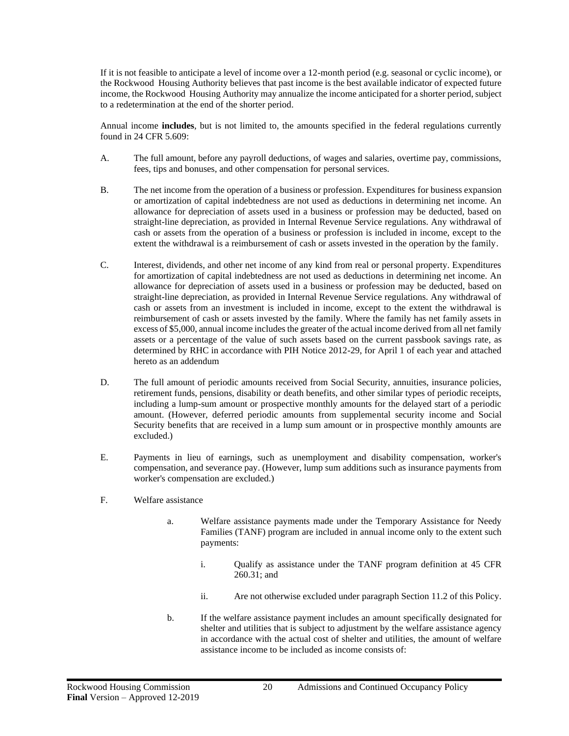If it is not feasible to anticipate a level of income over a 12-month period (e.g. seasonal or cyclic income), or the Rockwood Housing Authority believes that past income is the best available indicator of expected future income, the Rockwood Housing Authority may annualize the income anticipated for a shorter period, subject to a redetermination at the end of the shorter period.

Annual income **includes**, but is not limited to, the amounts specified in the federal regulations currently found in 24 CFR 5.609:

A. The full amount, before any payroll deductions, of wages and salaries, overtime pay, commissions, fees, tips and bonuses, and other compensation for personal services.

B. The net income from the operation of a business or profession. Expenditures for business expansion or amortization of capital indebtedness are not used as deductions in determining net income. An allowance for depreciation of assets used in a business or profession may be deducted, based on straight-line depreciation, as provided in Internal Revenue Service regulations. Any withdrawal of cash or assets from the operation of a business or profession is included in income, except to the extent the withdrawal is a reimbursement of cash or assets invested in the operation by the family.

C. Interest, dividends, and other net income of any kind from real or personal property. Expenditures for amortization of capital indebtedness are not used as deductions in determining net income. An allowance for depreciation of assets used in a business or profession may be deducted, based on straight-line depreciation, as provided in Internal Revenue Service regulations. Any withdrawal of cash or assets from an investment is included in income, except to the extent the withdrawal is reimbursement of cash or assets invested by the family. Where the family has net family assets in excess of $5,000, annual income includes the greater of the actual income derived from all net family assets or a percentage of the value of such assets based on the current passbook savings rate, as determined by RHC in accordance with PIH Notice 2012-29, for April 1 of each year and attached hereto as an addendum

D. The full amount of periodic amounts received from Social Security, annuities, insurance policies, retirement funds, pensions, disability or death benefits, and other similar types of periodic receipts, including a lump-sum amount or prospective monthly amounts for the delayed start of a periodic amount. (However, deferred periodic amounts from supplemental security income and Social Security benefits that are received in a lump sum amount or in prospective monthly amounts are excluded.)

E. Payments in lieu of earnings, such as unemployment and disability compensation, worker's compensation, and severance pay. (However, lump sum additions such as insurance payments from worker's compensation are excluded.)

F. Welfare assistance

   a. Welfare assistance payments made under the Temporary Assistance for Needy Families (TANF) program are included in annual income only to the extent such payments:

      i. Qualify as assistance under the TANF program definition at 45 CFR 260.31; and

      ii. Are not otherwise excluded under paragraph Section 11.2 of this Policy.

   b. If the welfare assistance payment includes an amount specifically designated for shelter and utilities that is subject to adjustment by the welfare assistance agency in accordance with the actual cost of shelter and utilities, the amount of welfare assistance income to be included as income consists of: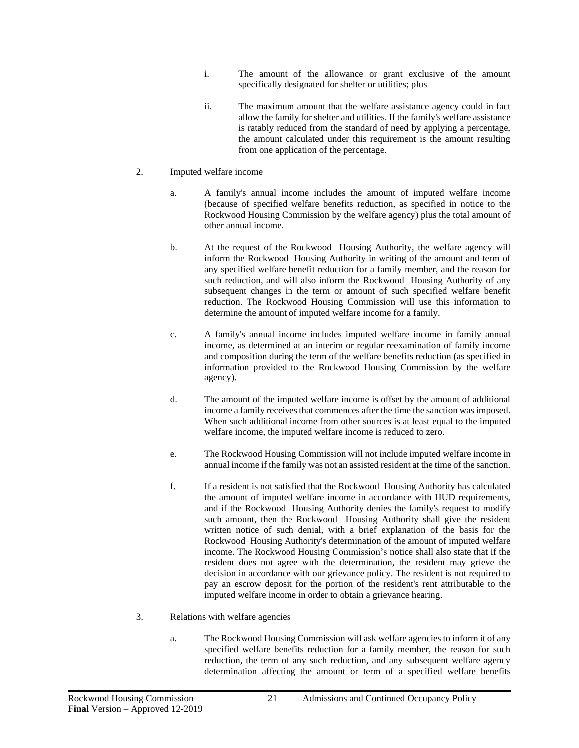i. The amount of the allowance or grant exclusive of the amount specifically designated for shelter or utilities; plus

ii. The maximum amount that the welfare assistance agency could in fact allow the family for shelter and utilities. If the family's welfare assistance is ratably reduced from the standard of need by applying a percentage, the amount calculated under this requirement is the amount resulting from one application of the percentage.

2. Imputed welfare income

a. A family's annual income includes the amount of imputed welfare income (because of specified welfare benefits reduction, as specified in notice to the Rockwood Housing Commission by the welfare agency) plus the total amount of other annual income.

b. At the request of the Rockwood Housing Authority, the welfare agency will inform the Rockwood Housing Authority in writing of the amount and term of any specified welfare benefit reduction for a family member, and the reason for such reduction, and will also inform the Rockwood Housing Authority of any subsequent changes in the term or amount of such specified welfare benefit reduction. The Rockwood Housing Commission will use this information to determine the amount of imputed welfare income for a family.

c. A family's annual income includes imputed welfare income in family annual income, as determined at an interim or regular reexamination of family income and composition during the term of the welfare benefits reduction (as specified in information provided to the Rockwood Housing Commission by the welfare agency).

d. The amount of the imputed welfare income is offset by the amount of additional income a family receives that commences after the time the sanction was imposed. When such additional income from other sources is at least equal to the imputed welfare income, the imputed welfare income is reduced to zero.

e. The Rockwood Housing Commission will not include imputed welfare income in annual income if the family was not an assisted resident at the time of the sanction.

f. If a resident is not satisfied that the Rockwood Housing Authority has calculated the amount of imputed welfare income in accordance with HUD requirements, and if the Rockwood Housing Authority denies the family's request to modify such amount, then the Rockwood Housing Authority shall give the resident written notice of such denial, with a brief explanation of the basis for the Rockwood Housing Authority's determination of the amount of imputed welfare income. The Rockwood Housing Commission's notice shall also state that if the resident does not agree with the determination, the resident may grieve the decision in accordance with our grievance policy. The resident is not required to pay an escrow deposit for the portion of the resident's rent attributable to the imputed welfare income in order to obtain a grievance hearing.

3. Relations with welfare agencies

a. The Rockwood Housing Commission will ask welfare agencies to inform it of any specified welfare benefits reduction for a family member, the reason for such reduction, the term of any such reduction, and any subsequent welfare agency determination affecting the amount or term of a specified welfare benefits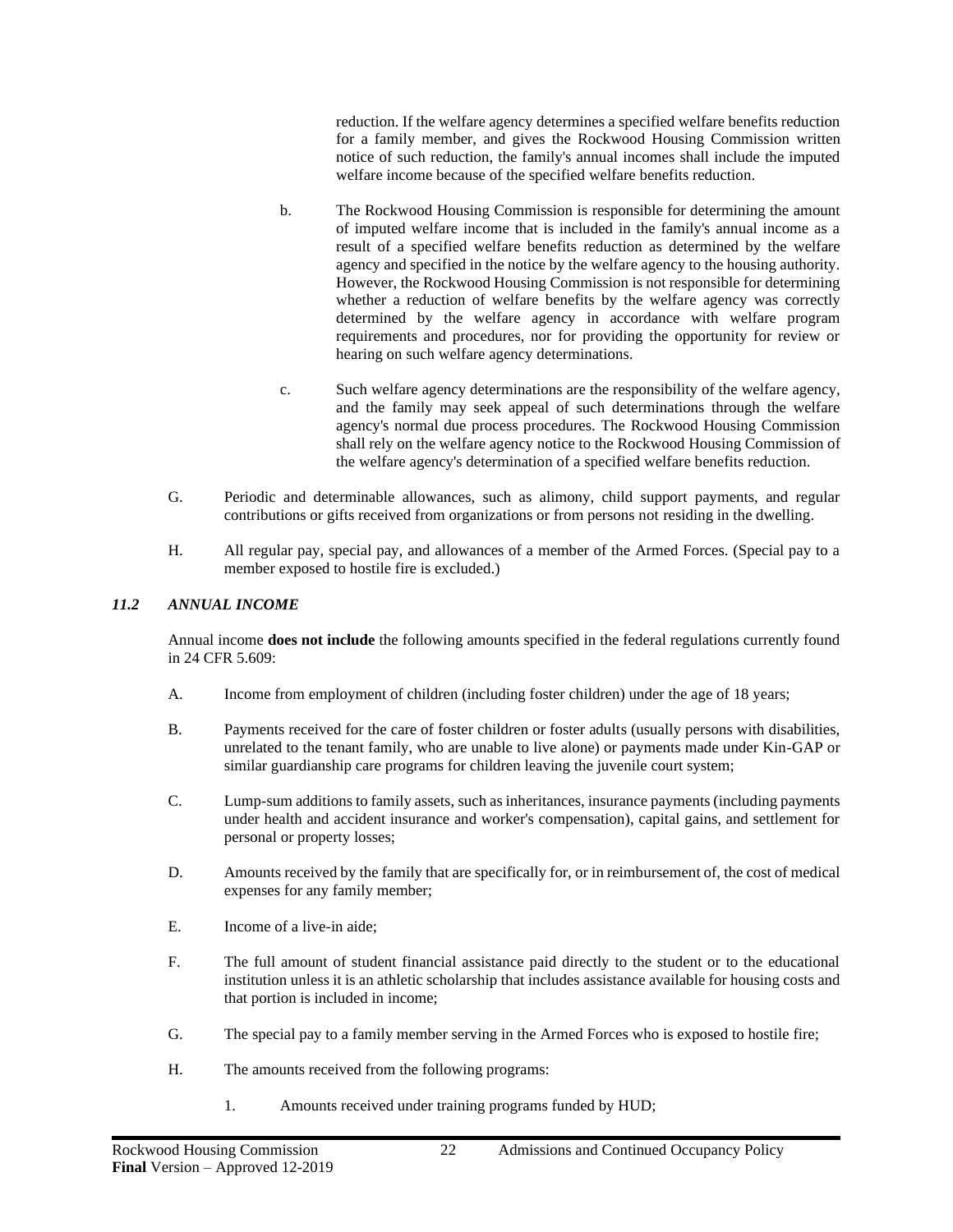reduction. If the welfare agency determines a specified welfare benefits reduction for a family member, and gives the Rockwood Housing Commission written notice of such reduction, the family's annual incomes shall include the imputed welfare income because of the specified welfare benefits reduction.

b. The Rockwood Housing Commission is responsible for determining the amount of imputed welfare income that is included in the family's annual income as a result of a specified welfare benefits reduction as determined by the welfare agency and specified in the notice by the welfare agency to the housing authority. However, the Rockwood Housing Commission is not responsible for determining whether a reduction of welfare benefits by the welfare agency was correctly determined by the welfare agency in accordance with welfare program requirements and procedures, nor for providing the opportunity for review or hearing on such welfare agency determinations.

c. Such welfare agency determinations are the responsibility of the welfare agency, and the family may seek appeal of such determinations through the welfare agency's normal due process procedures. The Rockwood Housing Commission shall rely on the welfare agency notice to the Rockwood Housing Commission of the welfare agency's determination of a specified welfare benefits reduction.

G. Periodic and determinable allowances, such as alimony, child support payments, and regular contributions or gifts received from organizations or from persons not residing in the dwelling.

H. All regular pay, special pay, and allowances of a member of the Armed Forces. (Special pay to a member exposed to hostile fire is excluded.)

### *11.2 ANNUAL INCOME*

Annual income **does not include** the following amounts specified in the federal regulations currently found in 24 CFR 5.609:

A. Income from employment of children (including foster children) under the age of 18 years;

B. Payments received for the care of foster children or foster adults (usually persons with disabilities, unrelated to the tenant family, who are unable to live alone) or payments made under Kin-GAP or similar guardianship care programs for children leaving the juvenile court system;

C. Lump-sum additions to family assets, such as inheritances, insurance payments (including payments under health and accident insurance and worker's compensation), capital gains, and settlement for personal or property losses;

D. Amounts received by the family that are specifically for, or in reimbursement of, the cost of medical expenses for any family member;

E. Income of a live-in aide;

F. The full amount of student financial assistance paid directly to the student or to the educational institution unless it is an athletic scholarship that includes assistance available for housing costs and that portion is included in income;

G. The special pay to a family member serving in the Armed Forces who is exposed to hostile fire;

H. The amounts received from the following programs:

1. Amounts received under training programs funded by HUD;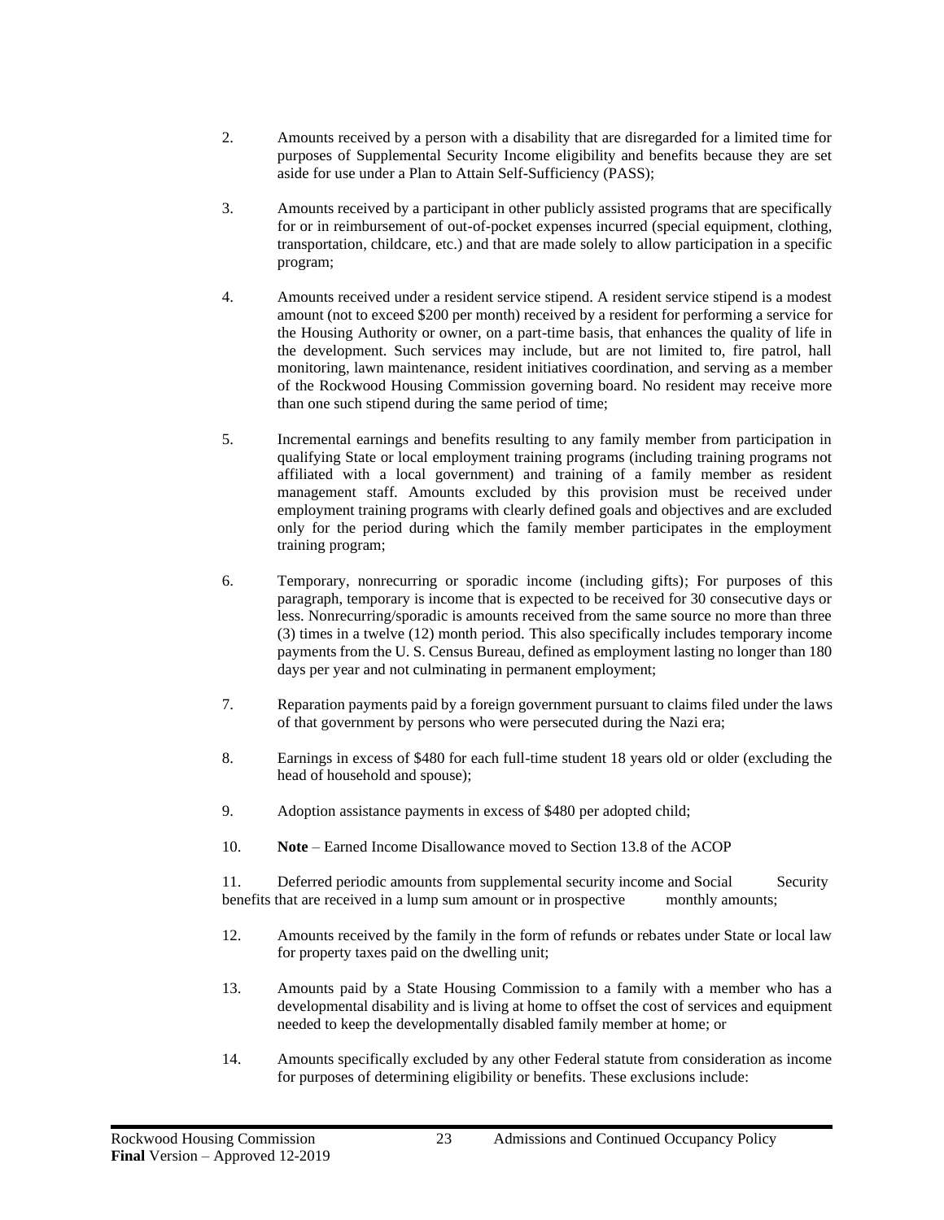2. Amounts received by a person with a disability that are disregarded for a limited time for purposes of Supplemental Security Income eligibility and benefits because they are set aside for use under a Plan to Attain Self-Sufficiency (PASS);

3. Amounts received by a participant in other publicly assisted programs that are specifically for or in reimbursement of out-of-pocket expenses incurred (special equipment, clothing, transportation, childcare, etc.) and that are made solely to allow participation in a specific program;

4. Amounts received under a resident service stipend. A resident service stipend is a modest amount (not to exceed $200 per month) received by a resident for performing a service for the Housing Authority or owner, on a part-time basis, that enhances the quality of life in the development. Such services may include, but are not limited to, fire patrol, hall monitoring, lawn maintenance, resident initiatives coordination, and serving as a member of the Rockwood Housing Commission governing board. No resident may receive more than one such stipend during the same period of time;

5. Incremental earnings and benefits resulting to any family member from participation in qualifying State or local employment training programs (including training programs not affiliated with a local government) and training of a family member as resident management staff. Amounts excluded by this provision must be received under employment training programs with clearly defined goals and objectives and are excluded only for the period during which the family member participates in the employment training program;

6. Temporary, nonrecurring or sporadic income (including gifts); For purposes of this paragraph, temporary is income that is expected to be received for 30 consecutive days or less. Nonrecurring/sporadic is amounts received from the same source no more than three (3) times in a twelve (12) month period. This also specifically includes temporary income payments from the U. S. Census Bureau, defined as employment lasting no longer than 180 days per year and not culminating in permanent employment;

7. Reparation payments paid by a foreign government pursuant to claims filed under the laws of that government by persons who were persecuted during the Nazi era;

8. Earnings in excess of $480 for each full-time student 18 years old or older (excluding the head of household and spouse);

9. Adoption assistance payments in excess of $480 per adopted child;

10. **Note** – Earned Income Disallowance moved to Section 13.8 of the ACOP

11. Deferred periodic amounts from supplemental security income and Social Security benefits that are received in a lump sum amount or in prospective monthly amounts;

12. Amounts received by the family in the form of refunds or rebates under State or local law for property taxes paid on the dwelling unit;

13. Amounts paid by a State Housing Commission to a family with a member who has a developmental disability and is living at home to offset the cost of services and equipment needed to keep the developmentally disabled family member at home; or

14. Amounts specifically excluded by any other Federal statute from consideration as income for purposes of determining eligibility or benefits. These exclusions include: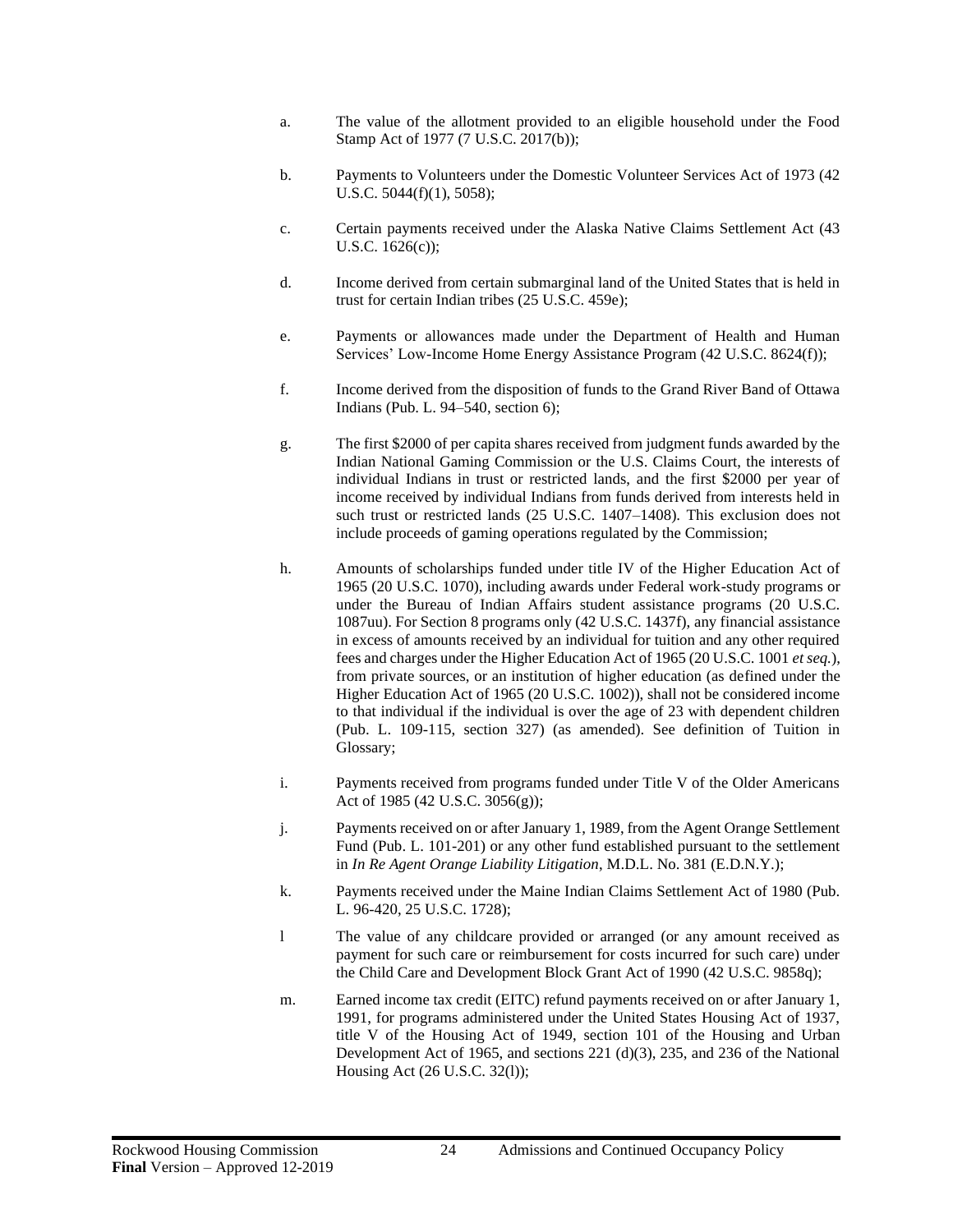a. The value of the allotment provided to an eligible household under the Food Stamp Act of 1977 (7 U.S.C. 2017(b));

b. Payments to Volunteers under the Domestic Volunteer Services Act of 1973 (42 U.S.C. 5044(f)(1), 5058);

c. Certain payments received under the Alaska Native Claims Settlement Act (43 U.S.C. 1626(c));

d. Income derived from certain submarginal land of the United States that is held in trust for certain Indian tribes (25 U.S.C. 459e);

e. Payments or allowances made under the Department of Health and Human Services' Low-Income Home Energy Assistance Program (42 U.S.C. 8624(f));

f. Income derived from the disposition of funds to the Grand River Band of Ottawa Indians (Pub. L. 94–540, section 6);

g. The first $2000 of per capita shares received from judgment funds awarded by the Indian National Gaming Commission or the U.S. Claims Court, the interests of individual Indians in trust or restricted lands, and the first $2000 per year of income received by individual Indians from funds derived from interests held in such trust or restricted lands (25 U.S.C. 1407–1408). This exclusion does not include proceeds of gaming operations regulated by the Commission;

h. Amounts of scholarships funded under title IV of the Higher Education Act of 1965 (20 U.S.C. 1070), including awards under Federal work-study programs or under the Bureau of Indian Affairs student assistance programs (20 U.S.C. 1087uu). For Section 8 programs only (42 U.S.C. 1437f), any financial assistance in excess of amounts received by an individual for tuition and any other required fees and charges under the Higher Education Act of 1965 (20 U.S.C. 1001 *et seq.*), from private sources, or an institution of higher education (as defined under the Higher Education Act of 1965 (20 U.S.C. 1002)), shall not be considered income to that individual if the individual is over the age of 23 with dependent children (Pub. L. 109-115, section 327) (as amended). See definition of Tuition in Glossary;

i. Payments received from programs funded under Title V of the Older Americans Act of 1985 (42 U.S.C. 3056(g));

j. Payments received on or after January 1, 1989, from the Agent Orange Settlement Fund (Pub. L. 101-201) or any other fund established pursuant to the settlement in *In Re Agent Orange Liability Litigation*, M.D.L. No. 381 (E.D.N.Y.);

k. Payments received under the Maine Indian Claims Settlement Act of 1980 (Pub. L. 96-420, 25 U.S.C. 1728);

l The value of any childcare provided or arranged (or any amount received as payment for such care or reimbursement for costs incurred for such care) under the Child Care and Development Block Grant Act of 1990 (42 U.S.C. 9858q);

m. Earned income tax credit (EITC) refund payments received on or after January 1, 1991, for programs administered under the United States Housing Act of 1937, title V of the Housing Act of 1949, section 101 of the Housing and Urban Development Act of 1965, and sections 221 (d)(3), 235, and 236 of the National Housing Act (26 U.S.C. 32(l));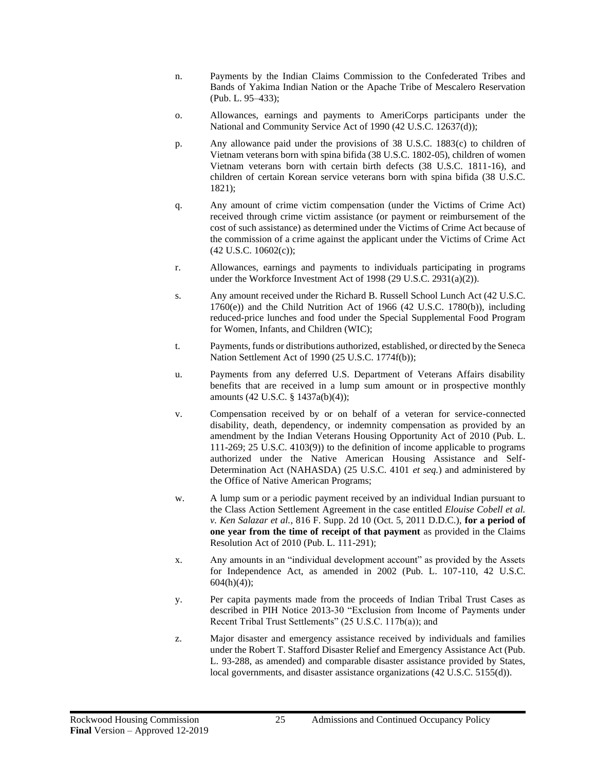n. Payments by the Indian Claims Commission to the Confederated Tribes and Bands of Yakima Indian Nation or the Apache Tribe of Mescalero Reservation (Pub. L. 95–433);

o. Allowances, earnings and payments to AmeriCorps participants under the National and Community Service Act of 1990 (42 U.S.C. 12637(d));

p. Any allowance paid under the provisions of 38 U.S.C. 1883(c) to children of Vietnam veterans born with spina bifida (38 U.S.C. 1802-05), children of women Vietnam veterans born with certain birth defects (38 U.S.C. 1811-16), and children of certain Korean service veterans born with spina bifida (38 U.S.C. 1821);

q. Any amount of crime victim compensation (under the Victims of Crime Act) received through crime victim assistance (or payment or reimbursement of the cost of such assistance) as determined under the Victims of Crime Act because of the commission of a crime against the applicant under the Victims of Crime Act (42 U.S.C. 10602(c));

r. Allowances, earnings and payments to individuals participating in programs under the Workforce Investment Act of 1998 (29 U.S.C. 2931(a)(2)).

s. Any amount received under the Richard B. Russell School Lunch Act (42 U.S.C. 1760(e)) and the Child Nutrition Act of 1966 (42 U.S.C. 1780(b)), including reduced-price lunches and food under the Special Supplemental Food Program for Women, Infants, and Children (WIC);

t. Payments, funds or distributions authorized, established, or directed by the Seneca Nation Settlement Act of 1990 (25 U.S.C. 1774f(b));

u. Payments from any deferred U.S. Department of Veterans Affairs disability benefits that are received in a lump sum amount or in prospective monthly amounts (42 U.S.C. § 1437a(b)(4));

v. Compensation received by or on behalf of a veteran for service-connected disability, death, dependency, or indemnity compensation as provided by an amendment by the Indian Veterans Housing Opportunity Act of 2010 (Pub. L. 111-269; 25 U.S.C. 4103(9)) to the definition of income applicable to programs authorized under the Native American Housing Assistance and Self-Determination Act (NAHASDA) (25 U.S.C. 4101 *et seq.*) and administered by the Office of Native American Programs;

w. A lump sum or a periodic payment received by an individual Indian pursuant to the Class Action Settlement Agreement in the case entitled *Elouise Cobell et al. v. Ken Salazar et al.*, 816 F. Supp. 2d 10 (Oct. 5, 2011 D.D.C.), **for a period of one year from the time of receipt of that payment** as provided in the Claims Resolution Act of 2010 (Pub. L. 111-291);

x. Any amounts in an "individual development account" as provided by the Assets for Independence Act, as amended in 2002 (Pub. L. 107-110, 42 U.S.C. 604(h)(4));

y. Per capita payments made from the proceeds of Indian Tribal Trust Cases as described in PIH Notice 2013-30 "Exclusion from Income of Payments under Recent Tribal Trust Settlements" (25 U.S.C. 117b(a)); and

z. Major disaster and emergency assistance received by individuals and families under the Robert T. Stafford Disaster Relief and Emergency Assistance Act (Pub. L. 93-288, as amended) and comparable disaster assistance provided by States, local governments, and disaster assistance organizations (42 U.S.C. 5155(d)).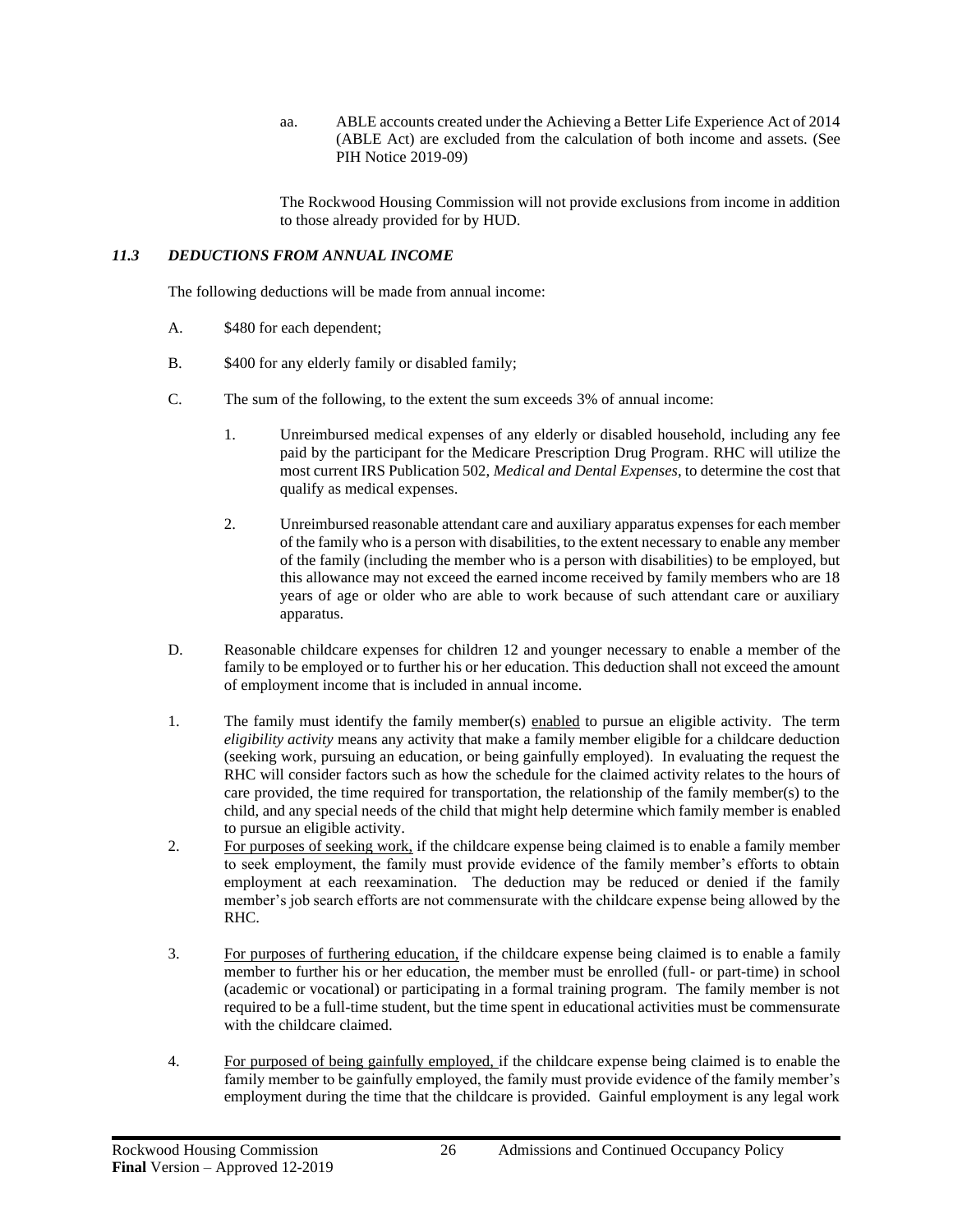aa. ABLE accounts created under the Achieving a Better Life Experience Act of 2014 (ABLE Act) are excluded from the calculation of both income and assets. (See PIH Notice 2019-09)

The Rockwood Housing Commission will not provide exclusions from income in addition to those already provided for by HUD.

### *11.3 DEDUCTIONS FROM ANNUAL INCOME*

The following deductions will be made from annual income:

A. $480 for each dependent;

B. $400 for any elderly family or disabled family;

C. The sum of the following, to the extent the sum exceeds 3% of annual income:

1. Unreimbursed medical expenses of any elderly or disabled household, including any fee paid by the participant for the Medicare Prescription Drug Program. RHC will utilize the most current IRS Publication 502, *Medical and Dental Expenses*, to determine the cost that qualify as medical expenses.

2. Unreimbursed reasonable attendant care and auxiliary apparatus expenses for each member of the family who is a person with disabilities, to the extent necessary to enable any member of the family (including the member who is a person with disabilities) to be employed, but this allowance may not exceed the earned income received by family members who are 18 years of age or older who are able to work because of such attendant care or auxiliary apparatus.

D. Reasonable childcare expenses for children 12 and younger necessary to enable a member of the family to be employed or to further his or her education. This deduction shall not exceed the amount of employment income that is included in annual income.

1. The family must identify the family member(s) enabled to pursue an eligible activity. The term *eligibility activity* means any activity that make a family member eligible for a childcare deduction (seeking work, pursuing an education, or being gainfully employed). In evaluating the request the RHC will consider factors such as how the schedule for the claimed activity relates to the hours of care provided, the time required for transportation, the relationship of the family member(s) to the child, and any special needs of the child that might help determine which family member is enabled to pursue an eligible activity.

2. For purposes of seeking work, if the childcare expense being claimed is to enable a family member to seek employment, the family must provide evidence of the family member's efforts to obtain employment at each reexamination. The deduction may be reduced or denied if the family member's job search efforts are not commensurate with the childcare expense being allowed by the RHC.

3. For purposes of furthering education, if the childcare expense being claimed is to enable a family member to further his or her education, the member must be enrolled (full- or part-time) in school (academic or vocational) or participating in a formal training program. The family member is not required to be a full-time student, but the time spent in educational activities must be commensurate with the childcare claimed.

4. For purposed of being gainfully employed, if the childcare expense being claimed is to enable the family member to be gainfully employed, the family must provide evidence of the family member's employment during the time that the childcare is provided. Gainful employment is any legal work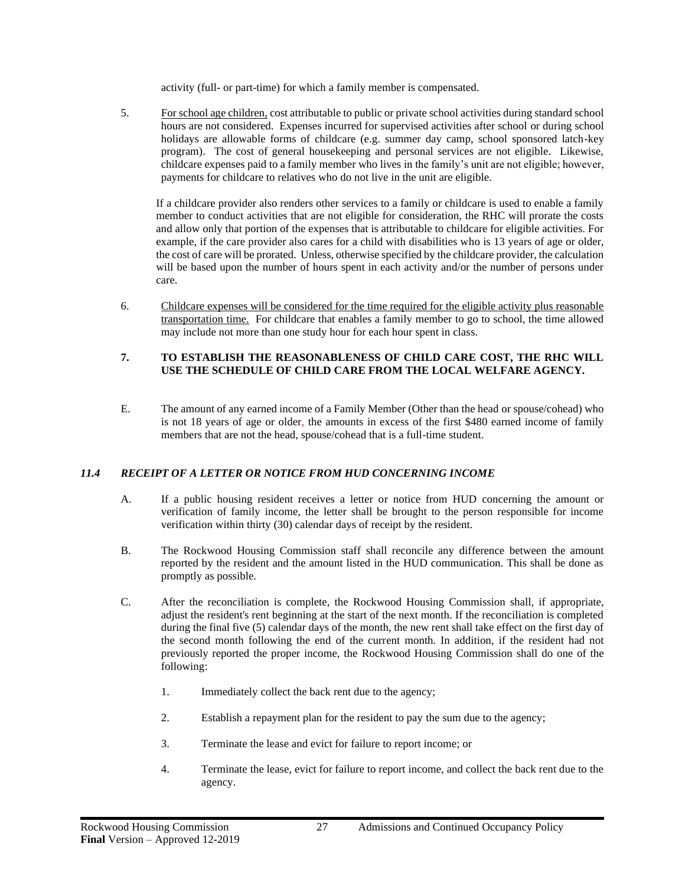activity (full- or part-time) for which a family member is compensated.

5. For school age children, cost attributable to public or private school activities during standard school hours are not considered. Expenses incurred for supervised activities after school or during school holidays are allowable forms of childcare (e.g. summer day camp, school sponsored latch-key program). The cost of general housekeeping and personal services are not eligible. Likewise, childcare expenses paid to a family member who lives in the family's unit are not eligible; however, payments for childcare to relatives who do not live in the unit are eligible.

   If a childcare provider also renders other services to a family or childcare is used to enable a family member to conduct activities that are not eligible for consideration, the RHC will prorate the costs and allow only that portion of the expenses that is attributable to childcare for eligible activities. For example, if the care provider also cares for a child with disabilities who is 13 years of age or older, the cost of care will be prorated. Unless, otherwise specified by the childcare provider, the calculation will be based upon the number of hours spent in each activity and/or the number of persons under care.

6. Childcare expenses will be considered for the time required for the eligible activity plus reasonable transportation time. For childcare that enables a family member to go to school, the time allowed may include not more than one study hour for each hour spent in class.

7. **TO ESTABLISH THE REASONABLENESS OF CHILD CARE COST, THE RHC WILL USE THE SCHEDULE OF CHILD CARE FROM THE LOCAL WELFARE AGENCY.**

E. The amount of any earned income of a Family Member (Other than the head or spouse/cohead) who is not 18 years of age or older, the amounts in excess of the first $480 earned income of family members that are not the head, spouse/cohead that is a full-time student.

### *11.4 RECEIPT OF A LETTER OR NOTICE FROM HUD CONCERNING INCOME*

A. If a public housing resident receives a letter or notice from HUD concerning the amount or verification of family income, the letter shall be brought to the person responsible for income verification within thirty (30) calendar days of receipt by the resident.

B. The Rockwood Housing Commission staff shall reconcile any difference between the amount reported by the resident and the amount listed in the HUD communication. This shall be done as promptly as possible.

C. After the reconciliation is complete, the Rockwood Housing Commission shall, if appropriate, adjust the resident's rent beginning at the start of the next month. If the reconciliation is completed during the final five (5) calendar days of the month, the new rent shall take effect on the first day of the second month following the end of the current month. In addition, if the resident had not previously reported the proper income, the Rockwood Housing Commission shall do one of the following:

   1. Immediately collect the back rent due to the agency;

   2. Establish a repayment plan for the resident to pay the sum due to the agency;

   3. Terminate the lease and evict for failure to report income; or

   4. Terminate the lease, evict for failure to report income, and collect the back rent due to the agency.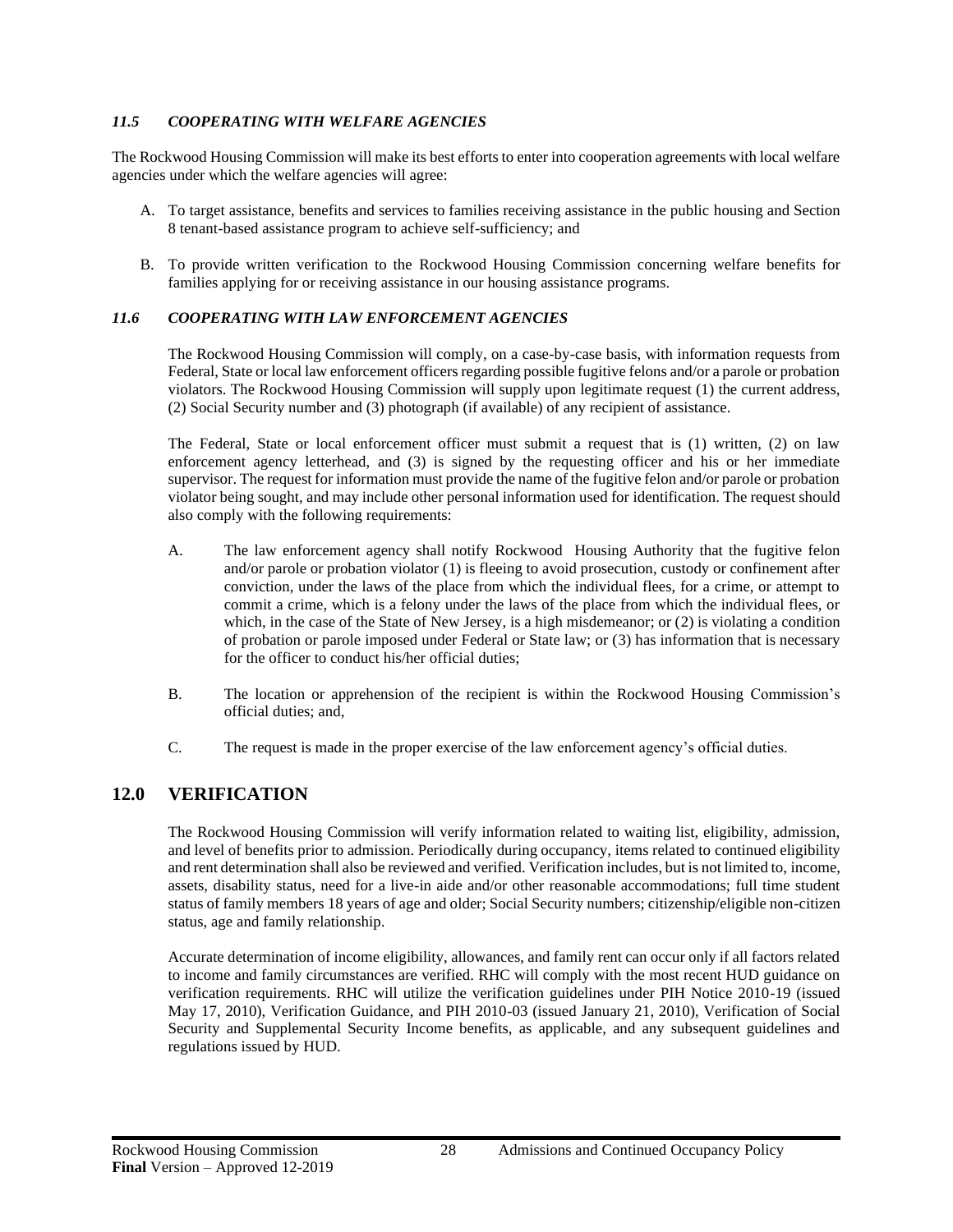### *11.5 COOPERATING WITH WELFARE AGENCIES*

The Rockwood Housing Commission will make its best efforts to enter into cooperation agreements with local welfare agencies under which the welfare agencies will agree:

A. To target assistance, benefits and services to families receiving assistance in the public housing and Section 8 tenant-based assistance program to achieve self-sufficiency; and

B. To provide written verification to the Rockwood Housing Commission concerning welfare benefits for families applying for or receiving assistance in our housing assistance programs.

### *11.6 COOPERATING WITH LAW ENFORCEMENT AGENCIES*

The Rockwood Housing Commission will comply, on a case-by-case basis, with information requests from Federal, State or local law enforcement officers regarding possible fugitive felons and/or a parole or probation violators. The Rockwood Housing Commission will supply upon legitimate request (1) the current address, (2) Social Security number and (3) photograph (if available) of any recipient of assistance.

The Federal, State or local enforcement officer must submit a request that is (1) written, (2) on law enforcement agency letterhead, and (3) is signed by the requesting officer and his or her immediate supervisor. The request for information must provide the name of the fugitive felon and/or parole or probation violator being sought, and may include other personal information used for identification. The request should also comply with the following requirements:

A. The law enforcement agency shall notify Rockwood Housing Authority that the fugitive felon and/or parole or probation violator (1) is fleeing to avoid prosecution, custody or confinement after conviction, under the laws of the place from which the individual flees, for a crime, or attempt to commit a crime, which is a felony under the laws of the place from which the individual flees, or which, in the case of the State of New Jersey, is a high misdemeanor; or (2) is violating a condition of probation or parole imposed under Federal or State law; or (3) has information that is necessary for the officer to conduct his/her official duties;

B. The location or apprehension of the recipient is within the Rockwood Housing Commission's official duties; and,

C. The request is made in the proper exercise of the law enforcement agency's official duties.

## 12.0 VERIFICATION

The Rockwood Housing Commission will verify information related to waiting list, eligibility, admission, and level of benefits prior to admission. Periodically during occupancy, items related to continued eligibility and rent determination shall also be reviewed and verified. Verification includes, but is not limited to, income, assets, disability status, need for a live-in aide and/or other reasonable accommodations; full time student status of family members 18 years of age and older; Social Security numbers; citizenship/eligible non-citizen status, age and family relationship.

Accurate determination of income eligibility, allowances, and family rent can occur only if all factors related to income and family circumstances are verified. RHC will comply with the most recent HUD guidance on verification requirements. RHC will utilize the verification guidelines under PIH Notice 2010-19 (issued May 17, 2010), Verification Guidance, and PIH 2010-03 (issued January 21, 2010), Verification of Social Security and Supplemental Security Income benefits, as applicable, and any subsequent guidelines and regulations issued by HUD.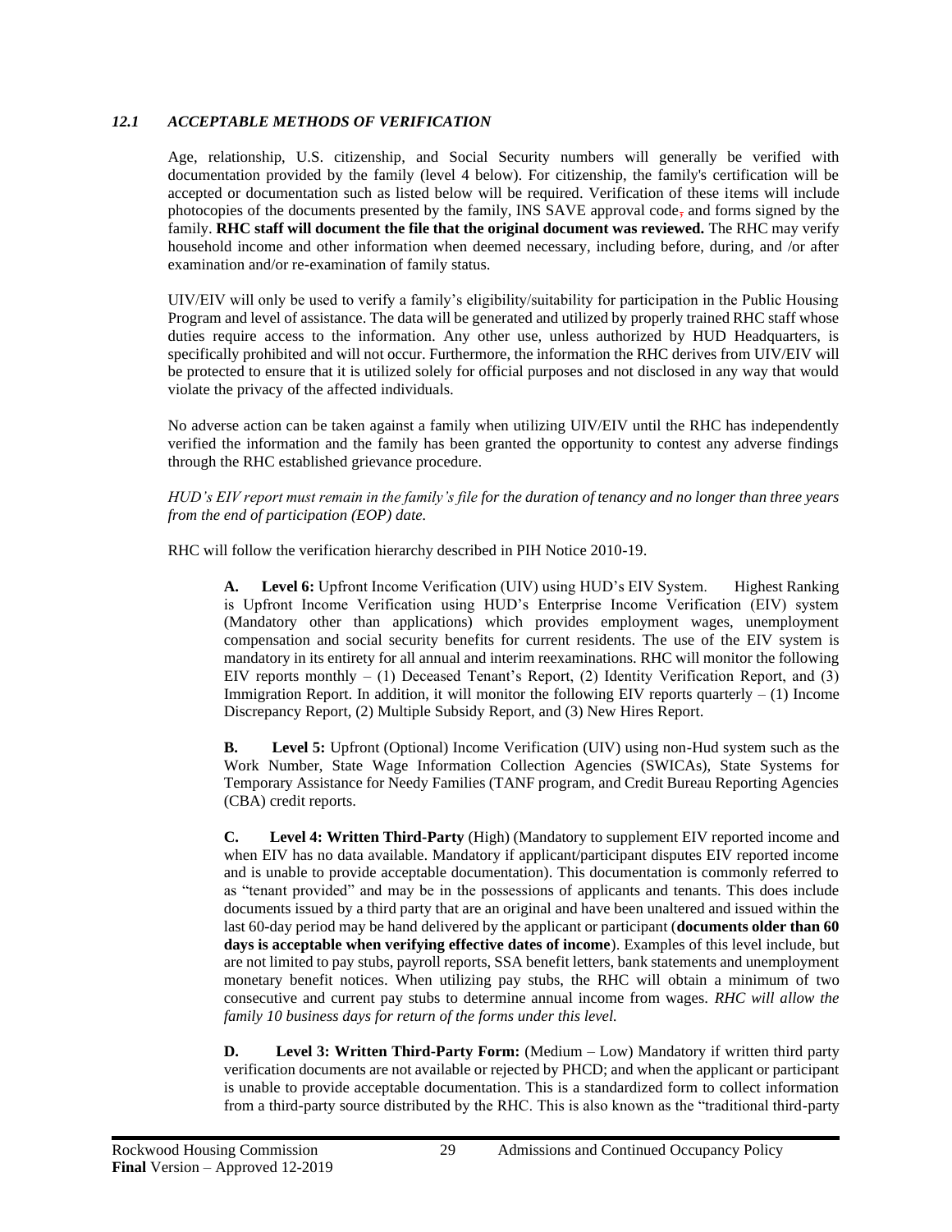### *12.1 ACCEPTABLE METHODS OF VERIFICATION*

Age, relationship, U.S. citizenship, and Social Security numbers will generally be verified with documentation provided by the family (level 4 below). For citizenship, the family's certification will be accepted or documentation such as listed below will be required. Verification of these items will include photocopies of the documents presented by the family, INS SAVE approval code, and forms signed by the family. **RHC staff will document the file that the original document was reviewed.** The RHC may verify household income and other information when deemed necessary, including before, during, and /or after examination and/or re-examination of family status.

UIV/EIV will only be used to verify a family's eligibility/suitability for participation in the Public Housing Program and level of assistance. The data will be generated and utilized by properly trained RHC staff whose duties require access to the information. Any other use, unless authorized by HUD Headquarters, is specifically prohibited and will not occur. Furthermore, the information the RHC derives from UIV/EIV will be protected to ensure that it is utilized solely for official purposes and not disclosed in any way that would violate the privacy of the affected individuals.

No adverse action can be taken against a family when utilizing UIV/EIV until the RHC has independently verified the information and the family has been granted the opportunity to contest any adverse findings through the RHC established grievance procedure.

*HUD's EIV report must remain in the family's file for the duration of tenancy and no longer than three years from the end of participation (EOP) date.*

RHC will follow the verification hierarchy described in PIH Notice 2010-19.

**A. Level 6:** Upfront Income Verification (UIV) using HUD's EIV System. Highest Ranking is Upfront Income Verification using HUD's Enterprise Income Verification (EIV) system (Mandatory other than applications) which provides employment wages, unemployment compensation and social security benefits for current residents. The use of the EIV system is mandatory in its entirety for all annual and interim reexaminations. RHC will monitor the following EIV reports monthly – (1) Deceased Tenant's Report, (2) Identity Verification Report, and (3) Immigration Report. In addition, it will monitor the following EIV reports quarterly – (1) Income Discrepancy Report, (2) Multiple Subsidy Report, and (3) New Hires Report.

**B. Level 5:** Upfront (Optional) Income Verification (UIV) using non-Hud system such as the Work Number, State Wage Information Collection Agencies (SWICAs), State Systems for Temporary Assistance for Needy Families (TANF program, and Credit Bureau Reporting Agencies (CBA) credit reports.

**C. Level 4: Written Third-Party** (High) (Mandatory to supplement EIV reported income and when EIV has no data available. Mandatory if applicant/participant disputes EIV reported income and is unable to provide acceptable documentation). This documentation is commonly referred to as "tenant provided" and may be in the possessions of applicants and tenants. This does include documents issued by a third party that are an original and have been unaltered and issued within the last 60-day period may be hand delivered by the applicant or participant (**documents older than 60 days is acceptable when verifying effective dates of income**). Examples of this level include, but are not limited to pay stubs, payroll reports, SSA benefit letters, bank statements and unemployment monetary benefit notices. When utilizing pay stubs, the RHC will obtain a minimum of two consecutive and current pay stubs to determine annual income from wages. *RHC will allow the family 10 business days for return of the forms under this level.*

**D. Level 3: Written Third-Party Form:** (Medium – Low) Mandatory if written third party verification documents are not available or rejected by PHCD; and when the applicant or participant is unable to provide acceptable documentation. This is a standardized form to collect information from a third-party source distributed by the RHC. This is also known as the "traditional third-party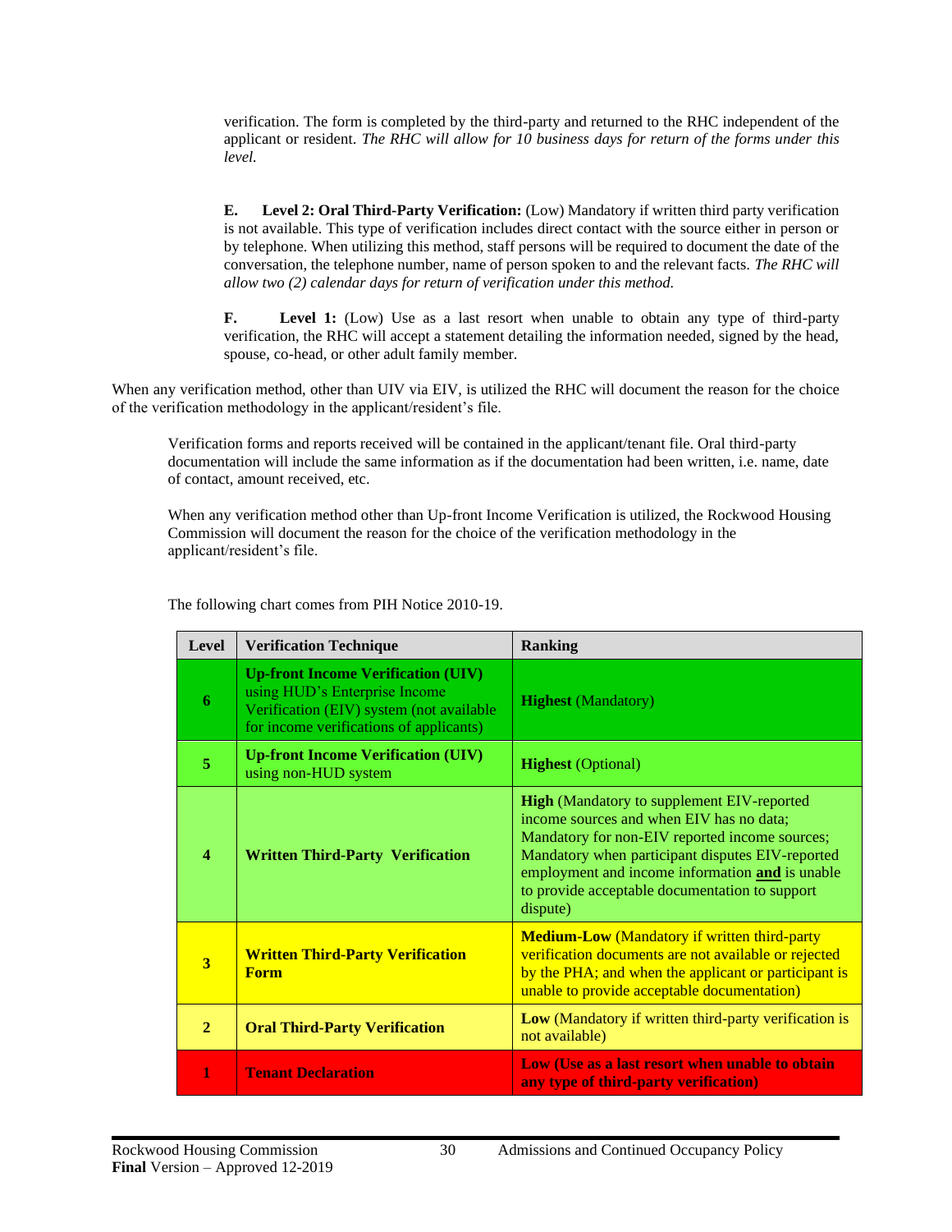verification. The form is completed by the third-party and returned to the RHC independent of the applicant or resident. *The RHC will allow for 10 business days for return of the forms under this level.*

**E. Level 2: Oral Third-Party Verification:** (Low) Mandatory if written third party verification is not available. This type of verification includes direct contact with the source either in person or by telephone. When utilizing this method, staff persons will be required to document the date of the conversation, the telephone number, name of person spoken to and the relevant facts. *The RHC will allow two (2) calendar days for return of verification under this method.*

**F. Level 1:** (Low) Use as a last resort when unable to obtain any type of third-party verification, the RHC will accept a statement detailing the information needed, signed by the head, spouse, co-head, or other adult family member.

When any verification method, other than UIV via EIV, is utilized the RHC will document the reason for the choice of the verification methodology in the applicant/resident's file.

Verification forms and reports received will be contained in the applicant/tenant file. Oral third-party documentation will include the same information as if the documentation had been written, i.e. name, date of contact, amount received, etc.

When any verification method other than Up-front Income Verification is utilized, the Rockwood Housing Commission will document the reason for the choice of the verification methodology in the applicant/resident's file.

The following chart comes from PIH Notice 2010-19.

| Level | Verification Technique | Ranking |
|---|---|---|
| **6** | **Up-front Income Verification (UIV)** using HUD's Enterprise Income Verification (EIV) system (not available for income verifications of applicants) | **Highest** (Mandatory) |
| **5** | **Up-front Income Verification (UIV)** using non-HUD system | **Highest** (Optional) |
| **4** | **Written Third-Party Verification** | **High** (Mandatory to supplement EIV-reported income sources and when EIV has no data; Mandatory for non-EIV reported income sources; Mandatory when participant disputes EIV-reported employment and income information **and** is unable to provide acceptable documentation to support dispute) |
| **3** | **Written Third-Party Verification Form** | **Medium-Low** (Mandatory if written third-party verification documents are not available or rejected by the PHA; and when the applicant or participant is unable to provide acceptable documentation) |
| **2** | **Oral Third-Party Verification** | **Low** (Mandatory if written third-party verification is not available) |
| **1** | **Tenant Declaration** | **Low (Use as a last resort when unable to obtain any type of third-party verification)** |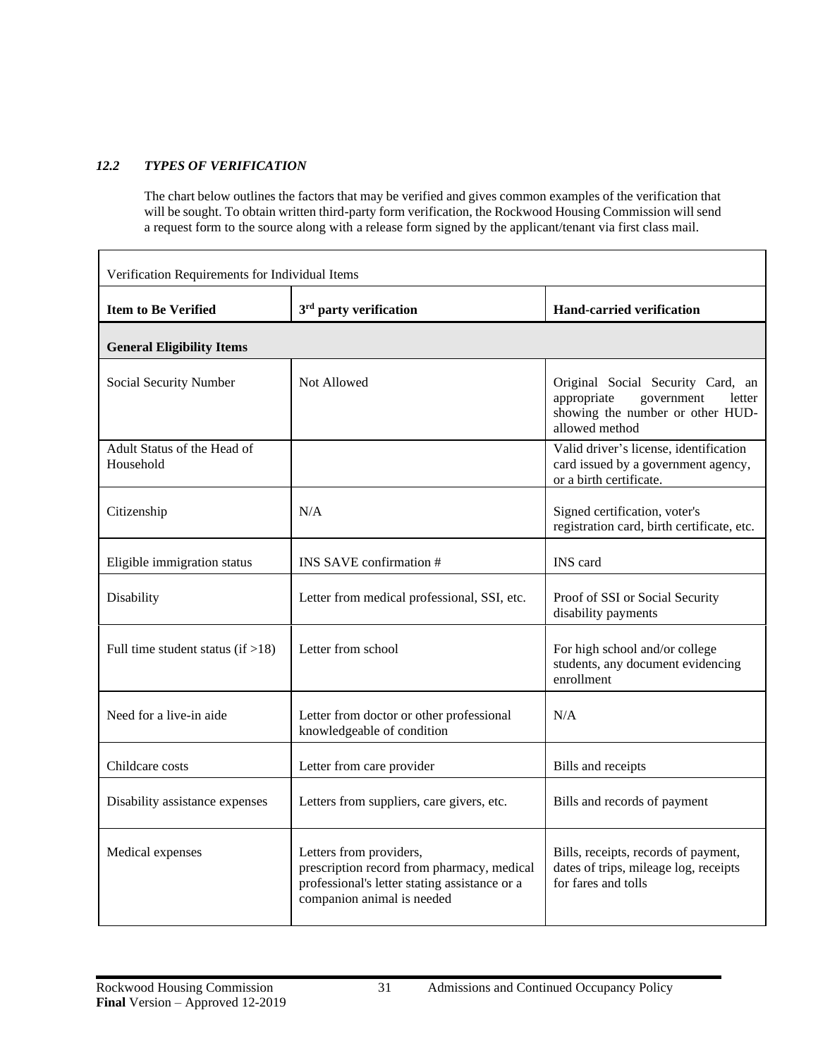### *12.2 TYPES OF VERIFICATION*

The chart below outlines the factors that may be verified and gives common examples of the verification that will be sought. To obtain written third-party form verification, the Rockwood Housing Commission will send a request form to the source along with a release form signed by the applicant/tenant via first class mail.

| Verification Requirements for Individual Items | | |
|---|---|---|
| **Item to Be Verified** | **3rd party verification** | **Hand-carried verification** |
| **General Eligibility Items** | | |
| Social Security Number | Not Allowed | Original Social Security Card, an appropriate government letter showing the number or other HUD-allowed method |
| Adult Status of the Head of Household | | Valid driver's license, identification card issued by a government agency, or a birth certificate. |
| Citizenship | N/A | Signed certification, voter's registration card, birth certificate, etc. |
| Eligible immigration status | INS SAVE confirmation # | INS card |
| Disability | Letter from medical professional, SSI, etc. | Proof of SSI or Social Security disability payments |
| Full time student status (if >18) | Letter from school | For high school and/or college students, any document evidencing enrollment |
| Need for a live-in aide | Letter from doctor or other professional knowledgeable of condition | N/A |
| Childcare costs | Letter from care provider | Bills and receipts |
| Disability assistance expenses | Letters from suppliers, care givers, etc. | Bills and records of payment |
| Medical expenses | Letters from providers, prescription record from pharmacy, medical professional's letter stating assistance or a companion animal is needed | Bills, receipts, records of payment, dates of trips, mileage log, receipts for fares and tolls |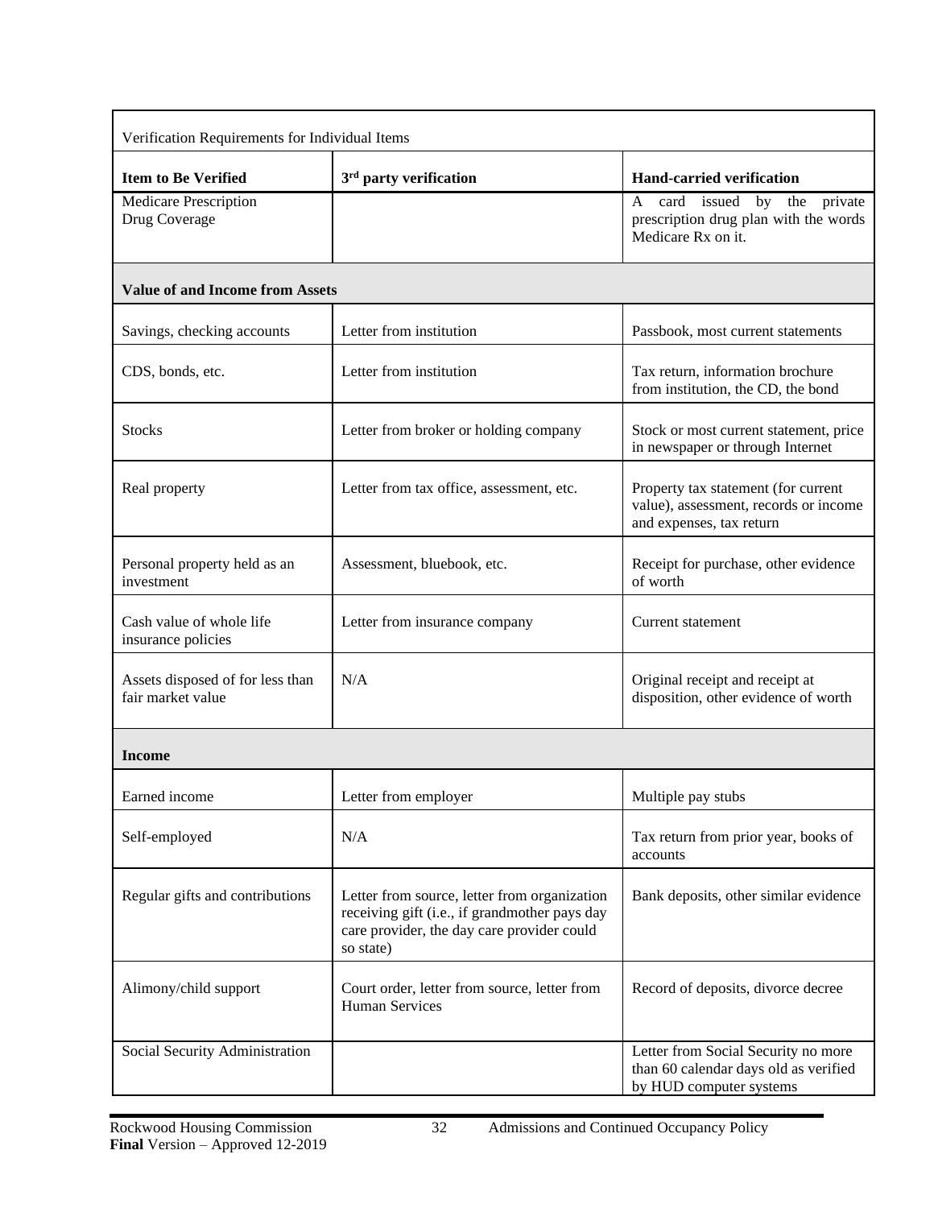| Verification Requirements for Individual Items | | |
|---|---|---|
| **Item to Be Verified** | **3rd party verification** | **Hand-carried verification** |
| Medicare Prescription Drug Coverage | | A card issued by the private prescription drug plan with the words Medicare Rx on it. |
| **Value of and Income from Assets** | | |
| Savings, checking accounts | Letter from institution | Passbook, most current statements |
| CDS, bonds, etc. | Letter from institution | Tax return, information brochure from institution, the CD, the bond |
| Stocks | Letter from broker or holding company | Stock or most current statement, price in newspaper or through Internet |
| Real property | Letter from tax office, assessment, etc. | Property tax statement (for current value), assessment, records or income and expenses, tax return |
| Personal property held as an investment | Assessment, bluebook, etc. | Receipt for purchase, other evidence of worth |
| Cash value of whole life insurance policies | Letter from insurance company | Current statement |
| Assets disposed of for less than fair market value | N/A | Original receipt and receipt at disposition, other evidence of worth |
| **Income** | | |
| Earned income | Letter from employer | Multiple pay stubs |
| Self-employed | N/A | Tax return from prior year, books of accounts |
| Regular gifts and contributions | Letter from source, letter from organization receiving gift (i.e., if grandmother pays day care provider, the day care provider could so state) | Bank deposits, other similar evidence |
| Alimony/child support | Court order, letter from source, letter from Human Services | Record of deposits, divorce decree |
| Social Security Administration | | Letter from Social Security no more than 60 calendar days old as verified by HUD computer systems |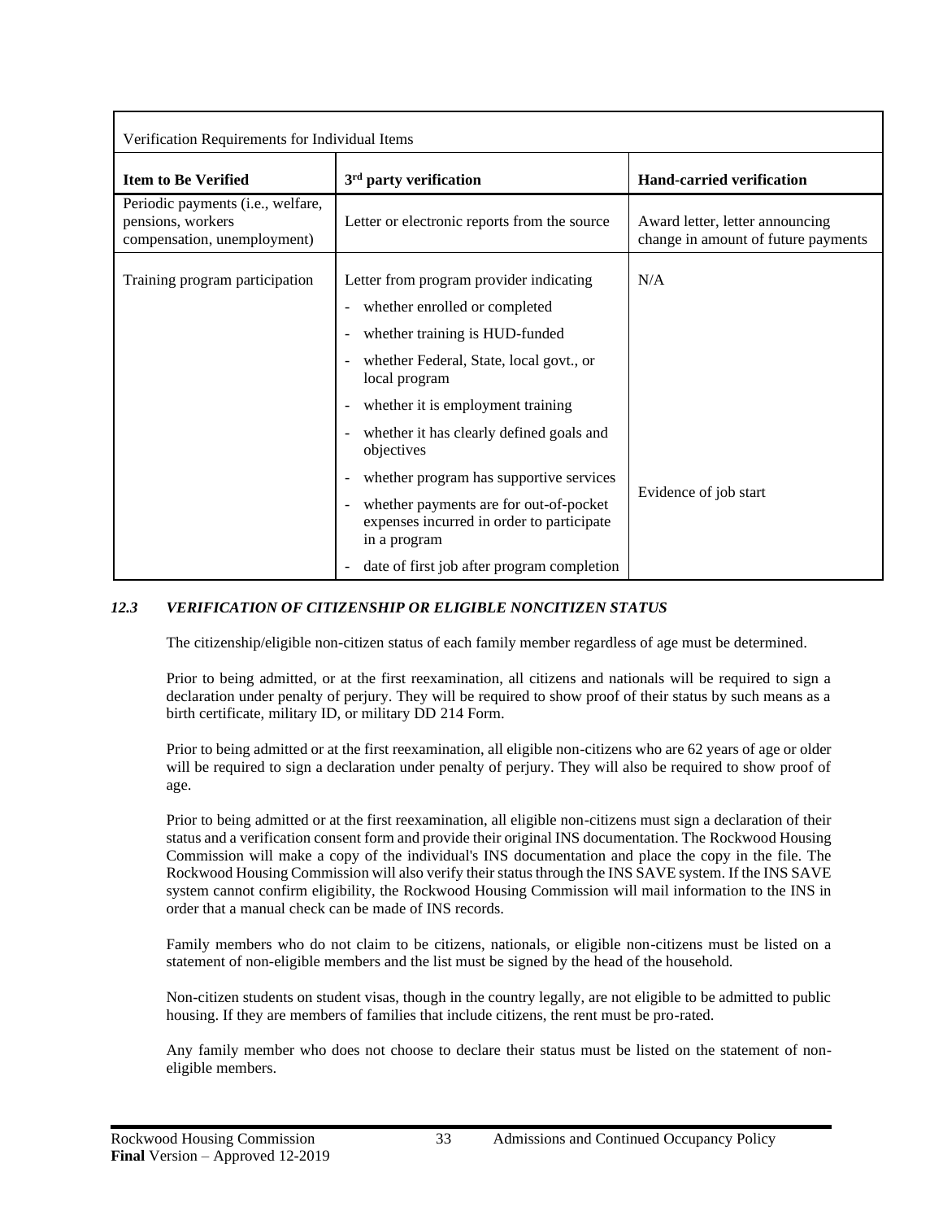| Verification Requirements for Individual Items | | |
|---|---|---|
| **Item to Be Verified** | **3rd party verification** | **Hand-carried verification** |
| Periodic payments (i.e., welfare, pensions, workers compensation, unemployment) | Letter or electronic reports from the source | Award letter, letter announcing change in amount of future payments |
| Training program participation | Letter from program provider indicating<br>- whether enrolled or completed<br>- whether training is HUD-funded<br>- whether Federal, State, local govt., or local program<br>- whether it is employment training<br>- whether it has clearly defined goals and objectives<br>- whether program has supportive services<br>- whether payments are for out-of-pocket expenses incurred in order to participate in a program<br>- date of first job after program completion | N/A<br><br>Evidence of job start |

### *12.3 VERIFICATION OF CITIZENSHIP OR ELIGIBLE NONCITIZEN STATUS*

The citizenship/eligible non-citizen status of each family member regardless of age must be determined.

Prior to being admitted, or at the first reexamination, all citizens and nationals will be required to sign a declaration under penalty of perjury. They will be required to show proof of their status by such means as a birth certificate, military ID, or military DD 214 Form.

Prior to being admitted or at the first reexamination, all eligible non-citizens who are 62 years of age or older will be required to sign a declaration under penalty of perjury. They will also be required to show proof of age.

Prior to being admitted or at the first reexamination, all eligible non-citizens must sign a declaration of their status and a verification consent form and provide their original INS documentation. The Rockwood Housing Commission will make a copy of the individual's INS documentation and place the copy in the file. The Rockwood Housing Commission will also verify their status through the INS SAVE system. If the INS SAVE system cannot confirm eligibility, the Rockwood Housing Commission will mail information to the INS in order that a manual check can be made of INS records.

Family members who do not claim to be citizens, nationals, or eligible non-citizens must be listed on a statement of non-eligible members and the list must be signed by the head of the household.

Non-citizen students on student visas, though in the country legally, are not eligible to be admitted to public housing. If they are members of families that include citizens, the rent must be pro-rated.

Any family member who does not choose to declare their status must be listed on the statement of non-eligible members.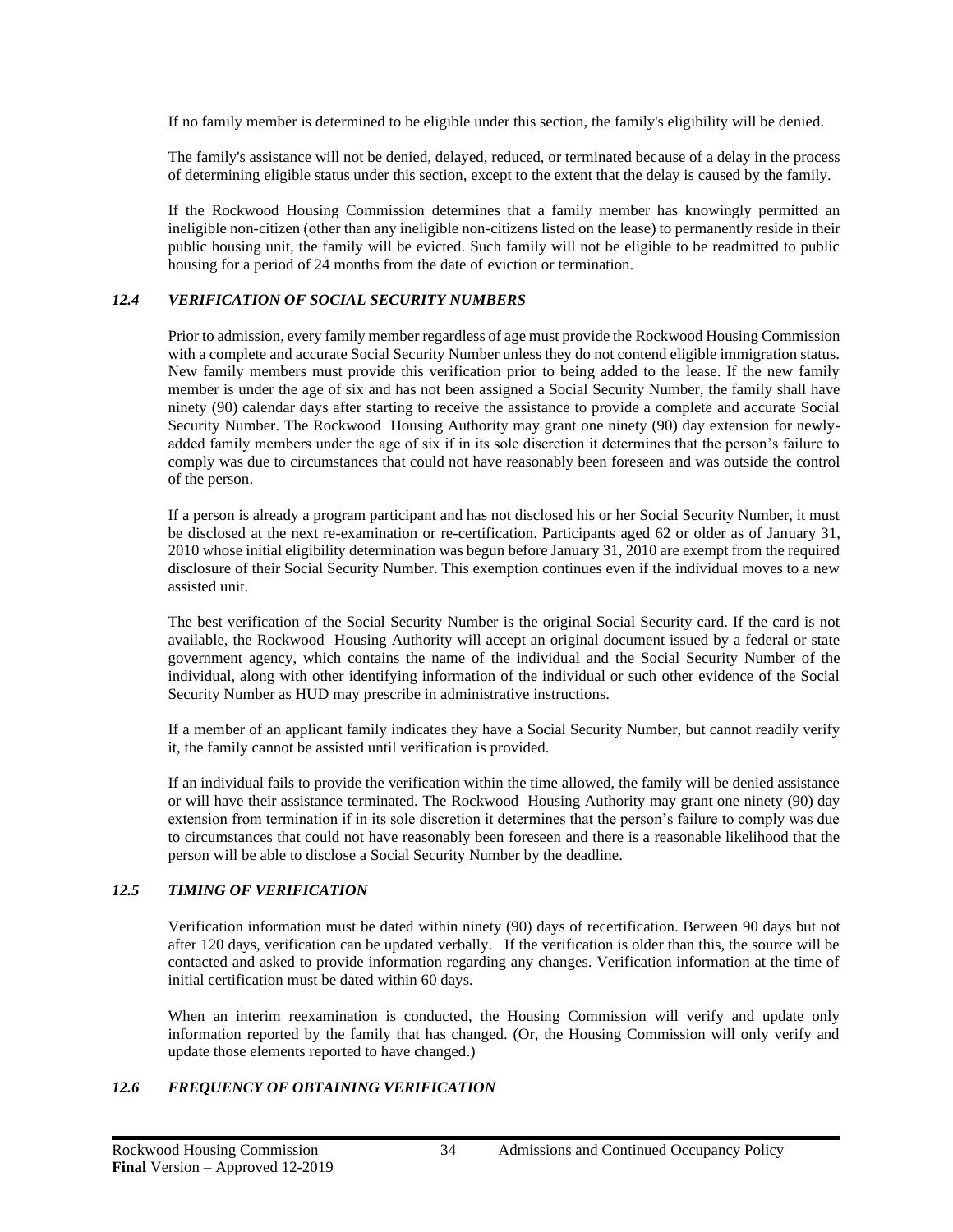If no family member is determined to be eligible under this section, the family's eligibility will be denied.

The family's assistance will not be denied, delayed, reduced, or terminated because of a delay in the process of determining eligible status under this section, except to the extent that the delay is caused by the family.

If the Rockwood Housing Commission determines that a family member has knowingly permitted an ineligible non-citizen (other than any ineligible non-citizens listed on the lease) to permanently reside in their public housing unit, the family will be evicted. Such family will not be eligible to be readmitted to public housing for a period of 24 months from the date of eviction or termination.

### *12.4 VERIFICATION OF SOCIAL SECURITY NUMBERS*

Prior to admission, every family member regardless of age must provide the Rockwood Housing Commission with a complete and accurate Social Security Number unless they do not contend eligible immigration status. New family members must provide this verification prior to being added to the lease. If the new family member is under the age of six and has not been assigned a Social Security Number, the family shall have ninety (90) calendar days after starting to receive the assistance to provide a complete and accurate Social Security Number. The Rockwood Housing Authority may grant one ninety (90) day extension for newly-added family members under the age of six if in its sole discretion it determines that the person's failure to comply was due to circumstances that could not have reasonably been foreseen and was outside the control of the person.

If a person is already a program participant and has not disclosed his or her Social Security Number, it must be disclosed at the next re-examination or re-certification. Participants aged 62 or older as of January 31, 2010 whose initial eligibility determination was begun before January 31, 2010 are exempt from the required disclosure of their Social Security Number. This exemption continues even if the individual moves to a new assisted unit.

The best verification of the Social Security Number is the original Social Security card. If the card is not available, the Rockwood Housing Authority will accept an original document issued by a federal or state government agency, which contains the name of the individual and the Social Security Number of the individual, along with other identifying information of the individual or such other evidence of the Social Security Number as HUD may prescribe in administrative instructions.

If a member of an applicant family indicates they have a Social Security Number, but cannot readily verify it, the family cannot be assisted until verification is provided.

If an individual fails to provide the verification within the time allowed, the family will be denied assistance or will have their assistance terminated. The Rockwood Housing Authority may grant one ninety (90) day extension from termination if in its sole discretion it determines that the person's failure to comply was due to circumstances that could not have reasonably been foreseen and there is a reasonable likelihood that the person will be able to disclose a Social Security Number by the deadline.

### *12.5 TIMING OF VERIFICATION*

Verification information must be dated within ninety (90) days of recertification. Between 90 days but not after 120 days, verification can be updated verbally. If the verification is older than this, the source will be contacted and asked to provide information regarding any changes. Verification information at the time of initial certification must be dated within 60 days.

When an interim reexamination is conducted, the Housing Commission will verify and update only information reported by the family that has changed. (Or, the Housing Commission will only verify and update those elements reported to have changed.)

### *12.6 FREQUENCY OF OBTAINING VERIFICATION*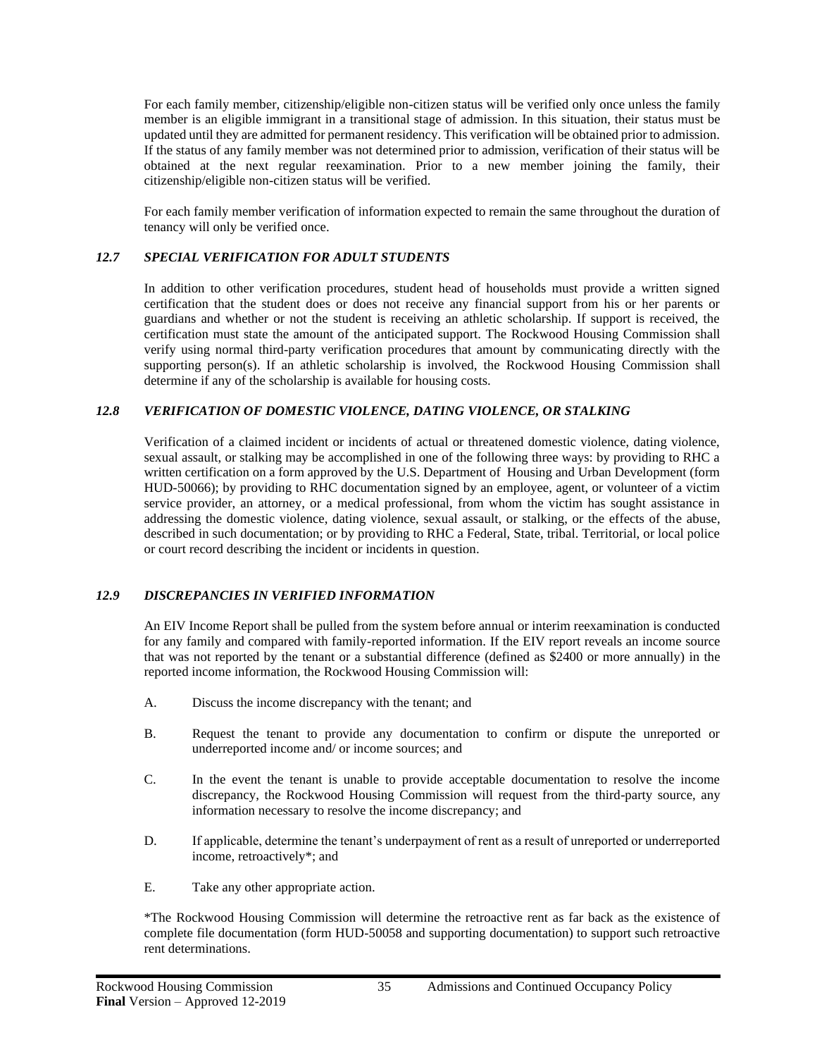For each family member, citizenship/eligible non-citizen status will be verified only once unless the family member is an eligible immigrant in a transitional stage of admission. In this situation, their status must be updated until they are admitted for permanent residency. This verification will be obtained prior to admission. If the status of any family member was not determined prior to admission, verification of their status will be obtained at the next regular reexamination. Prior to a new member joining the family, their citizenship/eligible non-citizen status will be verified.

For each family member verification of information expected to remain the same throughout the duration of tenancy will only be verified once.

### *12.7 SPECIAL VERIFICATION FOR ADULT STUDENTS*

In addition to other verification procedures, student head of households must provide a written signed certification that the student does or does not receive any financial support from his or her parents or guardians and whether or not the student is receiving an athletic scholarship. If support is received, the certification must state the amount of the anticipated support. The Rockwood Housing Commission shall verify using normal third-party verification procedures that amount by communicating directly with the supporting person(s). If an athletic scholarship is involved, the Rockwood Housing Commission shall determine if any of the scholarship is available for housing costs.

### *12.8 VERIFICATION OF DOMESTIC VIOLENCE, DATING VIOLENCE, OR STALKING*

Verification of a claimed incident or incidents of actual or threatened domestic violence, dating violence, sexual assault, or stalking may be accomplished in one of the following three ways: by providing to RHC a written certification on a form approved by the U.S. Department of Housing and Urban Development (form HUD-50066); by providing to RHC documentation signed by an employee, agent, or volunteer of a victim service provider, an attorney, or a medical professional, from whom the victim has sought assistance in addressing the domestic violence, dating violence, sexual assault, or stalking, or the effects of the abuse, described in such documentation; or by providing to RHC a Federal, State, tribal. Territorial, or local police or court record describing the incident or incidents in question.

### *12.9 DISCREPANCIES IN VERIFIED INFORMATION*

An EIV Income Report shall be pulled from the system before annual or interim reexamination is conducted for any family and compared with family-reported information. If the EIV report reveals an income source that was not reported by the tenant or a substantial difference (defined as $2400 or more annually) in the reported income information, the Rockwood Housing Commission will:

A. Discuss the income discrepancy with the tenant; and

B. Request the tenant to provide any documentation to confirm or dispute the unreported or underreported income and/ or income sources; and

C. In the event the tenant is unable to provide acceptable documentation to resolve the income discrepancy, the Rockwood Housing Commission will request from the third-party source, any information necessary to resolve the income discrepancy; and

D. If applicable, determine the tenant's underpayment of rent as a result of unreported or underreported income, retroactively*; and

E. Take any other appropriate action.

*The Rockwood Housing Commission will determine the retroactive rent as far back as the existence of complete file documentation (form HUD-50058 and supporting documentation) to support such retroactive rent determinations.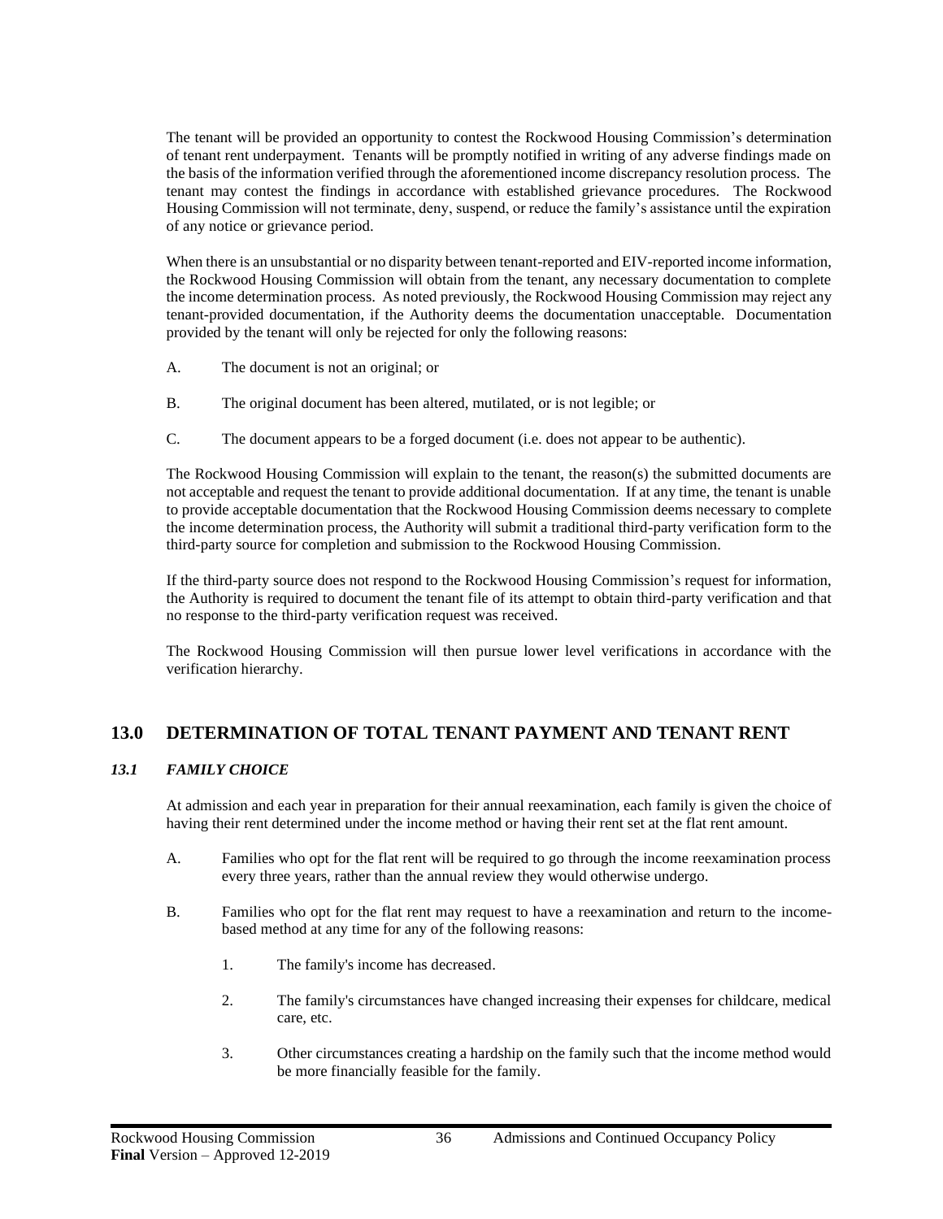The tenant will be provided an opportunity to contest the Rockwood Housing Commission's determination of tenant rent underpayment. Tenants will be promptly notified in writing of any adverse findings made on the basis of the information verified through the aforementioned income discrepancy resolution process. The tenant may contest the findings in accordance with established grievance procedures. The Rockwood Housing Commission will not terminate, deny, suspend, or reduce the family's assistance until the expiration of any notice or grievance period.

When there is an unsubstantial or no disparity between tenant-reported and EIV-reported income information, the Rockwood Housing Commission will obtain from the tenant, any necessary documentation to complete the income determination process. As noted previously, the Rockwood Housing Commission may reject any tenant-provided documentation, if the Authority deems the documentation unacceptable. Documentation provided by the tenant will only be rejected for only the following reasons:

A. The document is not an original; or

B. The original document has been altered, mutilated, or is not legible; or

C. The document appears to be a forged document (i.e. does not appear to be authentic).

The Rockwood Housing Commission will explain to the tenant, the reason(s) the submitted documents are not acceptable and request the tenant to provide additional documentation. If at any time, the tenant is unable to provide acceptable documentation that the Rockwood Housing Commission deems necessary to complete the income determination process, the Authority will submit a traditional third-party verification form to the third-party source for completion and submission to the Rockwood Housing Commission.

If the third-party source does not respond to the Rockwood Housing Commission's request for information, the Authority is required to document the tenant file of its attempt to obtain third-party verification and that no response to the third-party verification request was received.

The Rockwood Housing Commission will then pursue lower level verifications in accordance with the verification hierarchy.

## 13.0 DETERMINATION OF TOTAL TENANT PAYMENT AND TENANT RENT

### *13.1 FAMILY CHOICE*

At admission and each year in preparation for their annual reexamination, each family is given the choice of having their rent determined under the income method or having their rent set at the flat rent amount.

A. Families who opt for the flat rent will be required to go through the income reexamination process every three years, rather than the annual review they would otherwise undergo.

B. Families who opt for the flat rent may request to have a reexamination and return to the income-based method at any time for any of the following reasons:

1. The family's income has decreased.

2. The family's circumstances have changed increasing their expenses for childcare, medical care, etc.

3. Other circumstances creating a hardship on the family such that the income method would be more financially feasible for the family.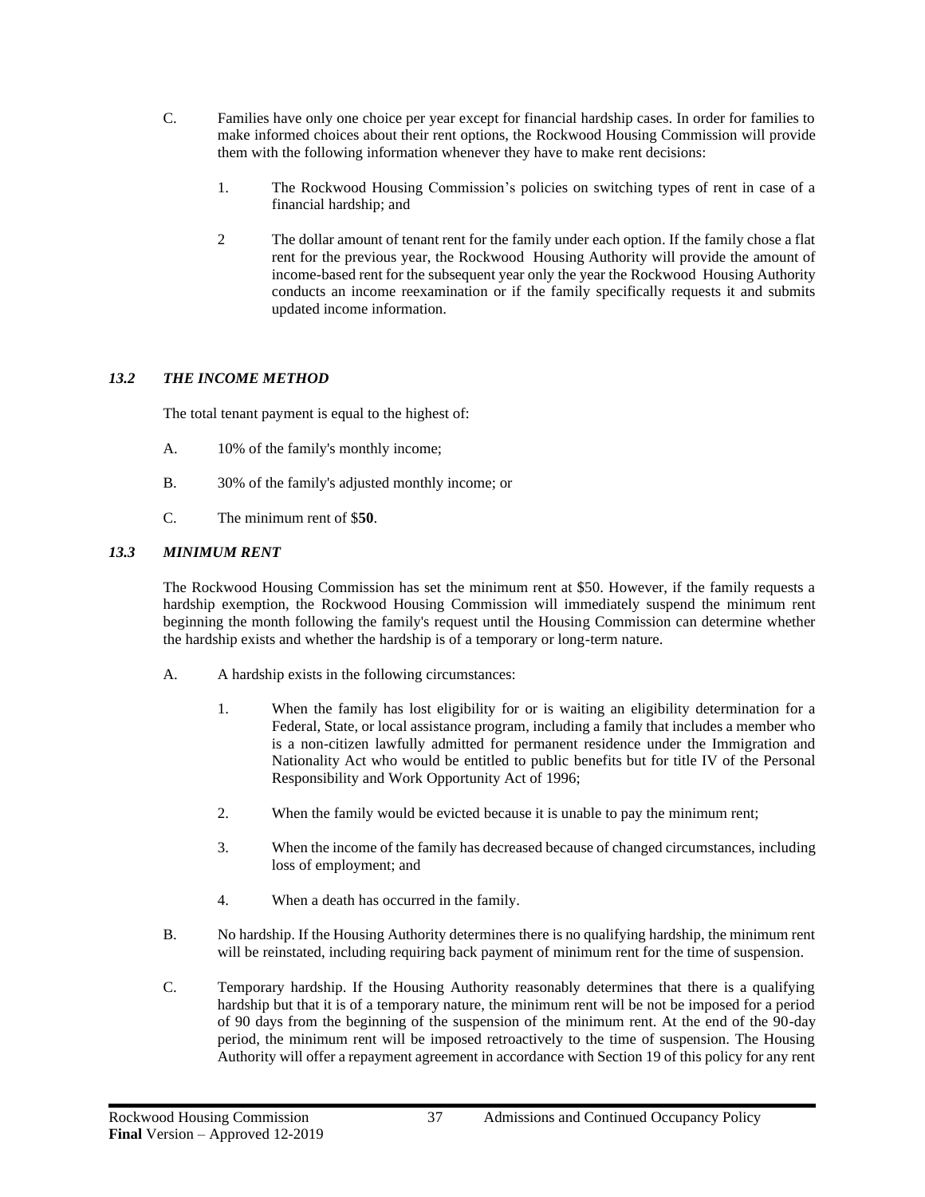C. Families have only one choice per year except for financial hardship cases. In order for families to make informed choices about their rent options, the Rockwood Housing Commission will provide them with the following information whenever they have to make rent decisions:

   1. The Rockwood Housing Commission's policies on switching types of rent in case of a financial hardship; and

   2 The dollar amount of tenant rent for the family under each option. If the family chose a flat rent for the previous year, the Rockwood Housing Authority will provide the amount of income-based rent for the subsequent year only the year the Rockwood Housing Authority conducts an income reexamination or if the family specifically requests it and submits updated income information.

### *13.2 THE INCOME METHOD*

The total tenant payment is equal to the highest of:

A. 10% of the family's monthly income;

B. 30% of the family's adjusted monthly income; or

C. The minimum rent of $**50**.

### *13.3 MINIMUM RENT*

The Rockwood Housing Commission has set the minimum rent at $50. However, if the family requests a hardship exemption, the Rockwood Housing Commission will immediately suspend the minimum rent beginning the month following the family's request until the Housing Commission can determine whether the hardship exists and whether the hardship is of a temporary or long-term nature.

A. A hardship exists in the following circumstances:

   1. When the family has lost eligibility for or is waiting an eligibility determination for a Federal, State, or local assistance program, including a family that includes a member who is a non-citizen lawfully admitted for permanent residence under the Immigration and Nationality Act who would be entitled to public benefits but for title IV of the Personal Responsibility and Work Opportunity Act of 1996;

   2. When the family would be evicted because it is unable to pay the minimum rent;

   3. When the income of the family has decreased because of changed circumstances, including loss of employment; and

   4. When a death has occurred in the family.

B. No hardship. If the Housing Authority determines there is no qualifying hardship, the minimum rent will be reinstated, including requiring back payment of minimum rent for the time of suspension.

C. Temporary hardship. If the Housing Authority reasonably determines that there is a qualifying hardship but that it is of a temporary nature, the minimum rent will be not be imposed for a period of 90 days from the beginning of the suspension of the minimum rent. At the end of the 90-day period, the minimum rent will be imposed retroactively to the time of suspension. The Housing Authority will offer a repayment agreement in accordance with Section 19 of this policy for any rent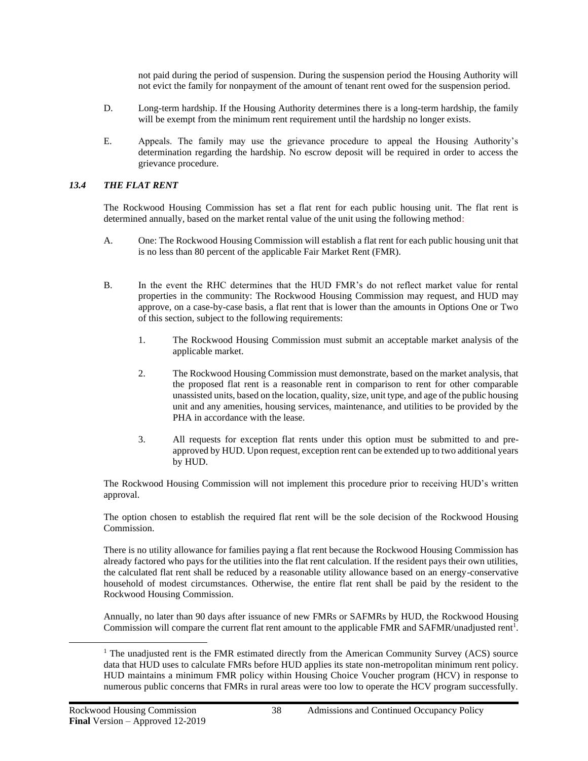not paid during the period of suspension. During the suspension period the Housing Authority will not evict the family for nonpayment of the amount of tenant rent owed for the suspension period.

D. Long-term hardship. If the Housing Authority determines there is a long-term hardship, the family will be exempt from the minimum rent requirement until the hardship no longer exists.

E. Appeals. The family may use the grievance procedure to appeal the Housing Authority's determination regarding the hardship. No escrow deposit will be required in order to access the grievance procedure.

### *13.4 THE FLAT RENT*

The Rockwood Housing Commission has set a flat rent for each public housing unit. The flat rent is determined annually, based on the market rental value of the unit using the following method:

A. One: The Rockwood Housing Commission will establish a flat rent for each public housing unit that is no less than 80 percent of the applicable Fair Market Rent (FMR).

B. In the event the RHC determines that the HUD FMR's do not reflect market value for rental properties in the community: The Rockwood Housing Commission may request, and HUD may approve, on a case-by-case basis, a flat rent that is lower than the amounts in Options One or Two of this section, subject to the following requirements:

1. The Rockwood Housing Commission must submit an acceptable market analysis of the applicable market.

2. The Rockwood Housing Commission must demonstrate, based on the market analysis, that the proposed flat rent is a reasonable rent in comparison to rent for other comparable unassisted units, based on the location, quality, size, unit type, and age of the public housing unit and any amenities, housing services, maintenance, and utilities to be provided by the PHA in accordance with the lease.

3. All requests for exception flat rents under this option must be submitted to and pre-approved by HUD. Upon request, exception rent can be extended up to two additional years by HUD.

The Rockwood Housing Commission will not implement this procedure prior to receiving HUD's written approval.

The option chosen to establish the required flat rent will be the sole decision of the Rockwood Housing Commission.

There is no utility allowance for families paying a flat rent because the Rockwood Housing Commission has already factored who pays for the utilities into the flat rent calculation. If the resident pays their own utilities, the calculated flat rent shall be reduced by a reasonable utility allowance based on an energy-conservative household of modest circumstances. Otherwise, the entire flat rent shall be paid by the resident to the Rockwood Housing Commission.

Annually, no later than 90 days after issuance of new FMRs or SAFMRs by HUD, the Rockwood Housing Commission will compare the current flat rent amount to the applicable FMR and SAFMR/unadjusted rent[1].

[1] The unadjusted rent is the FMR estimated directly from the American Community Survey (ACS) source data that HUD uses to calculate FMRs before HUD applies its state non-metropolitan minimum rent policy. HUD maintains a minimum FMR policy within Housing Choice Voucher program (HCV) in response to numerous public concerns that FMRs in rural areas were too low to operate the HCV program successfully.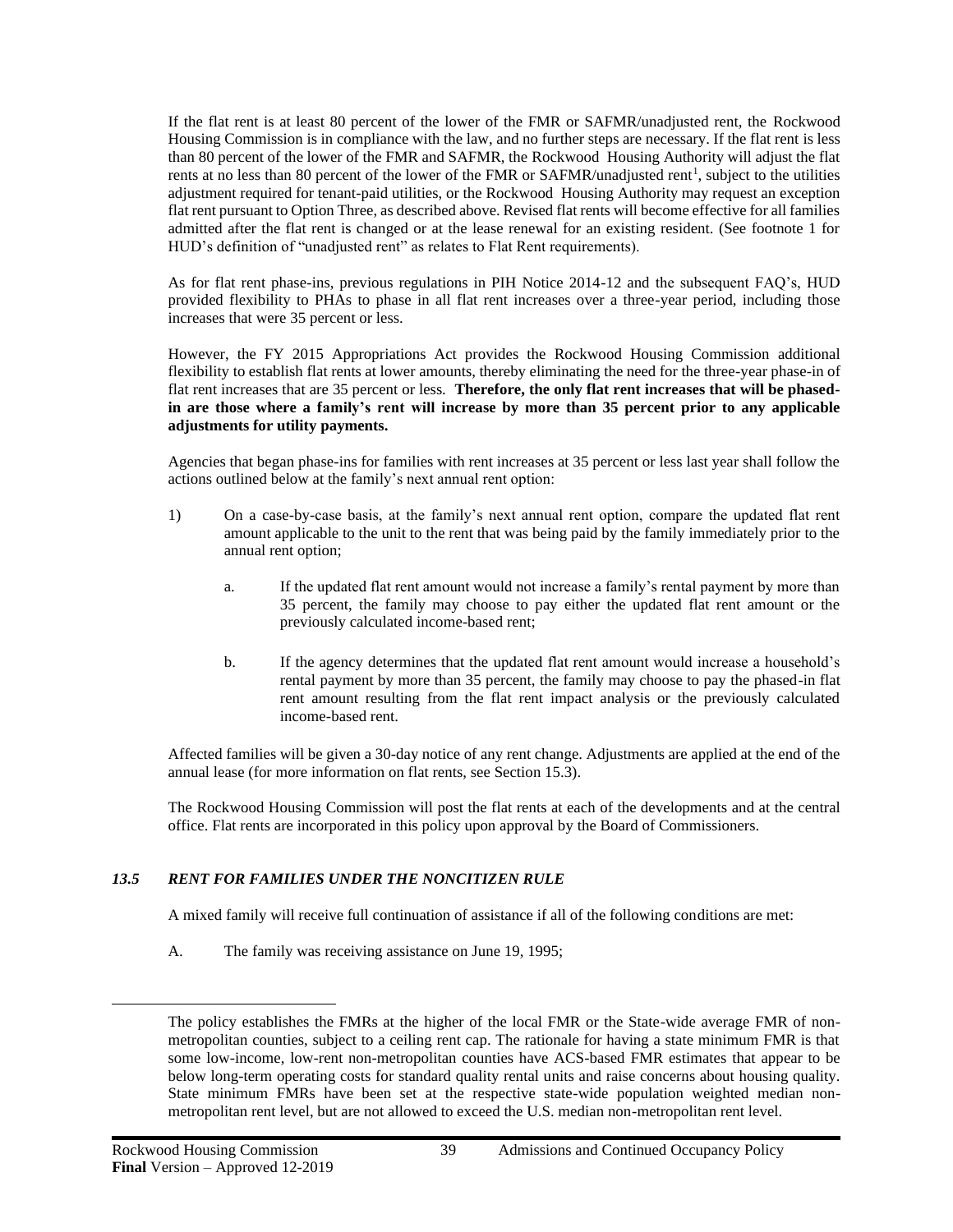If the flat rent is at least 80 percent of the lower of the FMR or SAFMR/unadjusted rent, the Rockwood Housing Commission is in compliance with the law, and no further steps are necessary. If the flat rent is less than 80 percent of the lower of the FMR and SAFMR, the Rockwood Housing Authority will adjust the flat rents at no less than 80 percent of the lower of the FMR or SAFMR/unadjusted rent[1], subject to the utilities adjustment required for tenant-paid utilities, or the Rockwood Housing Authority may request an exception flat rent pursuant to Option Three, as described above. Revised flat rents will become effective for all families admitted after the flat rent is changed or at the lease renewal for an existing resident. (See footnote 1 for HUD's definition of "unadjusted rent" as relates to Flat Rent requirements).

As for flat rent phase-ins, previous regulations in PIH Notice 2014-12 and the subsequent FAQ's, HUD provided flexibility to PHAs to phase in all flat rent increases over a three-year period, including those increases that were 35 percent or less.

However, the FY 2015 Appropriations Act provides the Rockwood Housing Commission additional flexibility to establish flat rents at lower amounts, thereby eliminating the need for the three-year phase-in of flat rent increases that are 35 percent or less. **Therefore, the only flat rent increases that will be phased-in are those where a family's rent will increase by more than 35 percent prior to any applicable adjustments for utility payments.**

Agencies that began phase-ins for families with rent increases at 35 percent or less last year shall follow the actions outlined below at the family's next annual rent option:

1) On a case-by-case basis, at the family's next annual rent option, compare the updated flat rent amount applicable to the unit to the rent that was being paid by the family immediately prior to the annual rent option;

   a. If the updated flat rent amount would not increase a family's rental payment by more than 35 percent, the family may choose to pay either the updated flat rent amount or the previously calculated income-based rent;

   b. If the agency determines that the updated flat rent amount would increase a household's rental payment by more than 35 percent, the family may choose to pay the phased-in flat rent amount resulting from the flat rent impact analysis or the previously calculated income-based rent.

Affected families will be given a 30-day notice of any rent change. Adjustments are applied at the end of the annual lease (for more information on flat rents, see Section 15.3).

The Rockwood Housing Commission will post the flat rents at each of the developments and at the central office. Flat rents are incorporated in this policy upon approval by the Board of Commissioners.

### *13.5 RENT FOR FAMILIES UNDER THE NONCITIZEN RULE*

A mixed family will receive full continuation of assistance if all of the following conditions are met:

A. The family was receiving assistance on June 19, 1995;

---

The policy establishes the FMRs at the higher of the local FMR or the State-wide average FMR of non-metropolitan counties, subject to a ceiling rent cap. The rationale for having a state minimum FMR is that some low-income, low-rent non-metropolitan counties have ACS-based FMR estimates that appear to be below long-term operating costs for standard quality rental units and raise concerns about housing quality. State minimum FMRs have been set at the respective state-wide population weighted median non-metropolitan rent level, but are not allowed to exceed the U.S. median non-metropolitan rent level.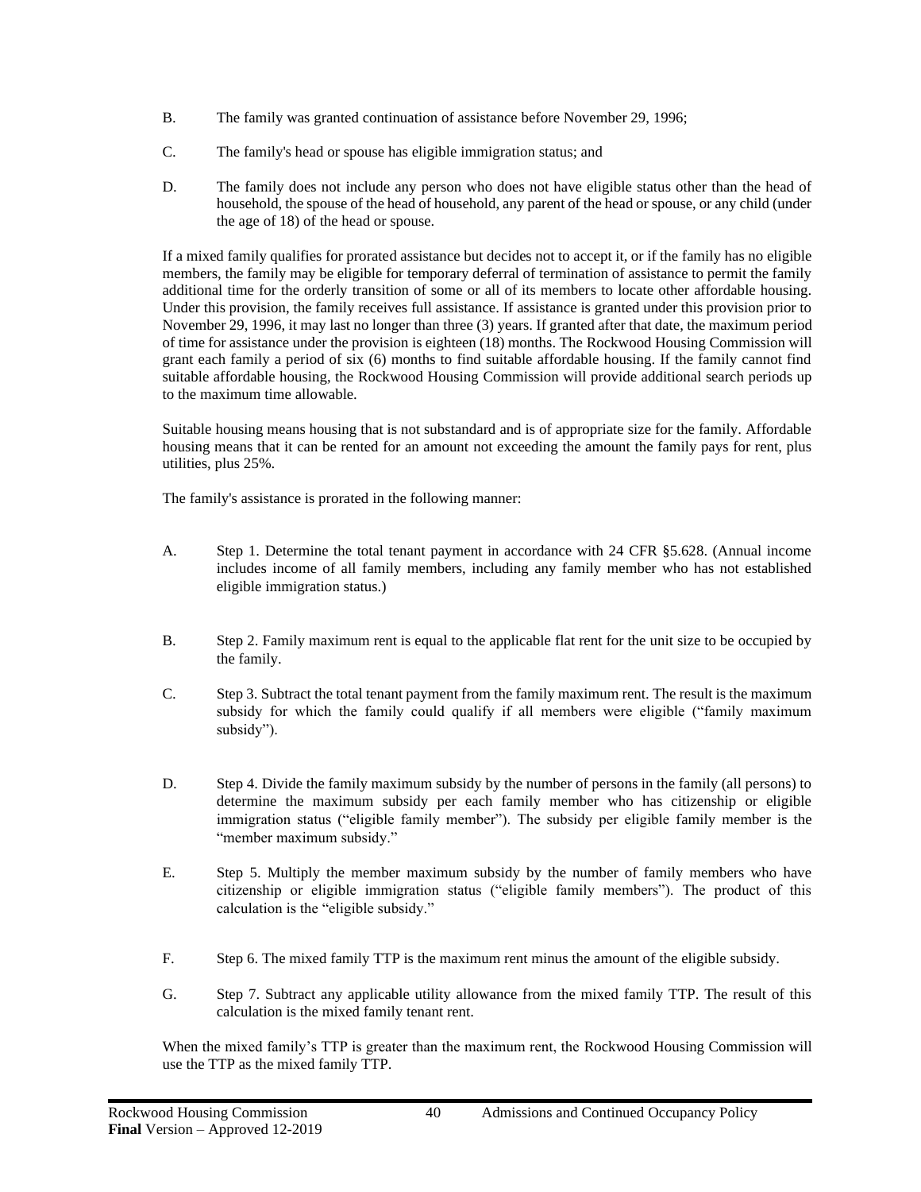B. The family was granted continuation of assistance before November 29, 1996;

C. The family's head or spouse has eligible immigration status; and

D. The family does not include any person who does not have eligible status other than the head of household, the spouse of the head of household, any parent of the head or spouse, or any child (under the age of 18) of the head or spouse.

If a mixed family qualifies for prorated assistance but decides not to accept it, or if the family has no eligible members, the family may be eligible for temporary deferral of termination of assistance to permit the family additional time for the orderly transition of some or all of its members to locate other affordable housing. Under this provision, the family receives full assistance. If assistance is granted under this provision prior to November 29, 1996, it may last no longer than three (3) years. If granted after that date, the maximum period of time for assistance under the provision is eighteen (18) months. The Rockwood Housing Commission will grant each family a period of six (6) months to find suitable affordable housing. If the family cannot find suitable affordable housing, the Rockwood Housing Commission will provide additional search periods up to the maximum time allowable.

Suitable housing means housing that is not substandard and is of appropriate size for the family. Affordable housing means that it can be rented for an amount not exceeding the amount the family pays for rent, plus utilities, plus 25%.

The family's assistance is prorated in the following manner:

A. Step 1. Determine the total tenant payment in accordance with 24 CFR §5.628. (Annual income includes income of all family members, including any family member who has not established eligible immigration status.)

B. Step 2. Family maximum rent is equal to the applicable flat rent for the unit size to be occupied by the family.

C. Step 3. Subtract the total tenant payment from the family maximum rent. The result is the maximum subsidy for which the family could qualify if all members were eligible ("family maximum subsidy").

D. Step 4. Divide the family maximum subsidy by the number of persons in the family (all persons) to determine the maximum subsidy per each family member who has citizenship or eligible immigration status ("eligible family member"). The subsidy per eligible family member is the "member maximum subsidy."

E. Step 5. Multiply the member maximum subsidy by the number of family members who have citizenship or eligible immigration status ("eligible family members"). The product of this calculation is the "eligible subsidy."

F. Step 6. The mixed family TTP is the maximum rent minus the amount of the eligible subsidy.

G. Step 7. Subtract any applicable utility allowance from the mixed family TTP. The result of this calculation is the mixed family tenant rent.

When the mixed family's TTP is greater than the maximum rent, the Rockwood Housing Commission will use the TTP as the mixed family TTP.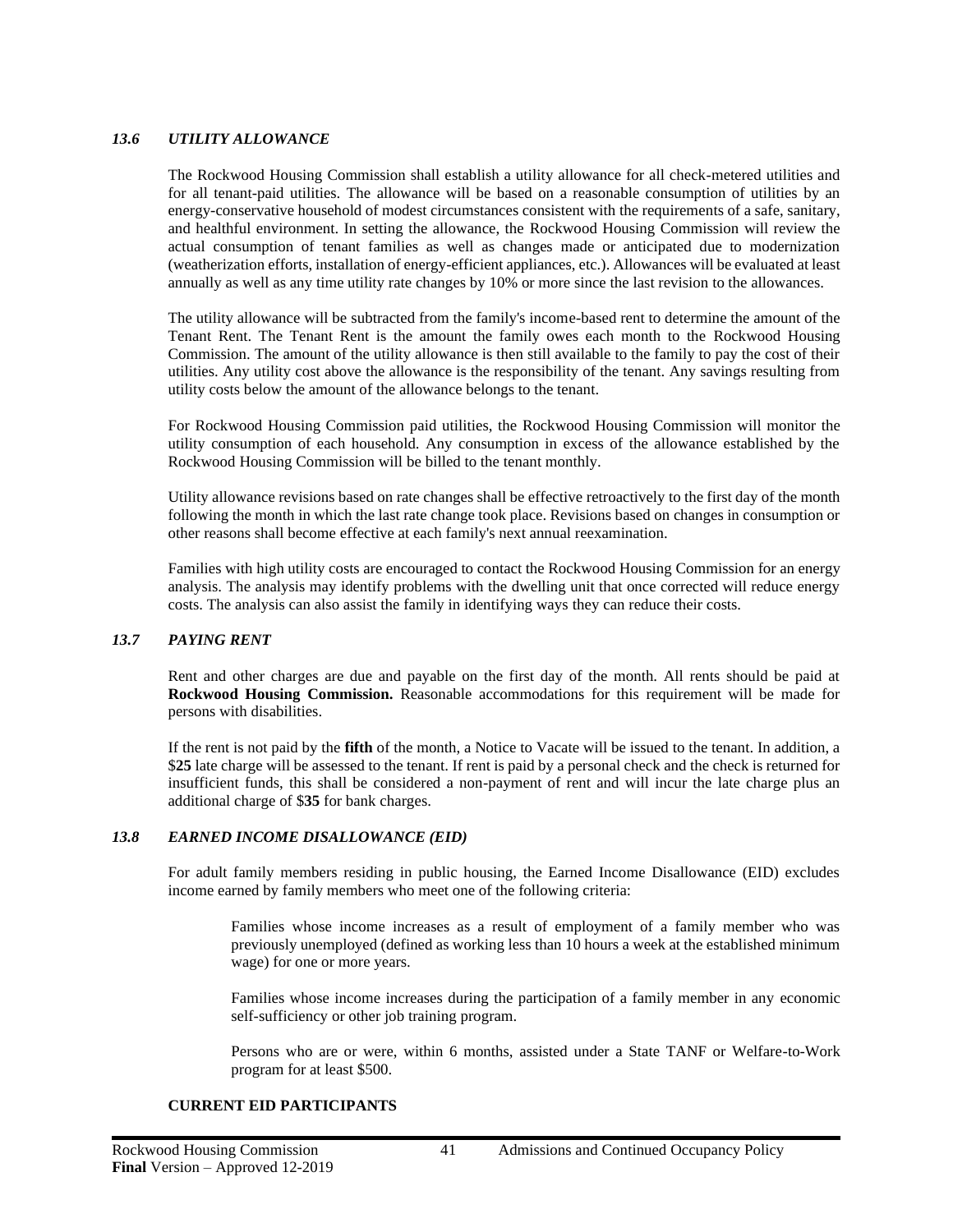### *13.6 UTILITY ALLOWANCE*

The Rockwood Housing Commission shall establish a utility allowance for all check-metered utilities and for all tenant-paid utilities. The allowance will be based on a reasonable consumption of utilities by an energy-conservative household of modest circumstances consistent with the requirements of a safe, sanitary, and healthful environment. In setting the allowance, the Rockwood Housing Commission will review the actual consumption of tenant families as well as changes made or anticipated due to modernization (weatherization efforts, installation of energy-efficient appliances, etc.). Allowances will be evaluated at least annually as well as any time utility rate changes by 10% or more since the last revision to the allowances.

The utility allowance will be subtracted from the family's income-based rent to determine the amount of the Tenant Rent. The Tenant Rent is the amount the family owes each month to the Rockwood Housing Commission. The amount of the utility allowance is then still available to the family to pay the cost of their utilities. Any utility cost above the allowance is the responsibility of the tenant. Any savings resulting from utility costs below the amount of the allowance belongs to the tenant.

For Rockwood Housing Commission paid utilities, the Rockwood Housing Commission will monitor the utility consumption of each household. Any consumption in excess of the allowance established by the Rockwood Housing Commission will be billed to the tenant monthly.

Utility allowance revisions based on rate changes shall be effective retroactively to the first day of the month following the month in which the last rate change took place. Revisions based on changes in consumption or other reasons shall become effective at each family's next annual reexamination.

Families with high utility costs are encouraged to contact the Rockwood Housing Commission for an energy analysis. The analysis may identify problems with the dwelling unit that once corrected will reduce energy costs. The analysis can also assist the family in identifying ways they can reduce their costs.

### *13.7 PAYING RENT*

Rent and other charges are due and payable on the first day of the month. All rents should be paid at **Rockwood Housing Commission.** Reasonable accommodations for this requirement will be made for persons with disabilities.

If the rent is not paid by the **fifth** of the month, a Notice to Vacate will be issued to the tenant. In addition, a $**25** late charge will be assessed to the tenant. If rent is paid by a personal check and the check is returned for insufficient funds, this shall be considered a non-payment of rent and will incur the late charge plus an additional charge of $**35** for bank charges.

### *13.8 EARNED INCOME DISALLOWANCE (EID)*

For adult family members residing in public housing, the Earned Income Disallowance (EID) excludes income earned by family members who meet one of the following criteria:

> Families whose income increases as a result of employment of a family member who was previously unemployed (defined as working less than 10 hours a week at the established minimum wage) for one or more years.
>
> Families whose income increases during the participation of a family member in any economic self-sufficiency or other job training program.
>
> Persons who are or were, within 6 months, assisted under a State TANF or Welfare-to-Work program for at least $500.

**CURRENT EID PARTICIPANTS**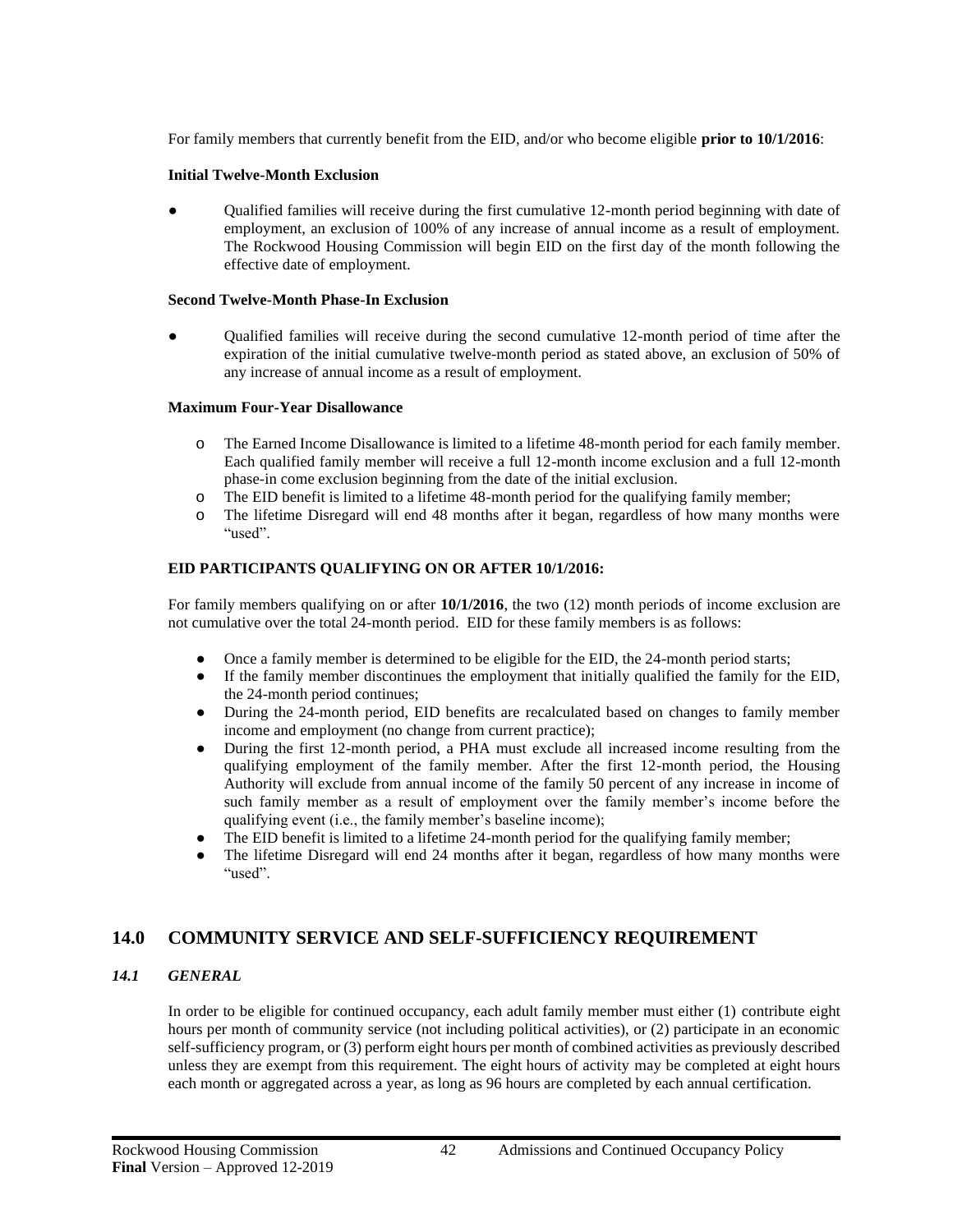For family members that currently benefit from the EID, and/or who become eligible **prior to 10/1/2016**:

**Initial Twelve-Month Exclusion**

- Qualified families will receive during the first cumulative 12-month period beginning with date of employment, an exclusion of 100% of any increase of annual income as a result of employment. The Rockwood Housing Commission will begin EID on the first day of the month following the effective date of employment.

**Second Twelve-Month Phase-In Exclusion**

- Qualified families will receive during the second cumulative 12-month period of time after the expiration of the initial cumulative twelve-month period as stated above, an exclusion of 50% of any increase of annual income as a result of employment.

**Maximum Four-Year Disallowance**

- The Earned Income Disallowance is limited to a lifetime 48-month period for each family member. Each qualified family member will receive a full 12-month income exclusion and a full 12-month phase-in come exclusion beginning from the date of the initial exclusion.
- The EID benefit is limited to a lifetime 48-month period for the qualifying family member;
- The lifetime Disregard will end 48 months after it began, regardless of how many months were "used".

**EID PARTICIPANTS QUALIFYING ON OR AFTER 10/1/2016:**

For family members qualifying on or after **10/1/2016**, the two (12) month periods of income exclusion are not cumulative over the total 24-month period. EID for these family members is as follows:

- Once a family member is determined to be eligible for the EID, the 24-month period starts;
- If the family member discontinues the employment that initially qualified the family for the EID, the 24-month period continues;
- During the 24-month period, EID benefits are recalculated based on changes to family member income and employment (no change from current practice);
- During the first 12-month period, a PHA must exclude all increased income resulting from the qualifying employment of the family member. After the first 12-month period, the Housing Authority will exclude from annual income of the family 50 percent of any increase in income of such family member as a result of employment over the family member's income before the qualifying event (i.e., the family member's baseline income);
- The EID benefit is limited to a lifetime 24-month period for the qualifying family member;
- The lifetime Disregard will end 24 months after it began, regardless of how many months were "used".

## 14.0 COMMUNITY SERVICE AND SELF-SUFFICIENCY REQUIREMENT

### *14.1 GENERAL*

In order to be eligible for continued occupancy, each adult family member must either (1) contribute eight hours per month of community service (not including political activities), or (2) participate in an economic self-sufficiency program, or (3) perform eight hours per month of combined activities as previously described unless they are exempt from this requirement. The eight hours of activity may be completed at eight hours each month or aggregated across a year, as long as 96 hours are completed by each annual certification.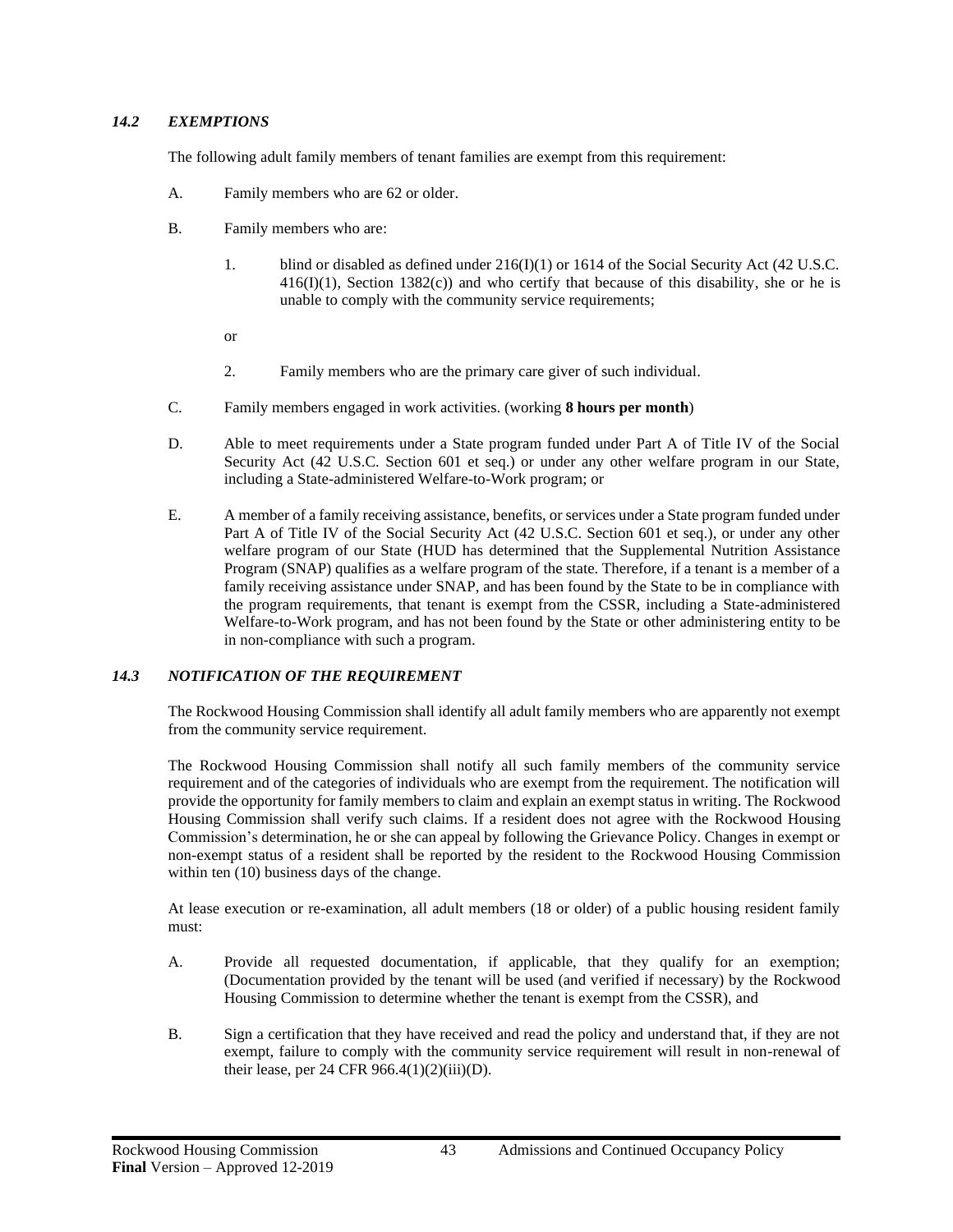### *14.2 EXEMPTIONS*

The following adult family members of tenant families are exempt from this requirement:

A. Family members who are 62 or older.

B. Family members who are:

1. blind or disabled as defined under 216(I)(1) or 1614 of the Social Security Act (42 U.S.C. 416(I)(1), Section 1382(c)) and who certify that because of this disability, she or he is unable to comply with the community service requirements;

   or

2. Family members who are the primary care giver of such individual.

C. Family members engaged in work activities. (working **8 hours per month**)

D. Able to meet requirements under a State program funded under Part A of Title IV of the Social Security Act (42 U.S.C. Section 601 et seq.) or under any other welfare program in our State, including a State-administered Welfare-to-Work program; or

E. A member of a family receiving assistance, benefits, or services under a State program funded under Part A of Title IV of the Social Security Act (42 U.S.C. Section 601 et seq.), or under any other welfare program of our State (HUD has determined that the Supplemental Nutrition Assistance Program (SNAP) qualifies as a welfare program of the state. Therefore, if a tenant is a member of a family receiving assistance under SNAP, and has been found by the State to be in compliance with the program requirements, that tenant is exempt from the CSSR, including a State-administered Welfare-to-Work program, and has not been found by the State or other administering entity to be in non-compliance with such a program.

### *14.3 NOTIFICATION OF THE REQUIREMENT*

The Rockwood Housing Commission shall identify all adult family members who are apparently not exempt from the community service requirement.

The Rockwood Housing Commission shall notify all such family members of the community service requirement and of the categories of individuals who are exempt from the requirement. The notification will provide the opportunity for family members to claim and explain an exempt status in writing. The Rockwood Housing Commission shall verify such claims. If a resident does not agree with the Rockwood Housing Commission's determination, he or she can appeal by following the Grievance Policy. Changes in exempt or non-exempt status of a resident shall be reported by the resident to the Rockwood Housing Commission within ten (10) business days of the change.

At lease execution or re-examination, all adult members (18 or older) of a public housing resident family must:

A. Provide all requested documentation, if applicable, that they qualify for an exemption; (Documentation provided by the tenant will be used (and verified if necessary) by the Rockwood Housing Commission to determine whether the tenant is exempt from the CSSR), and

B. Sign a certification that they have received and read the policy and understand that, if they are not exempt, failure to comply with the community service requirement will result in non-renewal of their lease, per 24 CFR 966.4(1)(2)(iii)(D).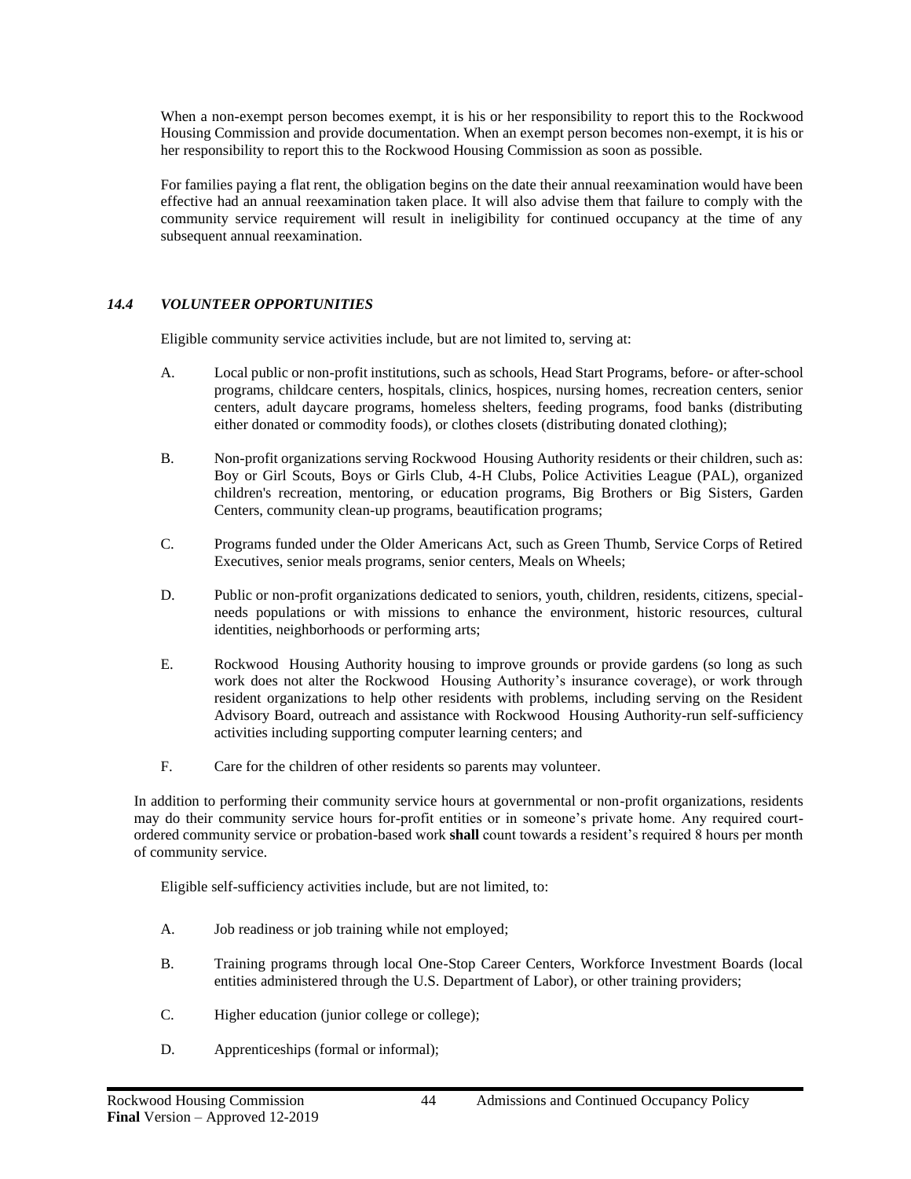When a non-exempt person becomes exempt, it is his or her responsibility to report this to the Rockwood Housing Commission and provide documentation. When an exempt person becomes non-exempt, it is his or her responsibility to report this to the Rockwood Housing Commission as soon as possible.

For families paying a flat rent, the obligation begins on the date their annual reexamination would have been effective had an annual reexamination taken place. It will also advise them that failure to comply with the community service requirement will result in ineligibility for continued occupancy at the time of any subsequent annual reexamination.

### *14.4 VOLUNTEER OPPORTUNITIES*

Eligible community service activities include, but are not limited to, serving at:

A. Local public or non-profit institutions, such as schools, Head Start Programs, before- or after-school programs, childcare centers, hospitals, clinics, hospices, nursing homes, recreation centers, senior centers, adult daycare programs, homeless shelters, feeding programs, food banks (distributing either donated or commodity foods), or clothes closets (distributing donated clothing);

B. Non-profit organizations serving Rockwood Housing Authority residents or their children, such as: Boy or Girl Scouts, Boys or Girls Club, 4-H Clubs, Police Activities League (PAL), organized children's recreation, mentoring, or education programs, Big Brothers or Big Sisters, Garden Centers, community clean-up programs, beautification programs;

C. Programs funded under the Older Americans Act, such as Green Thumb, Service Corps of Retired Executives, senior meals programs, senior centers, Meals on Wheels;

D. Public or non-profit organizations dedicated to seniors, youth, children, residents, citizens, special-needs populations or with missions to enhance the environment, historic resources, cultural identities, neighborhoods or performing arts;

E. Rockwood Housing Authority housing to improve grounds or provide gardens (so long as such work does not alter the Rockwood Housing Authority's insurance coverage), or work through resident organizations to help other residents with problems, including serving on the Resident Advisory Board, outreach and assistance with Rockwood Housing Authority-run self-sufficiency activities including supporting computer learning centers; and

F. Care for the children of other residents so parents may volunteer.

In addition to performing their community service hours at governmental or non-profit organizations, residents may do their community service hours for-profit entities or in someone's private home. Any required court-ordered community service or probation-based work **shall** count towards a resident's required 8 hours per month of community service.

Eligible self-sufficiency activities include, but are not limited, to:

A. Job readiness or job training while not employed;

B. Training programs through local One-Stop Career Centers, Workforce Investment Boards (local entities administered through the U.S. Department of Labor), or other training providers;

C. Higher education (junior college or college);

D. Apprenticeships (formal or informal);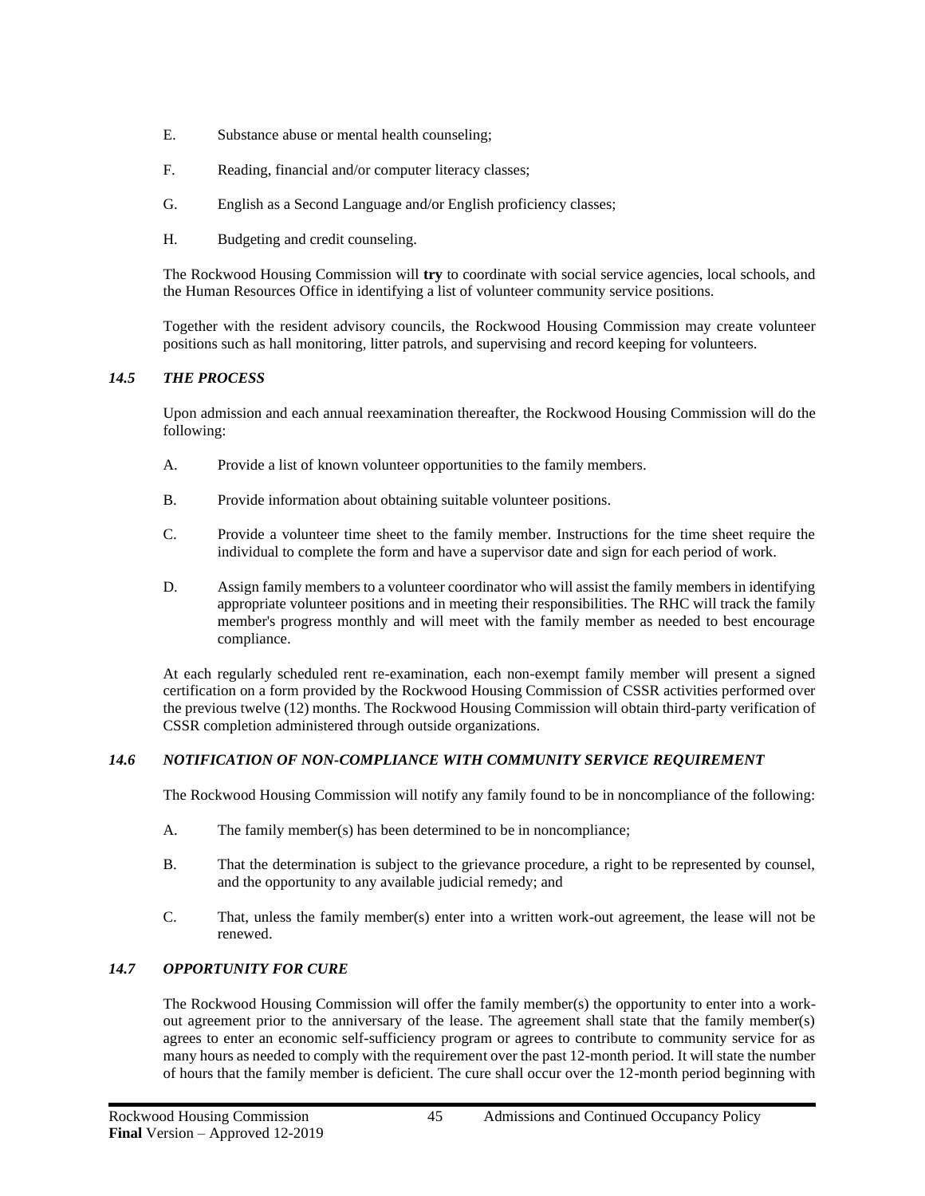E. Substance abuse or mental health counseling;

F. Reading, financial and/or computer literacy classes;

G. English as a Second Language and/or English proficiency classes;

H. Budgeting and credit counseling.

The Rockwood Housing Commission will **try** to coordinate with social service agencies, local schools, and the Human Resources Office in identifying a list of volunteer community service positions.

Together with the resident advisory councils, the Rockwood Housing Commission may create volunteer positions such as hall monitoring, litter patrols, and supervising and record keeping for volunteers.

### *14.5 THE PROCESS*

Upon admission and each annual reexamination thereafter, the Rockwood Housing Commission will do the following:

A. Provide a list of known volunteer opportunities to the family members.

B. Provide information about obtaining suitable volunteer positions.

C. Provide a volunteer time sheet to the family member. Instructions for the time sheet require the individual to complete the form and have a supervisor date and sign for each period of work.

D. Assign family members to a volunteer coordinator who will assist the family members in identifying appropriate volunteer positions and in meeting their responsibilities. The RHC will track the family member's progress monthly and will meet with the family member as needed to best encourage compliance.

At each regularly scheduled rent re-examination, each non-exempt family member will present a signed certification on a form provided by the Rockwood Housing Commission of CSSR activities performed over the previous twelve (12) months. The Rockwood Housing Commission will obtain third-party verification of CSSR completion administered through outside organizations.

### *14.6 NOTIFICATION OF NON-COMPLIANCE WITH COMMUNITY SERVICE REQUIREMENT*

The Rockwood Housing Commission will notify any family found to be in noncompliance of the following:

A. The family member(s) has been determined to be in noncompliance;

B. That the determination is subject to the grievance procedure, a right to be represented by counsel, and the opportunity to any available judicial remedy; and

C. That, unless the family member(s) enter into a written work-out agreement, the lease will not be renewed.

### *14.7 OPPORTUNITY FOR CURE*

The Rockwood Housing Commission will offer the family member(s) the opportunity to enter into a work-out agreement prior to the anniversary of the lease. The agreement shall state that the family member(s) agrees to enter an economic self-sufficiency program or agrees to contribute to community service for as many hours as needed to comply with the requirement over the past 12-month period. It will state the number of hours that the family member is deficient. The cure shall occur over the 12-month period beginning with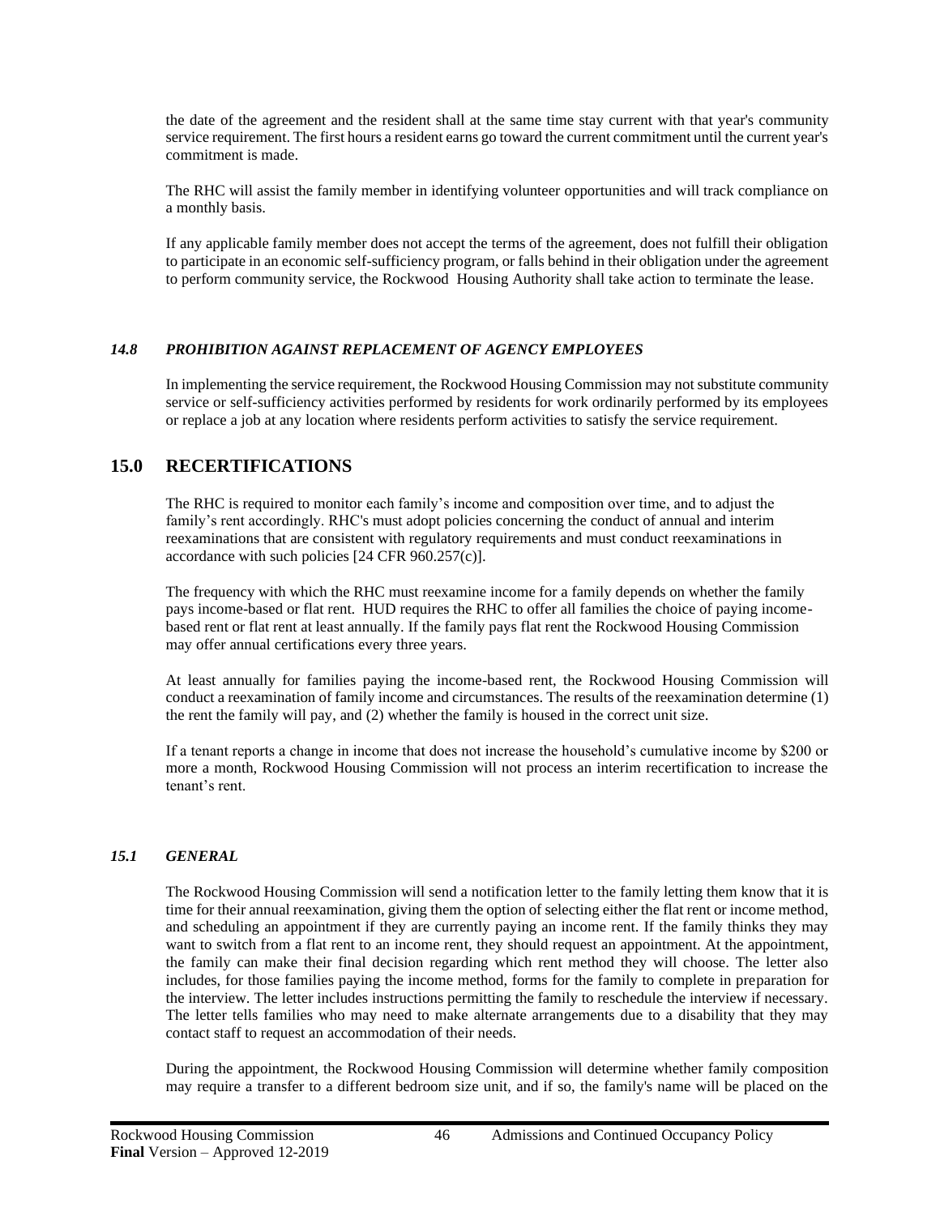the date of the agreement and the resident shall at the same time stay current with that year's community service requirement. The first hours a resident earns go toward the current commitment until the current year's commitment is made.

The RHC will assist the family member in identifying volunteer opportunities and will track compliance on a monthly basis.

If any applicable family member does not accept the terms of the agreement, does not fulfill their obligation to participate in an economic self-sufficiency program, or falls behind in their obligation under the agreement to perform community service, the Rockwood Housing Authority shall take action to terminate the lease.

### *14.8 PROHIBITION AGAINST REPLACEMENT OF AGENCY EMPLOYEES*

In implementing the service requirement, the Rockwood Housing Commission may not substitute community service or self-sufficiency activities performed by residents for work ordinarily performed by its employees or replace a job at any location where residents perform activities to satisfy the service requirement.

## 15.0 RECERTIFICATIONS

The RHC is required to monitor each family's income and composition over time, and to adjust the family's rent accordingly. RHC's must adopt policies concerning the conduct of annual and interim reexaminations that are consistent with regulatory requirements and must conduct reexaminations in accordance with such policies [24 CFR 960.257(c)].

The frequency with which the RHC must reexamine income for a family depends on whether the family pays income-based or flat rent. HUD requires the RHC to offer all families the choice of paying income-based rent or flat rent at least annually. If the family pays flat rent the Rockwood Housing Commission may offer annual certifications every three years.

At least annually for families paying the income-based rent, the Rockwood Housing Commission will conduct a reexamination of family income and circumstances. The results of the reexamination determine (1) the rent the family will pay, and (2) whether the family is housed in the correct unit size.

If a tenant reports a change in income that does not increase the household's cumulative income by $200 or more a month, Rockwood Housing Commission will not process an interim recertification to increase the tenant's rent.

### *15.1 GENERAL*

The Rockwood Housing Commission will send a notification letter to the family letting them know that it is time for their annual reexamination, giving them the option of selecting either the flat rent or income method, and scheduling an appointment if they are currently paying an income rent. If the family thinks they may want to switch from a flat rent to an income rent, they should request an appointment. At the appointment, the family can make their final decision regarding which rent method they will choose. The letter also includes, for those families paying the income method, forms for the family to complete in preparation for the interview. The letter includes instructions permitting the family to reschedule the interview if necessary. The letter tells families who may need to make alternate arrangements due to a disability that they may contact staff to request an accommodation of their needs.

During the appointment, the Rockwood Housing Commission will determine whether family composition may require a transfer to a different bedroom size unit, and if so, the family's name will be placed on the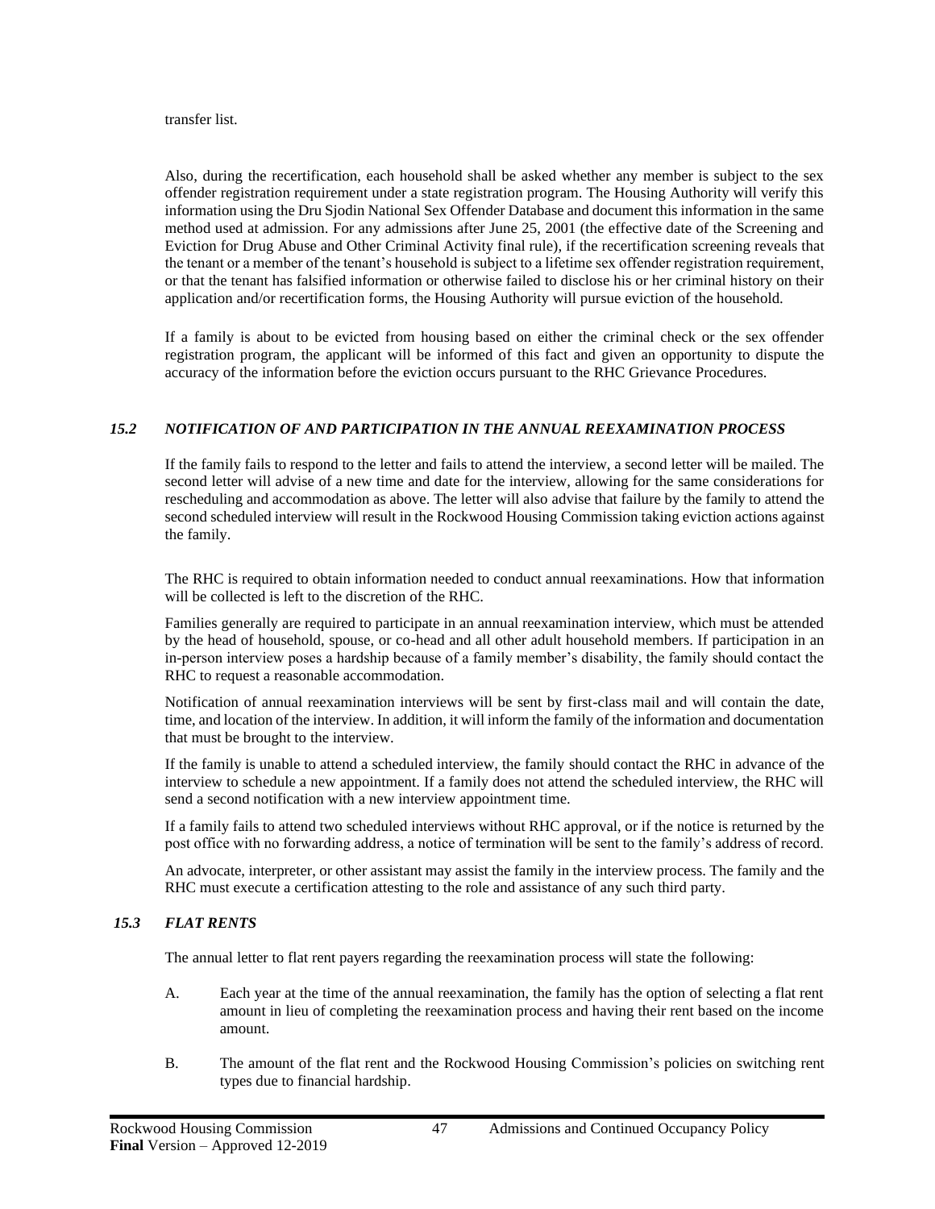transfer list.

Also, during the recertification, each household shall be asked whether any member is subject to the sex offender registration requirement under a state registration program. The Housing Authority will verify this information using the Dru Sjodin National Sex Offender Database and document this information in the same method used at admission. For any admissions after June 25, 2001 (the effective date of the Screening and Eviction for Drug Abuse and Other Criminal Activity final rule), if the recertification screening reveals that the tenant or a member of the tenant's household is subject to a lifetime sex offender registration requirement, or that the tenant has falsified information or otherwise failed to disclose his or her criminal history on their application and/or recertification forms, the Housing Authority will pursue eviction of the household.

If a family is about to be evicted from housing based on either the criminal check or the sex offender registration program, the applicant will be informed of this fact and given an opportunity to dispute the accuracy of the information before the eviction occurs pursuant to the RHC Grievance Procedures.

### *15.2 NOTIFICATION OF AND PARTICIPATION IN THE ANNUAL REEXAMINATION PROCESS*

If the family fails to respond to the letter and fails to attend the interview, a second letter will be mailed. The second letter will advise of a new time and date for the interview, allowing for the same considerations for rescheduling and accommodation as above. The letter will also advise that failure by the family to attend the second scheduled interview will result in the Rockwood Housing Commission taking eviction actions against the family.

The RHC is required to obtain information needed to conduct annual reexaminations. How that information will be collected is left to the discretion of the RHC.

Families generally are required to participate in an annual reexamination interview, which must be attended by the head of household, spouse, or co-head and all other adult household members. If participation in an in-person interview poses a hardship because of a family member's disability, the family should contact the RHC to request a reasonable accommodation.

Notification of annual reexamination interviews will be sent by first-class mail and will contain the date, time, and location of the interview. In addition, it will inform the family of the information and documentation that must be brought to the interview.

If the family is unable to attend a scheduled interview, the family should contact the RHC in advance of the interview to schedule a new appointment. If a family does not attend the scheduled interview, the RHC will send a second notification with a new interview appointment time.

If a family fails to attend two scheduled interviews without RHC approval, or if the notice is returned by the post office with no forwarding address, a notice of termination will be sent to the family's address of record.

An advocate, interpreter, or other assistant may assist the family in the interview process. The family and the RHC must execute a certification attesting to the role and assistance of any such third party.

### *15.3 FLAT RENTS*

The annual letter to flat rent payers regarding the reexamination process will state the following:

A. Each year at the time of the annual reexamination, the family has the option of selecting a flat rent amount in lieu of completing the reexamination process and having their rent based on the income amount.

B. The amount of the flat rent and the Rockwood Housing Commission's policies on switching rent types due to financial hardship.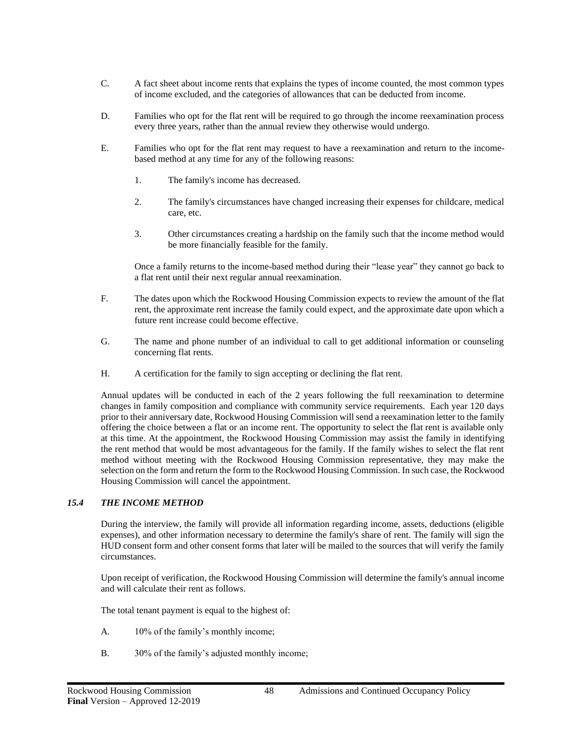C. A fact sheet about income rents that explains the types of income counted, the most common types of income excluded, and the categories of allowances that can be deducted from income.

D. Families who opt for the flat rent will be required to go through the income reexamination process every three years, rather than the annual review they otherwise would undergo.

E. Families who opt for the flat rent may request to have a reexamination and return to the income-based method at any time for any of the following reasons:

1. The family's income has decreased.

2. The family's circumstances have changed increasing their expenses for childcare, medical care, etc.

3. Other circumstances creating a hardship on the family such that the income method would be more financially feasible for the family.

Once a family returns to the income-based method during their "lease year" they cannot go back to a flat rent until their next regular annual reexamination.

F. The dates upon which the Rockwood Housing Commission expects to review the amount of the flat rent, the approximate rent increase the family could expect, and the approximate date upon which a future rent increase could become effective.

G. The name and phone number of an individual to call to get additional information or counseling concerning flat rents.

H. A certification for the family to sign accepting or declining the flat rent.

Annual updates will be conducted in each of the 2 years following the full reexamination to determine changes in family composition and compliance with community service requirements. Each year 120 days prior to their anniversary date, Rockwood Housing Commission will send a reexamination letter to the family offering the choice between a flat or an income rent. The opportunity to select the flat rent is available only at this time. At the appointment, the Rockwood Housing Commission may assist the family in identifying the rent method that would be most advantageous for the family. If the family wishes to select the flat rent method without meeting with the Rockwood Housing Commission representative, they may make the selection on the form and return the form to the Rockwood Housing Commission. In such case, the Rockwood Housing Commission will cancel the appointment.

### *15.4 THE INCOME METHOD*

During the interview, the family will provide all information regarding income, assets, deductions (eligible expenses), and other information necessary to determine the family's share of rent. The family will sign the HUD consent form and other consent forms that later will be mailed to the sources that will verify the family circumstances.

Upon receipt of verification, the Rockwood Housing Commission will determine the family's annual income and will calculate their rent as follows.

The total tenant payment is equal to the highest of:

A. 10% of the family's monthly income;

B. 30% of the family's adjusted monthly income;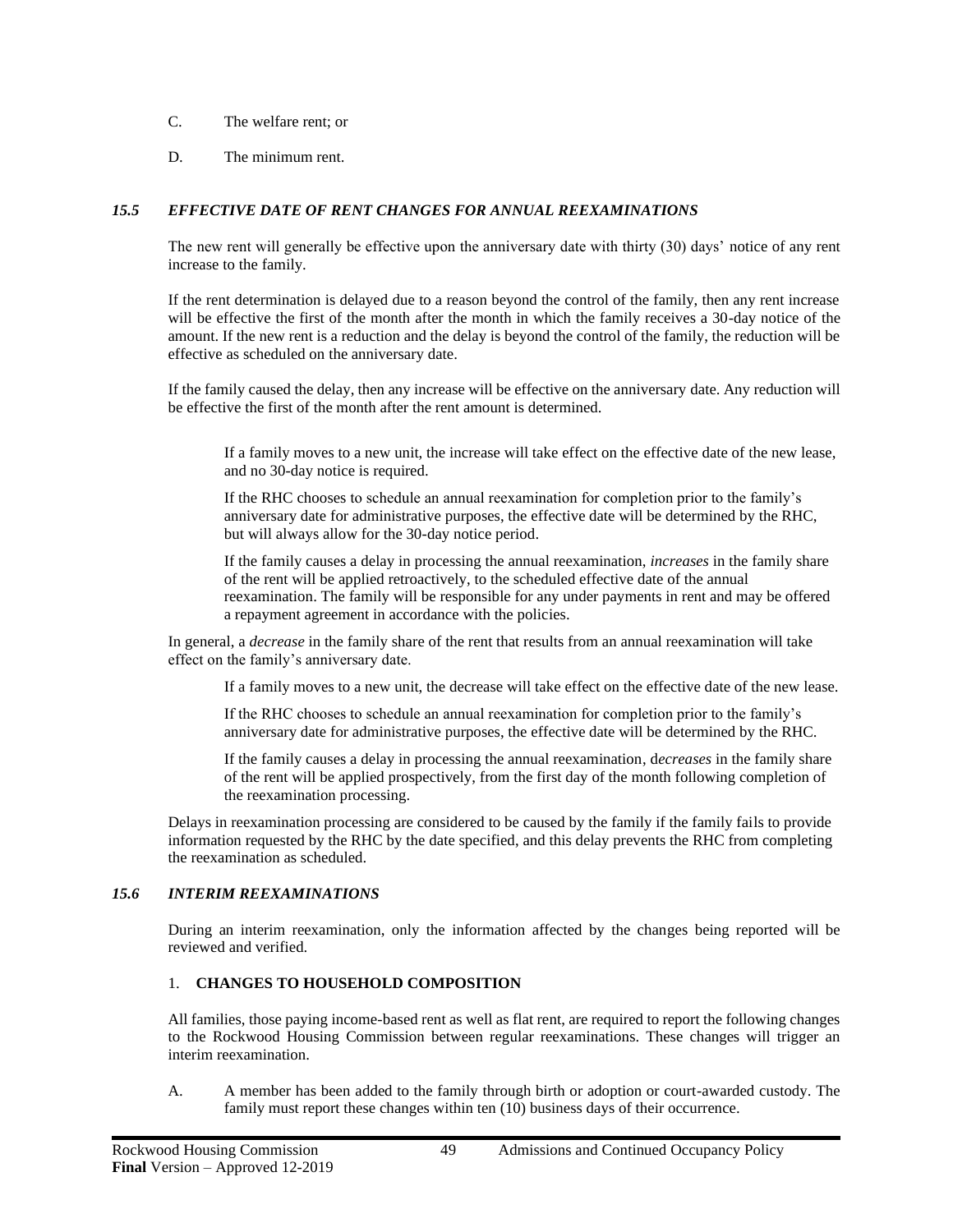C. The welfare rent; or

D. The minimum rent.

### *15.5 EFFECTIVE DATE OF RENT CHANGES FOR ANNUAL REEXAMINATIONS*

The new rent will generally be effective upon the anniversary date with thirty (30) days' notice of any rent increase to the family.

If the rent determination is delayed due to a reason beyond the control of the family, then any rent increase will be effective the first of the month after the month in which the family receives a 30-day notice of the amount. If the new rent is a reduction and the delay is beyond the control of the family, the reduction will be effective as scheduled on the anniversary date.

If the family caused the delay, then any increase will be effective on the anniversary date. Any reduction will be effective the first of the month after the rent amount is determined.

> If a family moves to a new unit, the increase will take effect on the effective date of the new lease, and no 30-day notice is required.
>
> If the RHC chooses to schedule an annual reexamination for completion prior to the family's anniversary date for administrative purposes, the effective date will be determined by the RHC, but will always allow for the 30-day notice period.
>
> If the family causes a delay in processing the annual reexamination, *increases* in the family share of the rent will be applied retroactively, to the scheduled effective date of the annual reexamination. The family will be responsible for any under payments in rent and may be offered a repayment agreement in accordance with the policies.

In general, a *decrease* in the family share of the rent that results from an annual reexamination will take effect on the family's anniversary date.

> If a family moves to a new unit, the decrease will take effect on the effective date of the new lease.
>
> If the RHC chooses to schedule an annual reexamination for completion prior to the family's anniversary date for administrative purposes, the effective date will be determined by the RHC.
>
> If the family causes a delay in processing the annual reexamination, d*ecreases* in the family share of the rent will be applied prospectively, from the first day of the month following completion of the reexamination processing.

Delays in reexamination processing are considered to be caused by the family if the family fails to provide information requested by the RHC by the date specified, and this delay prevents the RHC from completing the reexamination as scheduled.

### *15.6 INTERIM REEXAMINATIONS*

During an interim reexamination, only the information affected by the changes being reported will be reviewed and verified.

1. **CHANGES TO HOUSEHOLD COMPOSITION**

All families, those paying income-based rent as well as flat rent, are required to report the following changes to the Rockwood Housing Commission between regular reexaminations. These changes will trigger an interim reexamination.

A. A member has been added to the family through birth or adoption or court-awarded custody. The family must report these changes within ten (10) business days of their occurrence.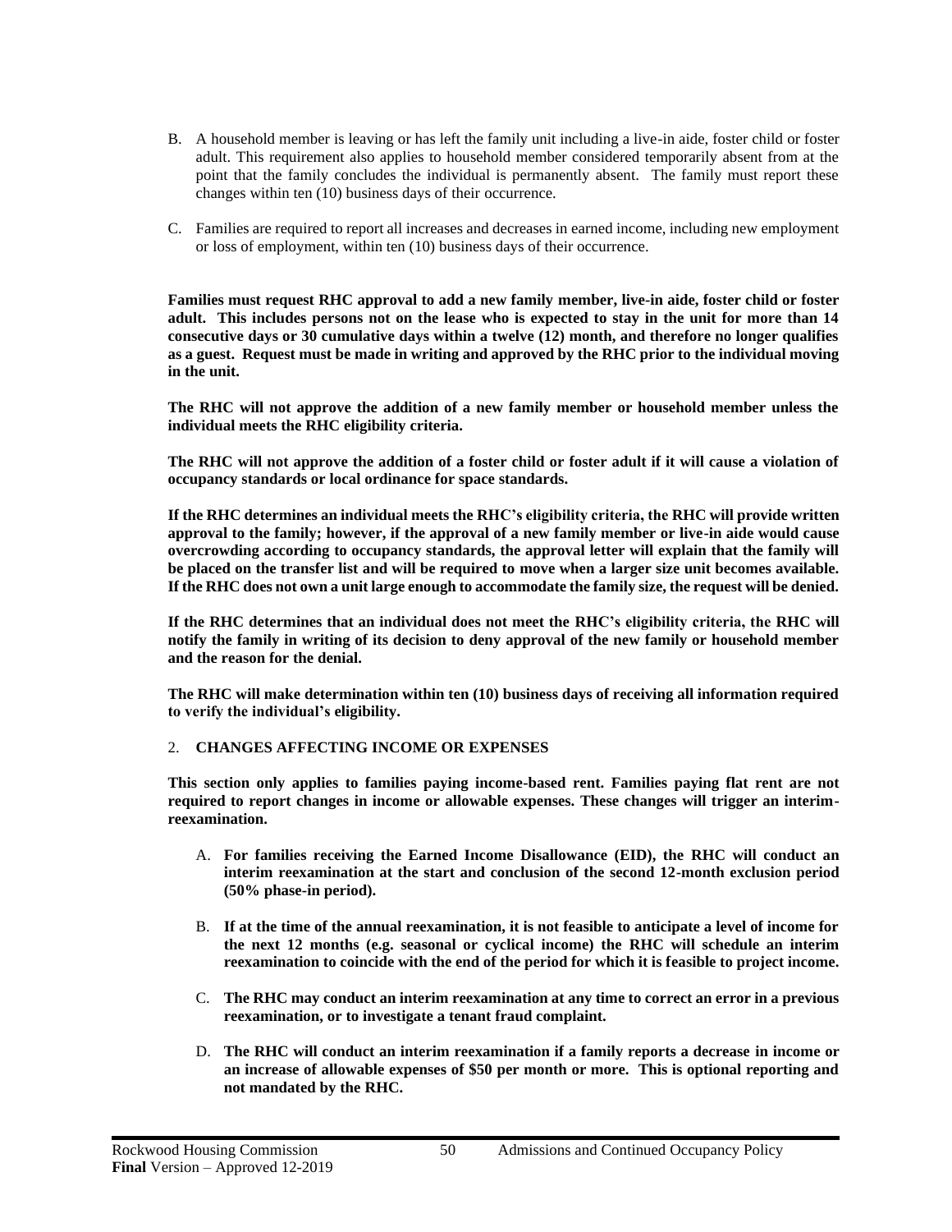B. A household member is leaving or has left the family unit including a live-in aide, foster child or foster adult. This requirement also applies to household member considered temporarily absent from at the point that the family concludes the individual is permanently absent. The family must report these changes within ten (10) business days of their occurrence.

C. Families are required to report all increases and decreases in earned income, including new employment or loss of employment, within ten (10) business days of their occurrence.

**Families must request RHC approval to add a new family member, live-in aide, foster child or foster adult. This includes persons not on the lease who is expected to stay in the unit for more than 14 consecutive days or 30 cumulative days within a twelve (12) month, and therefore no longer qualifies as a guest. Request must be made in writing and approved by the RHC prior to the individual moving in the unit.**

**The RHC will not approve the addition of a new family member or household member unless the individual meets the RHC eligibility criteria.**

**The RHC will not approve the addition of a foster child or foster adult if it will cause a violation of occupancy standards or local ordinance for space standards.**

**If the RHC determines an individual meets the RHC's eligibility criteria, the RHC will provide written approval to the family; however, if the approval of a new family member or live-in aide would cause overcrowding according to occupancy standards, the approval letter will explain that the family will be placed on the transfer list and will be required to move when a larger size unit becomes available. If the RHC does not own a unit large enough to accommodate the family size, the request will be denied.**

**If the RHC determines that an individual does not meet the RHC's eligibility criteria, the RHC will notify the family in writing of its decision to deny approval of the new family or household member and the reason for the denial.**

**The RHC will make determination within ten (10) business days of receiving all information required to verify the individual's eligibility.**

2. **CHANGES AFFECTING INCOME OR EXPENSES**

**This section only applies to families paying income-based rent. Families paying flat rent are not required to report changes in income or allowable expenses. These changes will trigger an interim-reexamination.**

A. **For families receiving the Earned Income Disallowance (EID), the RHC will conduct an interim reexamination at the start and conclusion of the second 12-month exclusion period (50% phase-in period).**

B. **If at the time of the annual reexamination, it is not feasible to anticipate a level of income for the next 12 months (e.g. seasonal or cyclical income) the RHC will schedule an interim reexamination to coincide with the end of the period for which it is feasible to project income.**

C. **The RHC may conduct an interim reexamination at any time to correct an error in a previous reexamination, or to investigate a tenant fraud complaint.**

D. **The RHC will conduct an interim reexamination if a family reports a decrease in income or an increase of allowable expenses of $50 per month or more. This is optional reporting and not mandated by the RHC.**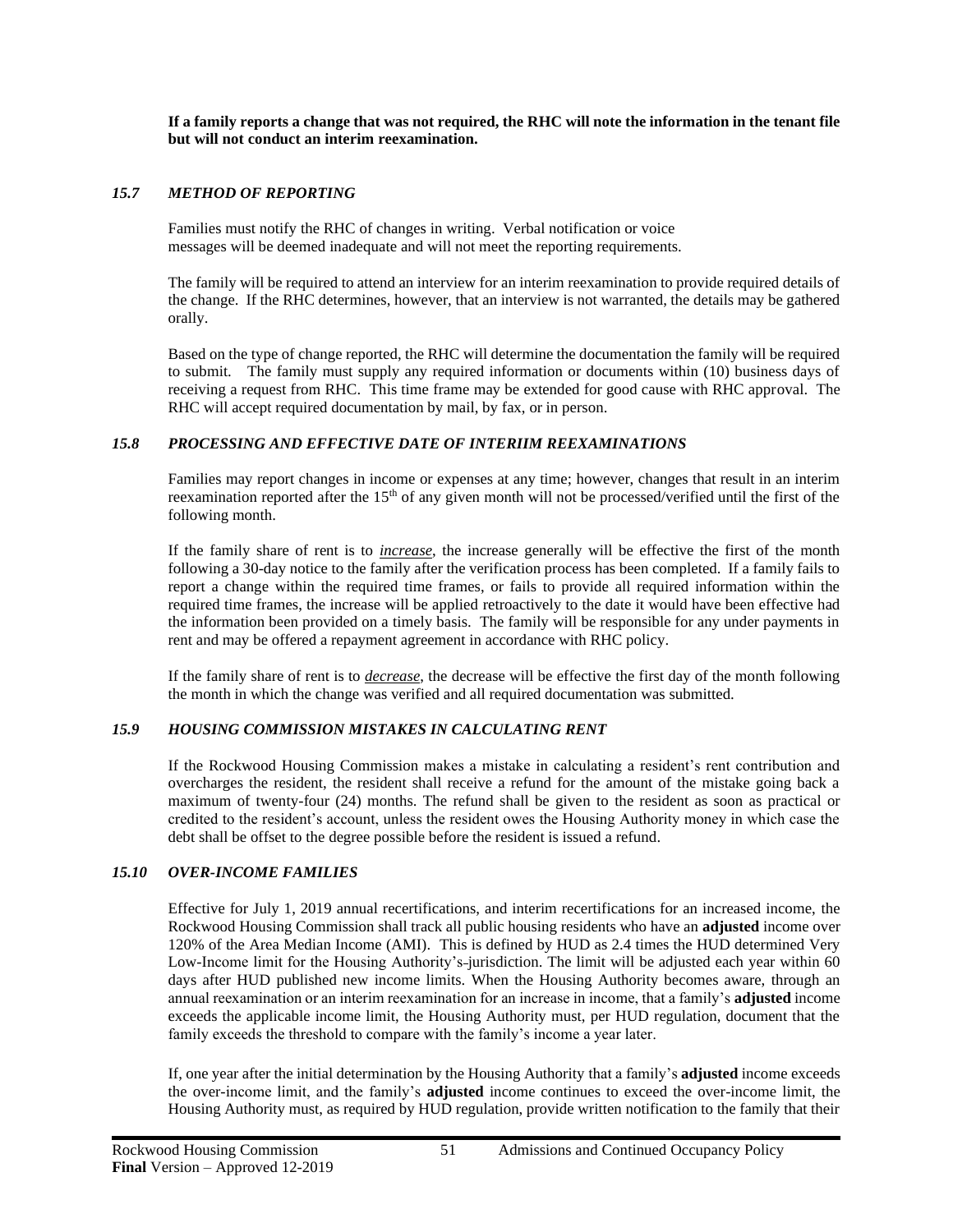**If a family reports a change that was not required, the RHC will note the information in the tenant file but will not conduct an interim reexamination.**

### *15.7 METHOD OF REPORTING*

Families must notify the RHC of changes in writing. Verbal notification or voice messages will be deemed inadequate and will not meet the reporting requirements.

The family will be required to attend an interview for an interim reexamination to provide required details of the change. If the RHC determines, however, that an interview is not warranted, the details may be gathered orally.

Based on the type of change reported, the RHC will determine the documentation the family will be required to submit. The family must supply any required information or documents within (10) business days of receiving a request from RHC. This time frame may be extended for good cause with RHC approval. The RHC will accept required documentation by mail, by fax, or in person.

### *15.8 PROCESSING AND EFFECTIVE DATE OF INTERIIM REEXAMINATIONS*

Families may report changes in income or expenses at any time; however, changes that result in an interim reexamination reported after the 15th of any given month will not be processed/verified until the first of the following month.

If the family share of rent is to ***increase***, the increase generally will be effective the first of the month following a 30-day notice to the family after the verification process has been completed. If a family fails to report a change within the required time frames, or fails to provide all required information within the required time frames, the increase will be applied retroactively to the date it would have been effective had the information been provided on a timely basis. The family will be responsible for any under payments in rent and may be offered a repayment agreement in accordance with RHC policy.

If the family share of rent is to ***decrease***, the decrease will be effective the first day of the month following the month in which the change was verified and all required documentation was submitted.

### *15.9 HOUSING COMMISSION MISTAKES IN CALCULATING RENT*

If the Rockwood Housing Commission makes a mistake in calculating a resident's rent contribution and overcharges the resident, the resident shall receive a refund for the amount of the mistake going back a maximum of twenty-four (24) months. The refund shall be given to the resident as soon as practical or credited to the resident's account, unless the resident owes the Housing Authority money in which case the debt shall be offset to the degree possible before the resident is issued a refund.

### *15.10 OVER-INCOME FAMILIES*

Effective for July 1, 2019 annual recertifications, and interim recertifications for an increased income, the Rockwood Housing Commission shall track all public housing residents who have an **adjusted** income over 120% of the Area Median Income (AMI). This is defined by HUD as 2.4 times the HUD determined Very Low-Income limit for the Housing Authority's jurisdiction. The limit will be adjusted each year within 60 days after HUD published new income limits. When the Housing Authority becomes aware, through an annual reexamination or an interim reexamination for an increase in income, that a family's **adjusted** income exceeds the applicable income limit, the Housing Authority must, per HUD regulation, document that the family exceeds the threshold to compare with the family's income a year later.

If, one year after the initial determination by the Housing Authority that a family's **adjusted** income exceeds the over-income limit, and the family's **adjusted** income continues to exceed the over-income limit, the Housing Authority must, as required by HUD regulation, provide written notification to the family that their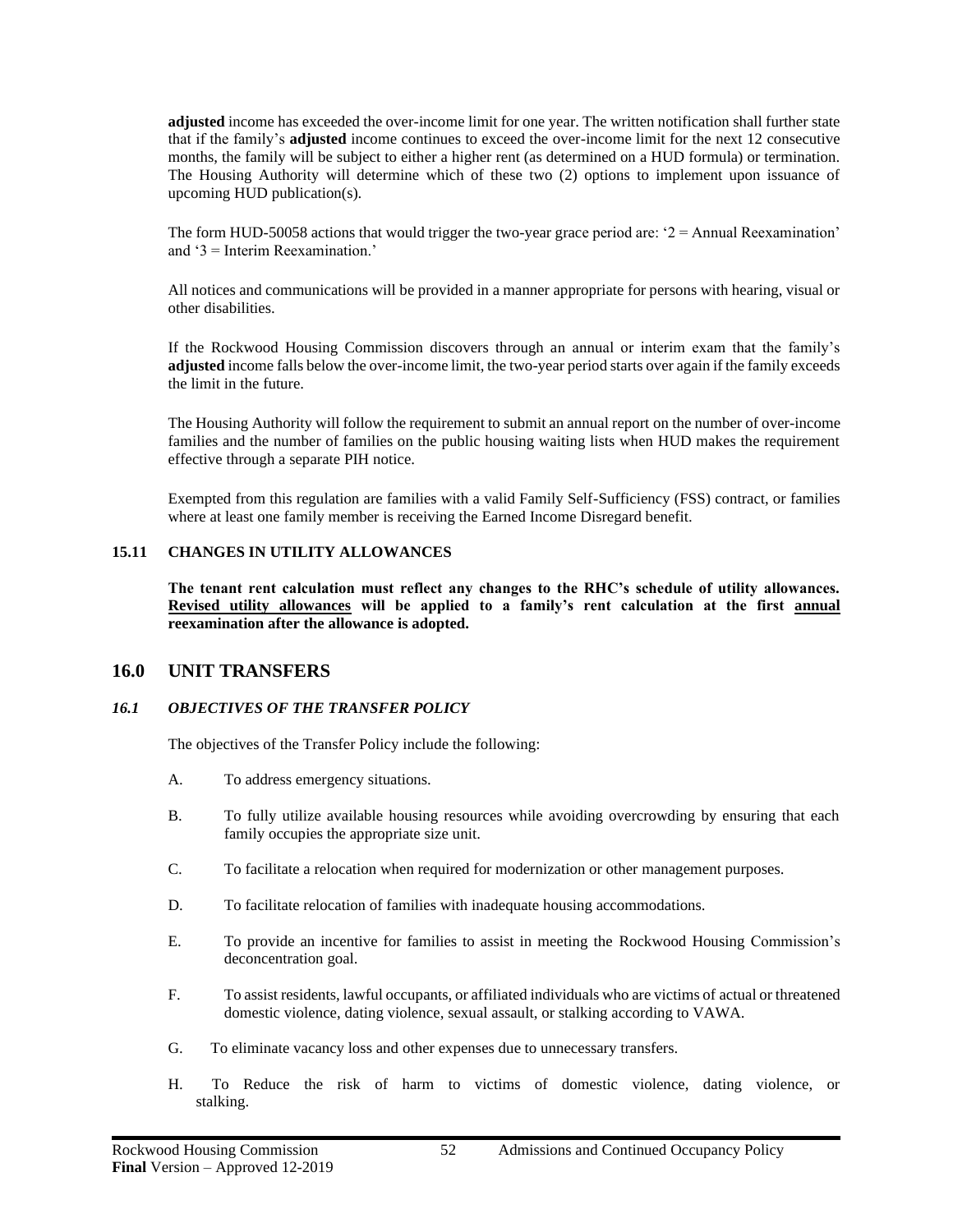**adjusted** income has exceeded the over-income limit for one year. The written notification shall further state that if the family's **adjusted** income continues to exceed the over-income limit for the next 12 consecutive months, the family will be subject to either a higher rent (as determined on a HUD formula) or termination. The Housing Authority will determine which of these two (2) options to implement upon issuance of upcoming HUD publication(s).

The form HUD-50058 actions that would trigger the two-year grace period are: '2 = Annual Reexamination' and '3 = Interim Reexamination.'

All notices and communications will be provided in a manner appropriate for persons with hearing, visual or other disabilities.

If the Rockwood Housing Commission discovers through an annual or interim exam that the family's **adjusted** income falls below the over-income limit, the two-year period starts over again if the family exceeds the limit in the future.

The Housing Authority will follow the requirement to submit an annual report on the number of over-income families and the number of families on the public housing waiting lists when HUD makes the requirement effective through a separate PIH notice.

Exempted from this regulation are families with a valid Family Self-Sufficiency (FSS) contract, or families where at least one family member is receiving the Earned Income Disregard benefit.

### 15.11 CHANGES IN UTILITY ALLOWANCES

**The tenant rent calculation must reflect any changes to the RHC's schedule of utility allowances. <u>Revised utility allowances</u> will be applied to a family's rent calculation at the first <u>annual</u> reexamination after the allowance is adopted.**

## 16.0 UNIT TRANSFERS

### *16.1 OBJECTIVES OF THE TRANSFER POLICY*

The objectives of the Transfer Policy include the following:

A. To address emergency situations.

B. To fully utilize available housing resources while avoiding overcrowding by ensuring that each family occupies the appropriate size unit.

C. To facilitate a relocation when required for modernization or other management purposes.

D. To facilitate relocation of families with inadequate housing accommodations.

E. To provide an incentive for families to assist in meeting the Rockwood Housing Commission's deconcentration goal.

F. To assist residents, lawful occupants, or affiliated individuals who are victims of actual or threatened domestic violence, dating violence, sexual assault, or stalking according to VAWA.

G. To eliminate vacancy loss and other expenses due to unnecessary transfers.

H. To Reduce the risk of harm to victims of domestic violence, dating violence, or stalking.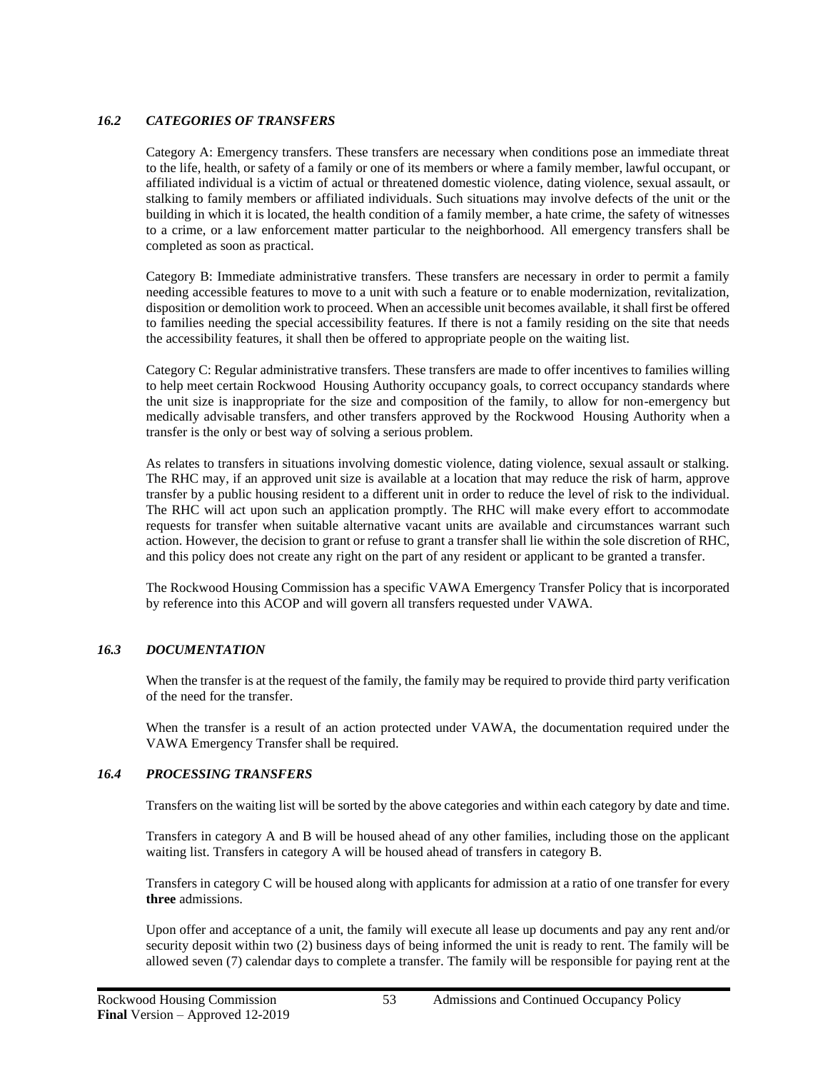### *16.2 CATEGORIES OF TRANSFERS*

Category A: Emergency transfers. These transfers are necessary when conditions pose an immediate threat to the life, health, or safety of a family or one of its members or where a family member, lawful occupant, or affiliated individual is a victim of actual or threatened domestic violence, dating violence, sexual assault, or stalking to family members or affiliated individuals. Such situations may involve defects of the unit or the building in which it is located, the health condition of a family member, a hate crime, the safety of witnesses to a crime, or a law enforcement matter particular to the neighborhood. All emergency transfers shall be completed as soon as practical.

Category B: Immediate administrative transfers. These transfers are necessary in order to permit a family needing accessible features to move to a unit with such a feature or to enable modernization, revitalization, disposition or demolition work to proceed. When an accessible unit becomes available, it shall first be offered to families needing the special accessibility features. If there is not a family residing on the site that needs the accessibility features, it shall then be offered to appropriate people on the waiting list.

Category C: Regular administrative transfers. These transfers are made to offer incentives to families willing to help meet certain Rockwood Housing Authority occupancy goals, to correct occupancy standards where the unit size is inappropriate for the size and composition of the family, to allow for non-emergency but medically advisable transfers, and other transfers approved by the Rockwood Housing Authority when a transfer is the only or best way of solving a serious problem.

As relates to transfers in situations involving domestic violence, dating violence, sexual assault or stalking. The RHC may, if an approved unit size is available at a location that may reduce the risk of harm, approve transfer by a public housing resident to a different unit in order to reduce the level of risk to the individual. The RHC will act upon such an application promptly. The RHC will make every effort to accommodate requests for transfer when suitable alternative vacant units are available and circumstances warrant such action. However, the decision to grant or refuse to grant a transfer shall lie within the sole discretion of RHC, and this policy does not create any right on the part of any resident or applicant to be granted a transfer.

The Rockwood Housing Commission has a specific VAWA Emergency Transfer Policy that is incorporated by reference into this ACOP and will govern all transfers requested under VAWA.

### *16.3 DOCUMENTATION*

When the transfer is at the request of the family, the family may be required to provide third party verification of the need for the transfer.

When the transfer is a result of an action protected under VAWA, the documentation required under the VAWA Emergency Transfer shall be required.

### *16.4 PROCESSING TRANSFERS*

Transfers on the waiting list will be sorted by the above categories and within each category by date and time.

Transfers in category A and B will be housed ahead of any other families, including those on the applicant waiting list. Transfers in category A will be housed ahead of transfers in category B.

Transfers in category C will be housed along with applicants for admission at a ratio of one transfer for every **three** admissions.

Upon offer and acceptance of a unit, the family will execute all lease up documents and pay any rent and/or security deposit within two (2) business days of being informed the unit is ready to rent. The family will be allowed seven (7) calendar days to complete a transfer. The family will be responsible for paying rent at the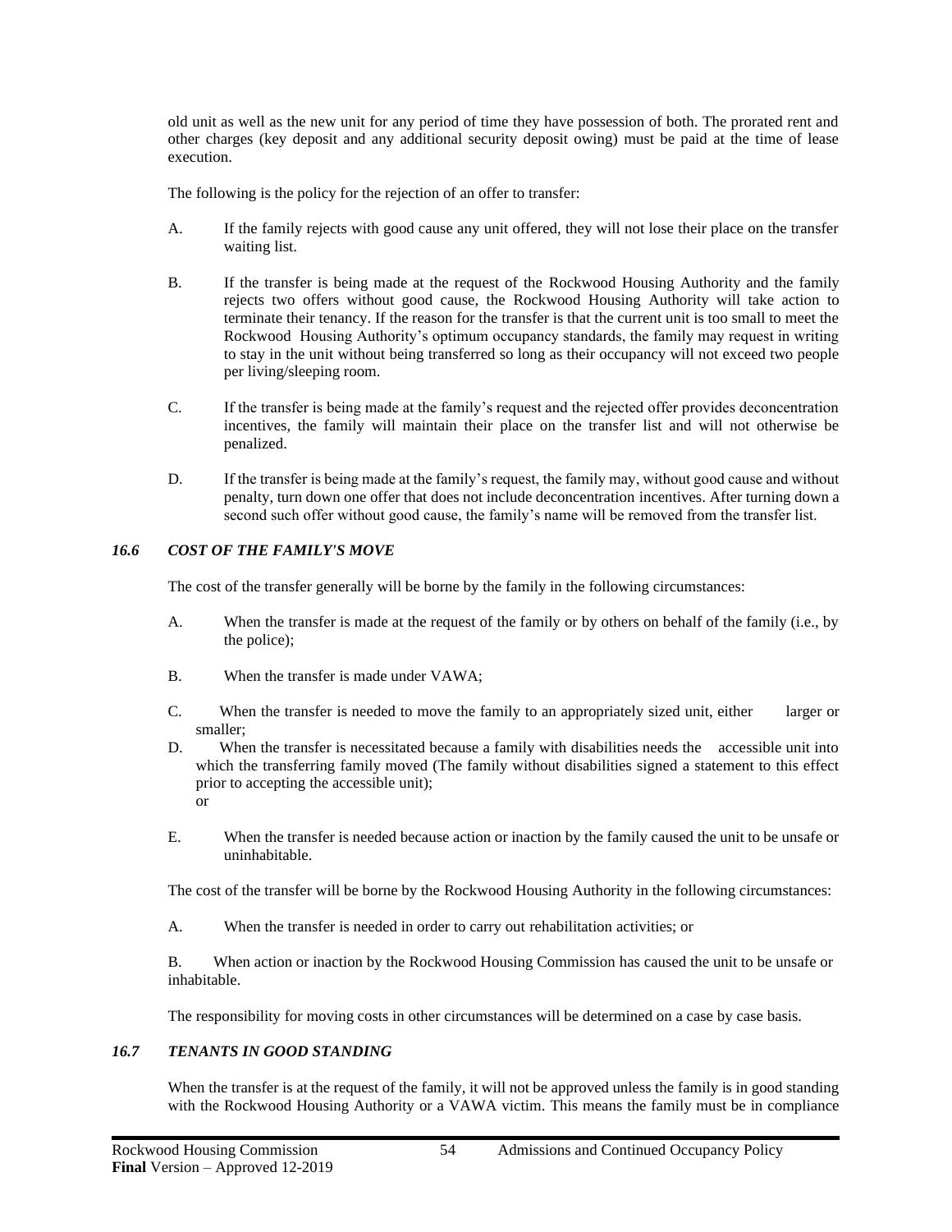old unit as well as the new unit for any period of time they have possession of both. The prorated rent and other charges (key deposit and any additional security deposit owing) must be paid at the time of lease execution.

The following is the policy for the rejection of an offer to transfer:

A. If the family rejects with good cause any unit offered, they will not lose their place on the transfer waiting list.

B. If the transfer is being made at the request of the Rockwood Housing Authority and the family rejects two offers without good cause, the Rockwood Housing Authority will take action to terminate their tenancy. If the reason for the transfer is that the current unit is too small to meet the Rockwood Housing Authority's optimum occupancy standards, the family may request in writing to stay in the unit without being transferred so long as their occupancy will not exceed two people per living/sleeping room.

C. If the transfer is being made at the family's request and the rejected offer provides deconcentration incentives, the family will maintain their place on the transfer list and will not otherwise be penalized.

D. If the transfer is being made at the family's request, the family may, without good cause and without penalty, turn down one offer that does not include deconcentration incentives. After turning down a second such offer without good cause, the family's name will be removed from the transfer list.

### *16.6 COST OF THE FAMILY'S MOVE*

The cost of the transfer generally will be borne by the family in the following circumstances:

A. When the transfer is made at the request of the family or by others on behalf of the family (i.e., by the police);

B. When the transfer is made under VAWA;

C. When the transfer is needed to move the family to an appropriately sized unit, either larger or smaller;

D. When the transfer is necessitated because a family with disabilities needs the accessible unit into which the transferring family moved (The family without disabilities signed a statement to this effect prior to accepting the accessible unit);
or

E. When the transfer is needed because action or inaction by the family caused the unit to be unsafe or uninhabitable.

The cost of the transfer will be borne by the Rockwood Housing Authority in the following circumstances:

A. When the transfer is needed in order to carry out rehabilitation activities; or

B. When action or inaction by the Rockwood Housing Commission has caused the unit to be unsafe or inhabitable.

The responsibility for moving costs in other circumstances will be determined on a case by case basis.

### *16.7 TENANTS IN GOOD STANDING*

When the transfer is at the request of the family, it will not be approved unless the family is in good standing with the Rockwood Housing Authority or a VAWA victim. This means the family must be in compliance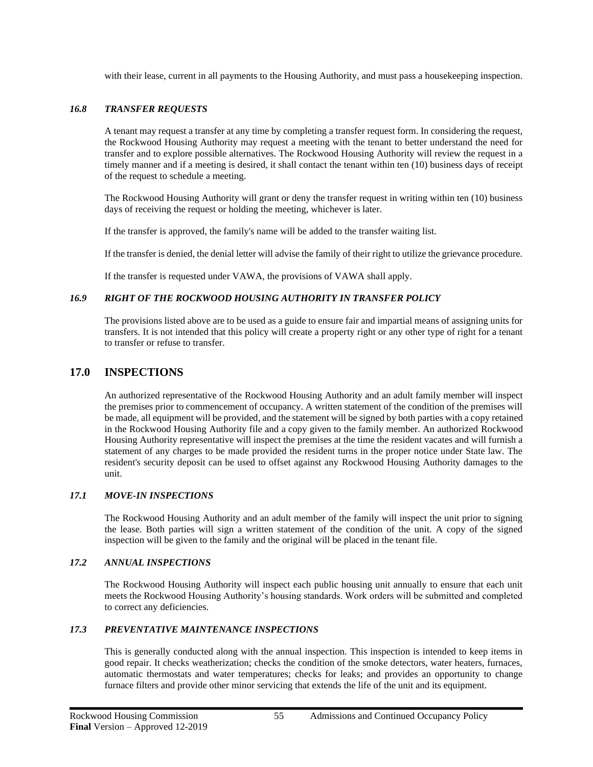with their lease, current in all payments to the Housing Authority, and must pass a housekeeping inspection.

### *16.8 TRANSFER REQUESTS*

A tenant may request a transfer at any time by completing a transfer request form. In considering the request, the Rockwood Housing Authority may request a meeting with the tenant to better understand the need for transfer and to explore possible alternatives. The Rockwood Housing Authority will review the request in a timely manner and if a meeting is desired, it shall contact the tenant within ten (10) business days of receipt of the request to schedule a meeting.

The Rockwood Housing Authority will grant or deny the transfer request in writing within ten (10) business days of receiving the request or holding the meeting, whichever is later.

If the transfer is approved, the family's name will be added to the transfer waiting list.

If the transfer is denied, the denial letter will advise the family of their right to utilize the grievance procedure.

If the transfer is requested under VAWA, the provisions of VAWA shall apply.

### *16.9 RIGHT OF THE ROCKWOOD HOUSING AUTHORITY IN TRANSFER POLICY*

The provisions listed above are to be used as a guide to ensure fair and impartial means of assigning units for transfers. It is not intended that this policy will create a property right or any other type of right for a tenant to transfer or refuse to transfer.

## 17.0 INSPECTIONS

An authorized representative of the Rockwood Housing Authority and an adult family member will inspect the premises prior to commencement of occupancy. A written statement of the condition of the premises will be made, all equipment will be provided, and the statement will be signed by both parties with a copy retained in the Rockwood Housing Authority file and a copy given to the family member. An authorized Rockwood Housing Authority representative will inspect the premises at the time the resident vacates and will furnish a statement of any charges to be made provided the resident turns in the proper notice under State law. The resident's security deposit can be used to offset against any Rockwood Housing Authority damages to the unit.

### *17.1 MOVE-IN INSPECTIONS*

The Rockwood Housing Authority and an adult member of the family will inspect the unit prior to signing the lease. Both parties will sign a written statement of the condition of the unit. A copy of the signed inspection will be given to the family and the original will be placed in the tenant file.

### *17.2 ANNUAL INSPECTIONS*

The Rockwood Housing Authority will inspect each public housing unit annually to ensure that each unit meets the Rockwood Housing Authority's housing standards. Work orders will be submitted and completed to correct any deficiencies.

### *17.3 PREVENTATIVE MAINTENANCE INSPECTIONS*

This is generally conducted along with the annual inspection. This inspection is intended to keep items in good repair. It checks weatherization; checks the condition of the smoke detectors, water heaters, furnaces, automatic thermostats and water temperatures; checks for leaks; and provides an opportunity to change furnace filters and provide other minor servicing that extends the life of the unit and its equipment.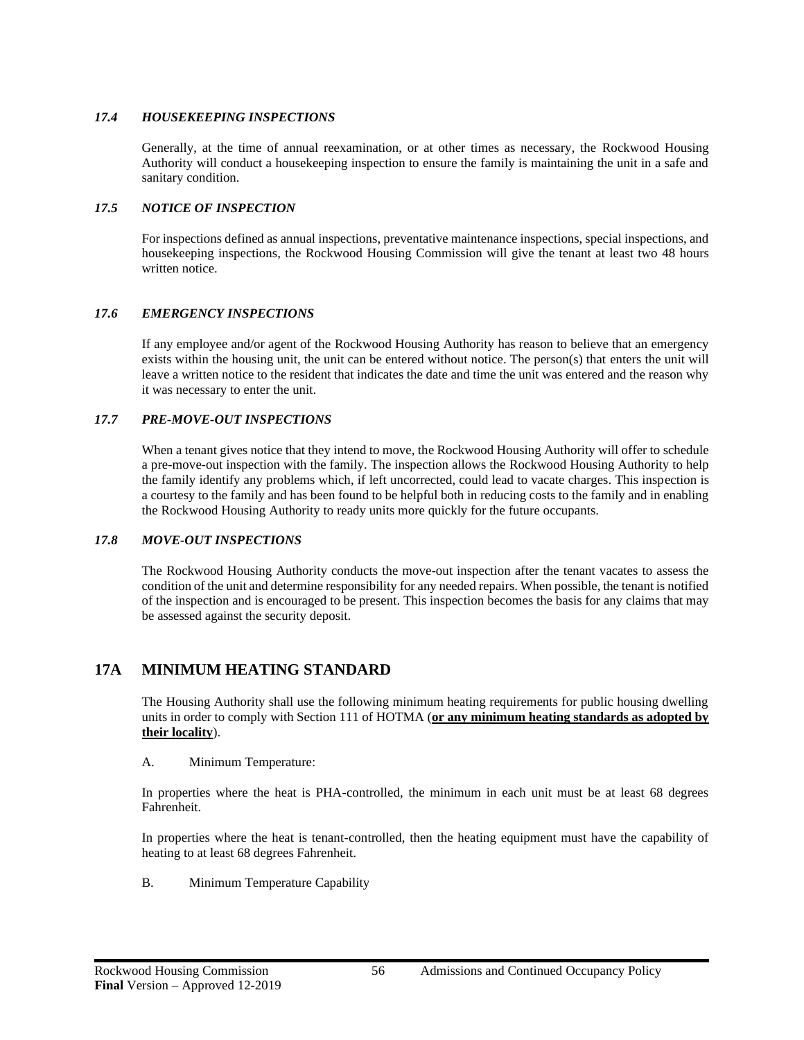### *17.4 HOUSEKEEPING INSPECTIONS*

Generally, at the time of annual reexamination, or at other times as necessary, the Rockwood Housing Authority will conduct a housekeeping inspection to ensure the family is maintaining the unit in a safe and sanitary condition.

### *17.5 NOTICE OF INSPECTION*

For inspections defined as annual inspections, preventative maintenance inspections, special inspections, and housekeeping inspections, the Rockwood Housing Commission will give the tenant at least two 48 hours written notice.

### *17.6 EMERGENCY INSPECTIONS*

If any employee and/or agent of the Rockwood Housing Authority has reason to believe that an emergency exists within the housing unit, the unit can be entered without notice. The person(s) that enters the unit will leave a written notice to the resident that indicates the date and time the unit was entered and the reason why it was necessary to enter the unit.

### *17.7 PRE-MOVE-OUT INSPECTIONS*

When a tenant gives notice that they intend to move, the Rockwood Housing Authority will offer to schedule a pre-move-out inspection with the family. The inspection allows the Rockwood Housing Authority to help the family identify any problems which, if left uncorrected, could lead to vacate charges. This inspection is a courtesy to the family and has been found to be helpful both in reducing costs to the family and in enabling the Rockwood Housing Authority to ready units more quickly for the future occupants.

### *17.8 MOVE-OUT INSPECTIONS*

The Rockwood Housing Authority conducts the move-out inspection after the tenant vacates to assess the condition of the unit and determine responsibility for any needed repairs. When possible, the tenant is notified of the inspection and is encouraged to be present. This inspection becomes the basis for any claims that may be assessed against the security deposit.

## 17A MINIMUM HEATING STANDARD

The Housing Authority shall use the following minimum heating requirements for public housing dwelling units in order to comply with Section 111 of HOTMA (**or any minimum heating standards as adopted by their locality**).

A. Minimum Temperature:

In properties where the heat is PHA-controlled, the minimum in each unit must be at least 68 degrees Fahrenheit.

In properties where the heat is tenant-controlled, then the heating equipment must have the capability of heating to at least 68 degrees Fahrenheit.

B. Minimum Temperature Capability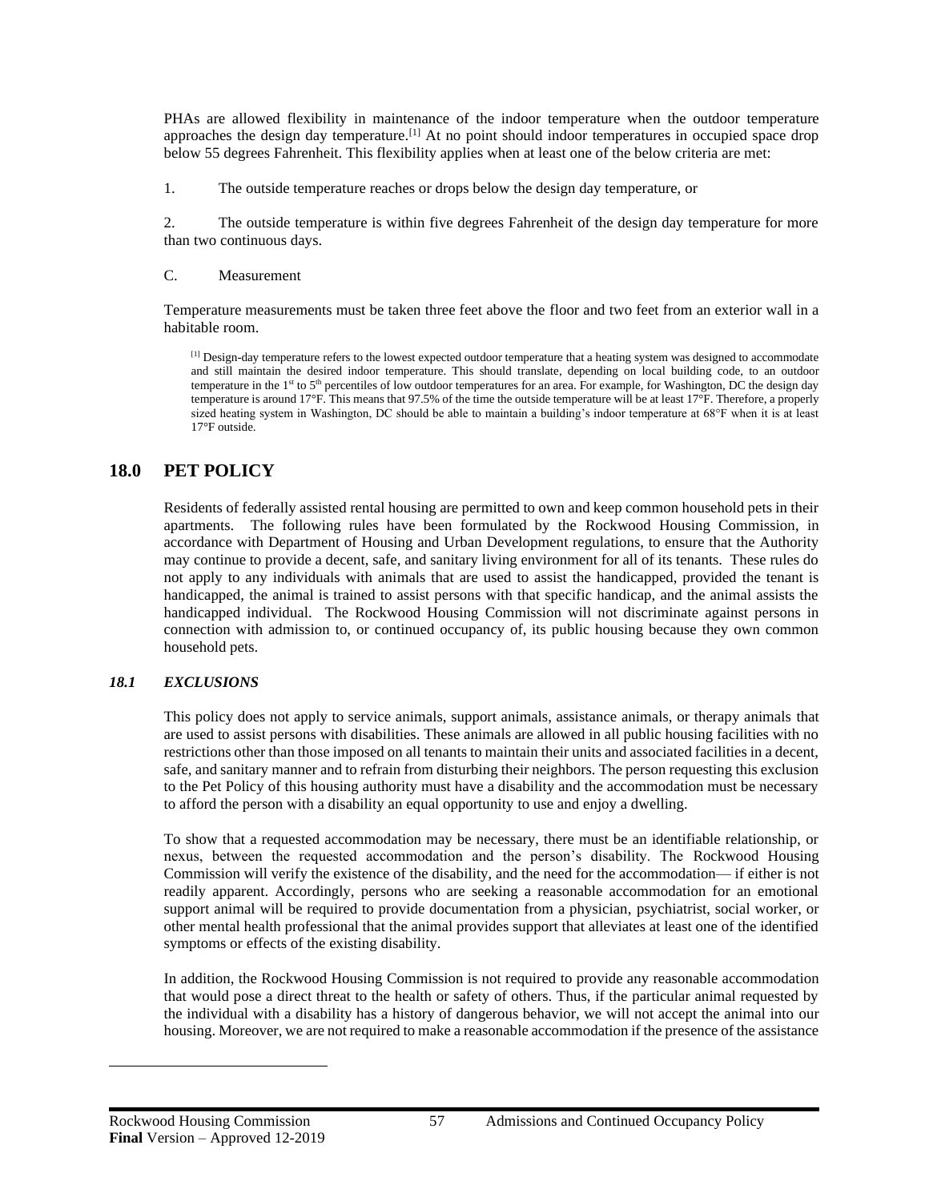PHAs are allowed flexibility in maintenance of the indoor temperature when the outdoor temperature approaches the design day temperature.[1] At no point should indoor temperatures in occupied space drop below 55 degrees Fahrenheit. This flexibility applies when at least one of the below criteria are met:

1. The outside temperature reaches or drops below the design day temperature, or

2. The outside temperature is within five degrees Fahrenheit of the design day temperature for more than two continuous days.

C. Measurement

Temperature measurements must be taken three feet above the floor and two feet from an exterior wall in a habitable room.

[1] Design-day temperature refers to the lowest expected outdoor temperature that a heating system was designed to accommodate and still maintain the desired indoor temperature. This should translate, depending on local building code, to an outdoor temperature in the 1st to 5th percentiles of low outdoor temperatures for an area. For example, for Washington, DC the design day temperature is around 17°F. This means that 97.5% of the time the outside temperature will be at least 17°F. Therefore, a properly sized heating system in Washington, DC should be able to maintain a building's indoor temperature at 68°F when it is at least 17°F outside.

## 18.0 PET POLICY

Residents of federally assisted rental housing are permitted to own and keep common household pets in their apartments. The following rules have been formulated by the Rockwood Housing Commission, in accordance with Department of Housing and Urban Development regulations, to ensure that the Authority may continue to provide a decent, safe, and sanitary living environment for all of its tenants. These rules do not apply to any individuals with animals that are used to assist the handicapped, provided the tenant is handicapped, the animal is trained to assist persons with that specific handicap, and the animal assists the handicapped individual. The Rockwood Housing Commission will not discriminate against persons in connection with admission to, or continued occupancy of, its public housing because they own common household pets.

### *18.1 EXCLUSIONS*

This policy does not apply to service animals, support animals, assistance animals, or therapy animals that are used to assist persons with disabilities. These animals are allowed in all public housing facilities with no restrictions other than those imposed on all tenants to maintain their units and associated facilities in a decent, safe, and sanitary manner and to refrain from disturbing their neighbors. The person requesting this exclusion to the Pet Policy of this housing authority must have a disability and the accommodation must be necessary to afford the person with a disability an equal opportunity to use and enjoy a dwelling.

To show that a requested accommodation may be necessary, there must be an identifiable relationship, or nexus, between the requested accommodation and the person's disability. The Rockwood Housing Commission will verify the existence of the disability, and the need for the accommodation— if either is not readily apparent. Accordingly, persons who are seeking a reasonable accommodation for an emotional support animal will be required to provide documentation from a physician, psychiatrist, social worker, or other mental health professional that the animal provides support that alleviates at least one of the identified symptoms or effects of the existing disability.

In addition, the Rockwood Housing Commission is not required to provide any reasonable accommodation that would pose a direct threat to the health or safety of others. Thus, if the particular animal requested by the individual with a disability has a history of dangerous behavior, we will not accept the animal into our housing. Moreover, we are not required to make a reasonable accommodation if the presence of the assistance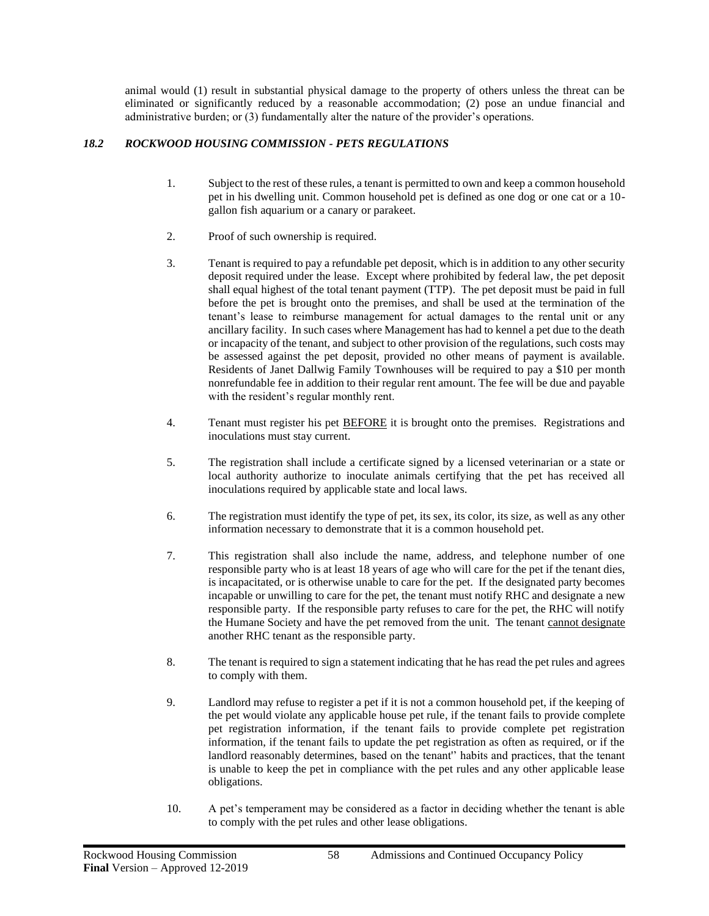animal would (1) result in substantial physical damage to the property of others unless the threat can be eliminated or significantly reduced by a reasonable accommodation; (2) pose an undue financial and administrative burden; or (3) fundamentally alter the nature of the provider's operations.

### *18.2 ROCKWOOD HOUSING COMMISSION - PETS REGULATIONS*

1. Subject to the rest of these rules, a tenant is permitted to own and keep a common household pet in his dwelling unit. Common household pet is defined as one dog or one cat or a 10-gallon fish aquarium or a canary or parakeet.

2. Proof of such ownership is required.

3. Tenant is required to pay a refundable pet deposit, which is in addition to any other security deposit required under the lease. Except where prohibited by federal law, the pet deposit shall equal highest of the total tenant payment (TTP). The pet deposit must be paid in full before the pet is brought onto the premises, and shall be used at the termination of the tenant's lease to reimburse management for actual damages to the rental unit or any ancillary facility. In such cases where Management has had to kennel a pet due to the death or incapacity of the tenant, and subject to other provision of the regulations, such costs may be assessed against the pet deposit, provided no other means of payment is available. Residents of Janet Dallwig Family Townhouses will be required to pay a $10 per month nonrefundable fee in addition to their regular rent amount. The fee will be due and payable with the resident's regular monthly rent.

4. Tenant must register his pet <u>BEFORE</u> it is brought onto the premises. Registrations and inoculations must stay current.

5. The registration shall include a certificate signed by a licensed veterinarian or a state or local authority authorize to inoculate animals certifying that the pet has received all inoculations required by applicable state and local laws.

6. The registration must identify the type of pet, its sex, its color, its size, as well as any other information necessary to demonstrate that it is a common household pet.

7. This registration shall also include the name, address, and telephone number of one responsible party who is at least 18 years of age who will care for the pet if the tenant dies, is incapacitated, or is otherwise unable to care for the pet. If the designated party becomes incapable or unwilling to care for the pet, the tenant must notify RHC and designate a new responsible party. If the responsible party refuses to care for the pet, the RHC will notify the Humane Society and have the pet removed from the unit. The tenant <u>cannot designate</u> another RHC tenant as the responsible party.

8. The tenant is required to sign a statement indicating that he has read the pet rules and agrees to comply with them.

9. Landlord may refuse to register a pet if it is not a common household pet, if the keeping of the pet would violate any applicable house pet rule, if the tenant fails to provide complete pet registration information, if the tenant fails to provide complete pet registration information, if the tenant fails to update the pet registration as often as required, or if the landlord reasonably determines, based on the tenant'' habits and practices, that the tenant is unable to keep the pet in compliance with the pet rules and any other applicable lease obligations.

10. A pet's temperament may be considered as a factor in deciding whether the tenant is able to comply with the pet rules and other lease obligations.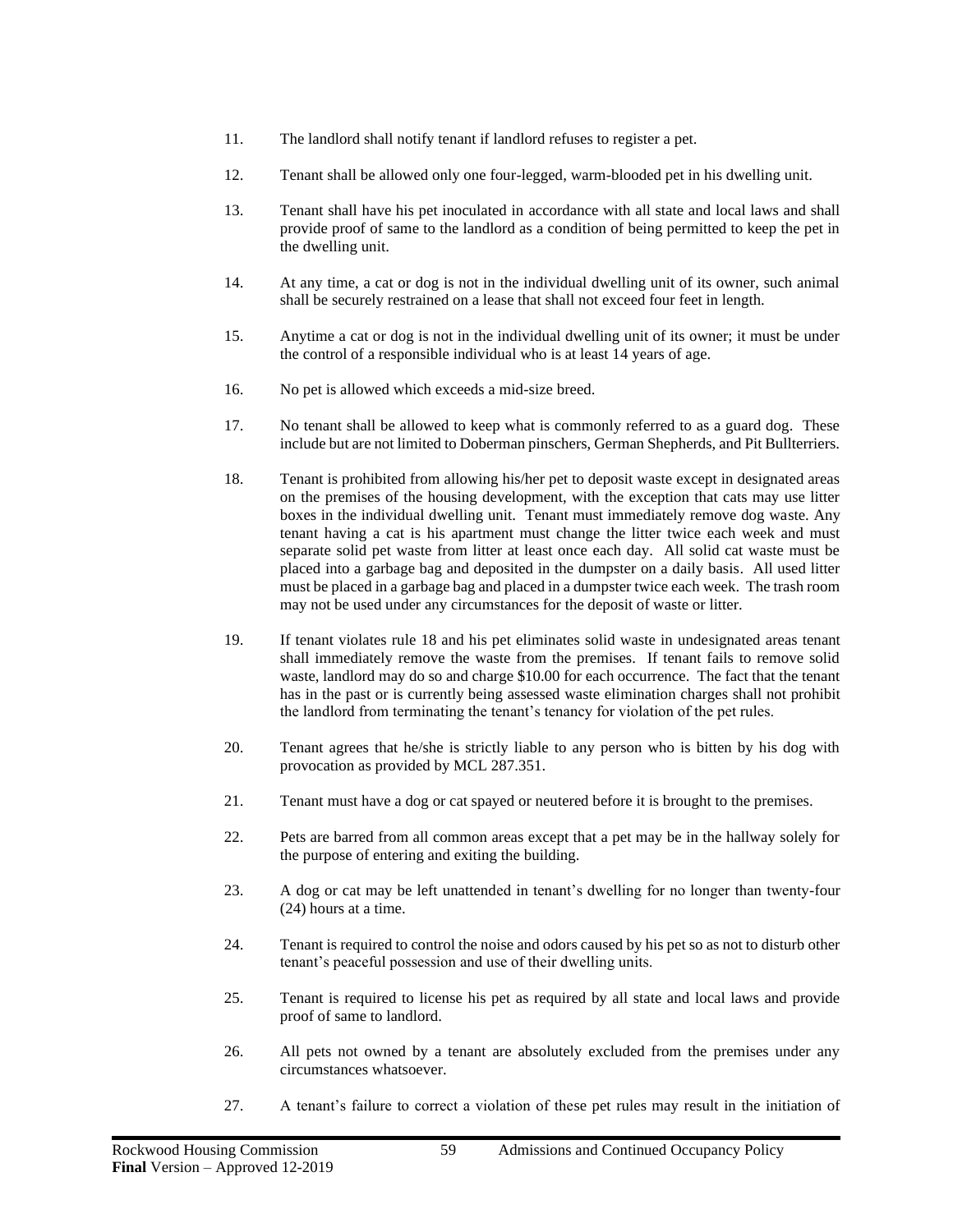11. The landlord shall notify tenant if landlord refuses to register a pet.

12. Tenant shall be allowed only one four-legged, warm-blooded pet in his dwelling unit.

13. Tenant shall have his pet inoculated in accordance with all state and local laws and shall provide proof of same to the landlord as a condition of being permitted to keep the pet in the dwelling unit.

14. At any time, a cat or dog is not in the individual dwelling unit of its owner, such animal shall be securely restrained on a lease that shall not exceed four feet in length.

15. Anytime a cat or dog is not in the individual dwelling unit of its owner; it must be under the control of a responsible individual who is at least 14 years of age.

16. No pet is allowed which exceeds a mid-size breed.

17. No tenant shall be allowed to keep what is commonly referred to as a guard dog. These include but are not limited to Doberman pinschers, German Shepherds, and Pit Bullterriers.

18. Tenant is prohibited from allowing his/her pet to deposit waste except in designated areas on the premises of the housing development, with the exception that cats may use litter boxes in the individual dwelling unit. Tenant must immediately remove dog waste. Any tenant having a cat is his apartment must change the litter twice each week and must separate solid pet waste from litter at least once each day. All solid cat waste must be placed into a garbage bag and deposited in the dumpster on a daily basis. All used litter must be placed in a garbage bag and placed in a dumpster twice each week. The trash room may not be used under any circumstances for the deposit of waste or litter.

19. If tenant violates rule 18 and his pet eliminates solid waste in undesignated areas tenant shall immediately remove the waste from the premises. If tenant fails to remove solid waste, landlord may do so and charge $10.00 for each occurrence. The fact that the tenant has in the past or is currently being assessed waste elimination charges shall not prohibit the landlord from terminating the tenant's tenancy for violation of the pet rules.

20. Tenant agrees that he/she is strictly liable to any person who is bitten by his dog with provocation as provided by MCL 287.351.

21. Tenant must have a dog or cat spayed or neutered before it is brought to the premises.

22. Pets are barred from all common areas except that a pet may be in the hallway solely for the purpose of entering and exiting the building.

23. A dog or cat may be left unattended in tenant's dwelling for no longer than twenty-four (24) hours at a time.

24. Tenant is required to control the noise and odors caused by his pet so as not to disturb other tenant's peaceful possession and use of their dwelling units.

25. Tenant is required to license his pet as required by all state and local laws and provide proof of same to landlord.

26. All pets not owned by a tenant are absolutely excluded from the premises under any circumstances whatsoever.

27. A tenant's failure to correct a violation of these pet rules may result in the initiation of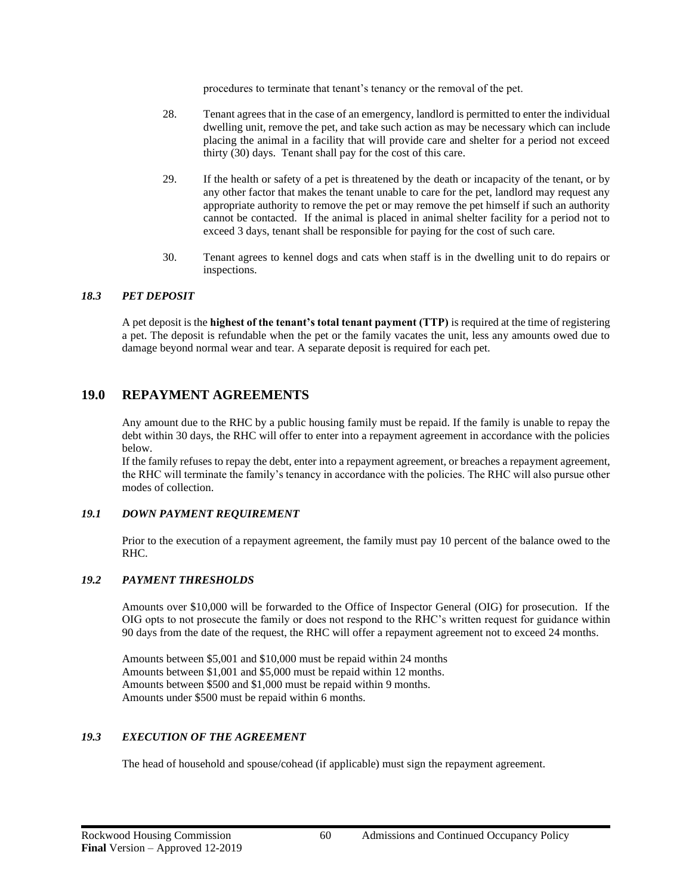procedures to terminate that tenant's tenancy or the removal of the pet.

28. Tenant agrees that in the case of an emergency, landlord is permitted to enter the individual dwelling unit, remove the pet, and take such action as may be necessary which can include placing the animal in a facility that will provide care and shelter for a period not exceed thirty (30) days. Tenant shall pay for the cost of this care.

29. If the health or safety of a pet is threatened by the death or incapacity of the tenant, or by any other factor that makes the tenant unable to care for the pet, landlord may request any appropriate authority to remove the pet or may remove the pet himself if such an authority cannot be contacted. If the animal is placed in animal shelter facility for a period not to exceed 3 days, tenant shall be responsible for paying for the cost of such care.

30. Tenant agrees to kennel dogs and cats when staff is in the dwelling unit to do repairs or inspections.

### *18.3 PET DEPOSIT*

A pet deposit is the **highest of the tenant's total tenant payment (TTP)** is required at the time of registering a pet. The deposit is refundable when the pet or the family vacates the unit, less any amounts owed due to damage beyond normal wear and tear. A separate deposit is required for each pet.

## 19.0 REPAYMENT AGREEMENTS

Any amount due to the RHC by a public housing family must be repaid. If the family is unable to repay the debt within 30 days, the RHC will offer to enter into a repayment agreement in accordance with the policies below.

If the family refuses to repay the debt, enter into a repayment agreement, or breaches a repayment agreement, the RHC will terminate the family's tenancy in accordance with the policies. The RHC will also pursue other modes of collection.

### *19.1 DOWN PAYMENT REQUIREMENT*

Prior to the execution of a repayment agreement, the family must pay 10 percent of the balance owed to the RHC.

### *19.2 PAYMENT THRESHOLDS*

Amounts over $10,000 will be forwarded to the Office of Inspector General (OIG) for prosecution. If the OIG opts to not prosecute the family or does not respond to the RHC's written request for guidance within 90 days from the date of the request, the RHC will offer a repayment agreement not to exceed 24 months.

Amounts between $5,001 and $10,000 must be repaid within 24 months
Amounts between $1,001 and $5,000 must be repaid within 12 months.
Amounts between $500 and $1,000 must be repaid within 9 months.
Amounts under $500 must be repaid within 6 months.

### *19.3 EXECUTION OF THE AGREEMENT*

The head of household and spouse/cohead (if applicable) must sign the repayment agreement.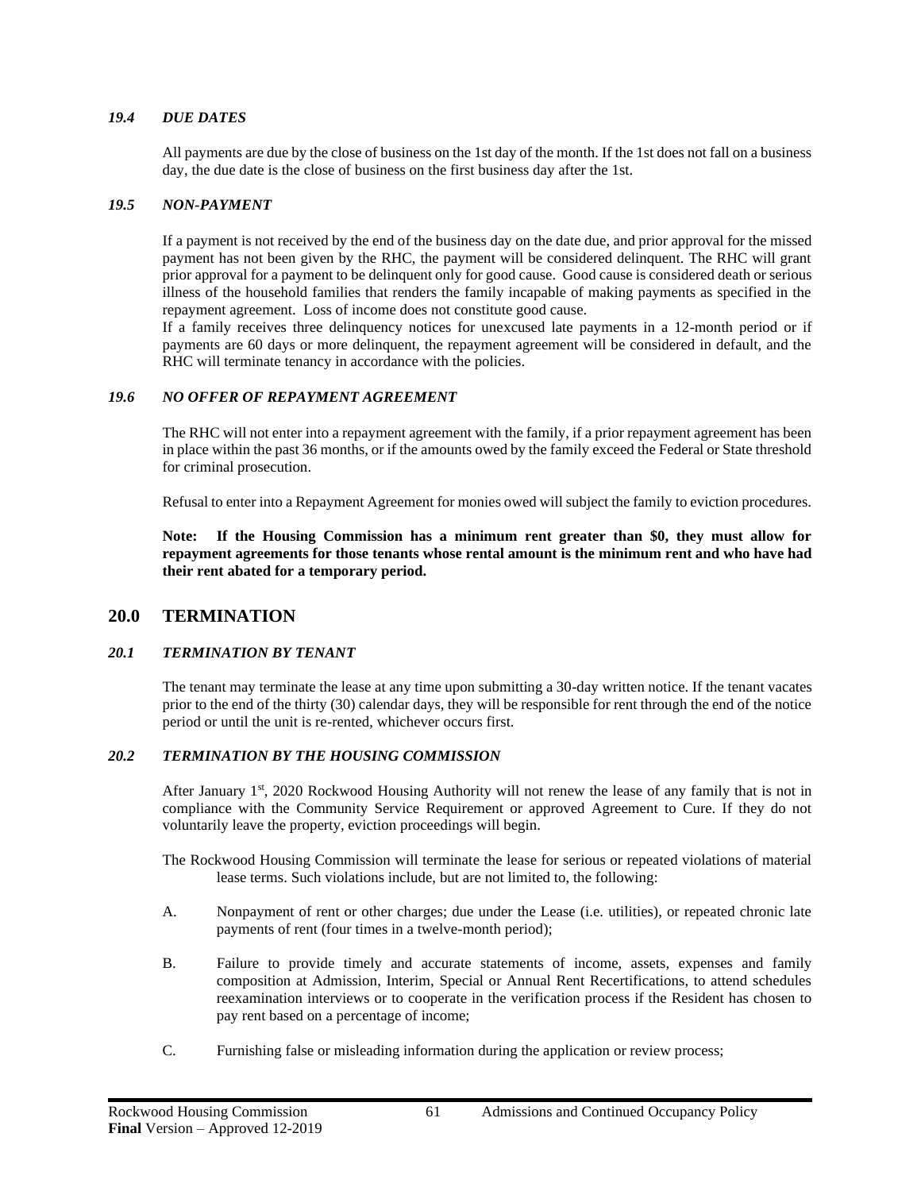### *19.4 DUE DATES*

All payments are due by the close of business on the 1st day of the month. If the 1st does not fall on a business day, the due date is the close of business on the first business day after the 1st.

### *19.5 NON-PAYMENT*

If a payment is not received by the end of the business day on the date due, and prior approval for the missed payment has not been given by the RHC, the payment will be considered delinquent. The RHC will grant prior approval for a payment to be delinquent only for good cause. Good cause is considered death or serious illness of the household families that renders the family incapable of making payments as specified in the repayment agreement. Loss of income does not constitute good cause.

If a family receives three delinquency notices for unexcused late payments in a 12-month period or if payments are 60 days or more delinquent, the repayment agreement will be considered in default, and the RHC will terminate tenancy in accordance with the policies.

### *19.6 NO OFFER OF REPAYMENT AGREEMENT*

The RHC will not enter into a repayment agreement with the family, if a prior repayment agreement has been in place within the past 36 months, or if the amounts owed by the family exceed the Federal or State threshold for criminal prosecution.

Refusal to enter into a Repayment Agreement for monies owed will subject the family to eviction procedures.

**Note: If the Housing Commission has a minimum rent greater than $0, they must allow for repayment agreements for those tenants whose rental amount is the minimum rent and who have had their rent abated for a temporary period.**

## 20.0 TERMINATION

### *20.1 TERMINATION BY TENANT*

The tenant may terminate the lease at any time upon submitting a 30-day written notice. If the tenant vacates prior to the end of the thirty (30) calendar days, they will be responsible for rent through the end of the notice period or until the unit is re-rented, whichever occurs first.

### *20.2 TERMINATION BY THE HOUSING COMMISSION*

After January 1st, 2020 Rockwood Housing Authority will not renew the lease of any family that is not in compliance with the Community Service Requirement or approved Agreement to Cure. If they do not voluntarily leave the property, eviction proceedings will begin.

The Rockwood Housing Commission will terminate the lease for serious or repeated violations of material lease terms. Such violations include, but are not limited to, the following:

A. Nonpayment of rent or other charges; due under the Lease (i.e. utilities), or repeated chronic late payments of rent (four times in a twelve-month period);

B. Failure to provide timely and accurate statements of income, assets, expenses and family composition at Admission, Interim, Special or Annual Rent Recertifications, to attend schedules reexamination interviews or to cooperate in the verification process if the Resident has chosen to pay rent based on a percentage of income;

C. Furnishing false or misleading information during the application or review process;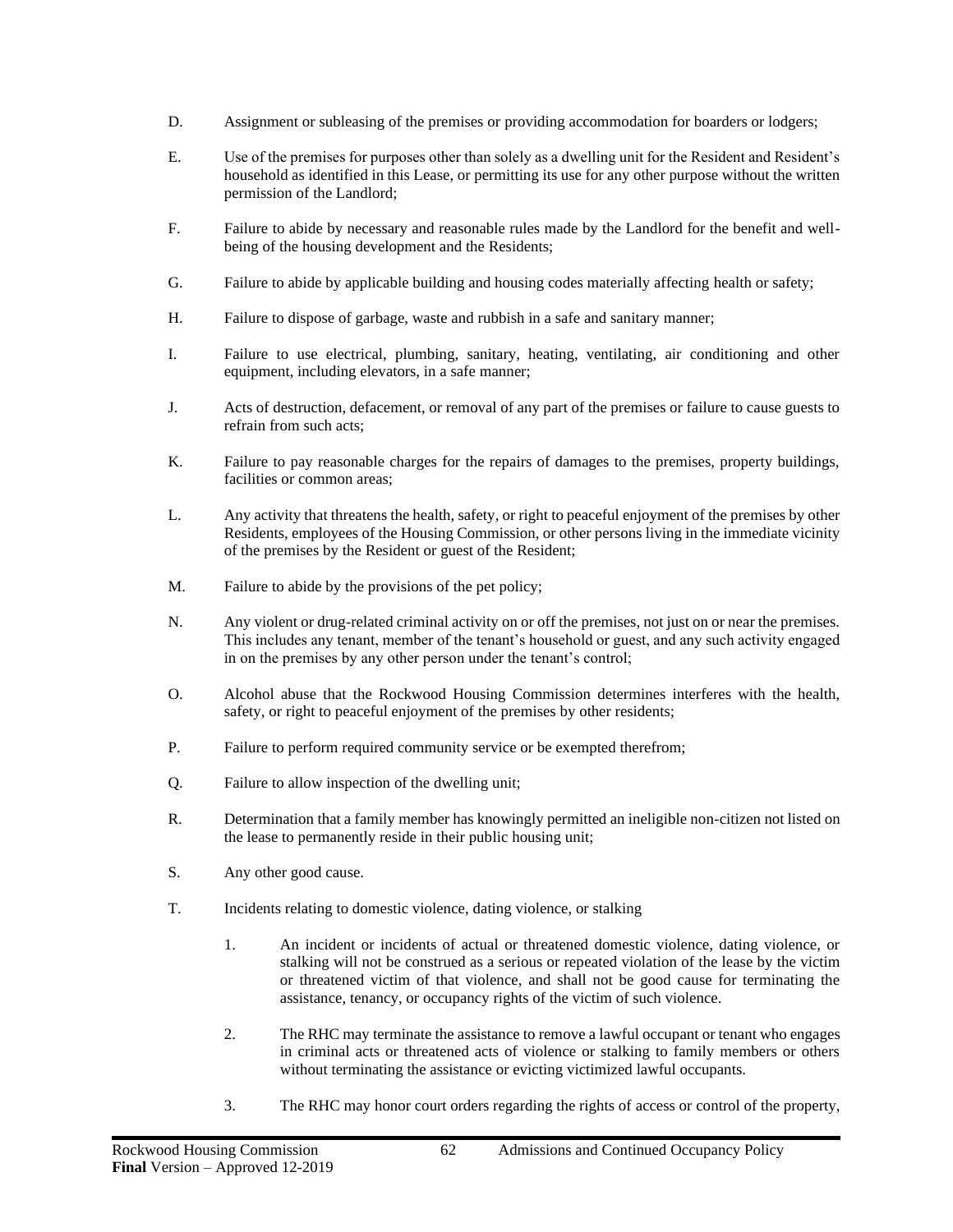D. Assignment or subleasing of the premises or providing accommodation for boarders or lodgers;

E. Use of the premises for purposes other than solely as a dwelling unit for the Resident and Resident's household as identified in this Lease, or permitting its use for any other purpose without the written permission of the Landlord;

F. Failure to abide by necessary and reasonable rules made by the Landlord for the benefit and well-being of the housing development and the Residents;

G. Failure to abide by applicable building and housing codes materially affecting health or safety;

H. Failure to dispose of garbage, waste and rubbish in a safe and sanitary manner;

I. Failure to use electrical, plumbing, sanitary, heating, ventilating, air conditioning and other equipment, including elevators, in a safe manner;

J. Acts of destruction, defacement, or removal of any part of the premises or failure to cause guests to refrain from such acts;

K. Failure to pay reasonable charges for the repairs of damages to the premises, property buildings, facilities or common areas;

L. Any activity that threatens the health, safety, or right to peaceful enjoyment of the premises by other Residents, employees of the Housing Commission, or other persons living in the immediate vicinity of the premises by the Resident or guest of the Resident;

M. Failure to abide by the provisions of the pet policy;

N. Any violent or drug-related criminal activity on or off the premises, not just on or near the premises. This includes any tenant, member of the tenant's household or guest, and any such activity engaged in on the premises by any other person under the tenant's control;

O. Alcohol abuse that the Rockwood Housing Commission determines interferes with the health, safety, or right to peaceful enjoyment of the premises by other residents;

P. Failure to perform required community service or be exempted therefrom;

Q. Failure to allow inspection of the dwelling unit;

R. Determination that a family member has knowingly permitted an ineligible non-citizen not listed on the lease to permanently reside in their public housing unit;

S. Any other good cause.

T. Incidents relating to domestic violence, dating violence, or stalking

   1. An incident or incidents of actual or threatened domestic violence, dating violence, or stalking will not be construed as a serious or repeated violation of the lease by the victim or threatened victim of that violence, and shall not be good cause for terminating the assistance, tenancy, or occupancy rights of the victim of such violence.

   2. The RHC may terminate the assistance to remove a lawful occupant or tenant who engages in criminal acts or threatened acts of violence or stalking to family members or others without terminating the assistance or evicting victimized lawful occupants.

   3. The RHC may honor court orders regarding the rights of access or control of the property,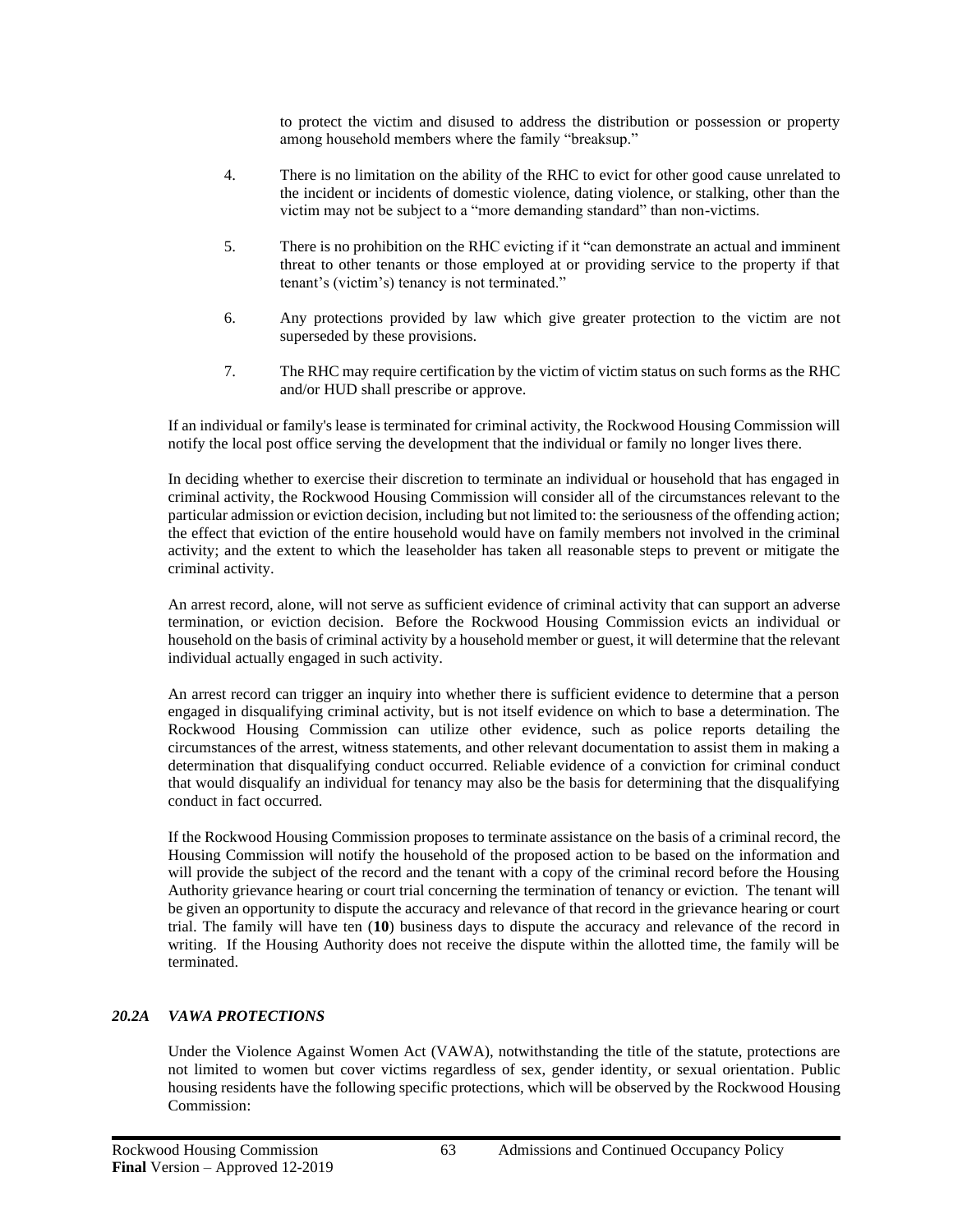to protect the victim and disused to address the distribution or possession or property among household members where the family "breaksup."

4. There is no limitation on the ability of the RHC to evict for other good cause unrelated to the incident or incidents of domestic violence, dating violence, or stalking, other than the victim may not be subject to a "more demanding standard" than non-victims.

5. There is no prohibition on the RHC evicting if it "can demonstrate an actual and imminent threat to other tenants or those employed at or providing service to the property if that tenant's (victim's) tenancy is not terminated."

6. Any protections provided by law which give greater protection to the victim are not superseded by these provisions.

7. The RHC may require certification by the victim of victim status on such forms as the RHC and/or HUD shall prescribe or approve.

If an individual or family's lease is terminated for criminal activity, the Rockwood Housing Commission will notify the local post office serving the development that the individual or family no longer lives there.

In deciding whether to exercise their discretion to terminate an individual or household that has engaged in criminal activity, the Rockwood Housing Commission will consider all of the circumstances relevant to the particular admission or eviction decision, including but not limited to: the seriousness of the offending action; the effect that eviction of the entire household would have on family members not involved in the criminal activity; and the extent to which the leaseholder has taken all reasonable steps to prevent or mitigate the criminal activity.

An arrest record, alone, will not serve as sufficient evidence of criminal activity that can support an adverse termination, or eviction decision. Before the Rockwood Housing Commission evicts an individual or household on the basis of criminal activity by a household member or guest, it will determine that the relevant individual actually engaged in such activity.

An arrest record can trigger an inquiry into whether there is sufficient evidence to determine that a person engaged in disqualifying criminal activity, but is not itself evidence on which to base a determination. The Rockwood Housing Commission can utilize other evidence, such as police reports detailing the circumstances of the arrest, witness statements, and other relevant documentation to assist them in making a determination that disqualifying conduct occurred. Reliable evidence of a conviction for criminal conduct that would disqualify an individual for tenancy may also be the basis for determining that the disqualifying conduct in fact occurred.

If the Rockwood Housing Commission proposes to terminate assistance on the basis of a criminal record, the Housing Commission will notify the household of the proposed action to be based on the information and will provide the subject of the record and the tenant with a copy of the criminal record before the Housing Authority grievance hearing or court trial concerning the termination of tenancy or eviction. The tenant will be given an opportunity to dispute the accuracy and relevance of that record in the grievance hearing or court trial. The family will have ten (**10**) business days to dispute the accuracy and relevance of the record in writing. If the Housing Authority does not receive the dispute within the allotted time, the family will be terminated.

### *20.2A VAWA PROTECTIONS*

Under the Violence Against Women Act (VAWA), notwithstanding the title of the statute, protections are not limited to women but cover victims regardless of sex, gender identity, or sexual orientation. Public housing residents have the following specific protections, which will be observed by the Rockwood Housing Commission: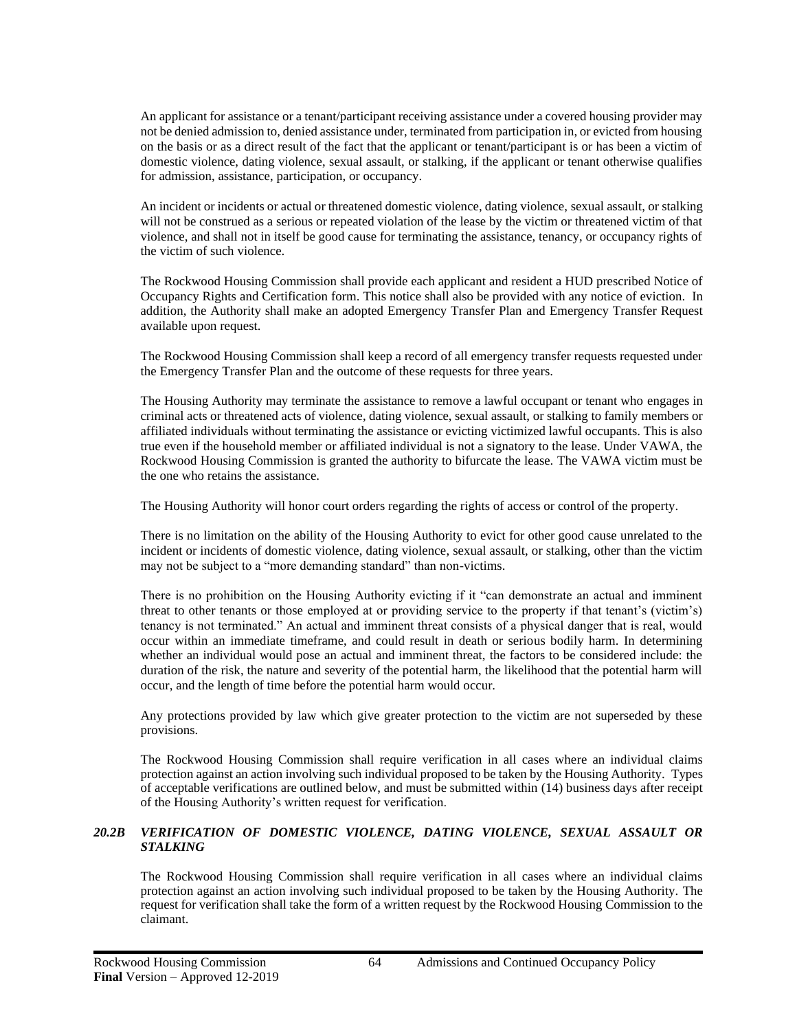An applicant for assistance or a tenant/participant receiving assistance under a covered housing provider may not be denied admission to, denied assistance under, terminated from participation in, or evicted from housing on the basis or as a direct result of the fact that the applicant or tenant/participant is or has been a victim of domestic violence, dating violence, sexual assault, or stalking, if the applicant or tenant otherwise qualifies for admission, assistance, participation, or occupancy.

An incident or incidents or actual or threatened domestic violence, dating violence, sexual assault, or stalking will not be construed as a serious or repeated violation of the lease by the victim or threatened victim of that violence, and shall not in itself be good cause for terminating the assistance, tenancy, or occupancy rights of the victim of such violence.

The Rockwood Housing Commission shall provide each applicant and resident a HUD prescribed Notice of Occupancy Rights and Certification form. This notice shall also be provided with any notice of eviction. In addition, the Authority shall make an adopted Emergency Transfer Plan and Emergency Transfer Request available upon request.

The Rockwood Housing Commission shall keep a record of all emergency transfer requests requested under the Emergency Transfer Plan and the outcome of these requests for three years.

The Housing Authority may terminate the assistance to remove a lawful occupant or tenant who engages in criminal acts or threatened acts of violence, dating violence, sexual assault, or stalking to family members or affiliated individuals without terminating the assistance or evicting victimized lawful occupants. This is also true even if the household member or affiliated individual is not a signatory to the lease. Under VAWA, the Rockwood Housing Commission is granted the authority to bifurcate the lease. The VAWA victim must be the one who retains the assistance.

The Housing Authority will honor court orders regarding the rights of access or control of the property.

There is no limitation on the ability of the Housing Authority to evict for other good cause unrelated to the incident or incidents of domestic violence, dating violence, sexual assault, or stalking, other than the victim may not be subject to a "more demanding standard" than non-victims.

There is no prohibition on the Housing Authority evicting if it "can demonstrate an actual and imminent threat to other tenants or those employed at or providing service to the property if that tenant's (victim's) tenancy is not terminated." An actual and imminent threat consists of a physical danger that is real, would occur within an immediate timeframe, and could result in death or serious bodily harm. In determining whether an individual would pose an actual and imminent threat, the factors to be considered include: the duration of the risk, the nature and severity of the potential harm, the likelihood that the potential harm will occur, and the length of time before the potential harm would occur.

Any protections provided by law which give greater protection to the victim are not superseded by these provisions.

The Rockwood Housing Commission shall require verification in all cases where an individual claims protection against an action involving such individual proposed to be taken by the Housing Authority. Types of acceptable verifications are outlined below, and must be submitted within (14) business days after receipt of the Housing Authority's written request for verification.

### *20.2B VERIFICATION OF DOMESTIC VIOLENCE, DATING VIOLENCE, SEXUAL ASSAULT OR STALKING*

The Rockwood Housing Commission shall require verification in all cases where an individual claims protection against an action involving such individual proposed to be taken by the Housing Authority. The request for verification shall take the form of a written request by the Rockwood Housing Commission to the claimant.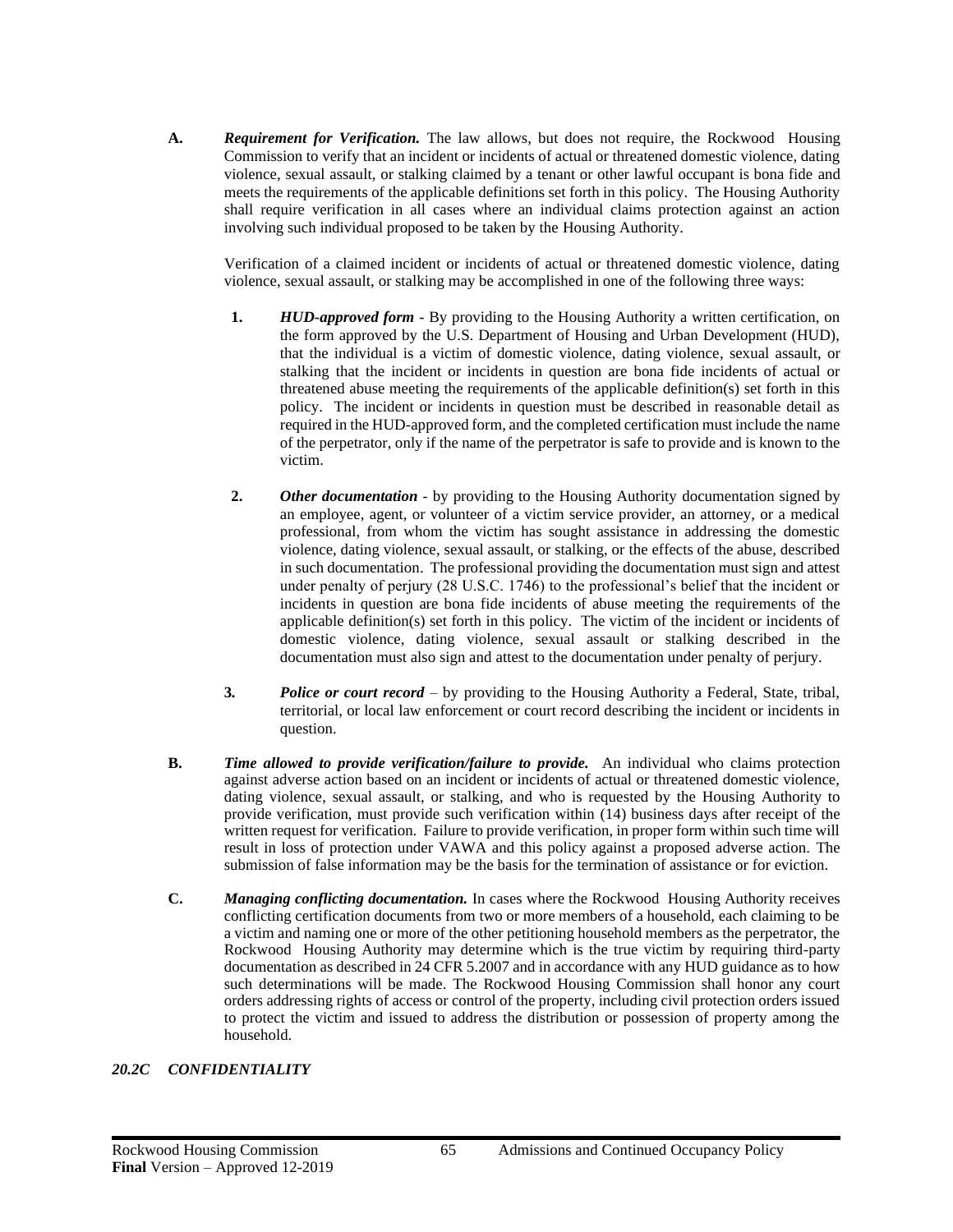**A.** ***Requirement for Verification.*** The law allows, but does not require, the Rockwood Housing Commission to verify that an incident or incidents of actual or threatened domestic violence, dating violence, sexual assault, or stalking claimed by a tenant or other lawful occupant is bona fide and meets the requirements of the applicable definitions set forth in this policy. The Housing Authority shall require verification in all cases where an individual claims protection against an action involving such individual proposed to be taken by the Housing Authority.

Verification of a claimed incident or incidents of actual or threatened domestic violence, dating violence, sexual assault, or stalking may be accomplished in one of the following three ways:

1. ***HUD-approved form*** - By providing to the Housing Authority a written certification, on the form approved by the U.S. Department of Housing and Urban Development (HUD), that the individual is a victim of domestic violence, dating violence, sexual assault, or stalking that the incident or incidents in question are bona fide incidents of actual or threatened abuse meeting the requirements of the applicable definition(s) set forth in this policy. The incident or incidents in question must be described in reasonable detail as required in the HUD-approved form, and the completed certification must include the name of the perpetrator, only if the name of the perpetrator is safe to provide and is known to the victim.

2. ***Other documentation*** - by providing to the Housing Authority documentation signed by an employee, agent, or volunteer of a victim service provider, an attorney, or a medical professional, from whom the victim has sought assistance in addressing the domestic violence, dating violence, sexual assault, or stalking, or the effects of the abuse, described in such documentation. The professional providing the documentation must sign and attest under penalty of perjury (28 U.S.C. 1746) to the professional's belief that the incident or incidents in question are bona fide incidents of abuse meeting the requirements of the applicable definition(s) set forth in this policy. The victim of the incident or incidents of domestic violence, dating violence, sexual assault or stalking described in the documentation must also sign and attest to the documentation under penalty of perjury.

3. ***Police or court record*** – by providing to the Housing Authority a Federal, State, tribal, territorial, or local law enforcement or court record describing the incident or incidents in question.

**B.** ***Time allowed to provide verification/failure to provide.*** An individual who claims protection against adverse action based on an incident or incidents of actual or threatened domestic violence, dating violence, sexual assault, or stalking, and who is requested by the Housing Authority to provide verification, must provide such verification within (14) business days after receipt of the written request for verification. Failure to provide verification, in proper form within such time will result in loss of protection under VAWA and this policy against a proposed adverse action. The submission of false information may be the basis for the termination of assistance or for eviction.

**C.** ***Managing conflicting documentation.*** In cases where the Rockwood Housing Authority receives conflicting certification documents from two or more members of a household, each claiming to be a victim and naming one or more of the other petitioning household members as the perpetrator, the Rockwood Housing Authority may determine which is the true victim by requiring third-party documentation as described in 24 CFR 5.2007 and in accordance with any HUD guidance as to how such determinations will be made. The Rockwood Housing Commission shall honor any court orders addressing rights of access or control of the property, including civil protection orders issued to protect the victim and issued to address the distribution or possession of property among the household.

### *20.2C CONFIDENTIALITY*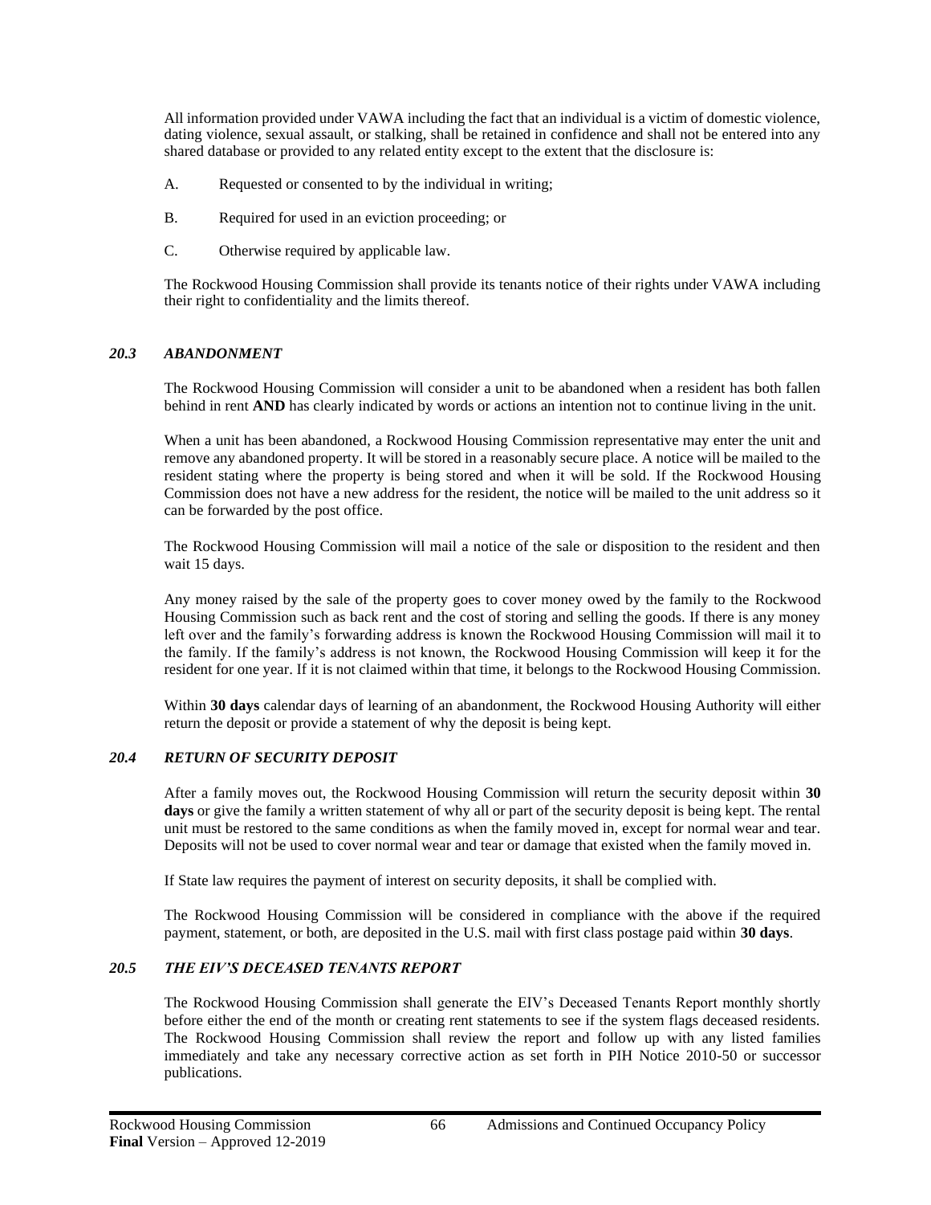All information provided under VAWA including the fact that an individual is a victim of domestic violence, dating violence, sexual assault, or stalking, shall be retained in confidence and shall not be entered into any shared database or provided to any related entity except to the extent that the disclosure is:

A. Requested or consented to by the individual in writing;

B. Required for used in an eviction proceeding; or

C. Otherwise required by applicable law.

The Rockwood Housing Commission shall provide its tenants notice of their rights under VAWA including their right to confidentiality and the limits thereof.

### *20.3 ABANDONMENT*

The Rockwood Housing Commission will consider a unit to be abandoned when a resident has both fallen behind in rent **AND** has clearly indicated by words or actions an intention not to continue living in the unit.

When a unit has been abandoned, a Rockwood Housing Commission representative may enter the unit and remove any abandoned property. It will be stored in a reasonably secure place. A notice will be mailed to the resident stating where the property is being stored and when it will be sold. If the Rockwood Housing Commission does not have a new address for the resident, the notice will be mailed to the unit address so it can be forwarded by the post office.

The Rockwood Housing Commission will mail a notice of the sale or disposition to the resident and then wait 15 days.

Any money raised by the sale of the property goes to cover money owed by the family to the Rockwood Housing Commission such as back rent and the cost of storing and selling the goods. If there is any money left over and the family's forwarding address is known the Rockwood Housing Commission will mail it to the family. If the family's address is not known, the Rockwood Housing Commission will keep it for the resident for one year. If it is not claimed within that time, it belongs to the Rockwood Housing Commission.

Within **30 days** calendar days of learning of an abandonment, the Rockwood Housing Authority will either return the deposit or provide a statement of why the deposit is being kept.

### *20.4 RETURN OF SECURITY DEPOSIT*

After a family moves out, the Rockwood Housing Commission will return the security deposit within **30 days** or give the family a written statement of why all or part of the security deposit is being kept. The rental unit must be restored to the same conditions as when the family moved in, except for normal wear and tear. Deposits will not be used to cover normal wear and tear or damage that existed when the family moved in.

If State law requires the payment of interest on security deposits, it shall be complied with.

The Rockwood Housing Commission will be considered in compliance with the above if the required payment, statement, or both, are deposited in the U.S. mail with first class postage paid within **30 days**.

### *20.5 THE EIV'S DECEASED TENANTS REPORT*

The Rockwood Housing Commission shall generate the EIV's Deceased Tenants Report monthly shortly before either the end of the month or creating rent statements to see if the system flags deceased residents. The Rockwood Housing Commission shall review the report and follow up with any listed families immediately and take any necessary corrective action as set forth in PIH Notice 2010-50 or successor publications.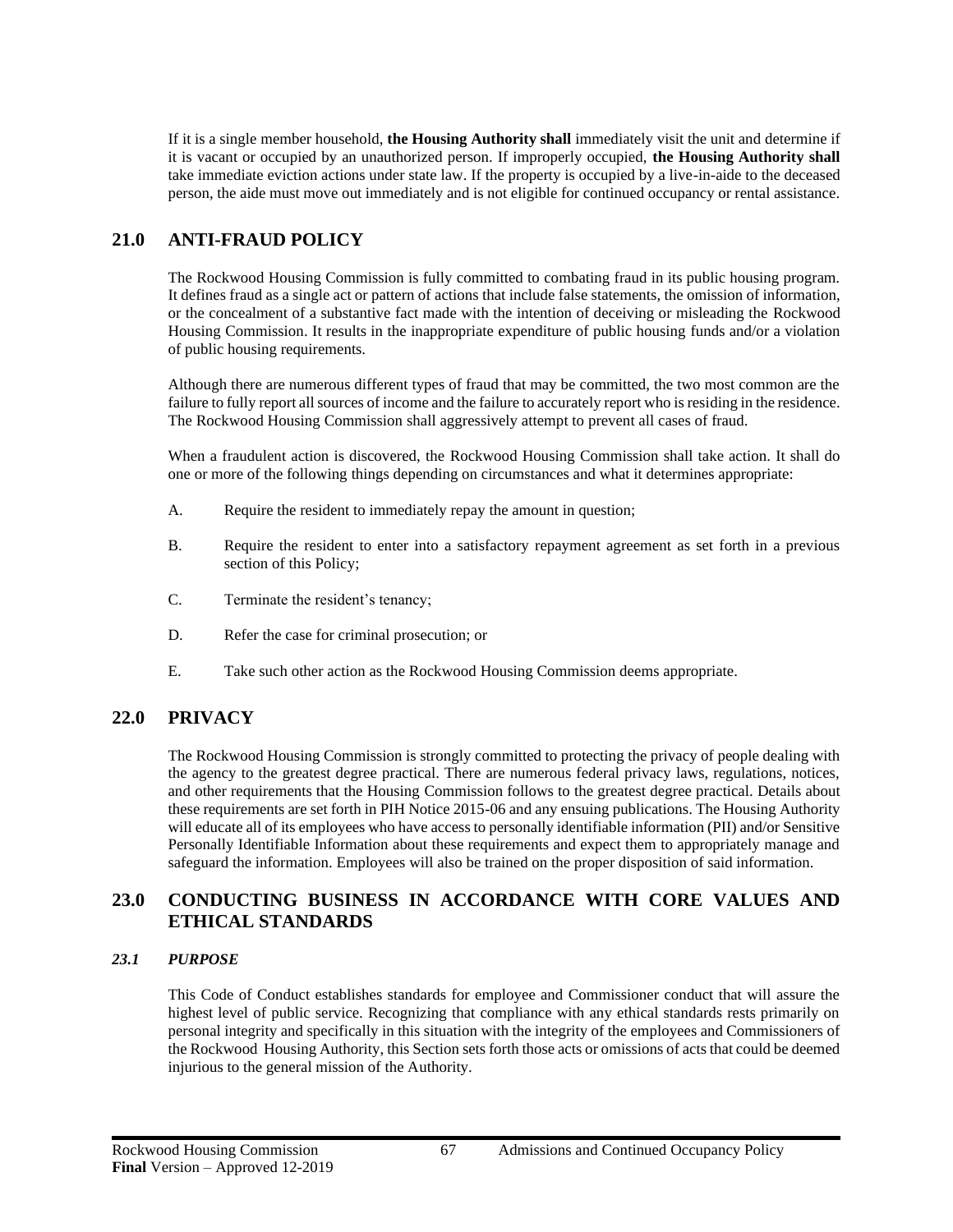If it is a single member household, **the Housing Authority shall** immediately visit the unit and determine if it is vacant or occupied by an unauthorized person. If improperly occupied, **the Housing Authority shall** take immediate eviction actions under state law. If the property is occupied by a live-in-aide to the deceased person, the aide must move out immediately and is not eligible for continued occupancy or rental assistance.

## 21.0 ANTI-FRAUD POLICY

The Rockwood Housing Commission is fully committed to combating fraud in its public housing program. It defines fraud as a single act or pattern of actions that include false statements, the omission of information, or the concealment of a substantive fact made with the intention of deceiving or misleading the Rockwood Housing Commission. It results in the inappropriate expenditure of public housing funds and/or a violation of public housing requirements.

Although there are numerous different types of fraud that may be committed, the two most common are the failure to fully report all sources of income and the failure to accurately report who is residing in the residence. The Rockwood Housing Commission shall aggressively attempt to prevent all cases of fraud.

When a fraudulent action is discovered, the Rockwood Housing Commission shall take action. It shall do one or more of the following things depending on circumstances and what it determines appropriate:

A. Require the resident to immediately repay the amount in question;

B. Require the resident to enter into a satisfactory repayment agreement as set forth in a previous section of this Policy;

C. Terminate the resident's tenancy;

D. Refer the case for criminal prosecution; or

E. Take such other action as the Rockwood Housing Commission deems appropriate.

## 22.0 PRIVACY

The Rockwood Housing Commission is strongly committed to protecting the privacy of people dealing with the agency to the greatest degree practical. There are numerous federal privacy laws, regulations, notices, and other requirements that the Housing Commission follows to the greatest degree practical. Details about these requirements are set forth in PIH Notice 2015-06 and any ensuing publications. The Housing Authority will educate all of its employees who have access to personally identifiable information (PII) and/or Sensitive Personally Identifiable Information about these requirements and expect them to appropriately manage and safeguard the information. Employees will also be trained on the proper disposition of said information.

## 23.0 CONDUCTING BUSINESS IN ACCORDANCE WITH CORE VALUES AND ETHICAL STANDARDS

### *23.1 PURPOSE*

This Code of Conduct establishes standards for employee and Commissioner conduct that will assure the highest level of public service. Recognizing that compliance with any ethical standards rests primarily on personal integrity and specifically in this situation with the integrity of the employees and Commissioners of the Rockwood Housing Authority, this Section sets forth those acts or omissions of acts that could be deemed injurious to the general mission of the Authority.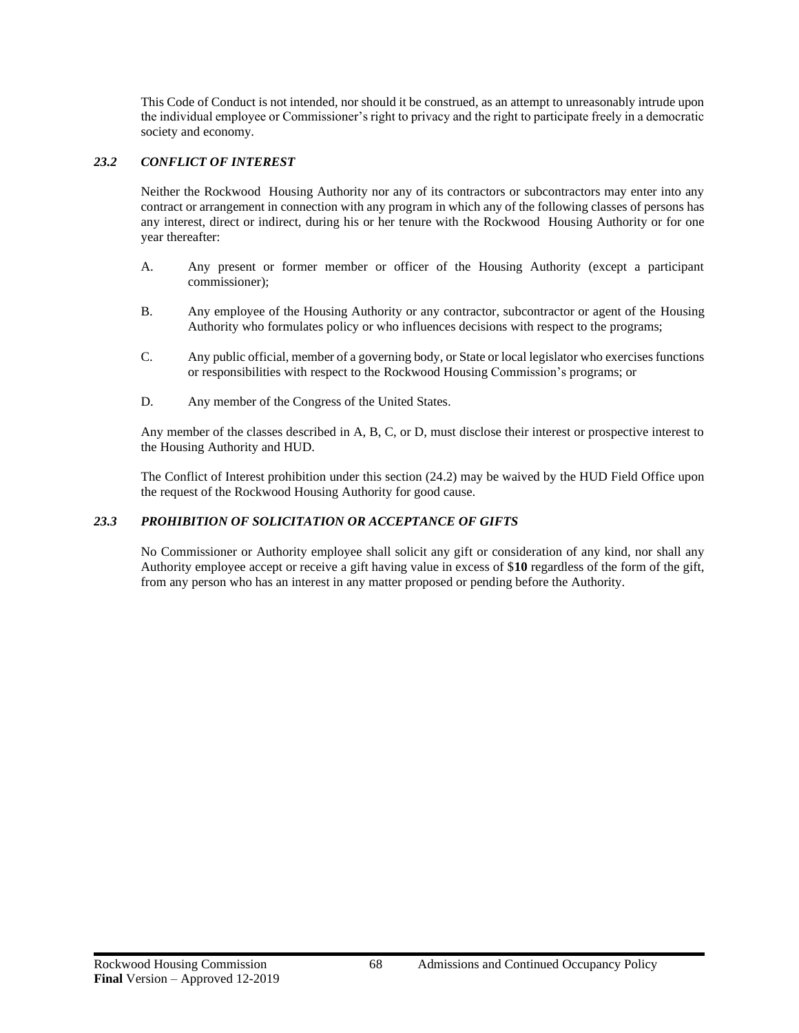This Code of Conduct is not intended, nor should it be construed, as an attempt to unreasonably intrude upon the individual employee or Commissioner's right to privacy and the right to participate freely in a democratic society and economy.

### *23.2 CONFLICT OF INTEREST*

Neither the Rockwood Housing Authority nor any of its contractors or subcontractors may enter into any contract or arrangement in connection with any program in which any of the following classes of persons has any interest, direct or indirect, during his or her tenure with the Rockwood Housing Authority or for one year thereafter:

A. Any present or former member or officer of the Housing Authority (except a participant commissioner);

B. Any employee of the Housing Authority or any contractor, subcontractor or agent of the Housing Authority who formulates policy or who influences decisions with respect to the programs;

C. Any public official, member of a governing body, or State or local legislator who exercises functions or responsibilities with respect to the Rockwood Housing Commission's programs; or

D. Any member of the Congress of the United States.

Any member of the classes described in A, B, C, or D, must disclose their interest or prospective interest to the Housing Authority and HUD.

The Conflict of Interest prohibition under this section (24.2) may be waived by the HUD Field Office upon the request of the Rockwood Housing Authority for good cause.

### *23.3 PROHIBITION OF SOLICITATION OR ACCEPTANCE OF GIFTS*

No Commissioner or Authority employee shall solicit any gift or consideration of any kind, nor shall any Authority employee accept or receive a gift having value in excess of $**10** regardless of the form of the gift, from any person who has an interest in any matter proposed or pending before the Authority.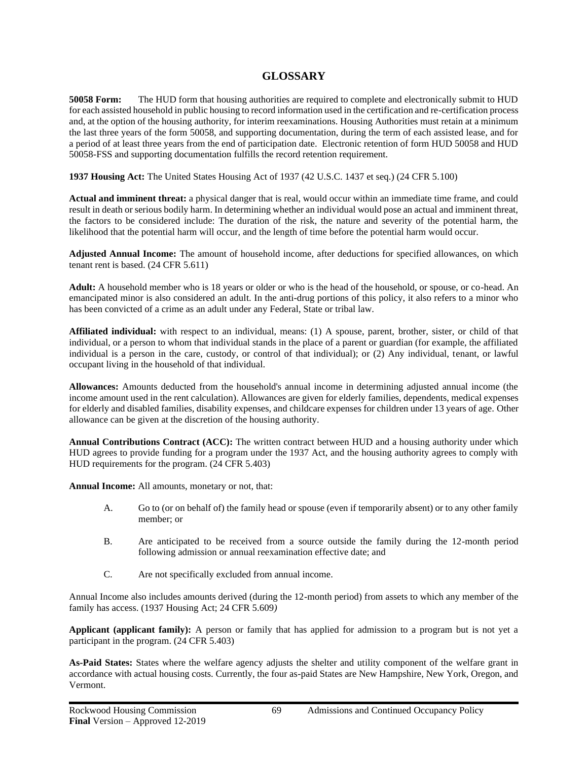# GLOSSARY

**50058 Form:** The HUD form that housing authorities are required to complete and electronically submit to HUD for each assisted household in public housing to record information used in the certification and re-certification process and, at the option of the housing authority, for interim reexaminations. Housing Authorities must retain at a minimum the last three years of the form 50058, and supporting documentation, during the term of each assisted lease, and for a period of at least three years from the end of participation date. Electronic retention of form HUD 50058 and HUD 50058-FSS and supporting documentation fulfills the record retention requirement.

**1937 Housing Act:** The United States Housing Act of 1937 (42 U.S.C. 1437 et seq.) (24 CFR 5.100)

**Actual and imminent threat:** a physical danger that is real, would occur within an immediate time frame, and could result in death or serious bodily harm. In determining whether an individual would pose an actual and imminent threat, the factors to be considered include: The duration of the risk, the nature and severity of the potential harm, the likelihood that the potential harm will occur, and the length of time before the potential harm would occur.

**Adjusted Annual Income:** The amount of household income, after deductions for specified allowances, on which tenant rent is based. (24 CFR 5.611)

**Adult:** A household member who is 18 years or older or who is the head of the household, or spouse, or co-head. An emancipated minor is also considered an adult. In the anti-drug portions of this policy, it also refers to a minor who has been convicted of a crime as an adult under any Federal, State or tribal law.

**Affiliated individual:** with respect to an individual, means: (1) A spouse, parent, brother, sister, or child of that individual, or a person to whom that individual stands in the place of a parent or guardian (for example, the affiliated individual is a person in the care, custody, or control of that individual); or (2) Any individual, tenant, or lawful occupant living in the household of that individual.

**Allowances:** Amounts deducted from the household's annual income in determining adjusted annual income (the income amount used in the rent calculation). Allowances are given for elderly families, dependents, medical expenses for elderly and disabled families, disability expenses, and childcare expenses for children under 13 years of age. Other allowance can be given at the discretion of the housing authority.

**Annual Contributions Contract (ACC):** The written contract between HUD and a housing authority under which HUD agrees to provide funding for a program under the 1937 Act, and the housing authority agrees to comply with HUD requirements for the program. (24 CFR 5.403)

**Annual Income:** All amounts, monetary or not, that:

A. Go to (or on behalf of) the family head or spouse (even if temporarily absent) or to any other family member; or

B. Are anticipated to be received from a source outside the family during the 12-month period following admission or annual reexamination effective date; and

C. Are not specifically excluded from annual income.

Annual Income also includes amounts derived (during the 12-month period) from assets to which any member of the family has access. (1937 Housing Act; 24 CFR 5.609*)*

**Applicant (applicant family):** A person or family that has applied for admission to a program but is not yet a participant in the program. (24 CFR 5.403)

**As-Paid States:** States where the welfare agency adjusts the shelter and utility component of the welfare grant in accordance with actual housing costs. Currently, the four as-paid States are New Hampshire, New York, Oregon, and Vermont.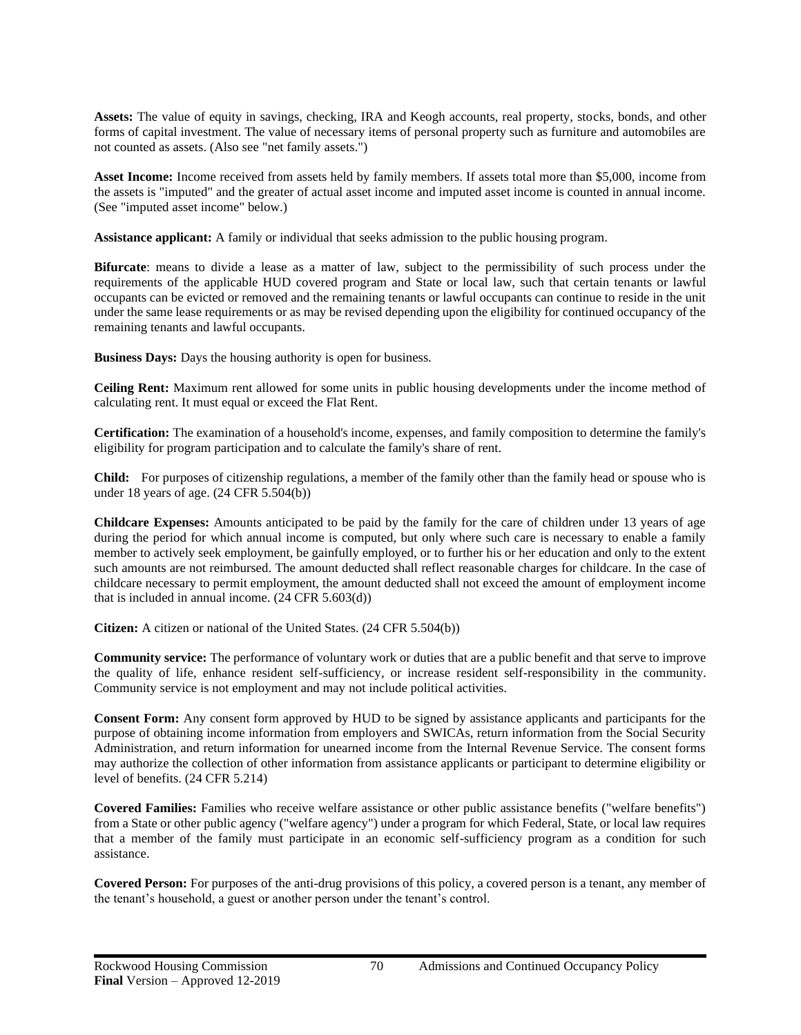**Assets:** The value of equity in savings, checking, IRA and Keogh accounts, real property, stocks, bonds, and other forms of capital investment. The value of necessary items of personal property such as furniture and automobiles are not counted as assets. (Also see "net family assets.")

**Asset Income:** Income received from assets held by family members. If assets total more than $5,000, income from the assets is "imputed" and the greater of actual asset income and imputed asset income is counted in annual income. (See "imputed asset income" below.)

**Assistance applicant:** A family or individual that seeks admission to the public housing program.

**Bifurcate**: means to divide a lease as a matter of law, subject to the permissibility of such process under the requirements of the applicable HUD covered program and State or local law, such that certain tenants or lawful occupants can be evicted or removed and the remaining tenants or lawful occupants can continue to reside in the unit under the same lease requirements or as may be revised depending upon the eligibility for continued occupancy of the remaining tenants and lawful occupants.

**Business Days:** Days the housing authority is open for business.

**Ceiling Rent:** Maximum rent allowed for some units in public housing developments under the income method of calculating rent. It must equal or exceed the Flat Rent.

**Certification:** The examination of a household's income, expenses, and family composition to determine the family's eligibility for program participation and to calculate the family's share of rent.

**Child:** For purposes of citizenship regulations, a member of the family other than the family head or spouse who is under 18 years of age. (24 CFR 5.504(b))

**Childcare Expenses:** Amounts anticipated to be paid by the family for the care of children under 13 years of age during the period for which annual income is computed, but only where such care is necessary to enable a family member to actively seek employment, be gainfully employed, or to further his or her education and only to the extent such amounts are not reimbursed. The amount deducted shall reflect reasonable charges for childcare. In the case of childcare necessary to permit employment, the amount deducted shall not exceed the amount of employment income that is included in annual income. (24 CFR 5.603(d))

**Citizen:** A citizen or national of the United States. (24 CFR 5.504(b))

**Community service:** The performance of voluntary work or duties that are a public benefit and that serve to improve the quality of life, enhance resident self-sufficiency, or increase resident self-responsibility in the community. Community service is not employment and may not include political activities.

**Consent Form:** Any consent form approved by HUD to be signed by assistance applicants and participants for the purpose of obtaining income information from employers and SWICAs, return information from the Social Security Administration, and return information for unearned income from the Internal Revenue Service. The consent forms may authorize the collection of other information from assistance applicants or participant to determine eligibility or level of benefits. (24 CFR 5.214)

**Covered Families:** Families who receive welfare assistance or other public assistance benefits ("welfare benefits") from a State or other public agency ("welfare agency") under a program for which Federal, State, or local law requires that a member of the family must participate in an economic self-sufficiency program as a condition for such assistance.

**Covered Person:** For purposes of the anti-drug provisions of this policy, a covered person is a tenant, any member of the tenant's household, a guest or another person under the tenant's control.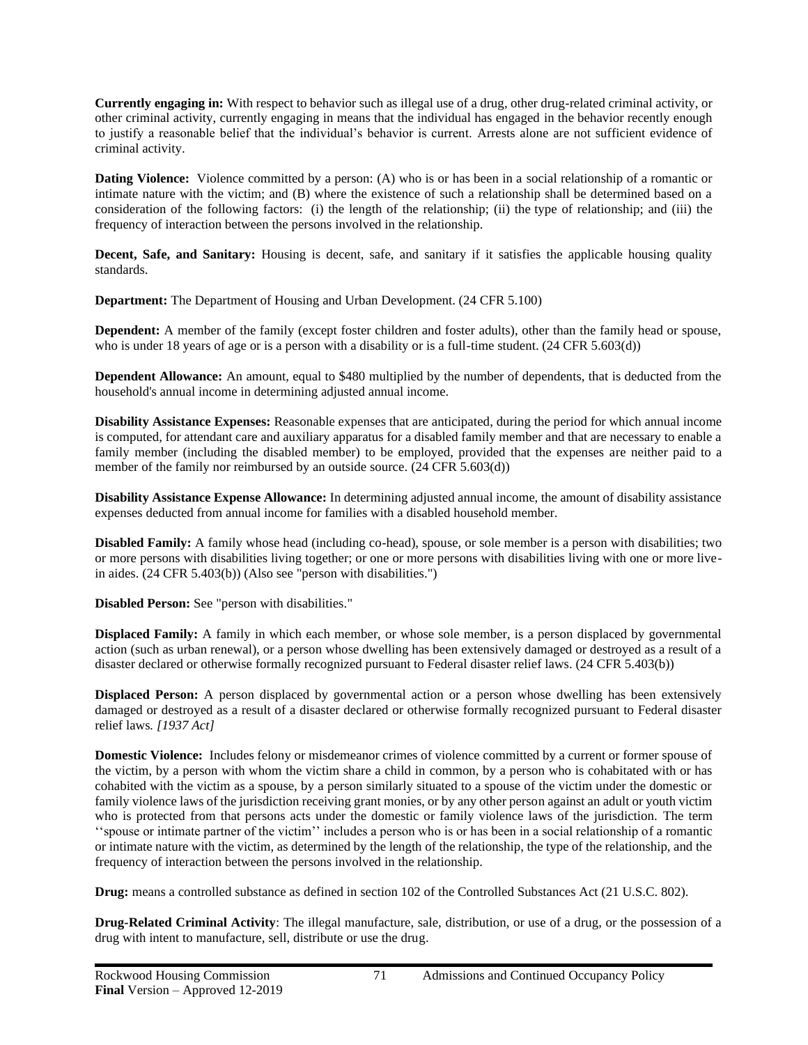**Currently engaging in:** With respect to behavior such as illegal use of a drug, other drug-related criminal activity, or other criminal activity, currently engaging in means that the individual has engaged in the behavior recently enough to justify a reasonable belief that the individual's behavior is current. Arrests alone are not sufficient evidence of criminal activity.

**Dating Violence:** Violence committed by a person: (A) who is or has been in a social relationship of a romantic or intimate nature with the victim; and (B) where the existence of such a relationship shall be determined based on a consideration of the following factors: (i) the length of the relationship; (ii) the type of relationship; and (iii) the frequency of interaction between the persons involved in the relationship.

**Decent, Safe, and Sanitary:** Housing is decent, safe, and sanitary if it satisfies the applicable housing quality standards.

**Department:** The Department of Housing and Urban Development. (24 CFR 5.100)

**Dependent:** A member of the family (except foster children and foster adults), other than the family head or spouse, who is under 18 years of age or is a person with a disability or is a full-time student. (24 CFR 5.603(d))

**Dependent Allowance:** An amount, equal to $480 multiplied by the number of dependents, that is deducted from the household's annual income in determining adjusted annual income.

**Disability Assistance Expenses:** Reasonable expenses that are anticipated, during the period for which annual income is computed, for attendant care and auxiliary apparatus for a disabled family member and that are necessary to enable a family member (including the disabled member) to be employed, provided that the expenses are neither paid to a member of the family nor reimbursed by an outside source. (24 CFR 5.603(d))

**Disability Assistance Expense Allowance:** In determining adjusted annual income, the amount of disability assistance expenses deducted from annual income for families with a disabled household member.

**Disabled Family:** A family whose head (including co-head), spouse, or sole member is a person with disabilities; two or more persons with disabilities living together; or one or more persons with disabilities living with one or more live-in aides. (24 CFR 5.403(b)) (Also see "person with disabilities.")

**Disabled Person:** See "person with disabilities."

**Displaced Family:** A family in which each member, or whose sole member, is a person displaced by governmental action (such as urban renewal), or a person whose dwelling has been extensively damaged or destroyed as a result of a disaster declared or otherwise formally recognized pursuant to Federal disaster relief laws. (24 CFR 5.403(b))

**Displaced Person:** A person displaced by governmental action or a person whose dwelling has been extensively damaged or destroyed as a result of a disaster declared or otherwise formally recognized pursuant to Federal disaster relief laws. *[1937 Act]*

**Domestic Violence:** Includes felony or misdemeanor crimes of violence committed by a current or former spouse of the victim, by a person with whom the victim share a child in common, by a person who is cohabitated with or has cohabited with the victim as a spouse, by a person similarly situated to a spouse of the victim under the domestic or family violence laws of the jurisdiction receiving grant monies, or by any other person against an adult or youth victim who is protected from that persons acts under the domestic or family violence laws of the jurisdiction. The term ''spouse or intimate partner of the victim'' includes a person who is or has been in a social relationship of a romantic or intimate nature with the victim, as determined by the length of the relationship, the type of the relationship, and the frequency of interaction between the persons involved in the relationship.

**Drug:** means a controlled substance as defined in section 102 of the Controlled Substances Act (21 U.S.C. 802).

**Drug-Related Criminal Activity**: The illegal manufacture, sale, distribution, or use of a drug, or the possession of a drug with intent to manufacture, sell, distribute or use the drug.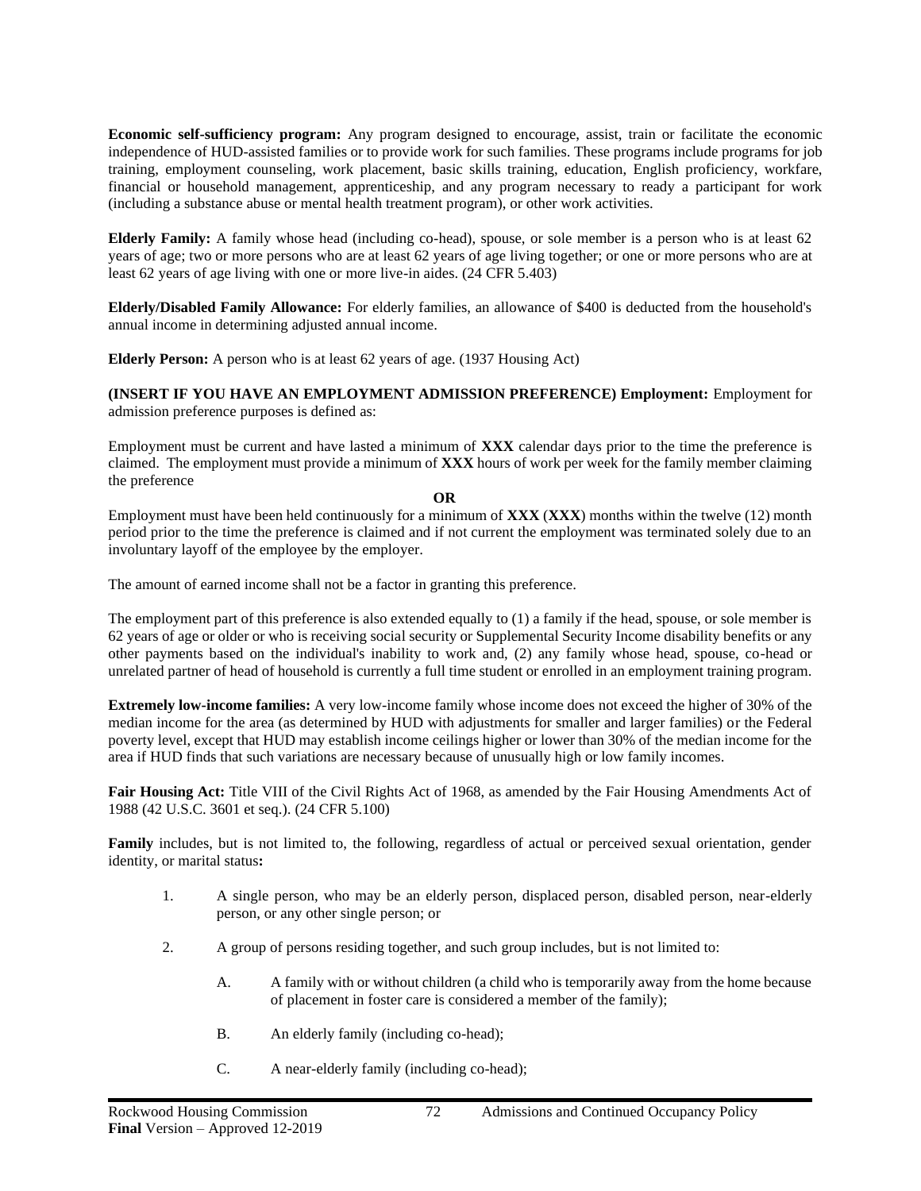**Economic self-sufficiency program:** Any program designed to encourage, assist, train or facilitate the economic independence of HUD-assisted families or to provide work for such families. These programs include programs for job training, employment counseling, work placement, basic skills training, education, English proficiency, workfare, financial or household management, apprenticeship, and any program necessary to ready a participant for work (including a substance abuse or mental health treatment program), or other work activities.

**Elderly Family:** A family whose head (including co-head), spouse, or sole member is a person who is at least 62 years of age; two or more persons who are at least 62 years of age living together; or one or more persons who are at least 62 years of age living with one or more live-in aides. (24 CFR 5.403)

**Elderly/Disabled Family Allowance:** For elderly families, an allowance of $400 is deducted from the household's annual income in determining adjusted annual income.

**Elderly Person:** A person who is at least 62 years of age. (1937 Housing Act)

**(INSERT IF YOU HAVE AN EMPLOYMENT ADMISSION PREFERENCE) Employment:** Employment for admission preference purposes is defined as:

Employment must be current and have lasted a minimum of **XXX** calendar days prior to the time the preference is claimed. The employment must provide a minimum of **XXX** hours of work per week for the family member claiming the preference

**OR**

Employment must have been held continuously for a minimum of **XXX** (**XXX**) months within the twelve (12) month period prior to the time the preference is claimed and if not current the employment was terminated solely due to an involuntary layoff of the employee by the employer.

The amount of earned income shall not be a factor in granting this preference.

The employment part of this preference is also extended equally to (1) a family if the head, spouse, or sole member is 62 years of age or older or who is receiving social security or Supplemental Security Income disability benefits or any other payments based on the individual's inability to work and, (2) any family whose head, spouse, co-head or unrelated partner of head of household is currently a full time student or enrolled in an employment training program.

**Extremely low-income families:** A very low-income family whose income does not exceed the higher of 30% of the median income for the area (as determined by HUD with adjustments for smaller and larger families) or the Federal poverty level, except that HUD may establish income ceilings higher or lower than 30% of the median income for the area if HUD finds that such variations are necessary because of unusually high or low family incomes.

**Fair Housing Act:** Title VIII of the Civil Rights Act of 1968, as amended by the Fair Housing Amendments Act of 1988 (42 U.S.C. 3601 et seq.). (24 CFR 5.100)

**Family** includes, but is not limited to, the following, regardless of actual or perceived sexual orientation, gender identity, or marital status**:**

1. A single person, who may be an elderly person, displaced person, disabled person, near-elderly person, or any other single person; or
2. A group of persons residing together, and such group includes, but is not limited to:
   - A. A family with or without children (a child who is temporarily away from the home because of placement in foster care is considered a member of the family);
   - B. An elderly family (including co-head);
   - C. A near-elderly family (including co-head);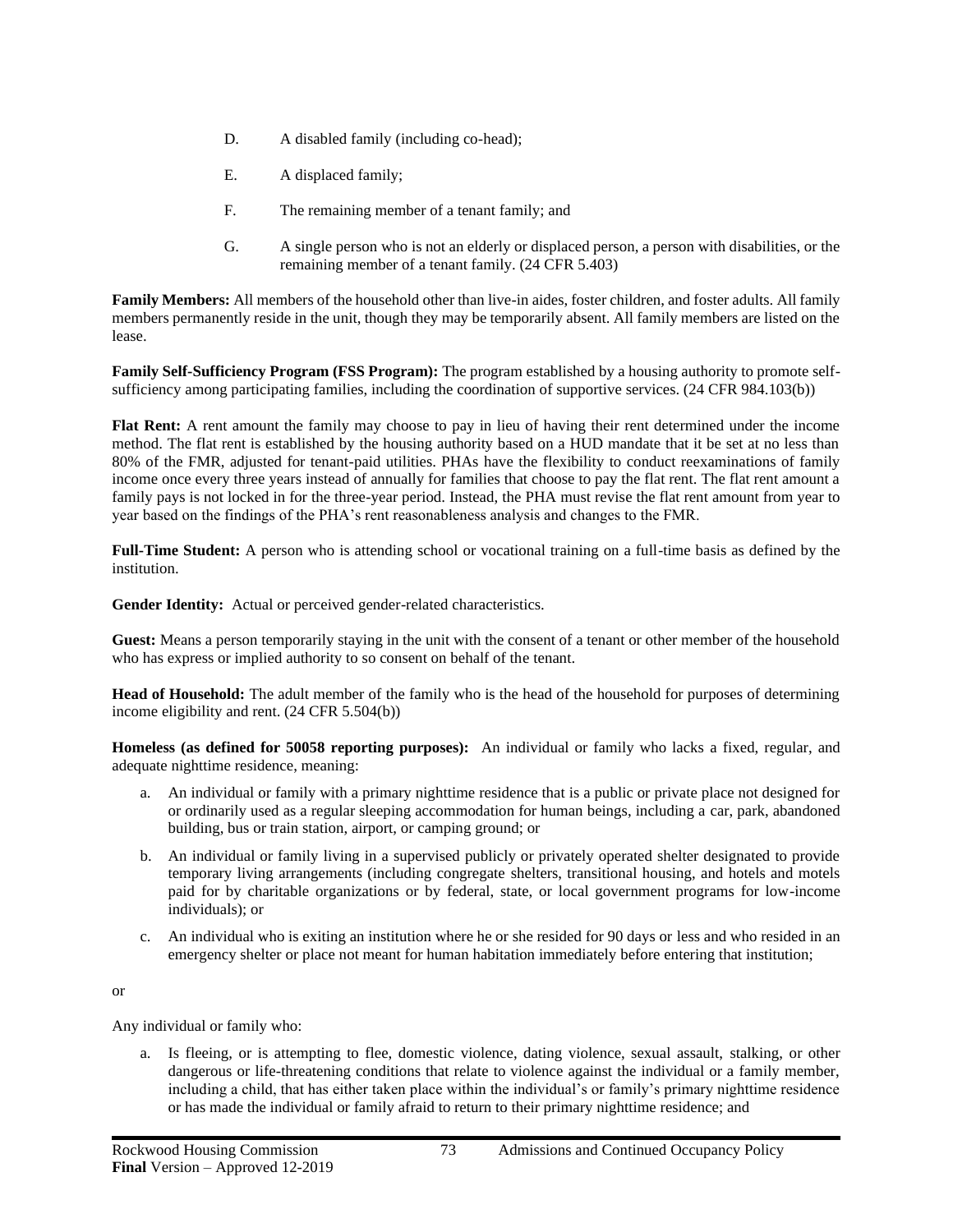D. A disabled family (including co-head);

E. A displaced family;

F. The remaining member of a tenant family; and

G. A single person who is not an elderly or displaced person, a person with disabilities, or the remaining member of a tenant family. (24 CFR 5.403)

**Family Members:** All members of the household other than live-in aides, foster children, and foster adults. All family members permanently reside in the unit, though they may be temporarily absent. All family members are listed on the lease.

**Family Self-Sufficiency Program (FSS Program):** The program established by a housing authority to promote self-sufficiency among participating families, including the coordination of supportive services. (24 CFR 984.103(b))

**Flat Rent:** A rent amount the family may choose to pay in lieu of having their rent determined under the income method. The flat rent is established by the housing authority based on a HUD mandate that it be set at no less than 80% of the FMR, adjusted for tenant-paid utilities. PHAs have the flexibility to conduct reexaminations of family income once every three years instead of annually for families that choose to pay the flat rent. The flat rent amount a family pays is not locked in for the three-year period. Instead, the PHA must revise the flat rent amount from year to year based on the findings of the PHA's rent reasonableness analysis and changes to the FMR.

**Full-Time Student:** A person who is attending school or vocational training on a full-time basis as defined by the institution.

**Gender Identity:** Actual or perceived gender-related characteristics.

**Guest:** Means a person temporarily staying in the unit with the consent of a tenant or other member of the household who has express or implied authority to so consent on behalf of the tenant.

**Head of Household:** The adult member of the family who is the head of the household for purposes of determining income eligibility and rent. (24 CFR 5.504(b))

**Homeless (as defined for 50058 reporting purposes):** An individual or family who lacks a fixed, regular, and adequate nighttime residence, meaning:

a. An individual or family with a primary nighttime residence that is a public or private place not designed for or ordinarily used as a regular sleeping accommodation for human beings, including a car, park, abandoned building, bus or train station, airport, or camping ground; or

b. An individual or family living in a supervised publicly or privately operated shelter designated to provide temporary living arrangements (including congregate shelters, transitional housing, and hotels and motels paid for by charitable organizations or by federal, state, or local government programs for low-income individuals); or

c. An individual who is exiting an institution where he or she resided for 90 days or less and who resided in an emergency shelter or place not meant for human habitation immediately before entering that institution;

or

Any individual or family who:

a. Is fleeing, or is attempting to flee, domestic violence, dating violence, sexual assault, stalking, or other dangerous or life-threatening conditions that relate to violence against the individual or a family member, including a child, that has either taken place within the individual's or family's primary nighttime residence or has made the individual or family afraid to return to their primary nighttime residence; and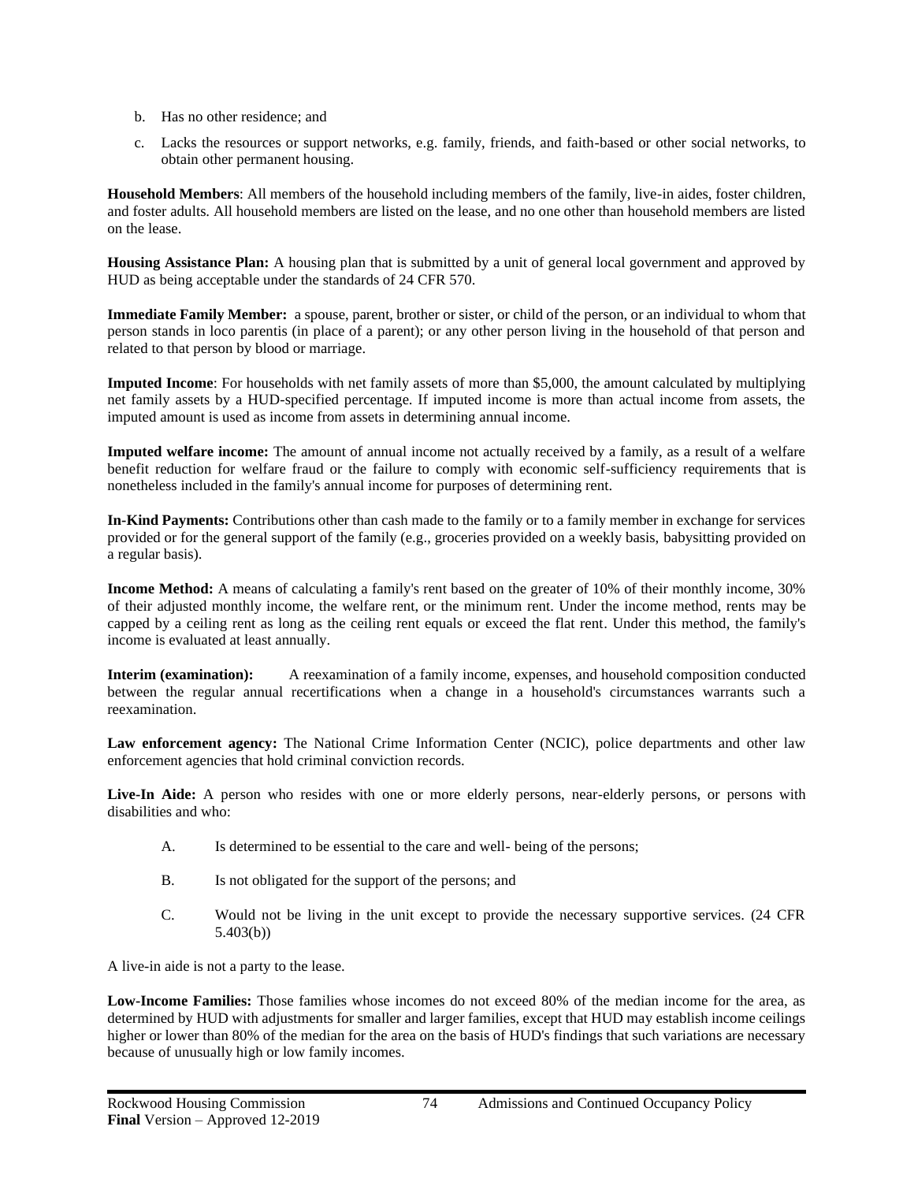b. Has no other residence; and

c. Lacks the resources or support networks, e.g. family, friends, and faith-based or other social networks, to obtain other permanent housing.

**Household Members**: All members of the household including members of the family, live-in aides, foster children, and foster adults. All household members are listed on the lease, and no one other than household members are listed on the lease.

**Housing Assistance Plan:** A housing plan that is submitted by a unit of general local government and approved by HUD as being acceptable under the standards of 24 CFR 570.

**Immediate Family Member:** a spouse, parent, brother or sister, or child of the person, or an individual to whom that person stands in loco parentis (in place of a parent); or any other person living in the household of that person and related to that person by blood or marriage.

**Imputed Income**: For households with net family assets of more than $5,000, the amount calculated by multiplying net family assets by a HUD-specified percentage. If imputed income is more than actual income from assets, the imputed amount is used as income from assets in determining annual income.

**Imputed welfare income:** The amount of annual income not actually received by a family, as a result of a welfare benefit reduction for welfare fraud or the failure to comply with economic self-sufficiency requirements that is nonetheless included in the family's annual income for purposes of determining rent.

**In-Kind Payments:** Contributions other than cash made to the family or to a family member in exchange for services provided or for the general support of the family (e.g., groceries provided on a weekly basis, babysitting provided on a regular basis).

**Income Method:** A means of calculating a family's rent based on the greater of 10% of their monthly income, 30% of their adjusted monthly income, the welfare rent, or the minimum rent. Under the income method, rents may be capped by a ceiling rent as long as the ceiling rent equals or exceed the flat rent. Under this method, the family's income is evaluated at least annually.

**Interim (examination):** A reexamination of a family income, expenses, and household composition conducted between the regular annual recertifications when a change in a household's circumstances warrants such a reexamination.

**Law enforcement agency:** The National Crime Information Center (NCIC), police departments and other law enforcement agencies that hold criminal conviction records.

**Live-In Aide:** A person who resides with one or more elderly persons, near-elderly persons, or persons with disabilities and who:

A. Is determined to be essential to the care and well- being of the persons;

B. Is not obligated for the support of the persons; and

C. Would not be living in the unit except to provide the necessary supportive services. (24 CFR 5.403(b))

A live-in aide is not a party to the lease.

**Low-Income Families:** Those families whose incomes do not exceed 80% of the median income for the area, as determined by HUD with adjustments for smaller and larger families, except that HUD may establish income ceilings higher or lower than 80% of the median for the area on the basis of HUD's findings that such variations are necessary because of unusually high or low family incomes.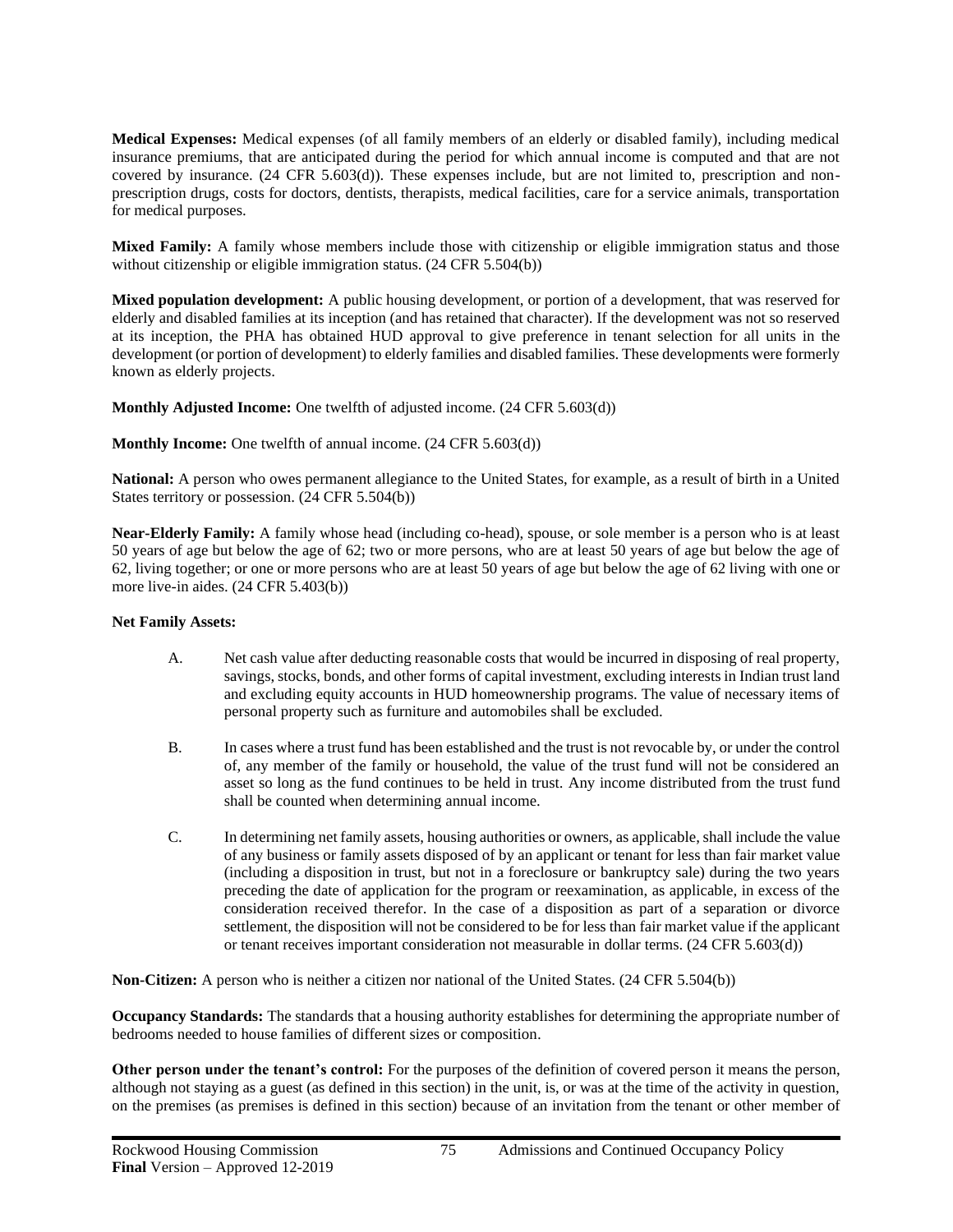**Medical Expenses:** Medical expenses (of all family members of an elderly or disabled family), including medical insurance premiums, that are anticipated during the period for which annual income is computed and that are not covered by insurance. (24 CFR 5.603(d)). These expenses include, but are not limited to, prescription and non-prescription drugs, costs for doctors, dentists, therapists, medical facilities, care for a service animals, transportation for medical purposes.

**Mixed Family:** A family whose members include those with citizenship or eligible immigration status and those without citizenship or eligible immigration status. (24 CFR 5.504(b))

**Mixed population development:** A public housing development, or portion of a development, that was reserved for elderly and disabled families at its inception (and has retained that character). If the development was not so reserved at its inception, the PHA has obtained HUD approval to give preference in tenant selection for all units in the development (or portion of development) to elderly families and disabled families. These developments were formerly known as elderly projects.

**Monthly Adjusted Income:** One twelfth of adjusted income. (24 CFR 5.603(d))

**Monthly Income:** One twelfth of annual income. (24 CFR 5.603(d))

**National:** A person who owes permanent allegiance to the United States, for example, as a result of birth in a United States territory or possession. (24 CFR 5.504(b))

**Near-Elderly Family:** A family whose head (including co-head), spouse, or sole member is a person who is at least 50 years of age but below the age of 62; two or more persons, who are at least 50 years of age but below the age of 62, living together; or one or more persons who are at least 50 years of age but below the age of 62 living with one or more live-in aides. (24 CFR 5.403(b))

**Net Family Assets:**

A. Net cash value after deducting reasonable costs that would be incurred in disposing of real property, savings, stocks, bonds, and other forms of capital investment, excluding interests in Indian trust land and excluding equity accounts in HUD homeownership programs. The value of necessary items of personal property such as furniture and automobiles shall be excluded.

B. In cases where a trust fund has been established and the trust is not revocable by, or under the control of, any member of the family or household, the value of the trust fund will not be considered an asset so long as the fund continues to be held in trust. Any income distributed from the trust fund shall be counted when determining annual income.

C. In determining net family assets, housing authorities or owners, as applicable, shall include the value of any business or family assets disposed of by an applicant or tenant for less than fair market value (including a disposition in trust, but not in a foreclosure or bankruptcy sale) during the two years preceding the date of application for the program or reexamination, as applicable, in excess of the consideration received therefor. In the case of a disposition as part of a separation or divorce settlement, the disposition will not be considered to be for less than fair market value if the applicant or tenant receives important consideration not measurable in dollar terms. (24 CFR 5.603(d))

**Non-Citizen:** A person who is neither a citizen nor national of the United States. (24 CFR 5.504(b))

**Occupancy Standards:** The standards that a housing authority establishes for determining the appropriate number of bedrooms needed to house families of different sizes or composition.

**Other person under the tenant's control:** For the purposes of the definition of covered person it means the person, although not staying as a guest (as defined in this section) in the unit, is, or was at the time of the activity in question, on the premises (as premises is defined in this section) because of an invitation from the tenant or other member of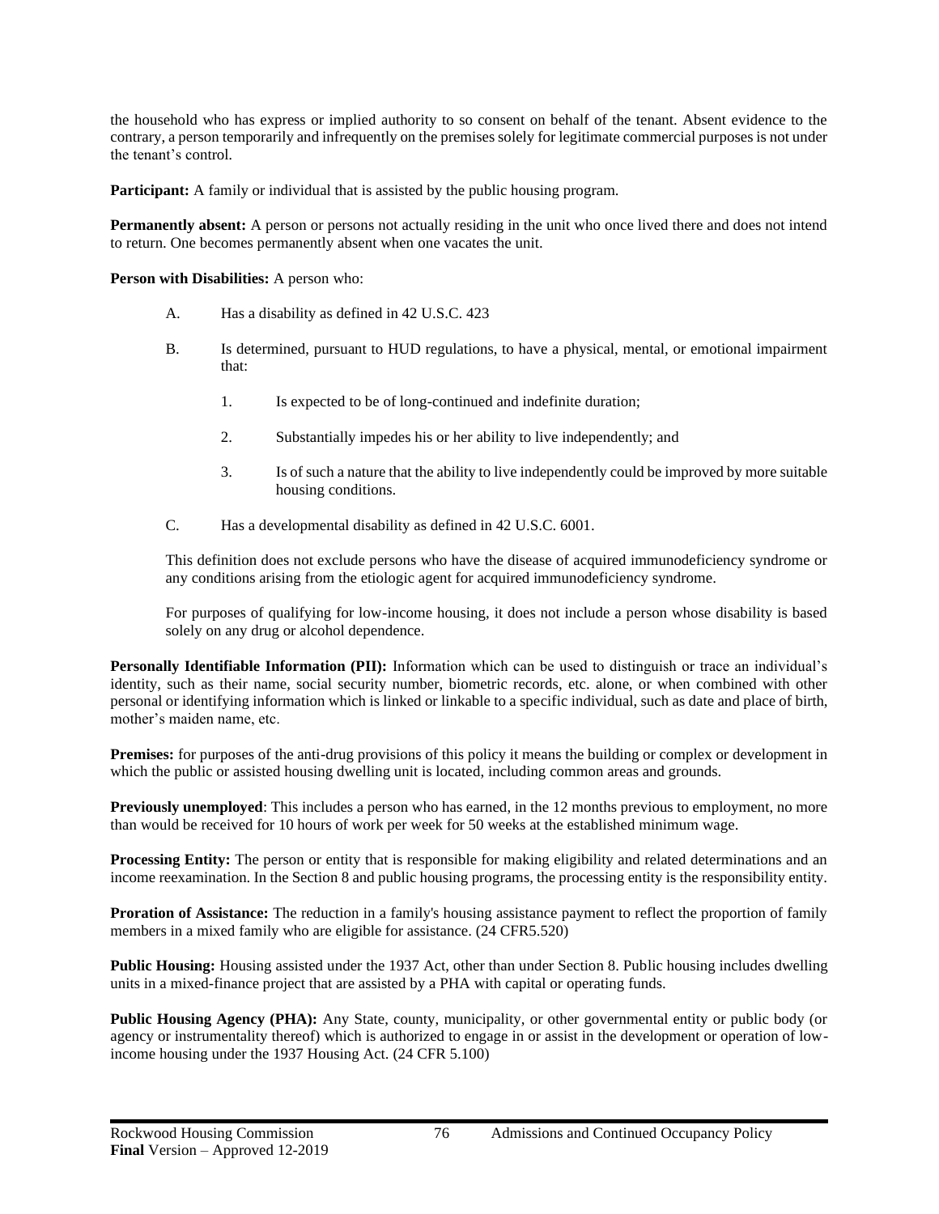the household who has express or implied authority to so consent on behalf of the tenant. Absent evidence to the contrary, a person temporarily and infrequently on the premises solely for legitimate commercial purposes is not under the tenant's control.

**Participant:** A family or individual that is assisted by the public housing program.

**Permanently absent:** A person or persons not actually residing in the unit who once lived there and does not intend to return. One becomes permanently absent when one vacates the unit.

**Person with Disabilities:** A person who:

A. Has a disability as defined in 42 U.S.C. 423

B. Is determined, pursuant to HUD regulations, to have a physical, mental, or emotional impairment that:

   1. Is expected to be of long-continued and indefinite duration;

   2. Substantially impedes his or her ability to live independently; and

   3. Is of such a nature that the ability to live independently could be improved by more suitable housing conditions.

C. Has a developmental disability as defined in 42 U.S.C. 6001.

This definition does not exclude persons who have the disease of acquired immunodeficiency syndrome or any conditions arising from the etiologic agent for acquired immunodeficiency syndrome.

For purposes of qualifying for low-income housing, it does not include a person whose disability is based solely on any drug or alcohol dependence.

**Personally Identifiable Information (PII):** Information which can be used to distinguish or trace an individual's identity, such as their name, social security number, biometric records, etc. alone, or when combined with other personal or identifying information which is linked or linkable to a specific individual, such as date and place of birth, mother's maiden name, etc.

**Premises:** for purposes of the anti-drug provisions of this policy it means the building or complex or development in which the public or assisted housing dwelling unit is located, including common areas and grounds.

**Previously unemployed**: This includes a person who has earned, in the 12 months previous to employment, no more than would be received for 10 hours of work per week for 50 weeks at the established minimum wage.

**Processing Entity:** The person or entity that is responsible for making eligibility and related determinations and an income reexamination. In the Section 8 and public housing programs, the processing entity is the responsibility entity.

**Proration of Assistance:** The reduction in a family's housing assistance payment to reflect the proportion of family members in a mixed family who are eligible for assistance. (24 CFR5.520)

**Public Housing:** Housing assisted under the 1937 Act, other than under Section 8. Public housing includes dwelling units in a mixed-finance project that are assisted by a PHA with capital or operating funds.

**Public Housing Agency (PHA):** Any State, county, municipality, or other governmental entity or public body (or agency or instrumentality thereof) which is authorized to engage in or assist in the development or operation of low-income housing under the 1937 Housing Act. (24 CFR 5.100)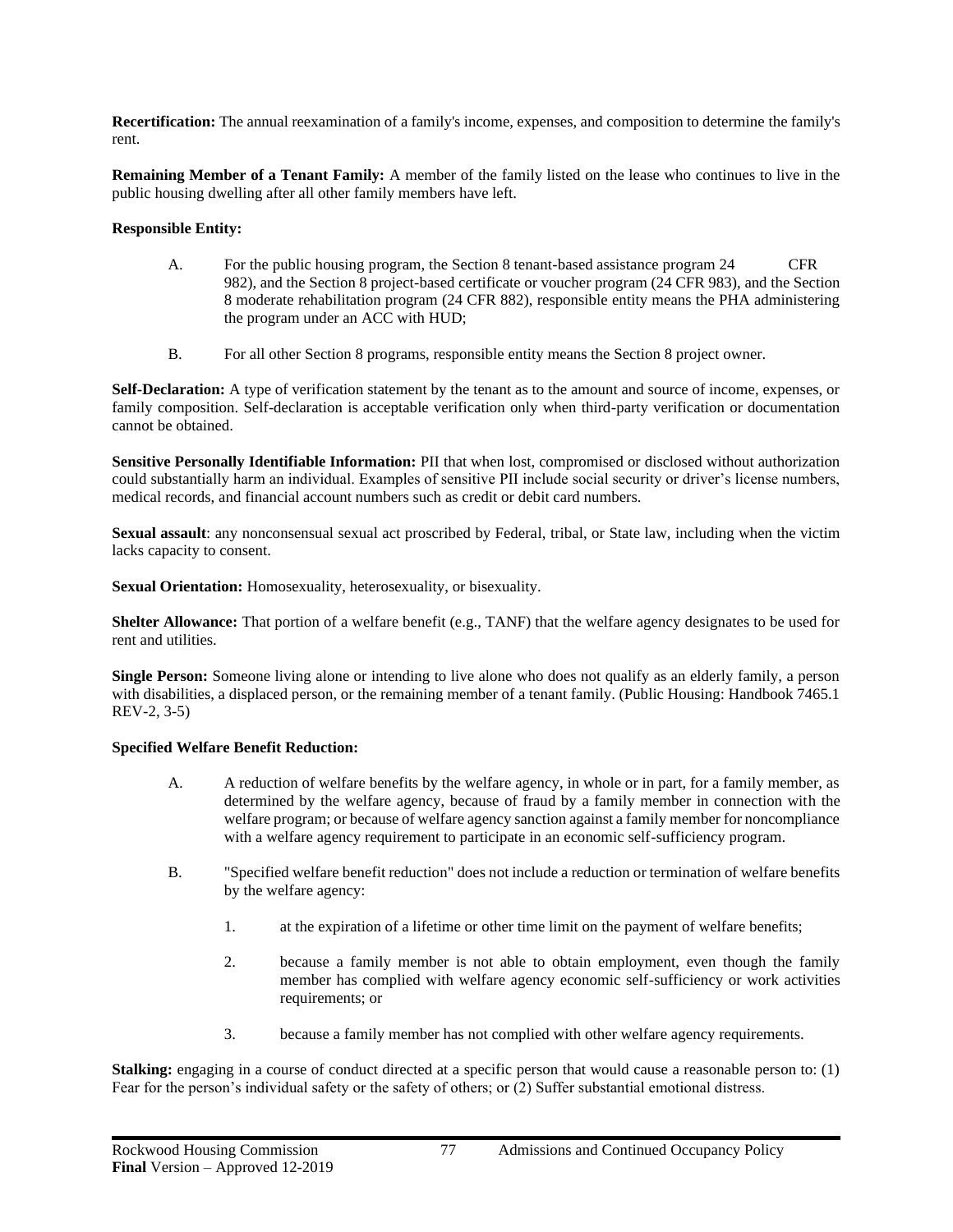**Recertification:** The annual reexamination of a family's income, expenses, and composition to determine the family's rent.

**Remaining Member of a Tenant Family:** A member of the family listed on the lease who continues to live in the public housing dwelling after all other family members have left.

**Responsible Entity:**

A. For the public housing program, the Section 8 tenant-based assistance program 24 CFR 982), and the Section 8 project-based certificate or voucher program (24 CFR 983), and the Section 8 moderate rehabilitation program (24 CFR 882), responsible entity means the PHA administering the program under an ACC with HUD;

B. For all other Section 8 programs, responsible entity means the Section 8 project owner.

**Self-Declaration:** A type of verification statement by the tenant as to the amount and source of income, expenses, or family composition. Self-declaration is acceptable verification only when third-party verification or documentation cannot be obtained.

**Sensitive Personally Identifiable Information:** PII that when lost, compromised or disclosed without authorization could substantially harm an individual. Examples of sensitive PII include social security or driver's license numbers, medical records, and financial account numbers such as credit or debit card numbers.

**Sexual assault**: any nonconsensual sexual act proscribed by Federal, tribal, or State law, including when the victim lacks capacity to consent.

**Sexual Orientation:** Homosexuality, heterosexuality, or bisexuality.

**Shelter Allowance:** That portion of a welfare benefit (e.g., TANF) that the welfare agency designates to be used for rent and utilities.

**Single Person:** Someone living alone or intending to live alone who does not qualify as an elderly family, a person with disabilities, a displaced person, or the remaining member of a tenant family. (Public Housing: Handbook 7465.1 REV-2, 3-5)

**Specified Welfare Benefit Reduction:**

A. A reduction of welfare benefits by the welfare agency, in whole or in part, for a family member, as determined by the welfare agency, because of fraud by a family member in connection with the welfare program; or because of welfare agency sanction against a family member for noncompliance with a welfare agency requirement to participate in an economic self-sufficiency program.

B. "Specified welfare benefit reduction" does not include a reduction or termination of welfare benefits by the welfare agency:

   1. at the expiration of a lifetime or other time limit on the payment of welfare benefits;

   2. because a family member is not able to obtain employment, even though the family member has complied with welfare agency economic self-sufficiency or work activities requirements; or

   3. because a family member has not complied with other welfare agency requirements.

**Stalking:** engaging in a course of conduct directed at a specific person that would cause a reasonable person to: (1) Fear for the person's individual safety or the safety of others; or (2) Suffer substantial emotional distress.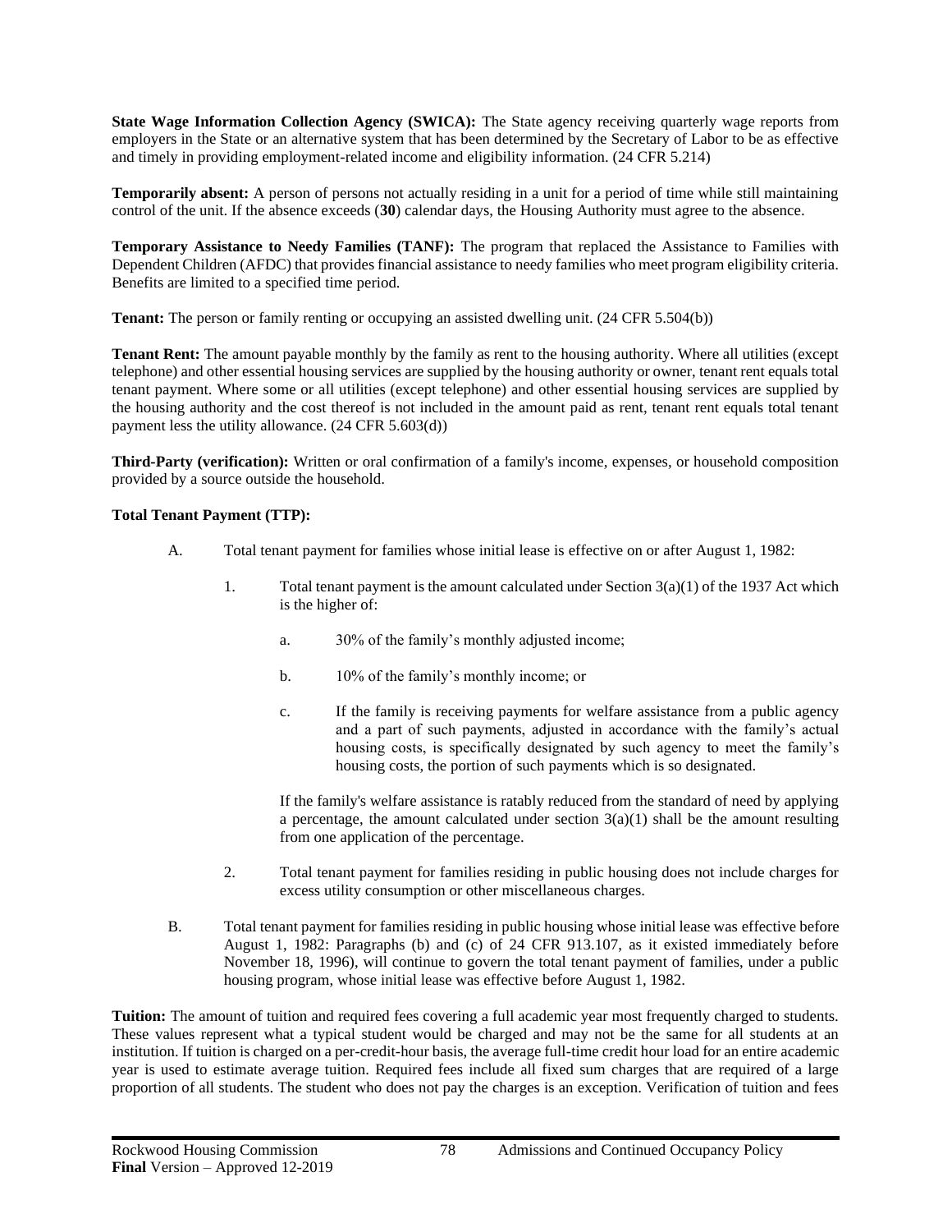**State Wage Information Collection Agency (SWICA):** The State agency receiving quarterly wage reports from employers in the State or an alternative system that has been determined by the Secretary of Labor to be as effective and timely in providing employment-related income and eligibility information. (24 CFR 5.214)

**Temporarily absent:** A person of persons not actually residing in a unit for a period of time while still maintaining control of the unit. If the absence exceeds (**30**) calendar days, the Housing Authority must agree to the absence.

**Temporary Assistance to Needy Families (TANF):** The program that replaced the Assistance to Families with Dependent Children (AFDC) that provides financial assistance to needy families who meet program eligibility criteria. Benefits are limited to a specified time period.

**Tenant:** The person or family renting or occupying an assisted dwelling unit. (24 CFR 5.504(b))

**Tenant Rent:** The amount payable monthly by the family as rent to the housing authority. Where all utilities (except telephone) and other essential housing services are supplied by the housing authority or owner, tenant rent equals total tenant payment. Where some or all utilities (except telephone) and other essential housing services are supplied by the housing authority and the cost thereof is not included in the amount paid as rent, tenant rent equals total tenant payment less the utility allowance. (24 CFR 5.603(d))

**Third-Party (verification):** Written or oral confirmation of a family's income, expenses, or household composition provided by a source outside the household.

**Total Tenant Payment (TTP):**

A. Total tenant payment for families whose initial lease is effective on or after August 1, 1982:

1. Total tenant payment is the amount calculated under Section 3(a)(1) of the 1937 Act which is the higher of:

   a. 30% of the family's monthly adjusted income;

   b. 10% of the family's monthly income; or

   c. If the family is receiving payments for welfare assistance from a public agency and a part of such payments, adjusted in accordance with the family's actual housing costs, is specifically designated by such agency to meet the family's housing costs, the portion of such payments which is so designated.

   If the family's welfare assistance is ratably reduced from the standard of need by applying a percentage, the amount calculated under section 3(a)(1) shall be the amount resulting from one application of the percentage.

2. Total tenant payment for families residing in public housing does not include charges for excess utility consumption or other miscellaneous charges.

B. Total tenant payment for families residing in public housing whose initial lease was effective before August 1, 1982: Paragraphs (b) and (c) of 24 CFR 913.107, as it existed immediately before November 18, 1996), will continue to govern the total tenant payment of families, under a public housing program, whose initial lease was effective before August 1, 1982.

**Tuition:** The amount of tuition and required fees covering a full academic year most frequently charged to students. These values represent what a typical student would be charged and may not be the same for all students at an institution. If tuition is charged on a per-credit-hour basis, the average full-time credit hour load for an entire academic year is used to estimate average tuition. Required fees include all fixed sum charges that are required of a large proportion of all students. The student who does not pay the charges is an exception. Verification of tuition and fees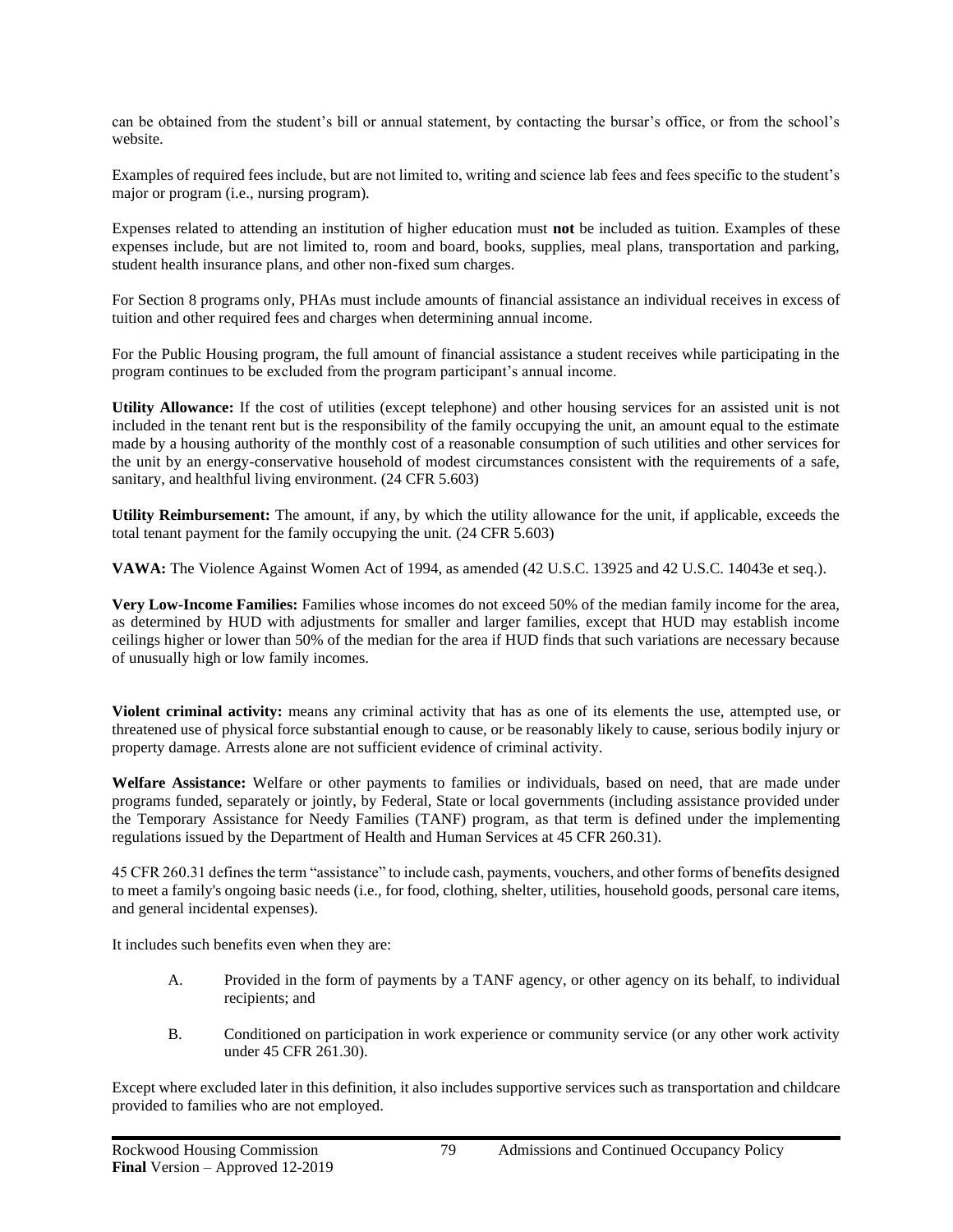can be obtained from the student's bill or annual statement, by contacting the bursar's office, or from the school's website.

Examples of required fees include, but are not limited to, writing and science lab fees and fees specific to the student's major or program (i.e., nursing program).

Expenses related to attending an institution of higher education must **not** be included as tuition. Examples of these expenses include, but are not limited to, room and board, books, supplies, meal plans, transportation and parking, student health insurance plans, and other non-fixed sum charges.

For Section 8 programs only, PHAs must include amounts of financial assistance an individual receives in excess of tuition and other required fees and charges when determining annual income.

For the Public Housing program, the full amount of financial assistance a student receives while participating in the program continues to be excluded from the program participant's annual income.

**Utility Allowance:** If the cost of utilities (except telephone) and other housing services for an assisted unit is not included in the tenant rent but is the responsibility of the family occupying the unit, an amount equal to the estimate made by a housing authority of the monthly cost of a reasonable consumption of such utilities and other services for the unit by an energy-conservative household of modest circumstances consistent with the requirements of a safe, sanitary, and healthful living environment. (24 CFR 5.603)

**Utility Reimbursement:** The amount, if any, by which the utility allowance for the unit, if applicable, exceeds the total tenant payment for the family occupying the unit. (24 CFR 5.603)

**VAWA:** The Violence Against Women Act of 1994, as amended (42 U.S.C. 13925 and 42 U.S.C. 14043e et seq.).

**Very Low-Income Families:** Families whose incomes do not exceed 50% of the median family income for the area, as determined by HUD with adjustments for smaller and larger families, except that HUD may establish income ceilings higher or lower than 50% of the median for the area if HUD finds that such variations are necessary because of unusually high or low family incomes.

**Violent criminal activity:** means any criminal activity that has as one of its elements the use, attempted use, or threatened use of physical force substantial enough to cause, or be reasonably likely to cause, serious bodily injury or property damage. Arrests alone are not sufficient evidence of criminal activity.

**Welfare Assistance:** Welfare or other payments to families or individuals, based on need, that are made under programs funded, separately or jointly, by Federal, State or local governments (including assistance provided under the Temporary Assistance for Needy Families (TANF) program, as that term is defined under the implementing regulations issued by the Department of Health and Human Services at 45 CFR 260.31).

45 CFR 260.31 defines the term "assistance" to include cash, payments, vouchers, and other forms of benefits designed to meet a family's ongoing basic needs (i.e., for food, clothing, shelter, utilities, household goods, personal care items, and general incidental expenses).

It includes such benefits even when they are:

A. Provided in the form of payments by a TANF agency, or other agency on its behalf, to individual recipients; and

B. Conditioned on participation in work experience or community service (or any other work activity under 45 CFR 261.30).

Except where excluded later in this definition, it also includes supportive services such as transportation and childcare provided to families who are not employed.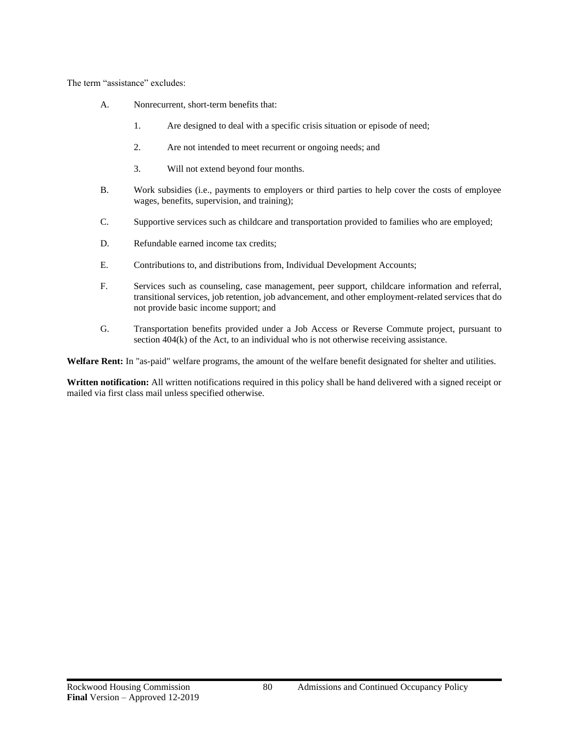The term "assistance" excludes:

A. Nonrecurrent, short-term benefits that:

   1. Are designed to deal with a specific crisis situation or episode of need;

   2. Are not intended to meet recurrent or ongoing needs; and

   3. Will not extend beyond four months.

B. Work subsidies (i.e., payments to employers or third parties to help cover the costs of employee wages, benefits, supervision, and training);

C. Supportive services such as childcare and transportation provided to families who are employed;

D. Refundable earned income tax credits;

E. Contributions to, and distributions from, Individual Development Accounts;

F. Services such as counseling, case management, peer support, childcare information and referral, transitional services, job retention, job advancement, and other employment-related services that do not provide basic income support; and

G. Transportation benefits provided under a Job Access or Reverse Commute project, pursuant to section 404(k) of the Act, to an individual who is not otherwise receiving assistance.

**Welfare Rent:** In "as-paid" welfare programs, the amount of the welfare benefit designated for shelter and utilities.

**Written notification:** All written notifications required in this policy shall be hand delivered with a signed receipt or mailed via first class mail unless specified otherwise.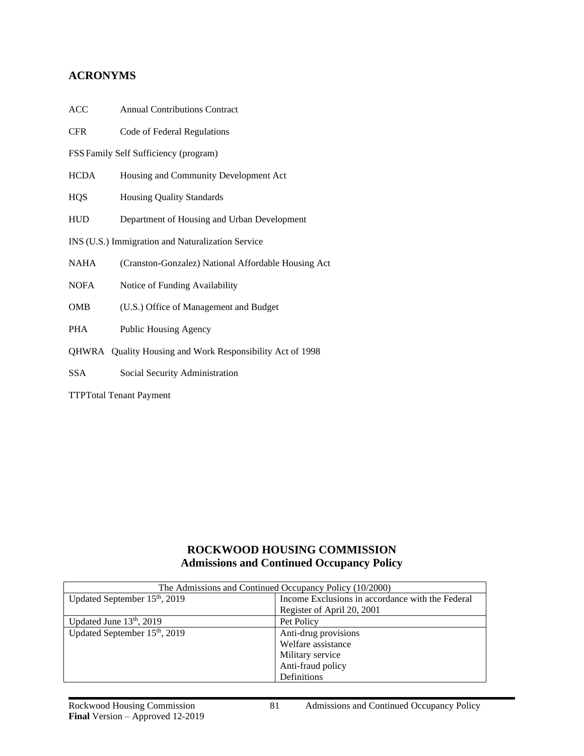## ACRONYMS

ACC Annual Contributions Contract

CFR Code of Federal Regulations

FSS Family Self Sufficiency (program)

HCDA Housing and Community Development Act

HQS Housing Quality Standards

HUD Department of Housing and Urban Development

INS (U.S.) Immigration and Naturalization Service

NAHA (Cranston-Gonzalez) National Affordable Housing Act

NOFA Notice of Funding Availability

OMB (U.S.) Office of Management and Budget

PHA Public Housing Agency

QHWRA Quality Housing and Work Responsibility Act of 1998

SSA Social Security Administration

TTP Total Tenant Payment

## ROCKWOOD HOUSING COMMISSION
### Admissions and Continued Occupancy Policy

| The Admissions and Continued Occupancy Policy (10/2000) | |
|---|---|
| Updated September 15th, 2019 | Income Exclusions in accordance with the Federal Register of April 20, 2001 |
| Updated June 13th, 2019 | Pet Policy |
| Updated September 15th, 2019 | Anti-drug provisions<br>Welfare assistance<br>Military service<br>Anti-fraud policy<br>Definitions |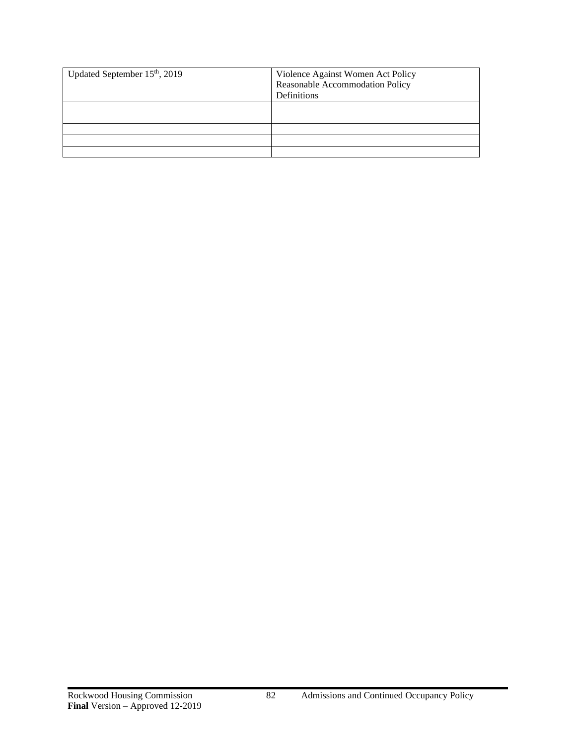| | |
|---|---|
| Updated September 15th, 2019 | Violence Against Women Act Policy<br>Reasonable Accommodation Policy<br>Definitions |
| | |
| | |
| | |
| | |
| | |